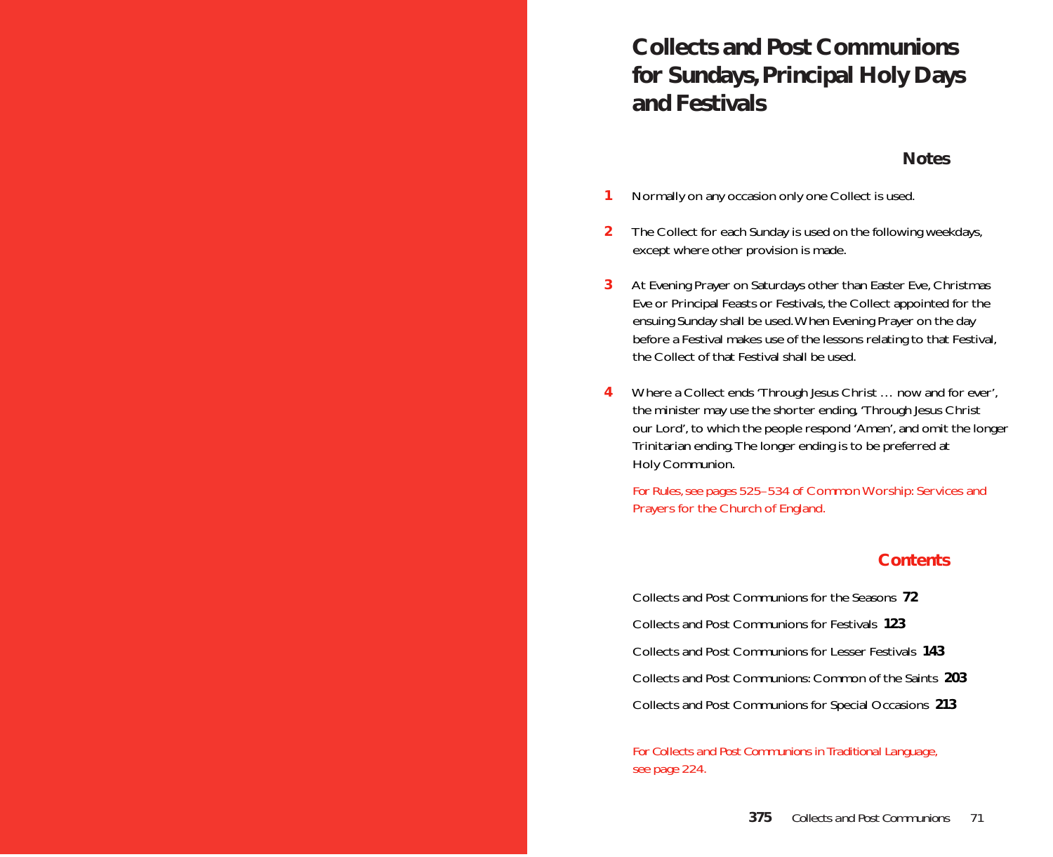# Collects and Post Communions for Sundays, Principal Holy Days and Festivals

## Notes

**1** Normally on any occasion only one Collect is used.

**2** The Collect for each Sunday is used on the following weekdays, except where other provision is made.

**3** At Evening Prayer on Saturdays other than Easter Eve, Christmas Eve or Principal Feasts or Festivals, the Collect appointed for the ensuing Sunday shall be used. When Evening Prayer on the day before a Festival makes use of the lessons relating to that Festival, the Collect of that Festival shall be used.

**4** Where a Collect ends 'Through Jesus Christ … now and for ever', the minister may use the shorter ending, 'Through Jesus Christ our Lord', to which the people respond 'Amen', and omit the longer Trinitarian ending. The longer ending is to be preferred at Holy Communion.

*For Rules, see pages 525–534 of Common Worship: Services and Prayers for the Church of England.*

## Contents

Collects and Post Communions for the Seasons **72**

Collects and Post Communions for Festivals **123**

Collects and Post Communions for Lesser Festivals **143**

Collects and Post Communions: Common of the Saints **203**

Collects and Post Communions for Special Occasions **213**

*For Collects and Post Communions in Traditional Language, see page 224.*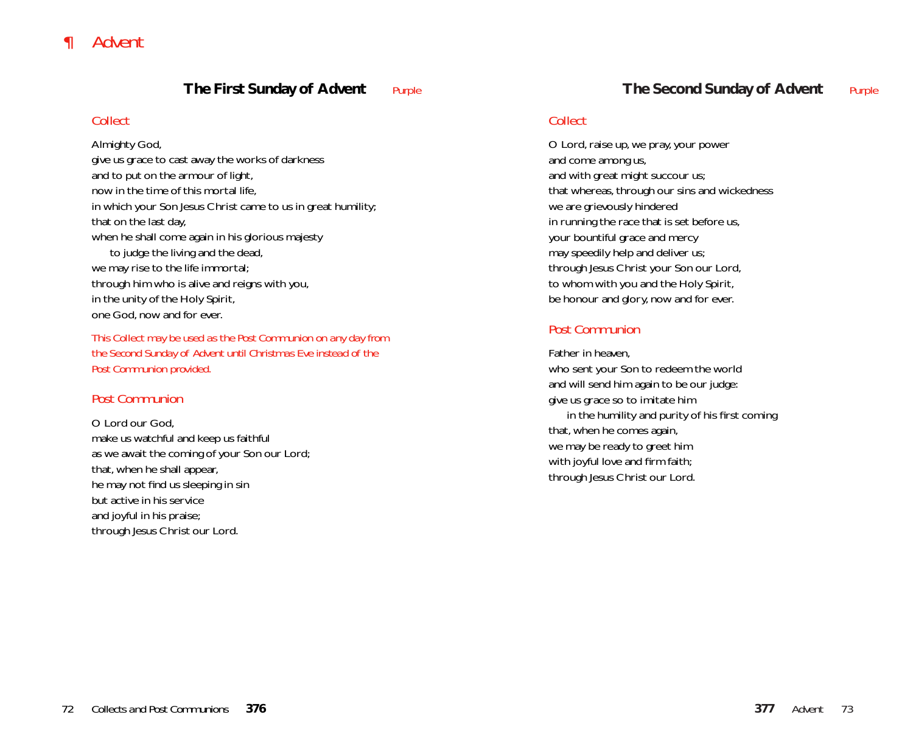# ¶ Advent

## The First Sunday of Advent *Purple*

### Collect

Almighty God,
give us grace to cast away the works of darkness
and to put on the armour of light,
now in the time of this mortal life,
in which your Son Jesus Christ came to us in great humility;
that on the last day,
when he shall come again in his glorious majesty
    to judge the living and the dead,
we may rise to the life immortal;
through him who is alive and reigns with you,
in the unity of the Holy Spirit,
one God, now and for ever.

*This Collect may be used as the Post Communion on any day from the Second Sunday of Advent until Christmas Eve instead of the Post Communion provided.*

### Post Communion

O Lord our God,
make us watchful and keep us faithful
as we await the coming of your Son our Lord;
that, when he shall appear,
he may not find us sleeping in sin
but active in his service
and joyful in his praise;
through Jesus Christ our Lord.

## The Second Sunday of Advent *Purple*

### Collect

O Lord, raise up, we pray, your power
and come among us,
and with great might succour us;
that whereas, through our sins and wickedness
we are grievously hindered
in running the race that is set before us,
your bountiful grace and mercy
may speedily help and deliver us;
through Jesus Christ your Son our Lord,
to whom with you and the Holy Spirit,
be honour and glory, now and for ever.

### Post Communion

Father in heaven,
who sent your Son to redeem the world
and will send him again to be our judge:
give us grace so to imitate him
    in the humility and purity of his first coming
that, when he comes again,
we may be ready to greet him
with joyful love and firm faith;
through Jesus Christ our Lord.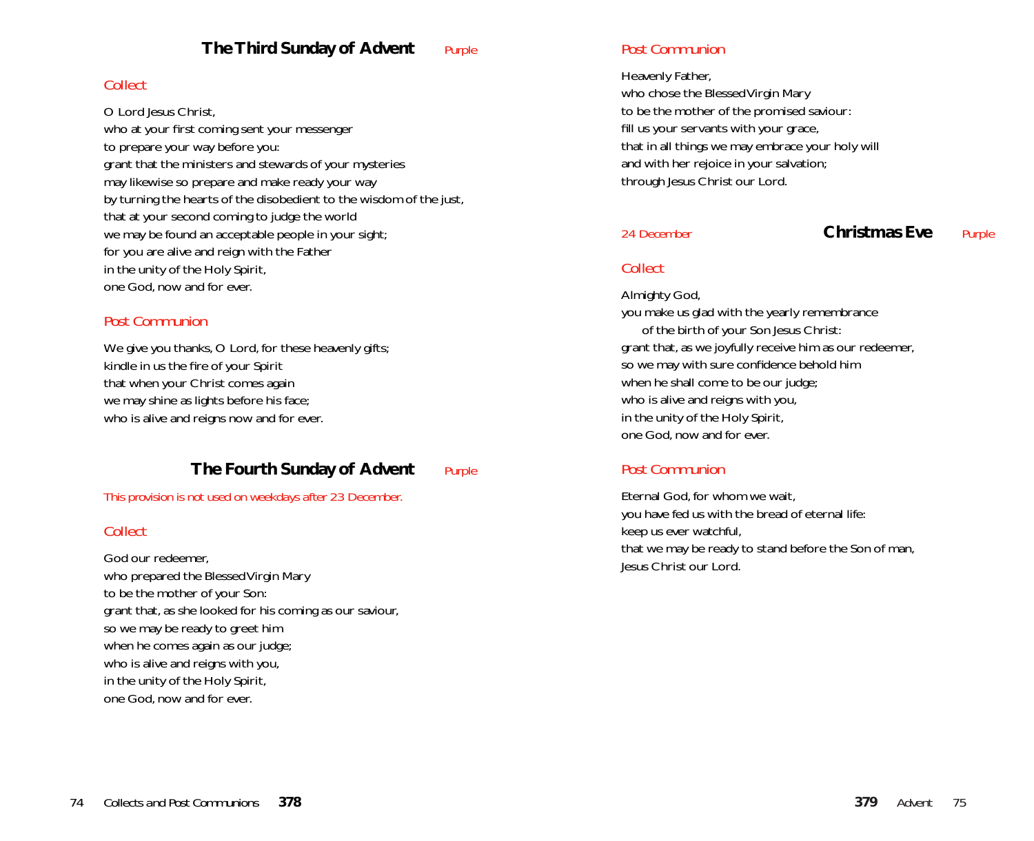## The Third Sunday of Advent *Purple*

*Collect*

O Lord Jesus Christ,
who at your first coming sent your messenger
to prepare your way before you:
grant that the ministers and stewards of your mysteries
may likewise so prepare and make ready your way
by turning the hearts of the disobedient to the wisdom of the just,
that at your second coming to judge the world
we may be found an acceptable people in your sight;
for you are alive and reign with the Father
in the unity of the Holy Spirit,
one God, now and for ever.

*Post Communion*

We give you thanks, O Lord, for these heavenly gifts;
kindle in us the fire of your Spirit
that when your Christ comes again
we may shine as lights before his face;
who is alive and reigns now and for ever.

## The Fourth Sunday of Advent *Purple*

*This provision is not used on weekdays after 23 December.*

*Collect*

God our redeemer,
who prepared the Blessed Virgin Mary
to be the mother of your Son:
grant that, as she looked for his coming as our saviour,
so we may be ready to greet him
when he comes again as our judge;
who is alive and reigns with you,
in the unity of the Holy Spirit,
one God, now and for ever.

*Post Communion*

Heavenly Father,
who chose the Blessed Virgin Mary
to be the mother of the promised saviour:
fill us your servants with your grace,
that in all things we may embrace your holy will
and with her rejoice in your salvation;
through Jesus Christ our Lord.

*24 December*

## Christmas Eve *Purple*

*Collect*

Almighty God,
you make us glad with the yearly remembrance
of the birth of your Son Jesus Christ:
grant that, as we joyfully receive him as our redeemer,
so we may with sure confidence behold him
when he shall come to be our judge;
who is alive and reigns with you,
in the unity of the Holy Spirit,
one God, now and for ever.

*Post Communion*

Eternal God, for whom we wait,
you have fed us with the bread of eternal life:
keep us ever watchful,
that we may be ready to stand before the Son of man,
Jesus Christ our Lord.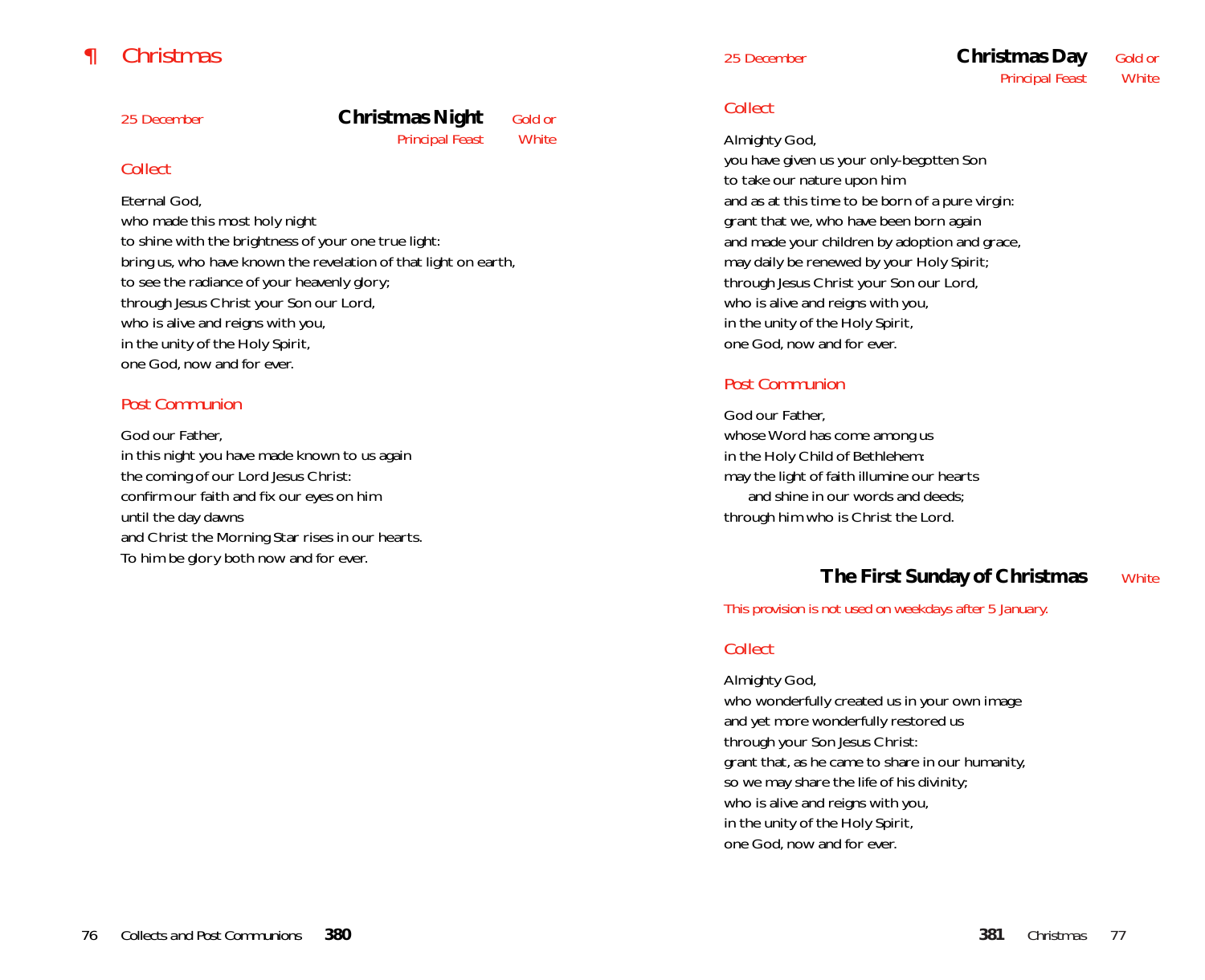# ¶ Christmas

25 December

## Christmas Night

Gold or White
Principal Feast

### Collect

Eternal God,
who made this most holy night
to shine with the brightness of your one true light:
bring us, who have known the revelation of that light on earth,
to see the radiance of your heavenly glory;
through Jesus Christ your Son our Lord,
who is alive and reigns with you,
in the unity of the Holy Spirit,
one God, now and for ever.

### Post Communion

God our Father,
in this night you have made known to us again
the coming of our Lord Jesus Christ:
confirm our faith and fix our eyes on him
until the day dawns
and Christ the Morning Star rises in our hearts.
To him be glory both now and for ever.

25 December

## Christmas Day

Gold or White
Principal Feast

### Collect

Almighty God,
you have given us your only-begotten Son
to take our nature upon him
and as at this time to be born of a pure virgin:
grant that we, who have been born again
and made your children by adoption and grace,
may daily be renewed by your Holy Spirit;
through Jesus Christ your Son our Lord,
who is alive and reigns with you,
in the unity of the Holy Spirit,
one God, now and for ever.

### Post Communion

God our Father,
whose Word has come among us
in the Holy Child of Bethlehem:
may the light of faith illumine our hearts
and shine in our words and deeds;
through him who is Christ the Lord.

## The First Sunday of Christmas

White

*This provision is not used on weekdays after 5 January.*

### Collect

Almighty God,
who wonderfully created us in your own image
and yet more wonderfully restored us
through your Son Jesus Christ:
grant that, as he came to share in our humanity,
so we may share the life of his divinity;
who is alive and reigns with you,
in the unity of the Holy Spirit,
one God, now and for ever.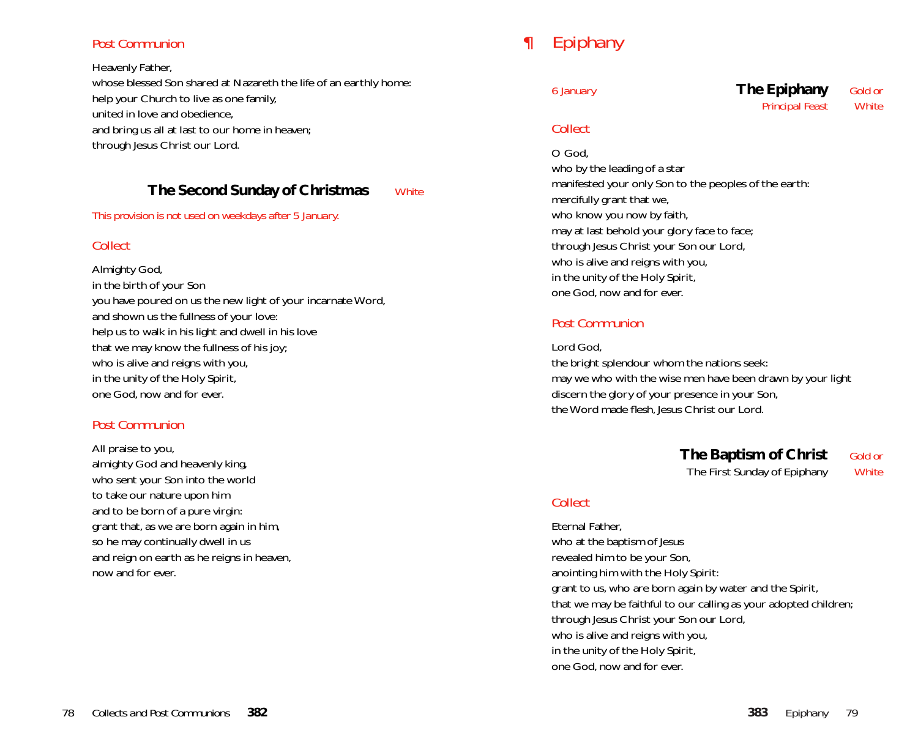### Post Communion

Heavenly Father,
whose blessed Son shared at Nazareth the life of an earthly home:
help your Church to live as one family,
united in love and obedience,
and bring us all at last to our home in heaven;
through Jesus Christ our Lord.

## The Second Sunday of Christmas

White

*This provision is not used on weekdays after 5 January.*

### Collect

Almighty God,
in the birth of your Son
you have poured on us the new light of your incarnate Word,
and shown us the fullness of your love:
help us to walk in his light and dwell in his love
that we may know the fullness of his joy;
who is alive and reigns with you,
in the unity of the Holy Spirit,
one God, now and for ever.

### Post Communion

All praise to you,
almighty God and heavenly king,
who sent your Son into the world
to take our nature upon him
and to be born of a pure virgin:
grant that, as we are born again in him,
so he may continually dwell in us
and reign on earth as he reigns in heaven,
now and for ever.

# ¶ Epiphany

6 January

## The Epiphany

Principal Feast

Gold or White

### Collect

O God,
who by the leading of a star
manifested your only Son to the peoples of the earth:
mercifully grant that we,
who know you now by faith,
may at last behold your glory face to face;
through Jesus Christ your Son our Lord,
who is alive and reigns with you,
in the unity of the Holy Spirit,
one God, now and for ever.

### Post Communion

Lord God,
the bright splendour whom the nations seek:
may we who with the wise men have been drawn by your light
discern the glory of your presence in your Son,
the Word made flesh, Jesus Christ our Lord.

## The Baptism of Christ

The First Sunday of Epiphany

Gold or White

### Collect

Eternal Father,
who at the baptism of Jesus
revealed him to be your Son,
anointing him with the Holy Spirit:
grant to us, who are born again by water and the Spirit,
that we may be faithful to our calling as your adopted children;
through Jesus Christ your Son our Lord,
who is alive and reigns with you,
in the unity of the Holy Spirit,
one God, now and for ever.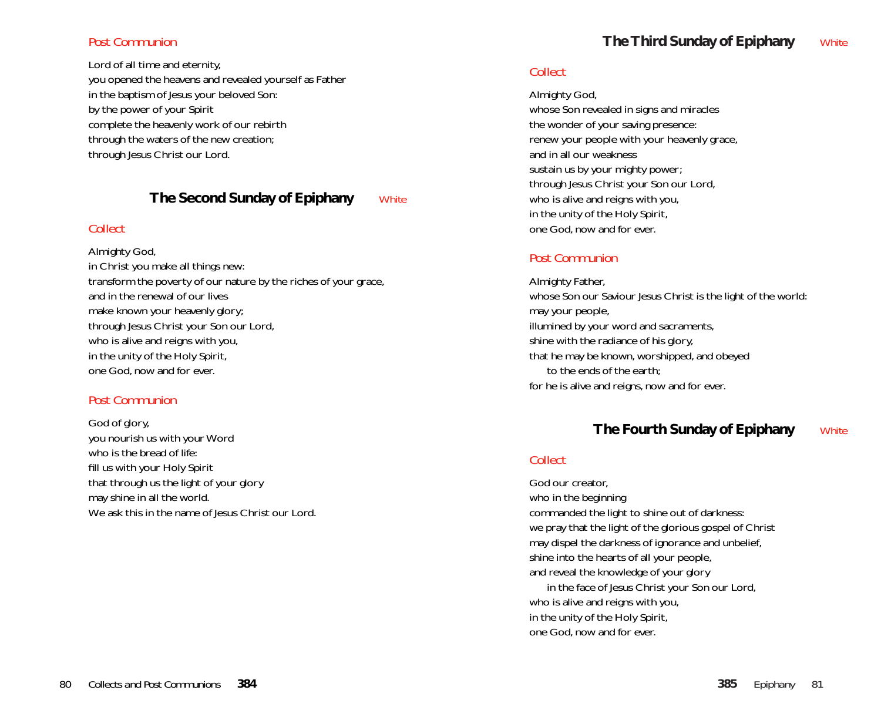### Post Communion

Lord of all time and eternity,
you opened the heavens and revealed yourself as Father
in the baptism of Jesus your beloved Son:
by the power of your Spirit
complete the heavenly work of our rebirth
through the waters of the new creation;
through Jesus Christ our Lord.

## The Second Sunday of Epiphany — White

### Collect

Almighty God,
in Christ you make all things new:
transform the poverty of our nature by the riches of your grace,
and in the renewal of our lives
make known your heavenly glory;
through Jesus Christ your Son our Lord,
who is alive and reigns with you,
in the unity of the Holy Spirit,
one God, now and for ever.

### Post Communion

God of glory,
you nourish us with your Word
who is the bread of life:
fill us with your Holy Spirit
that through us the light of your glory
may shine in all the world.
We ask this in the name of Jesus Christ our Lord.

## The Third Sunday of Epiphany — White

### Collect

Almighty God,
whose Son revealed in signs and miracles
the wonder of your saving presence:
renew your people with your heavenly grace,
and in all our weakness
sustain us by your mighty power;
through Jesus Christ your Son our Lord,
who is alive and reigns with you,
in the unity of the Holy Spirit,
one God, now and for ever.

### Post Communion

Almighty Father,
whose Son our Saviour Jesus Christ is the light of the world:
may your people,
illumined by your word and sacraments,
shine with the radiance of his glory,
that he may be known, worshipped, and obeyed
  to the ends of the earth;
for he is alive and reigns, now and for ever.

## The Fourth Sunday of Epiphany — White

### Collect

God our creator,
who in the beginning
commanded the light to shine out of darkness:
we pray that the light of the glorious gospel of Christ
may dispel the darkness of ignorance and unbelief,
shine into the hearts of all your people,
and reveal the knowledge of your glory
  in the face of Jesus Christ your Son our Lord,
who is alive and reigns with you,
in the unity of the Holy Spirit,
one God, now and for ever.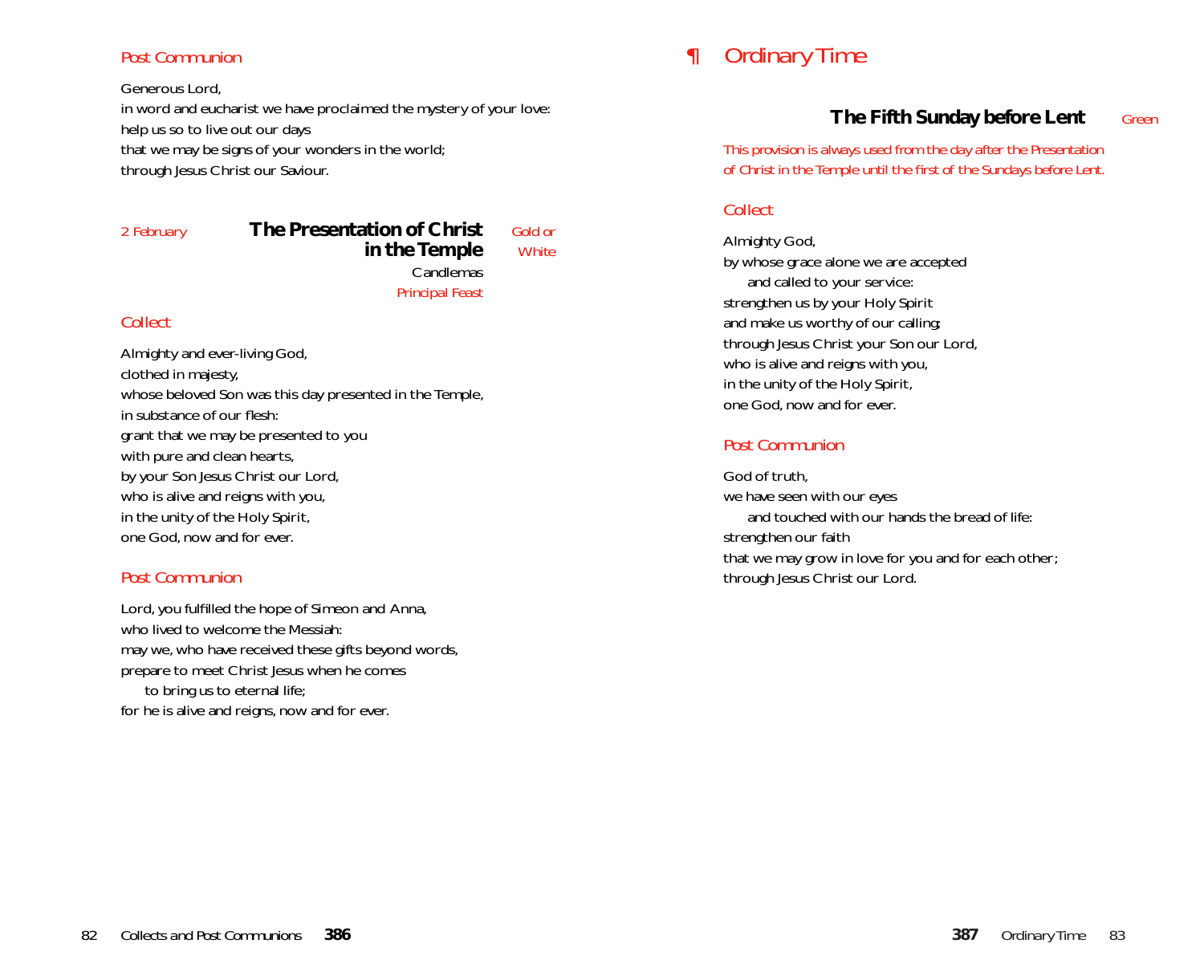### Post Communion

Generous Lord,
in word and eucharist we have proclaimed the mystery of your love:
help us so to live out our days
that we may be signs of your wonders in the world;
through Jesus Christ our Saviour.

2 February

## The Presentation of Christ in the Temple

Gold or White

Candlemas
*Principal Feast*

### Collect

Almighty and ever-living God,
clothed in majesty,
whose beloved Son was this day presented in the Temple,
in substance of our flesh:
grant that we may be presented to you
with pure and clean hearts,
by your Son Jesus Christ our Lord,
who is alive and reigns with you,
in the unity of the Holy Spirit,
one God, now and for ever.

### Post Communion

Lord, you fulfilled the hope of Simeon and Anna,
who lived to welcome the Messiah:
may we, who have received these gifts beyond words,
prepare to meet Christ Jesus when he comes
  to bring us to eternal life;
for he is alive and reigns, now and for ever.

# ¶ Ordinary Time

## The Fifth Sunday before Lent

Green

*This provision is always used from the day after the Presentation of Christ in the Temple until the first of the Sundays before Lent.*

### Collect

Almighty God,
by whose grace alone we are accepted
  and called to your service:
strengthen us by your Holy Spirit
and make us worthy of our calling;
through Jesus Christ your Son our Lord,
who is alive and reigns with you,
in the unity of the Holy Spirit,
one God, now and for ever.

### Post Communion

God of truth,
we have seen with our eyes
  and touched with our hands the bread of life:
strengthen our faith
that we may grow in love for you and for each other;
through Jesus Christ our Lord.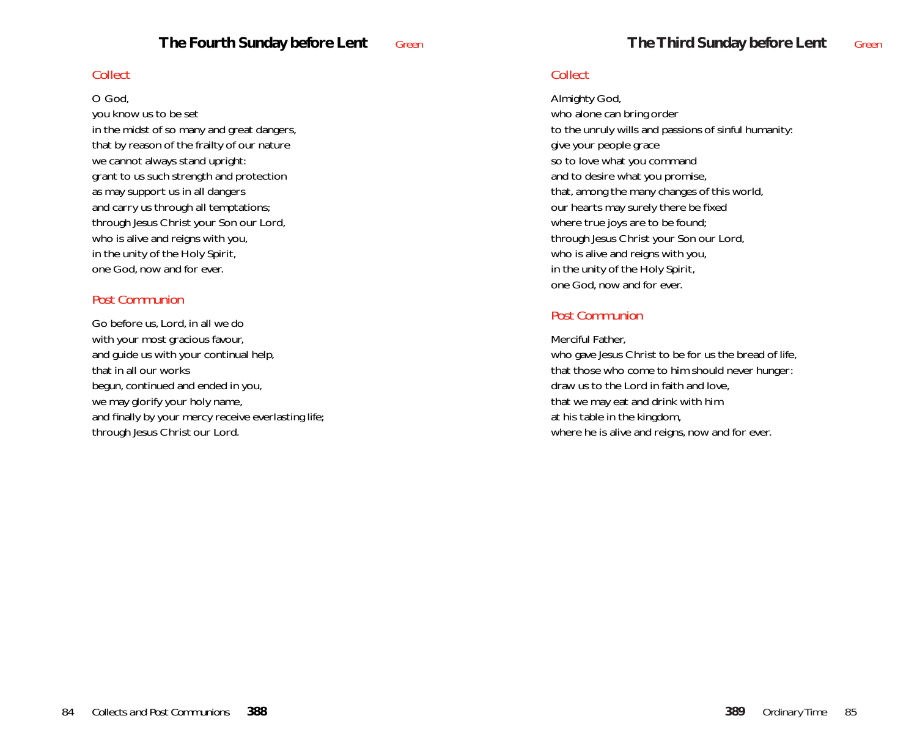## The Fourth Sunday before Lent *Green*

### Collect

O God,
you know us to be set
in the midst of so many and great dangers,
that by reason of the frailty of our nature
we cannot always stand upright:
grant to us such strength and protection
as may support us in all dangers
and carry us through all temptations;
through Jesus Christ your Son our Lord,
who is alive and reigns with you,
in the unity of the Holy Spirit,
one God, now and for ever.

### Post Communion

Go before us, Lord, in all we do
with your most gracious favour,
and guide us with your continual help,
that in all our works
begun, continued and ended in you,
we may glorify your holy name,
and finally by your mercy receive everlasting life;
through Jesus Christ our Lord.

## The Third Sunday before Lent *Green*

### Collect

Almighty God,
who alone can bring order
to the unruly wills and passions of sinful humanity:
give your people grace
so to love what you command
and to desire what you promise,
that, among the many changes of this world,
our hearts may surely there be fixed
where true joys are to be found;
through Jesus Christ your Son our Lord,
who is alive and reigns with you,
in the unity of the Holy Spirit,
one God, now and for ever.

### Post Communion

Merciful Father,
who gave Jesus Christ to be for us the bread of life,
that those who come to him should never hunger:
draw us to the Lord in faith and love,
that we may eat and drink with him
at his table in the kingdom,
where he is alive and reigns, now and for ever.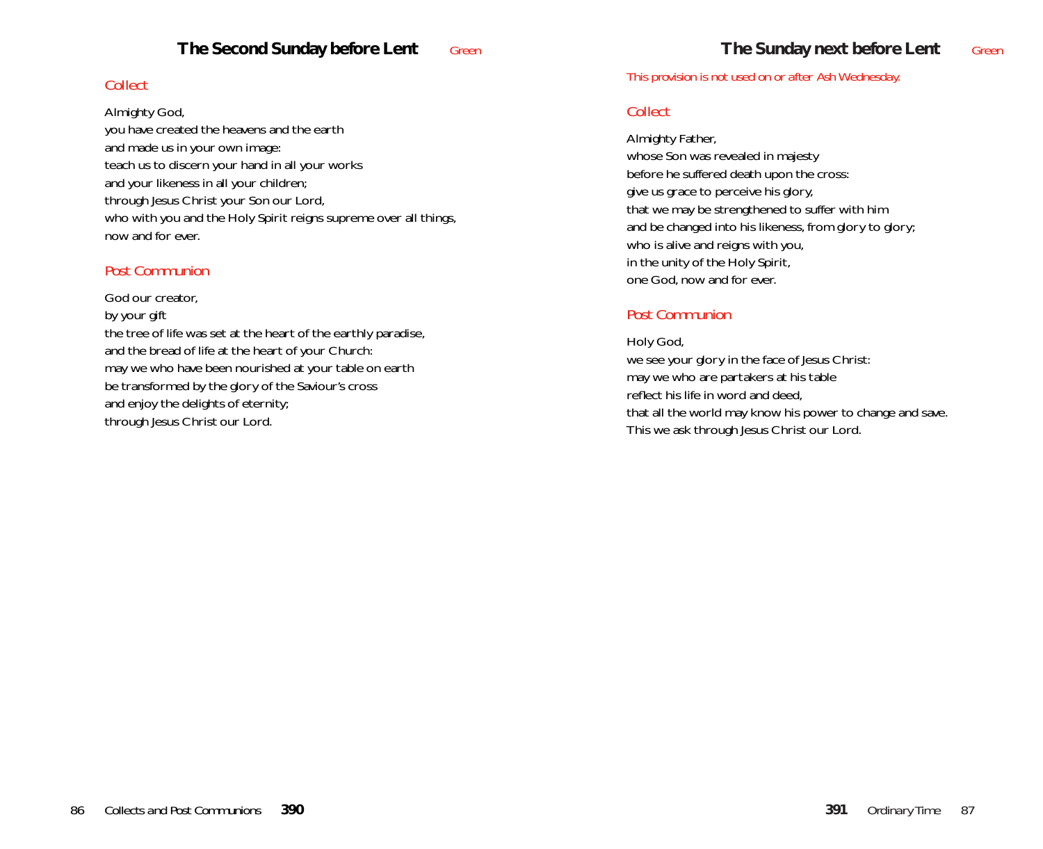## The Second Sunday before Lent Green

### Collect

Almighty God,
you have created the heavens and the earth
and made us in your own image:
teach us to discern your hand in all your works
and your likeness in all your children;
through Jesus Christ your Son our Lord,
who with you and the Holy Spirit reigns supreme over all things,
now and for ever.

### Post Communion

God our creator,
by your gift
the tree of life was set at the heart of the earthly paradise,
and the bread of life at the heart of your Church:
may we who have been nourished at your table on earth
be transformed by the glory of the Saviour's cross
and enjoy the delights of eternity;
through Jesus Christ our Lord.

## The Sunday next before Lent Green

*This provision is not used on or after Ash Wednesday.*

### Collect

Almighty Father,
whose Son was revealed in majesty
before he suffered death upon the cross:
give us grace to perceive his glory,
that we may be strengthened to suffer with him
and be changed into his likeness, from glory to glory;
who is alive and reigns with you,
in the unity of the Holy Spirit,
one God, now and for ever.

### Post Communion

Holy God,
we see your glory in the face of Jesus Christ:
may we who are partakers at his table
reflect his life in word and deed,
that all the world may know his power to change and save.
This we ask through Jesus Christ our Lord.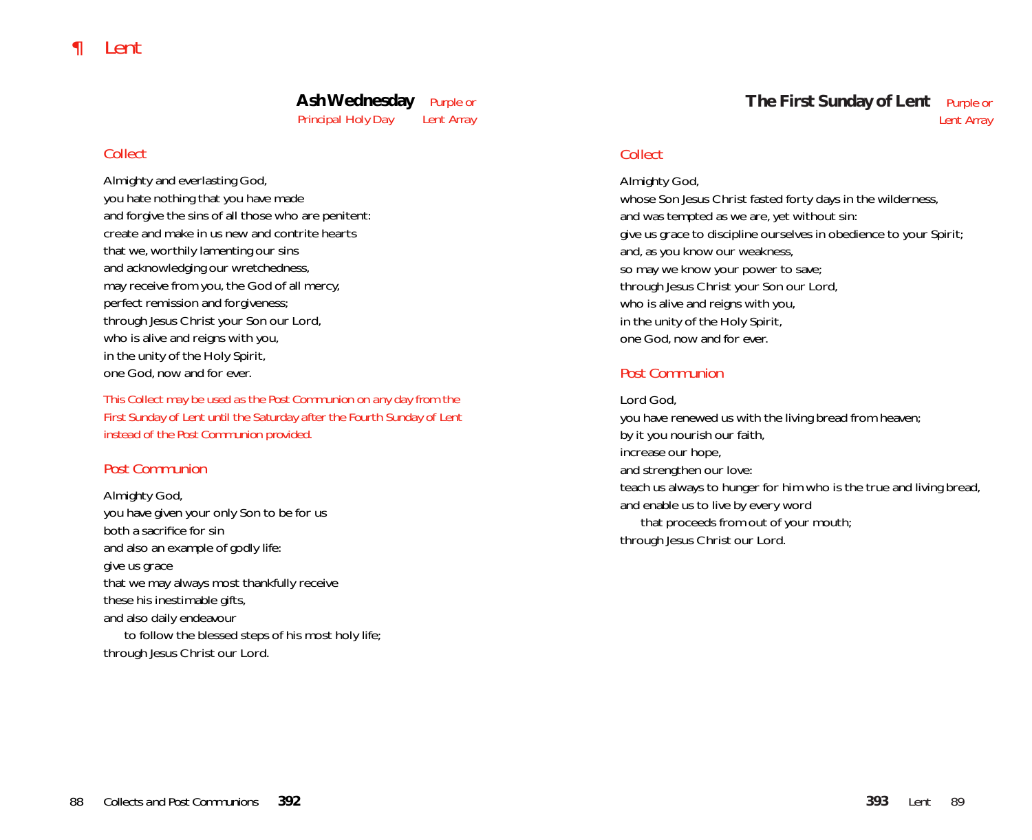# ¶ Lent

## Ash Wednesday

*Principal Holy Day*

*Purple or Lent Array*

### *Collect*

Almighty and everlasting God,
you hate nothing that you have made
and forgive the sins of all those who are penitent:
create and make in us new and contrite hearts
that we, worthily lamenting our sins
and acknowledging our wretchedness,
may receive from you, the God of all mercy,
perfect remission and forgiveness;
through Jesus Christ your Son our Lord,
who is alive and reigns with you,
in the unity of the Holy Spirit,
one God, now and for ever.

*This Collect may be used as the Post Communion on any day from the First Sunday of Lent until the Saturday after the Fourth Sunday of Lent instead of the Post Communion provided.*

### *Post Communion*

Almighty God,
you have given your only Son to be for us
both a sacrifice for sin
and also an example of godly life:
give us grace
that we may always most thankfully receive
these his inestimable gifts,
and also daily endeavour
  to follow the blessed steps of his most holy life;
through Jesus Christ our Lord.

## The First Sunday of Lent

*Purple or Lent Array*

### *Collect*

Almighty God,
whose Son Jesus Christ fasted forty days in the wilderness,
and was tempted as we are, yet without sin:
give us grace to discipline ourselves in obedience to your Spirit;
and, as you know our weakness,
so may we know your power to save;
through Jesus Christ your Son our Lord,
who is alive and reigns with you,
in the unity of the Holy Spirit,
one God, now and for ever.

### *Post Communion*

Lord God,
you have renewed us with the living bread from heaven;
by it you nourish our faith,
increase our hope,
and strengthen our love:
teach us always to hunger for him who is the true and living bread,
and enable us to live by every word
  that proceeds from out of your mouth;
through Jesus Christ our Lord.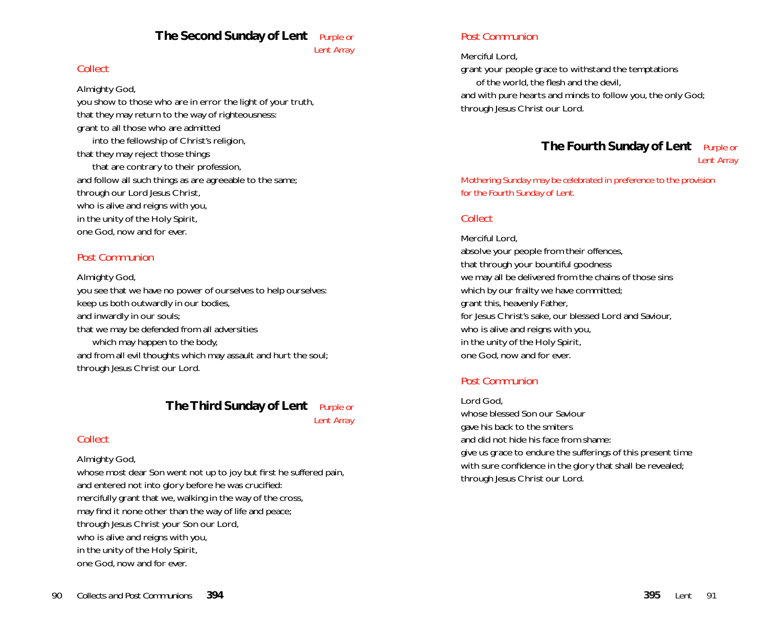## The Second Sunday of Lent

*Purple or Lent Array*

### Collect

Almighty God,
you show to those who are in error the light of your truth,
that they may return to the way of righteousness:
grant to all those who are admitted
into the fellowship of Christ's religion,
that they may reject those things
that are contrary to their profession,
and follow all such things as are agreeable to the same;
through our Lord Jesus Christ,
who is alive and reigns with you,
in the unity of the Holy Spirit,
one God, now and for ever.

### Post Communion

Almighty God,
you see that we have no power of ourselves to help ourselves:
keep us both outwardly in our bodies,
and inwardly in our souls;
that we may be defended from all adversities
which may happen to the body,
and from all evil thoughts which may assault and hurt the soul;
through Jesus Christ our Lord.

## The Third Sunday of Lent

*Purple or Lent Array*

### Collect

Almighty God,
whose most dear Son went not up to joy but first he suffered pain,
and entered not into glory before he was crucified:
mercifully grant that we, walking in the way of the cross,
may find it none other than the way of life and peace;
through Jesus Christ your Son our Lord,
who is alive and reigns with you,
in the unity of the Holy Spirit,
one God, now and for ever.

### Post Communion

Merciful Lord,
grant your people grace to withstand the temptations
of the world, the flesh and the devil,
and with pure hearts and minds to follow you, the only God;
through Jesus Christ our Lord.

## The Fourth Sunday of Lent

*Purple or Lent Array*

*Mothering Sunday may be celebrated in preference to the provision for the Fourth Sunday of Lent.*

### Collect

Merciful Lord,
absolve your people from their offences,
that through your bountiful goodness
we may all be delivered from the chains of those sins
which by our frailty we have committed;
grant this, heavenly Father,
for Jesus Christ's sake, our blessed Lord and Saviour,
who is alive and reigns with you,
in the unity of the Holy Spirit,
one God, now and for ever.

### Post Communion

Lord God,
whose blessed Son our Saviour
gave his back to the smiters
and did not hide his face from shame:
give us grace to endure the sufferings of this present time
with sure confidence in the glory that shall be revealed;
through Jesus Christ our Lord.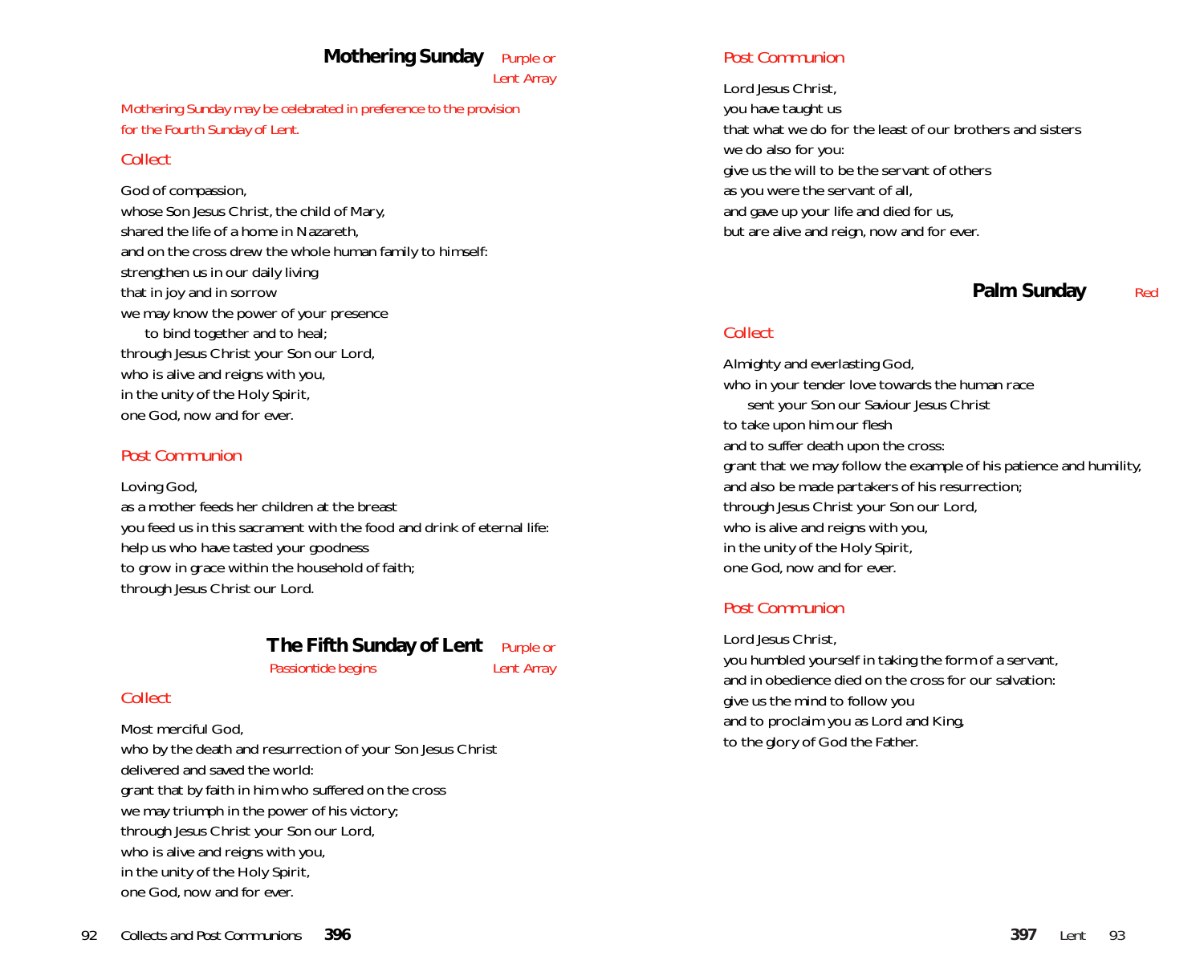## Mothering Sunday

*Purple or Lent Array*

*Mothering Sunday may be celebrated in preference to the provision for the Fourth Sunday of Lent.*

### Collect

God of compassion,
whose Son Jesus Christ, the child of Mary,
shared the life of a home in Nazareth,
and on the cross drew the whole human family to himself:
strengthen us in our daily living
that in joy and in sorrow
we may know the power of your presence
    to bind together and to heal;
through Jesus Christ your Son our Lord,
who is alive and reigns with you,
in the unity of the Holy Spirit,
one God, now and for ever.

### Post Communion

Loving God,
as a mother feeds her children at the breast
you feed us in this sacrament with the food and drink of eternal life:
help us who have tasted your goodness
to grow in grace within the household of faith;
through Jesus Christ our Lord.

## The Fifth Sunday of Lent

*Passiontide begins*

*Purple or Lent Array*

### Collect

Most merciful God,
who by the death and resurrection of your Son Jesus Christ
delivered and saved the world:
grant that by faith in him who suffered on the cross
we may triumph in the power of his victory;
through Jesus Christ your Son our Lord,
who is alive and reigns with you,
in the unity of the Holy Spirit,
one God, now and for ever.

### Post Communion

Lord Jesus Christ,
you have taught us
that what we do for the least of our brothers and sisters
we do also for you:
give us the will to be the servant of others
as you were the servant of all,
and gave up your life and died for us,
but are alive and reign, now and for ever.

## Palm Sunday

*Red*

### Collect

Almighty and everlasting God,
who in your tender love towards the human race
    sent your Son our Saviour Jesus Christ
to take upon him our flesh
and to suffer death upon the cross:
grant that we may follow the example of his patience and humility,
and also be made partakers of his resurrection;
through Jesus Christ your Son our Lord,
who is alive and reigns with you,
in the unity of the Holy Spirit,
one God, now and for ever.

### Post Communion

Lord Jesus Christ,
you humbled yourself in taking the form of a servant,
and in obedience died on the cross for our salvation:
give us the mind to follow you
and to proclaim you as Lord and King,
to the glory of God the Father.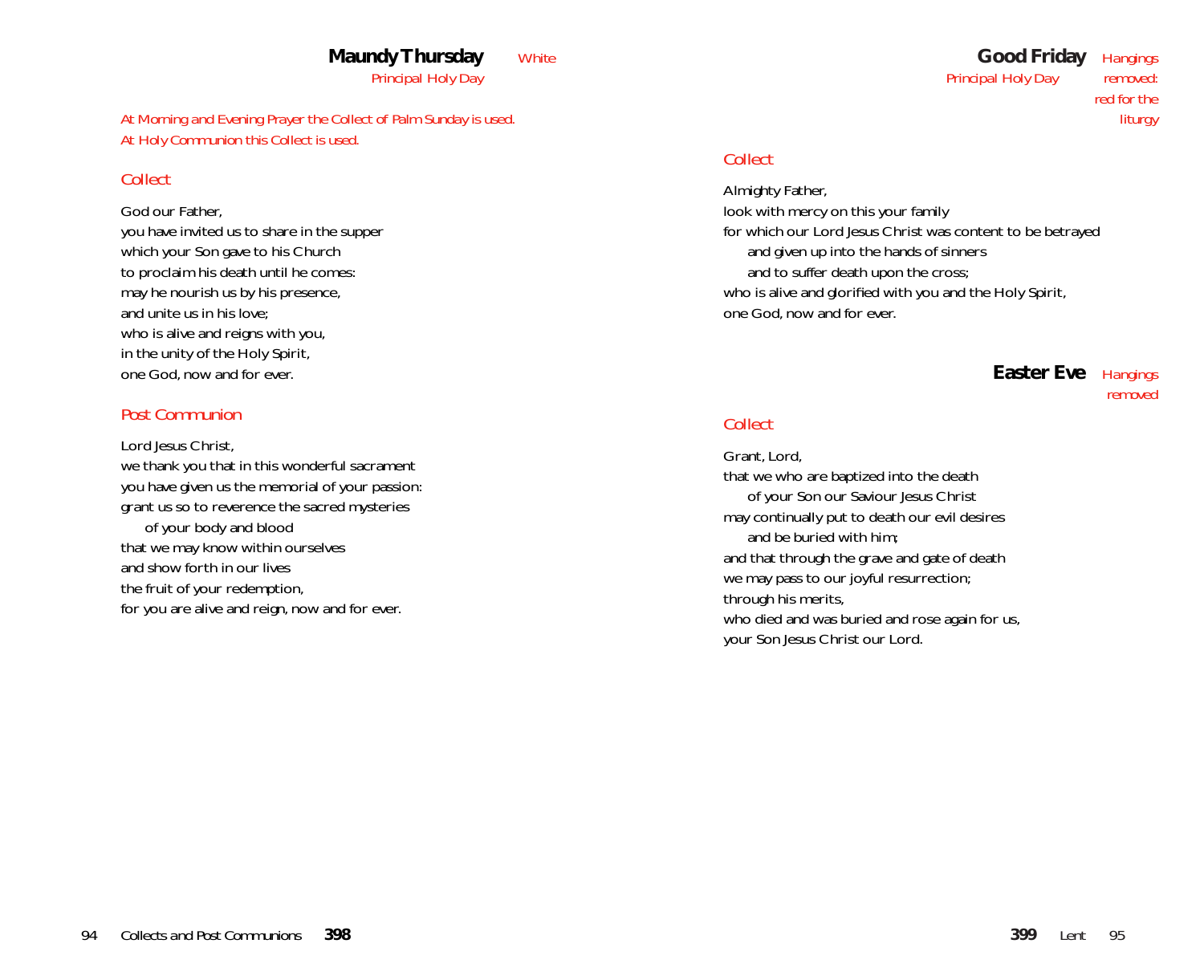# Maundy Thursday

White

Principal Holy Day

*At Morning and Evening Prayer the Collect of Palm Sunday is used.*
*At Holy Communion this Collect is used.*

## Collect

God our Father,
you have invited us to share in the supper
which your Son gave to his Church
to proclaim his death until he comes:
may he nourish us by his presence,
and unite us in his love;
who is alive and reigns with you,
in the unity of the Holy Spirit,
one God, now and for ever.

## Post Communion

Lord Jesus Christ,
we thank you that in this wonderful sacrament
you have given us the memorial of your passion:
grant us so to reverence the sacred mysteries
  of your body and blood
that we may know within ourselves
and show forth in our lives
the fruit of your redemption,
for you are alive and reign, now and for ever.

# Good Friday

Hangings removed: red for the liturgy

Principal Holy Day

## Collect

Almighty Father,
look with mercy on this your family
for which our Lord Jesus Christ was content to be betrayed
  and given up into the hands of sinners
  and to suffer death upon the cross;
who is alive and glorified with you and the Holy Spirit,
one God, now and for ever.

# Easter Eve

Hangings removed

## Collect

Grant, Lord,
that we who are baptized into the death
  of your Son our Saviour Jesus Christ
may continually put to death our evil desires
  and be buried with him;
and that through the grave and gate of death
we may pass to our joyful resurrection;
through his merits,
who died and was buried and rose again for us,
your Son Jesus Christ our Lord.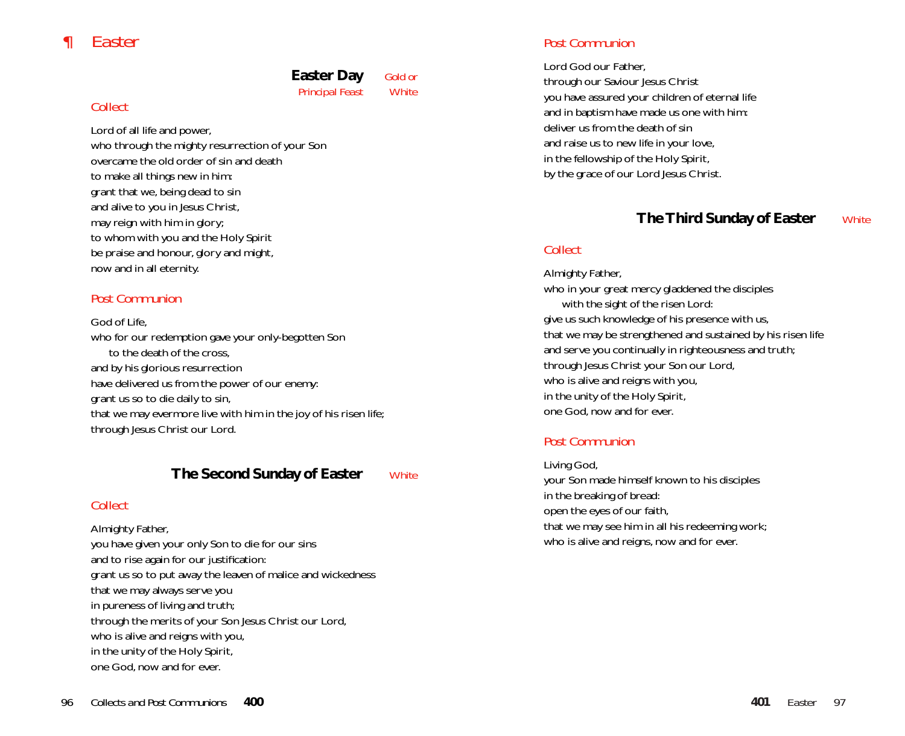# ¶ Easter

## Easter Day

Principal Feast — Gold or White

### Collect

Lord of all life and power,
who through the mighty resurrection of your Son
overcame the old order of sin and death
to make all things new in him:
grant that we, being dead to sin
and alive to you in Jesus Christ,
may reign with him in glory;
to whom with you and the Holy Spirit
be praise and honour, glory and might,
now and in all eternity.

### Post Communion

God of Life,
who for our redemption gave your only-begotten Son
to the death of the cross,
and by his glorious resurrection
have delivered us from the power of our enemy:
grant us so to die daily to sin,
that we may evermore live with him in the joy of his risen life;
through Jesus Christ our Lord.

## The Second Sunday of Easter

White

### Collect

Almighty Father,
you have given your only Son to die for our sins
and to rise again for our justification:
grant us so to put away the leaven of malice and wickedness
that we may always serve you
in pureness of living and truth;
through the merits of your Son Jesus Christ our Lord,
who is alive and reigns with you,
in the unity of the Holy Spirit,
one God, now and for ever.

### Post Communion

Lord God our Father,
through our Saviour Jesus Christ
you have assured your children of eternal life
and in baptism have made us one with him:
deliver us from the death of sin
and raise us to new life in your love,
in the fellowship of the Holy Spirit,
by the grace of our Lord Jesus Christ.

## The Third Sunday of Easter

White

### Collect

Almighty Father,
who in your great mercy gladdened the disciples
with the sight of the risen Lord:
give us such knowledge of his presence with us,
that we may be strengthened and sustained by his risen life
and serve you continually in righteousness and truth;
through Jesus Christ your Son our Lord,
who is alive and reigns with you,
in the unity of the Holy Spirit,
one God, now and for ever.

### Post Communion

Living God,
your Son made himself known to his disciples
in the breaking of bread:
open the eyes of our faith,
that we may see him in all his redeeming work;
who is alive and reigns, now and for ever.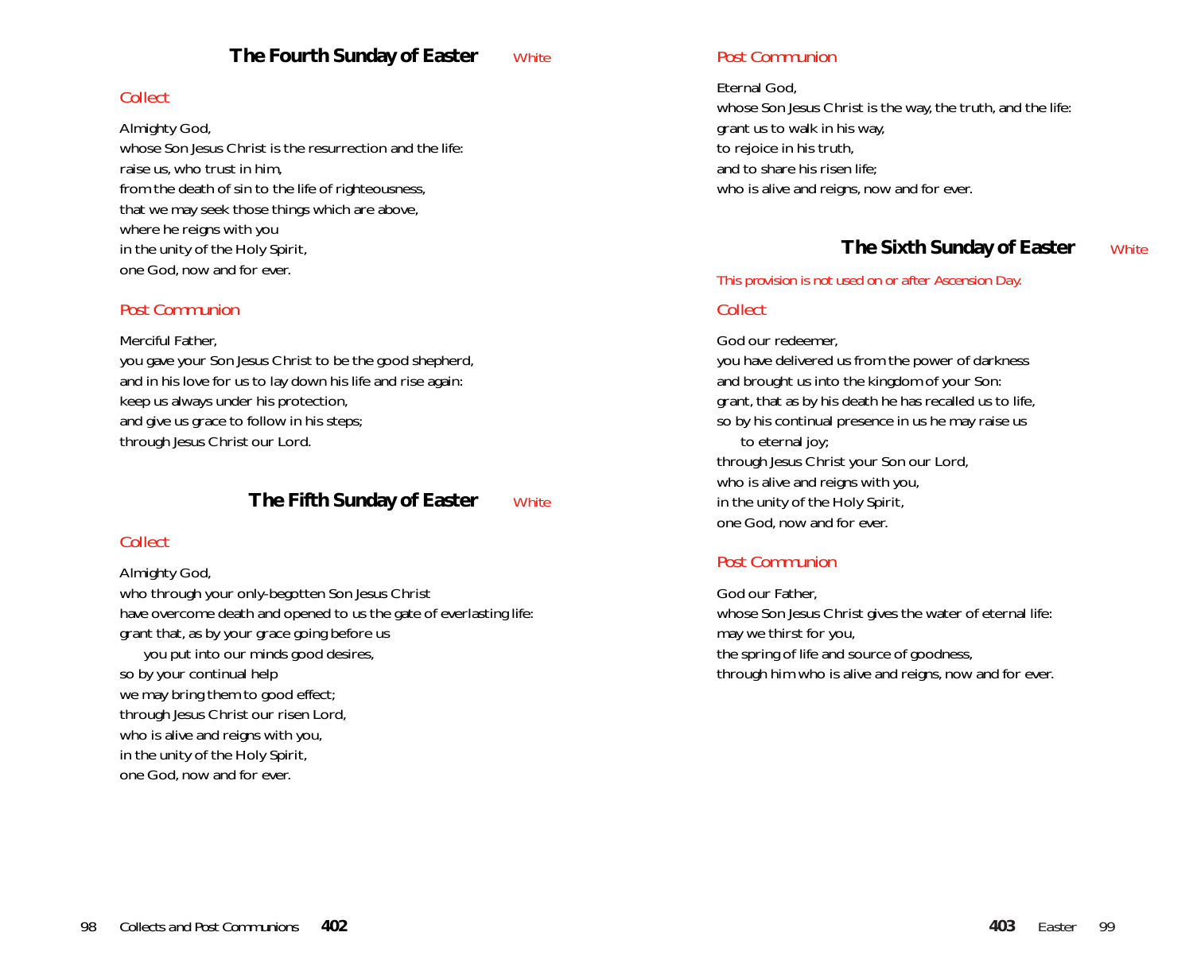## The Fourth Sunday of Easter White

### Collect

Almighty God,
whose Son Jesus Christ is the resurrection and the life:
raise us, who trust in him,
from the death of sin to the life of righteousness,
that we may seek those things which are above,
where he reigns with you
in the unity of the Holy Spirit,
one God, now and for ever.

### Post Communion

Merciful Father,
you gave your Son Jesus Christ to be the good shepherd,
and in his love for us to lay down his life and rise again:
keep us always under his protection,
and give us grace to follow in his steps;
through Jesus Christ our Lord.

## The Fifth Sunday of Easter White

### Collect

Almighty God,
who through your only-begotten Son Jesus Christ
have overcome death and opened to us the gate of everlasting life:
grant that, as by your grace going before us
  you put into our minds good desires,
so by your continual help
we may bring them to good effect;
through Jesus Christ our risen Lord,
who is alive and reigns with you,
in the unity of the Holy Spirit,
one God, now and for ever.

### Post Communion

Eternal God,
whose Son Jesus Christ is the way, the truth, and the life:
grant us to walk in his way,
to rejoice in his truth,
and to share his risen life;
who is alive and reigns, now and for ever.

## The Sixth Sunday of Easter White

*This provision is not used on or after Ascension Day.*

### Collect

God our redeemer,
you have delivered us from the power of darkness
and brought us into the kingdom of your Son:
grant, that as by his death he has recalled us to life,
so by his continual presence in us he may raise us
  to eternal joy;
through Jesus Christ your Son our Lord,
who is alive and reigns with you,
in the unity of the Holy Spirit,
one God, now and for ever.

### Post Communion

God our Father,
whose Son Jesus Christ gives the water of eternal life:
may we thirst for you,
the spring of life and source of goodness,
through him who is alive and reigns, now and for ever.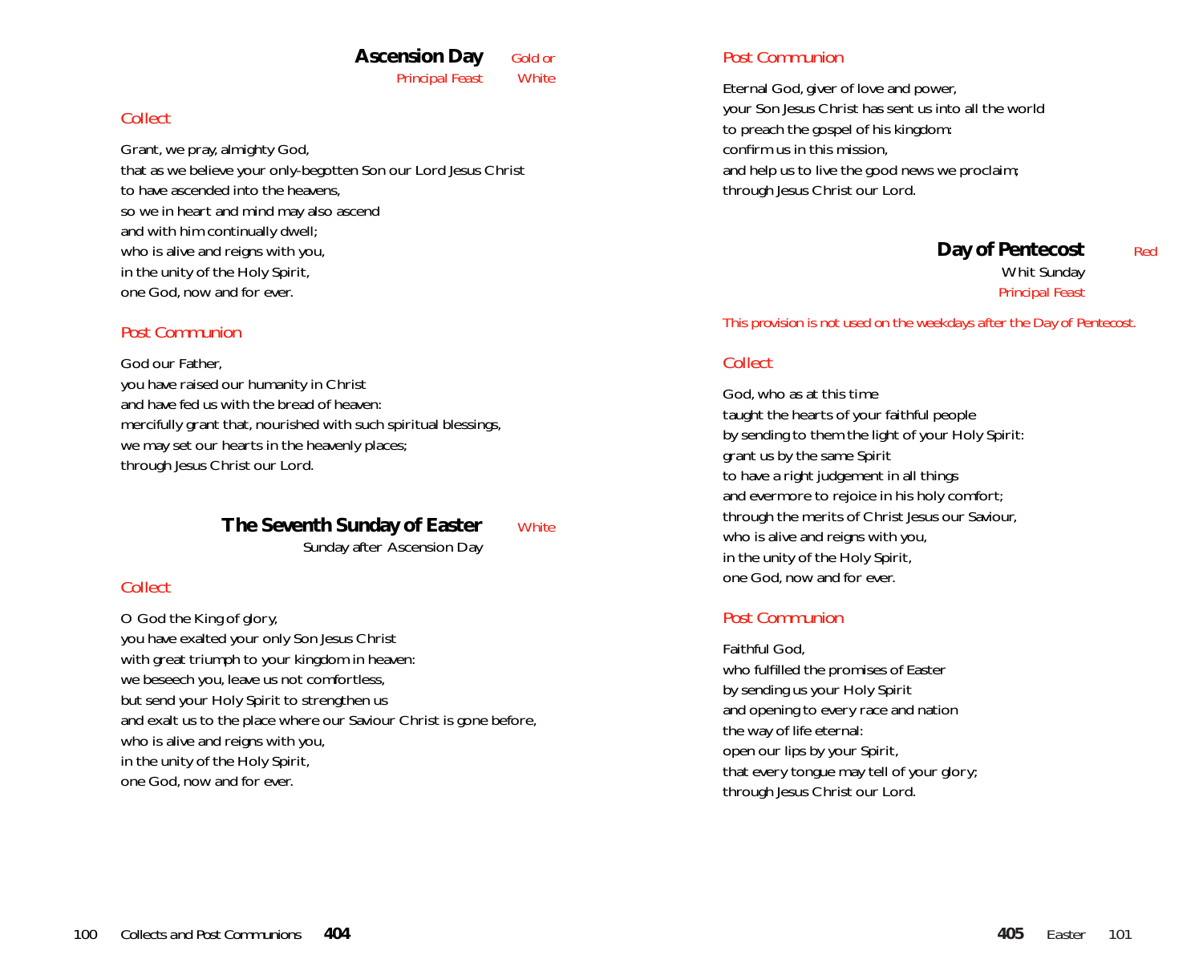## Ascension Day

*Principal Feast* — *Gold or White*

### *Collect*

Grant, we pray, almighty God,
that as we believe your only-begotten Son our Lord Jesus Christ
to have ascended into the heavens,
so we in heart and mind may also ascend
and with him continually dwell;
who is alive and reigns with you,
in the unity of the Holy Spirit,
one God, now and for ever.

### *Post Communion*

God our Father,
you have raised our humanity in Christ
and have fed us with the bread of heaven:
mercifully grant that, nourished with such spiritual blessings,
we may set our hearts in the heavenly places;
through Jesus Christ our Lord.

## The Seventh Sunday of Easter

Sunday after Ascension Day — *White*

### *Collect*

O God the King of glory,
you have exalted your only Son Jesus Christ
with great triumph to your kingdom in heaven:
we beseech you, leave us not comfortless,
but send your Holy Spirit to strengthen us
and exalt us to the place where our Saviour Christ is gone before,
who is alive and reigns with you,
in the unity of the Holy Spirit,
one God, now and for ever.

### *Post Communion*

Eternal God, giver of love and power,
your Son Jesus Christ has sent us into all the world
to preach the gospel of his kingdom:
confirm us in this mission,
and help us to live the good news we proclaim;
through Jesus Christ our Lord.

## Day of Pentecost

Whit Sunday
*Principal Feast* — *Red*

*This provision is not used on the weekdays after the Day of Pentecost.*

### *Collect*

God, who as at this time
taught the hearts of your faithful people
by sending to them the light of your Holy Spirit:
grant us by the same Spirit
to have a right judgement in all things
and evermore to rejoice in his holy comfort;
through the merits of Christ Jesus our Saviour,
who is alive and reigns with you,
in the unity of the Holy Spirit,
one God, now and for ever.

### *Post Communion*

Faithful God,
who fulfilled the promises of Easter
by sending us your Holy Spirit
and opening to every race and nation
the way of life eternal:
open our lips by your Spirit,
that every tongue may tell of your glory;
through Jesus Christ our Lord.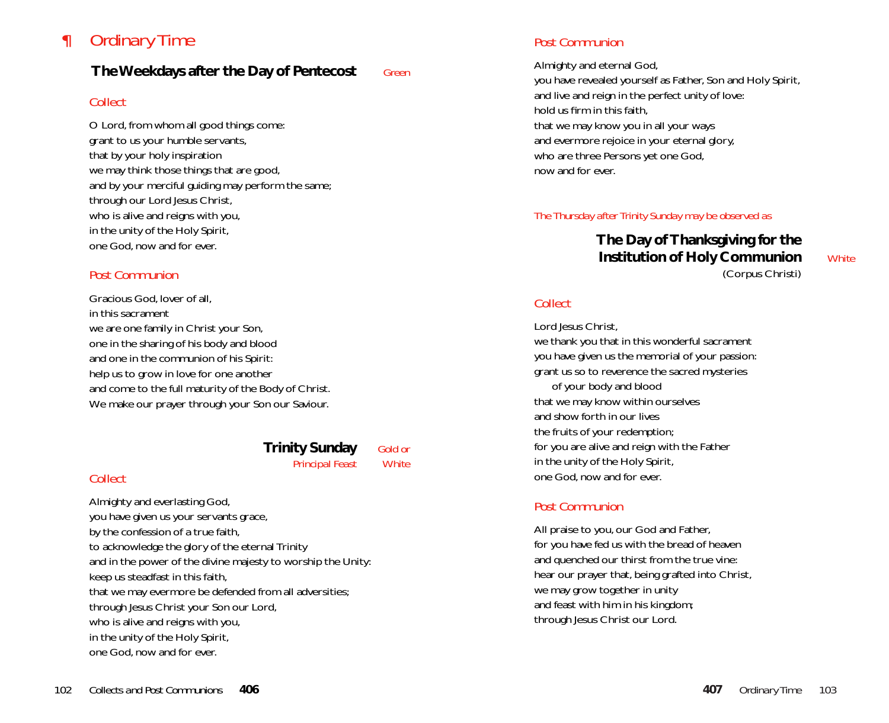# ¶ Ordinary Time

## The Weekdays after the Day of Pentecost

*Green*

*Collect*

O Lord, from whom all good things come:
grant to us your humble servants,
that by your holy inspiration
we may think those things that are good,
and by your merciful guiding may perform the same;
through our Lord Jesus Christ,
who is alive and reigns with you,
in the unity of the Holy Spirit,
one God, now and for ever.

*Post Communion*

Gracious God, lover of all,
in this sacrament
we are one family in Christ your Son,
one in the sharing of his body and blood
and one in the communion of his Spirit:
help us to grow in love for one another
and come to the full maturity of the Body of Christ.
We make our prayer through your Son our Saviour.

## Trinity Sunday

*Principal Feast* — *Gold or White*

*Collect*

Almighty and everlasting God,
you have given us your servants grace,
by the confession of a true faith,
to acknowledge the glory of the eternal Trinity
and in the power of the divine majesty to worship the Unity:
keep us steadfast in this faith,
that we may evermore be defended from all adversities;
through Jesus Christ your Son our Lord,
who is alive and reigns with you,
in the unity of the Holy Spirit,
one God, now and for ever.

*Post Communion*

Almighty and eternal God,
you have revealed yourself as Father, Son and Holy Spirit,
and live and reign in the perfect unity of love:
hold us firm in this faith,
that we may know you in all your ways
and evermore rejoice in your eternal glory,
who are three Persons yet one God,
now and for ever.

*The Thursday after Trinity Sunday may be observed as*

## The Day of Thanksgiving for the Institution of Holy Communion

(Corpus Christi)

*White*

*Collect*

Lord Jesus Christ,
we thank you that in this wonderful sacrament
you have given us the memorial of your passion:
grant us so to reverence the sacred mysteries
of your body and blood
that we may know within ourselves
and show forth in our lives
the fruits of your redemption;
for you are alive and reign with the Father
in the unity of the Holy Spirit,
one God, now and for ever.

*Post Communion*

All praise to you, our God and Father,
for you have fed us with the bread of heaven
and quenched our thirst from the true vine:
hear our prayer that, being grafted into Christ,
we may grow together in unity
and feast with him in his kingdom;
through Jesus Christ our Lord.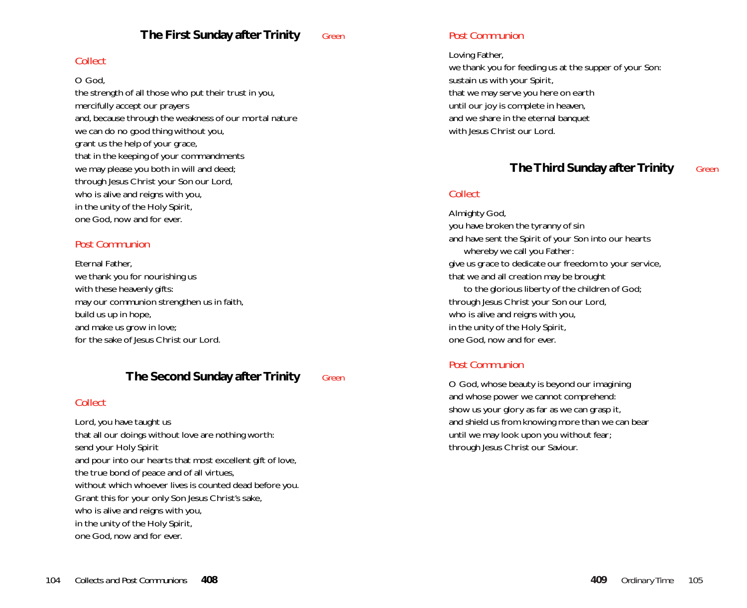## The First Sunday after Trinity

Green

### Collect

O God,
the strength of all those who put their trust in you,
mercifully accept our prayers
and, because through the weakness of our mortal nature
we can do no good thing without you,
grant us the help of your grace,
that in the keeping of your commandments
we may please you both in will and deed;
through Jesus Christ your Son our Lord,
who is alive and reigns with you,
in the unity of the Holy Spirit,
one God, now and for ever.

### Post Communion

Eternal Father,
we thank you for nourishing us
with these heavenly gifts:
may our communion strengthen us in faith,
build us up in hope,
and make us grow in love;
for the sake of Jesus Christ our Lord.

## The Second Sunday after Trinity

Green

### Collect

Lord, you have taught us
that all our doings without love are nothing worth:
send your Holy Spirit
and pour into our hearts that most excellent gift of love,
the true bond of peace and of all virtues,
without which whoever lives is counted dead before you.
Grant this for your only Son Jesus Christ's sake,
who is alive and reigns with you,
in the unity of the Holy Spirit,
one God, now and for ever.

### Post Communion

Loving Father,
we thank you for feeding us at the supper of your Son:
sustain us with your Spirit,
that we may serve you here on earth
until our joy is complete in heaven,
and we share in the eternal banquet
with Jesus Christ our Lord.

## The Third Sunday after Trinity

Green

### Collect

Almighty God,
you have broken the tyranny of sin
and have sent the Spirit of your Son into our hearts
whereby we call you Father:
give us grace to dedicate our freedom to your service,
that we and all creation may be brought
to the glorious liberty of the children of God;
through Jesus Christ your Son our Lord,
who is alive and reigns with you,
in the unity of the Holy Spirit,
one God, now and for ever.

### Post Communion

O God, whose beauty is beyond our imagining
and whose power we cannot comprehend:
show us your glory as far as we can grasp it,
and shield us from knowing more than we can bear
until we may look upon you without fear;
through Jesus Christ our Saviour.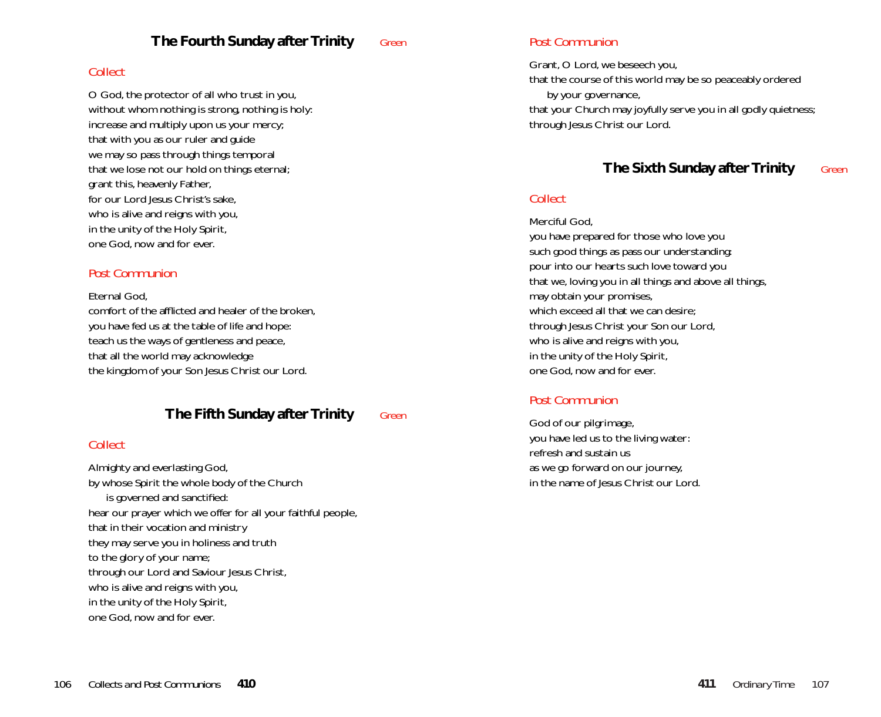## The Fourth Sunday after Trinity *Green*

### Collect

O God, the protector of all who trust in you,
without whom nothing is strong, nothing is holy:
increase and multiply upon us your mercy;
that with you as our ruler and guide
we may so pass through things temporal
that we lose not our hold on things eternal;
grant this, heavenly Father,
for our Lord Jesus Christ's sake,
who is alive and reigns with you,
in the unity of the Holy Spirit,
one God, now and for ever.

### Post Communion

Eternal God,
comfort of the afflicted and healer of the broken,
you have fed us at the table of life and hope:
teach us the ways of gentleness and peace,
that all the world may acknowledge
the kingdom of your Son Jesus Christ our Lord.

## The Fifth Sunday after Trinity *Green*

### Collect

Almighty and everlasting God,
by whose Spirit the whole body of the Church
  is governed and sanctified:
hear our prayer which we offer for all your faithful people,
that in their vocation and ministry
they may serve you in holiness and truth
to the glory of your name;
through our Lord and Saviour Jesus Christ,
who is alive and reigns with you,
in the unity of the Holy Spirit,
one God, now and for ever.

### Post Communion

Grant, O Lord, we beseech you,
that the course of this world may be so peaceably ordered
  by your governance,
that your Church may joyfully serve you in all godly quietness;
through Jesus Christ our Lord.

## The Sixth Sunday after Trinity *Green*

### Collect

Merciful God,
you have prepared for those who love you
such good things as pass our understanding:
pour into our hearts such love toward you
that we, loving you in all things and above all things,
may obtain your promises,
which exceed all that we can desire;
through Jesus Christ your Son our Lord,
who is alive and reigns with you,
in the unity of the Holy Spirit,
one God, now and for ever.

### Post Communion

God of our pilgrimage,
you have led us to the living water:
refresh and sustain us
as we go forward on our journey,
in the name of Jesus Christ our Lord.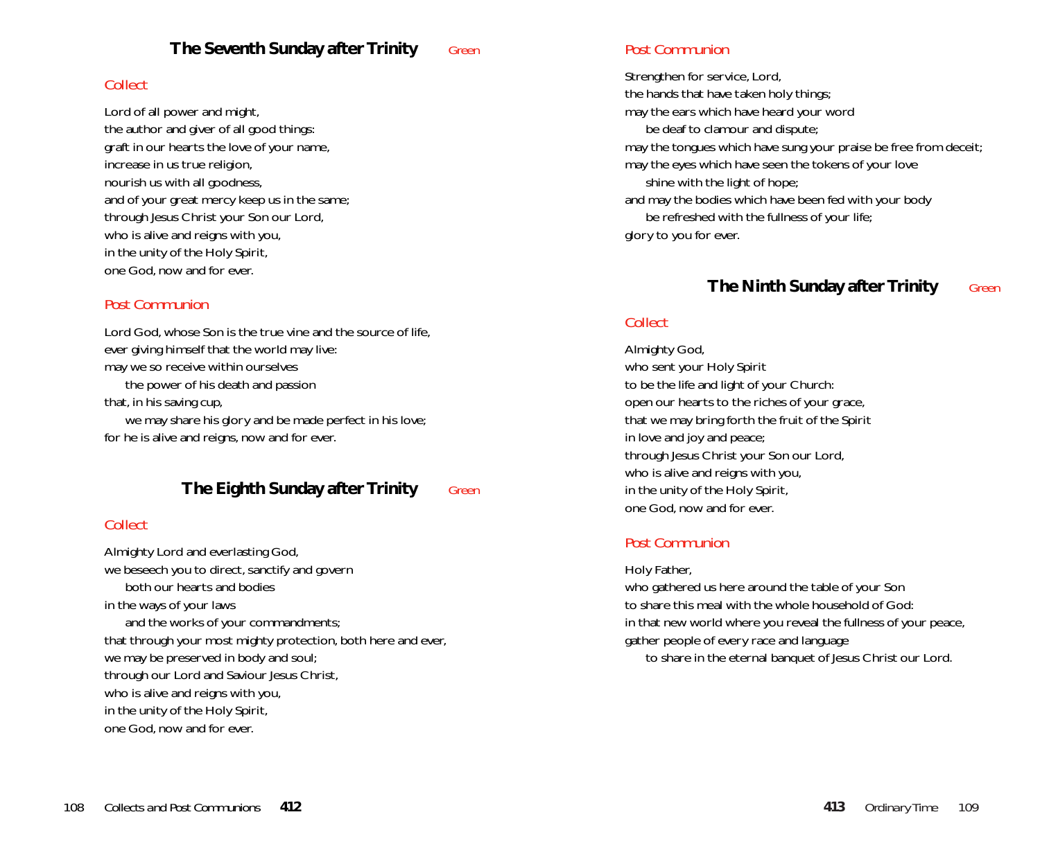## The Seventh Sunday after Trinity *Green*

*Collect*

Lord of all power and might,
the author and giver of all good things:
graft in our hearts the love of your name,
increase in us true religion,
nourish us with all goodness,
and of your great mercy keep us in the same;
through Jesus Christ your Son our Lord,
who is alive and reigns with you,
in the unity of the Holy Spirit,
one God, now and for ever.

*Post Communion*

Lord God, whose Son is the true vine and the source of life,
ever giving himself that the world may live:
may we so receive within ourselves
  the power of his death and passion
that, in his saving cup,
  we may share his glory and be made perfect in his love;
for he is alive and reigns, now and for ever.

## The Eighth Sunday after Trinity *Green*

*Collect*

Almighty Lord and everlasting God,
we beseech you to direct, sanctify and govern
  both our hearts and bodies
in the ways of your laws
  and the works of your commandments;
that through your most mighty protection, both here and ever,
we may be preserved in body and soul;
through our Lord and Saviour Jesus Christ,
who is alive and reigns with you,
in the unity of the Holy Spirit,
one God, now and for ever.

*Post Communion*

Strengthen for service, Lord,
the hands that have taken holy things;
may the ears which have heard your word
  be deaf to clamour and dispute;
may the tongues which have sung your praise be free from deceit;
may the eyes which have seen the tokens of your love
  shine with the light of hope;
and may the bodies which have been fed with your body
  be refreshed with the fullness of your life;
glory to you for ever.

## The Ninth Sunday after Trinity *Green*

*Collect*

Almighty God,
who sent your Holy Spirit
to be the life and light of your Church:
open our hearts to the riches of your grace,
that we may bring forth the fruit of the Spirit
in love and joy and peace;
through Jesus Christ your Son our Lord,
who is alive and reigns with you,
in the unity of the Holy Spirit,
one God, now and for ever.

*Post Communion*

Holy Father,
who gathered us here around the table of your Son
to share this meal with the whole household of God:
in that new world where you reveal the fullness of your peace,
gather people of every race and language
  to share in the eternal banquet of Jesus Christ our Lord.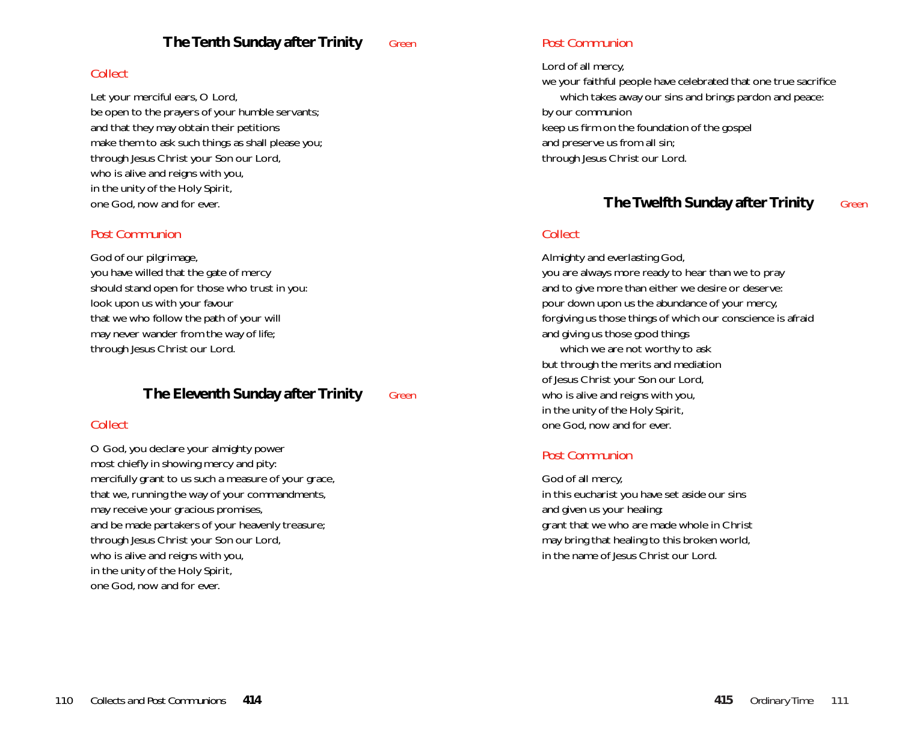## The Tenth Sunday after Trinity *Green*

### *Collect*

Let your merciful ears, O Lord,
be open to the prayers of your humble servants;
and that they may obtain their petitions
make them to ask such things as shall please you;
through Jesus Christ your Son our Lord,
who is alive and reigns with you,
in the unity of the Holy Spirit,
one God, now and for ever.

### *Post Communion*

God of our pilgrimage,
you have willed that the gate of mercy
should stand open for those who trust in you:
look upon us with your favour
that we who follow the path of your will
may never wander from the way of life;
through Jesus Christ our Lord.

## The Eleventh Sunday after Trinity *Green*

### *Collect*

O God, you declare your almighty power
most chiefly in showing mercy and pity:
mercifully grant to us such a measure of your grace,
that we, running the way of your commandments,
may receive your gracious promises,
and be made partakers of your heavenly treasure;
through Jesus Christ your Son our Lord,
who is alive and reigns with you,
in the unity of the Holy Spirit,
one God, now and for ever.

### *Post Communion*

Lord of all mercy,
we your faithful people have celebrated that one true sacrifice
which takes away our sins and brings pardon and peace:
by our communion
keep us firm on the foundation of the gospel
and preserve us from all sin;
through Jesus Christ our Lord.

## The Twelfth Sunday after Trinity *Green*

### *Collect*

Almighty and everlasting God,
you are always more ready to hear than we to pray
and to give more than either we desire or deserve:
pour down upon us the abundance of your mercy,
forgiving us those things of which our conscience is afraid
and giving us those good things
which we are not worthy to ask
but through the merits and mediation
of Jesus Christ your Son our Lord,
who is alive and reigns with you,
in the unity of the Holy Spirit,
one God, now and for ever.

### *Post Communion*

God of all mercy,
in this eucharist you have set aside our sins
and given us your healing:
grant that we who are made whole in Christ
may bring that healing to this broken world,
in the name of Jesus Christ our Lord.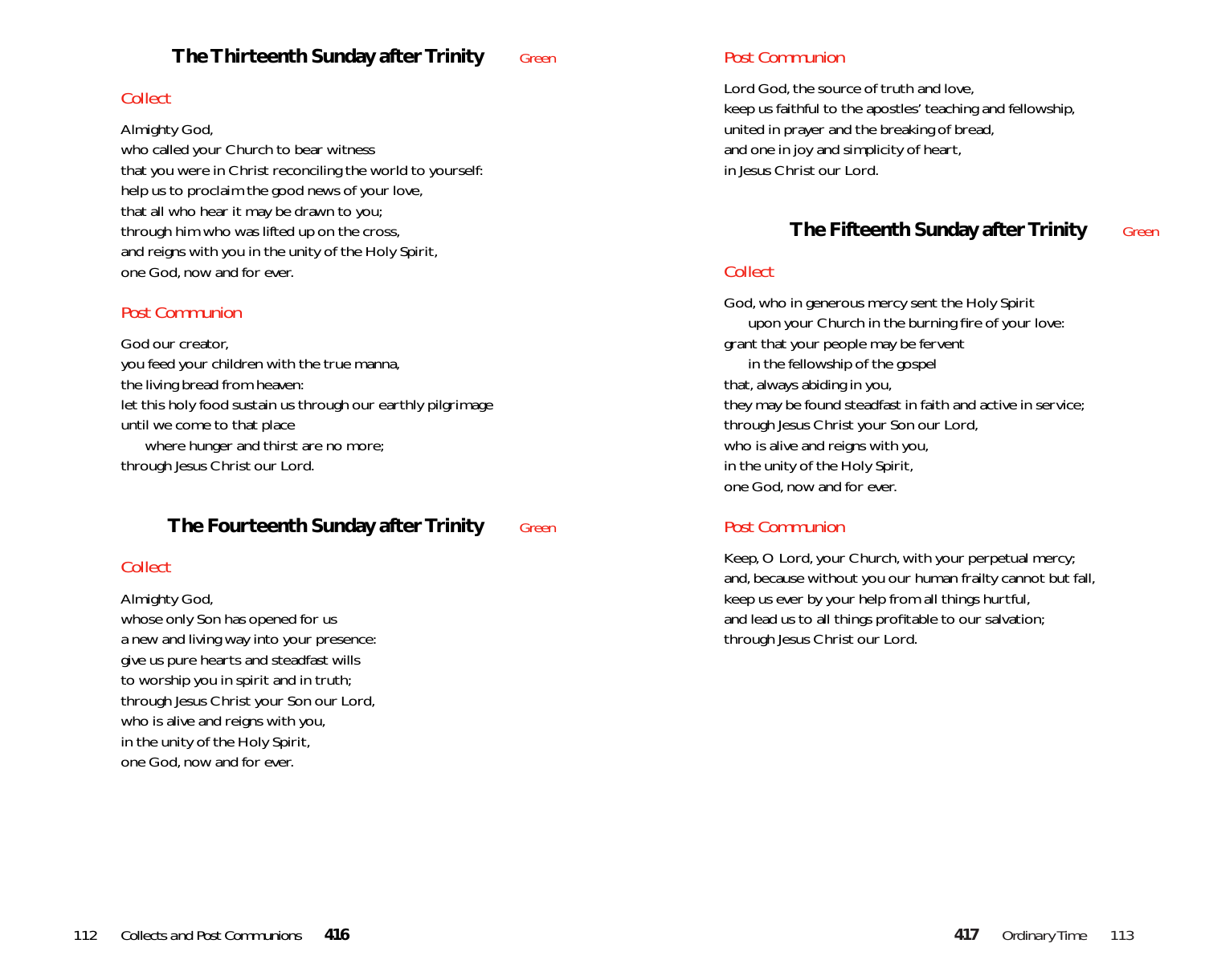## The Thirteenth Sunday after Trinity *Green*

### *Collect*

Almighty God,
who called your Church to bear witness
that you were in Christ reconciling the world to yourself:
help us to proclaim the good news of your love,
that all who hear it may be drawn to you;
through him who was lifted up on the cross,
and reigns with you in the unity of the Holy Spirit,
one God, now and for ever.

### *Post Communion*

God our creator,
you feed your children with the true manna,
the living bread from heaven:
let this holy food sustain us through our earthly pilgrimage
until we come to that place
where hunger and thirst are no more;
through Jesus Christ our Lord.

## The Fourteenth Sunday after Trinity *Green*

### *Collect*

Almighty God,
whose only Son has opened for us
a new and living way into your presence:
give us pure hearts and steadfast wills
to worship you in spirit and in truth;
through Jesus Christ your Son our Lord,
who is alive and reigns with you,
in the unity of the Holy Spirit,
one God, now and for ever.

### *Post Communion*

Lord God, the source of truth and love,
keep us faithful to the apostles' teaching and fellowship,
united in prayer and the breaking of bread,
and one in joy and simplicity of heart,
in Jesus Christ our Lord.

## The Fifteenth Sunday after Trinity *Green*

### *Collect*

God, who in generous mercy sent the Holy Spirit
upon your Church in the burning fire of your love:
grant that your people may be fervent
in the fellowship of the gospel
that, always abiding in you,
they may be found steadfast in faith and active in service;
through Jesus Christ your Son our Lord,
who is alive and reigns with you,
in the unity of the Holy Spirit,
one God, now and for ever.

### *Post Communion*

Keep, O Lord, your Church, with your perpetual mercy;
and, because without you our human frailty cannot but fall,
keep us ever by your help from all things hurtful,
and lead us to all things profitable to our salvation;
through Jesus Christ our Lord.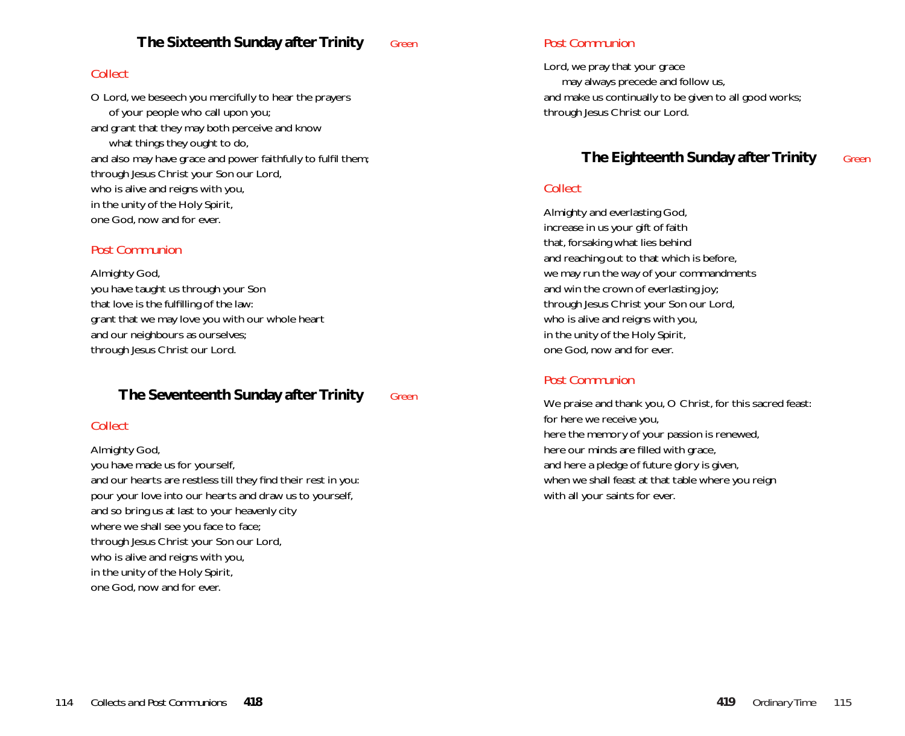## The Sixteenth Sunday after Trinity *Green*

### Collect

O Lord, we beseech you mercifully to hear the prayers
  of your people who call upon you;
and grant that they may both perceive and know
  what things they ought to do,
and also may have grace and power faithfully to fulfil them;
through Jesus Christ your Son our Lord,
who is alive and reigns with you,
in the unity of the Holy Spirit,
one God, now and for ever.

### Post Communion

Almighty God,
you have taught us through your Son
that love is the fulfilling of the law:
grant that we may love you with our whole heart
and our neighbours as ourselves;
through Jesus Christ our Lord.

## The Seventeenth Sunday after Trinity *Green*

### Collect

Almighty God,
you have made us for yourself,
and our hearts are restless till they find their rest in you:
pour your love into our hearts and draw us to yourself,
and so bring us at last to your heavenly city
where we shall see you face to face;
through Jesus Christ your Son our Lord,
who is alive and reigns with you,
in the unity of the Holy Spirit,
one God, now and for ever.

### Post Communion

Lord, we pray that your grace
  may always precede and follow us,
and make us continually to be given to all good works;
through Jesus Christ our Lord.

## The Eighteenth Sunday after Trinity *Green*

### Collect

Almighty and everlasting God,
increase in us your gift of faith
that, forsaking what lies behind
and reaching out to that which is before,
we may run the way of your commandments
and win the crown of everlasting joy;
through Jesus Christ your Son our Lord,
who is alive and reigns with you,
in the unity of the Holy Spirit,
one God, now and for ever.

### Post Communion

We praise and thank you, O Christ, for this sacred feast:
for here we receive you,
here the memory of your passion is renewed,
here our minds are filled with grace,
and here a pledge of future glory is given,
when we shall feast at that table where you reign
with all your saints for ever.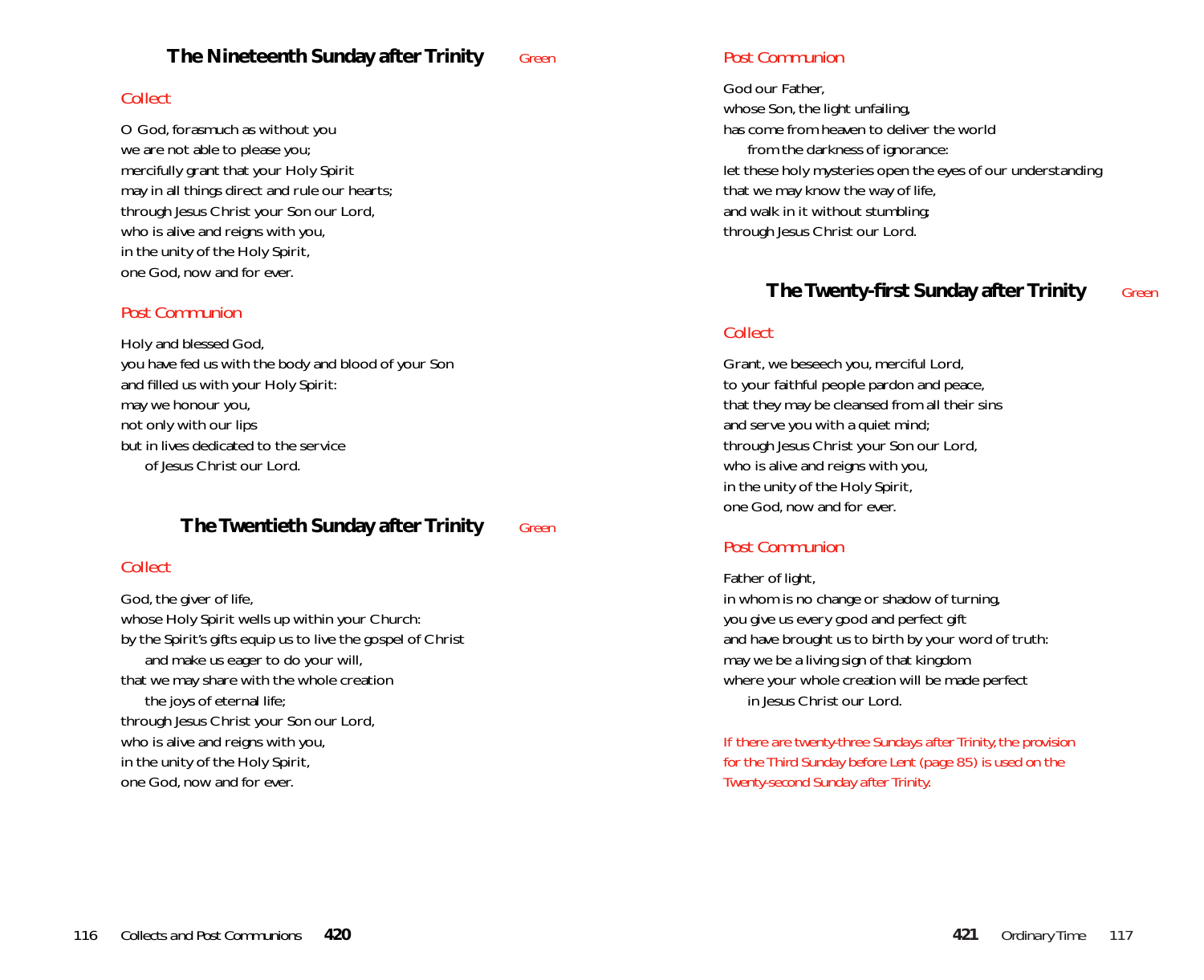## The Nineteenth Sunday after Trinity *Green*

### *Collect*

O God, forasmuch as without you
we are not able to please you;
mercifully grant that your Holy Spirit
may in all things direct and rule our hearts;
through Jesus Christ your Son our Lord,
who is alive and reigns with you,
in the unity of the Holy Spirit,
one God, now and for ever.

### *Post Communion*

Holy and blessed God,
you have fed us with the body and blood of your Son
and filled us with your Holy Spirit:
may we honour you,
not only with our lips
but in lives dedicated to the service
of Jesus Christ our Lord.

## The Twentieth Sunday after Trinity *Green*

### *Collect*

God, the giver of life,
whose Holy Spirit wells up within your Church:
by the Spirit's gifts equip us to live the gospel of Christ
and make us eager to do your will,
that we may share with the whole creation
the joys of eternal life;
through Jesus Christ your Son our Lord,
who is alive and reigns with you,
in the unity of the Holy Spirit,
one God, now and for ever.

### *Post Communion*

God our Father,
whose Son, the light unfailing,
has come from heaven to deliver the world
from the darkness of ignorance:
let these holy mysteries open the eyes of our understanding
that we may know the way of life,
and walk in it without stumbling;
through Jesus Christ our Lord.

## The Twenty-first Sunday after Trinity *Green*

### *Collect*

Grant, we beseech you, merciful Lord,
to your faithful people pardon and peace,
that they may be cleansed from all their sins
and serve you with a quiet mind;
through Jesus Christ your Son our Lord,
who is alive and reigns with you,
in the unity of the Holy Spirit,
one God, now and for ever.

### *Post Communion*

Father of light,
in whom is no change or shadow of turning,
you give us every good and perfect gift
and have brought us to birth by your word of truth:
may we be a living sign of that kingdom
where your whole creation will be made perfect
in Jesus Christ our Lord.

*If there are twenty-three Sundays after Trinity, the provision for the Third Sunday before Lent (page 85) is used on the Twenty-second Sunday after Trinity.*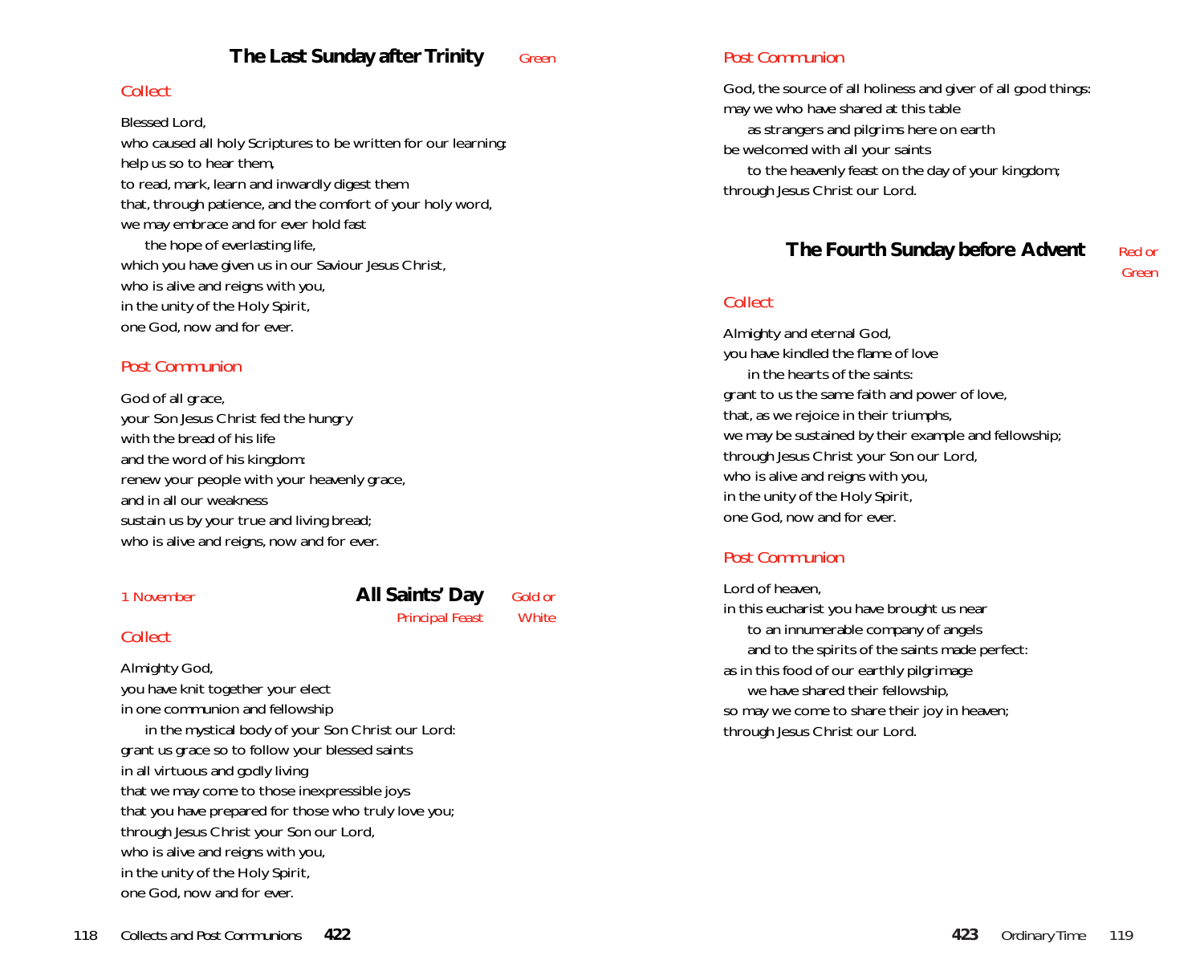## The Last Sunday after Trinity

*Green*

### Collect

Blessed Lord,
who caused all holy Scriptures to be written for our learning:
help us so to hear them,
to read, mark, learn and inwardly digest them
that, through patience, and the comfort of your holy word,
we may embrace and for ever hold fast
 the hope of everlasting life,
which you have given us in our Saviour Jesus Christ,
who is alive and reigns with you,
in the unity of the Holy Spirit,
one God, now and for ever.

### Post Communion

God of all grace,
your Son Jesus Christ fed the hungry
with the bread of his life
and the word of his kingdom:
renew your people with your heavenly grace,
and in all our weakness
sustain us by your true and living bread;
who is alive and reigns, now and for ever.

## All Saints' Day

*1 November*

*Principal Feast*

*Gold or White*

### Collect

Almighty God,
you have knit together your elect
in one communion and fellowship
 in the mystical body of your Son Christ our Lord:
grant us grace so to follow your blessed saints
in all virtuous and godly living
that we may come to those inexpressible joys
that you have prepared for those who truly love you;
through Jesus Christ your Son our Lord,
who is alive and reigns with you,
in the unity of the Holy Spirit,
one God, now and for ever.

### Post Communion

God, the source of all holiness and giver of all good things:
may we who have shared at this table
 as strangers and pilgrims here on earth
be welcomed with all your saints
 to the heavenly feast on the day of your kingdom;
through Jesus Christ our Lord.

## The Fourth Sunday before Advent

*Red or Green*

### Collect

Almighty and eternal God,
you have kindled the flame of love
 in the hearts of the saints:
grant to us the same faith and power of love,
that, as we rejoice in their triumphs,
we may be sustained by their example and fellowship;
through Jesus Christ your Son our Lord,
who is alive and reigns with you,
in the unity of the Holy Spirit,
one God, now and for ever.

### Post Communion

Lord of heaven,
in this eucharist you have brought us near
 to an innumerable company of angels
 and to the spirits of the saints made perfect:
as in this food of our earthly pilgrimage
 we have shared their fellowship,
so may we come to share their joy in heaven;
through Jesus Christ our Lord.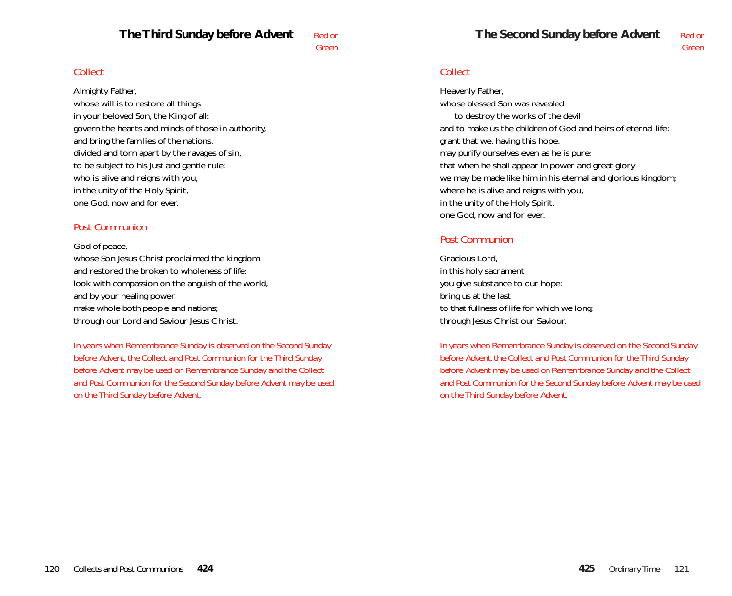## The Third Sunday before Advent

*Red or Green*

### *Collect*

Almighty Father,
whose will is to restore all things
in your beloved Son, the King of all:
govern the hearts and minds of those in authority,
and bring the families of the nations,
divided and torn apart by the ravages of sin,
to be subject to his just and gentle rule;
who is alive and reigns with you,
in the unity of the Holy Spirit,
one God, now and for ever.

### *Post Communion*

God of peace,
whose Son Jesus Christ proclaimed the kingdom
and restored the broken to wholeness of life:
look with compassion on the anguish of the world,
and by your healing power
make whole both people and nations;
through our Lord and Saviour Jesus Christ.

*In years when Remembrance Sunday is observed on the Second Sunday before Advent, the Collect and Post Communion for the Third Sunday before Advent may be used on Remembrance Sunday and the Collect and Post Communion for the Second Sunday before Advent may be used on the Third Sunday before Advent.*

## The Second Sunday before Advent

*Red or Green*

### *Collect*

Heavenly Father,
whose blessed Son was revealed
    to destroy the works of the devil
and to make us the children of God and heirs of eternal life:
grant that we, having this hope,
may purify ourselves even as he is pure;
that when he shall appear in power and great glory
we may be made like him in his eternal and glorious kingdom;
where he is alive and reigns with you,
in the unity of the Holy Spirit,
one God, now and for ever.

### *Post Communion*

Gracious Lord,
in this holy sacrament
you give substance to our hope:
bring us at the last
to that fullness of life for which we long;
through Jesus Christ our Saviour.

*In years when Remembrance Sunday is observed on the Second Sunday before Advent, the Collect and Post Communion for the Third Sunday before Advent may be used on Remembrance Sunday and the Collect and Post Communion for the Second Sunday before Advent may be used on the Third Sunday before Advent.*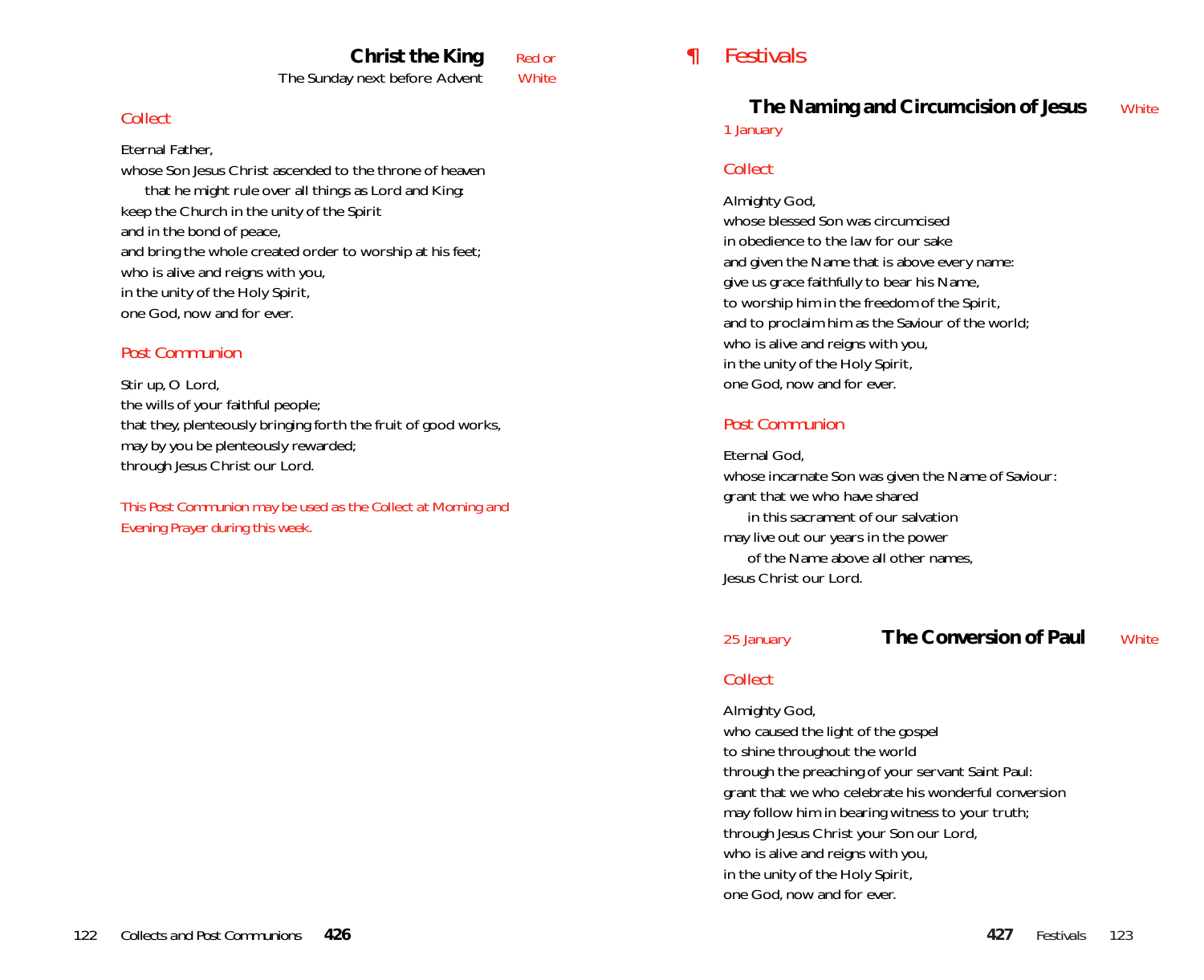## Christ the King

The Sunday next before Advent

*Red or White*

### Collect

Eternal Father,
whose Son Jesus Christ ascended to the throne of heaven
that he might rule over all things as Lord and King:
keep the Church in the unity of the Spirit
and in the bond of peace,
and bring the whole created order to worship at his feet;
who is alive and reigns with you,
in the unity of the Holy Spirit,
one God, now and for ever.

### Post Communion

Stir up, O Lord,
the wills of your faithful people;
that they, plenteously bringing forth the fruit of good works,
may by you be plenteously rewarded;
through Jesus Christ our Lord.

*This Post Communion may be used as the Collect at Morning and Evening Prayer during this week.*

# ¶ Festivals

## The Naming and Circumcision of Jesus

*White*

1 January

### Collect

Almighty God,
whose blessed Son was circumcised
in obedience to the law for our sake
and given the Name that is above every name:
give us grace faithfully to bear his Name,
to worship him in the freedom of the Spirit,
and to proclaim him as the Saviour of the world;
who is alive and reigns with you,
in the unity of the Holy Spirit,
one God, now and for ever.

### Post Communion

Eternal God,
whose incarnate Son was given the Name of Saviour:
grant that we who have shared
in this sacrament of our salvation
may live out our years in the power
of the Name above all other names,
Jesus Christ our Lord.

## The Conversion of Paul

25 January

*White*

### Collect

Almighty God,
who caused the light of the gospel
to shine throughout the world
through the preaching of your servant Saint Paul:
grant that we who celebrate his wonderful conversion
may follow him in bearing witness to your truth;
through Jesus Christ your Son our Lord,
who is alive and reigns with you,
in the unity of the Holy Spirit,
one God, now and for ever.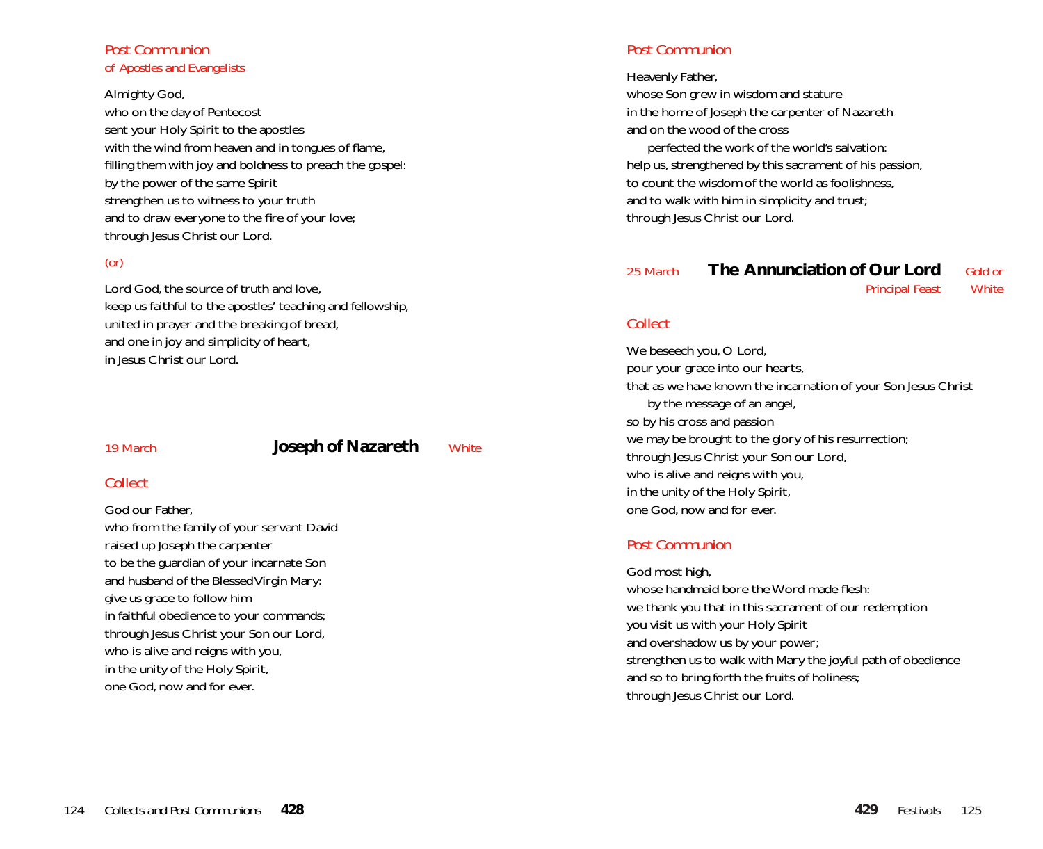### Post Communion
*of Apostles and Evangelists*

Almighty God,
who on the day of Pentecost
sent your Holy Spirit to the apostles
with the wind from heaven and in tongues of flame,
filling them with joy and boldness to preach the gospel:
by the power of the same Spirit
strengthen us to witness to your truth
and to draw everyone to the fire of your love;
through Jesus Christ our Lord.

*(or)*

Lord God, the source of truth and love,
keep us faithful to the apostles' teaching and fellowship,
united in prayer and the breaking of bread,
and one in joy and simplicity of heart,
in Jesus Christ our Lord.

## 19 March — Joseph of Nazareth — White

### Collect

God our Father,
who from the family of your servant David
raised up Joseph the carpenter
to be the guardian of your incarnate Son
and husband of the Blessed Virgin Mary:
give us grace to follow him
in faithful obedience to your commands;
through Jesus Christ your Son our Lord,
who is alive and reigns with you,
in the unity of the Holy Spirit,
one God, now and for ever.

### Post Communion

Heavenly Father,
whose Son grew in wisdom and stature
in the home of Joseph the carpenter of Nazareth
and on the wood of the cross
perfected the work of the world's salvation:
help us, strengthened by this sacrament of his passion,
to count the wisdom of the world as foolishness,
and to walk with him in simplicity and trust;
through Jesus Christ our Lord.

## 25 March — The Annunciation of Our Lord — Gold or White
*Principal Feast*

### Collect

We beseech you, O Lord,
pour your grace into our hearts,
that as we have known the incarnation of your Son Jesus Christ
by the message of an angel,
so by his cross and passion
we may be brought to the glory of his resurrection;
through Jesus Christ your Son our Lord,
who is alive and reigns with you,
in the unity of the Holy Spirit,
one God, now and for ever.

### Post Communion

God most high,
whose handmaid bore the Word made flesh:
we thank you that in this sacrament of our redemption
you visit us with your Holy Spirit
and overshadow us by your power;
strengthen us to walk with Mary the joyful path of obedience
and so to bring forth the fruits of holiness;
through Jesus Christ our Lord.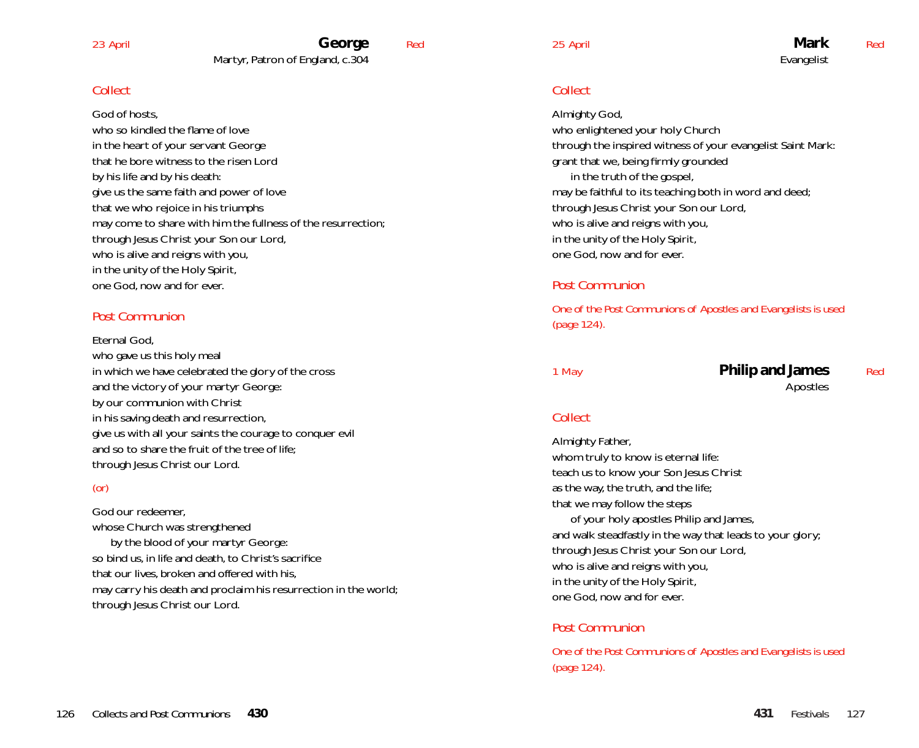23 April

## George

Red

Martyr, Patron of England, c.304

### *Collect*

God of hosts,
who so kindled the flame of love
in the heart of your servant George
that he bore witness to the risen Lord
by his life and by his death:
give us the same faith and power of love
that we who rejoice in his triumphs
may come to share with him the fullness of the resurrection;
through Jesus Christ your Son our Lord,
who is alive and reigns with you,
in the unity of the Holy Spirit,
one God, now and for ever.

### *Post Communion*

Eternal God,
who gave us this holy meal
in which we have celebrated the glory of the cross
and the victory of your martyr George:
by our communion with Christ
in his saving death and resurrection,
give us with all your saints the courage to conquer evil
and so to share the fruit of the tree of life;
through Jesus Christ our Lord.

(or)

God our redeemer,
whose Church was strengthened
by the blood of your martyr George:
so bind us, in life and death, to Christ's sacrifice
that our lives, broken and offered with his,
may carry his death and proclaim his resurrection in the world;
through Jesus Christ our Lord.

25 April

## Mark

Red

Evangelist

### *Collect*

Almighty God,
who enlightened your holy Church
through the inspired witness of your evangelist Saint Mark:
grant that we, being firmly grounded
in the truth of the gospel,
may be faithful to its teaching both in word and deed;
through Jesus Christ your Son our Lord,
who is alive and reigns with you,
in the unity of the Holy Spirit,
one God, now and for ever.

### *Post Communion*

*One of the Post Communions of Apostles and Evangelists is used (page 124).*

1 May

## Philip and James

Red

Apostles

### *Collect*

Almighty Father,
whom truly to know is eternal life:
teach us to know your Son Jesus Christ
as the way, the truth, and the life;
that we may follow the steps
of your holy apostles Philip and James,
and walk steadfastly in the way that leads to your glory;
through Jesus Christ your Son our Lord,
who is alive and reigns with you,
in the unity of the Holy Spirit,
one God, now and for ever.

### *Post Communion*

*One of the Post Communions of Apostles and Evangelists is used (page 124).*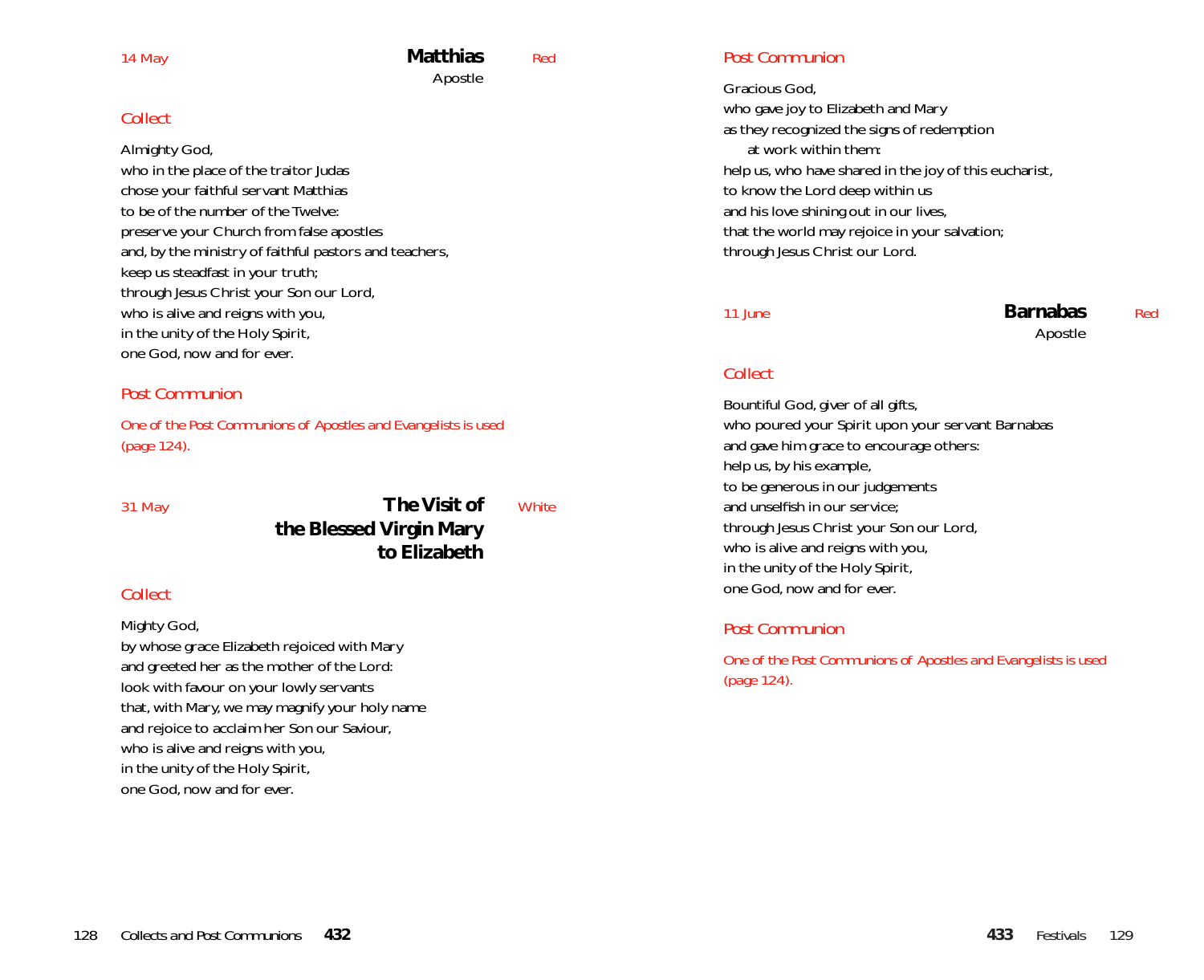14 May

## Matthias

Apostle

Red

### Collect

Almighty God,
who in the place of the traitor Judas
chose your faithful servant Matthias
to be of the number of the Twelve:
preserve your Church from false apostles
and, by the ministry of faithful pastors and teachers,
keep us steadfast in your truth;
through Jesus Christ your Son our Lord,
who is alive and reigns with you,
in the unity of the Holy Spirit,
one God, now and for ever.

### Post Communion

*One of the Post Communions of Apostles and Evangelists is used (page 124).*

31 May

## The Visit of the Blessed Virgin Mary to Elizabeth

White

### Collect

Mighty God,
by whose grace Elizabeth rejoiced with Mary
and greeted her as the mother of the Lord:
look with favour on your lowly servants
that, with Mary, we may magnify your holy name
and rejoice to acclaim her Son our Saviour,
who is alive and reigns with you,
in the unity of the Holy Spirit,
one God, now and for ever.

### Post Communion

Gracious God,
who gave joy to Elizabeth and Mary
as they recognized the signs of redemption
at work within them:
help us, who have shared in the joy of this eucharist,
to know the Lord deep within us
and his love shining out in our lives,
that the world may rejoice in your salvation;
through Jesus Christ our Lord.

11 June

## Barnabas

Apostle

Red

### Collect

Bountiful God, giver of all gifts,
who poured your Spirit upon your servant Barnabas
and gave him grace to encourage others:
help us, by his example,
to be generous in our judgements
and unselfish in our service;
through Jesus Christ your Son our Lord,
who is alive and reigns with you,
in the unity of the Holy Spirit,
one God, now and for ever.

### Post Communion

*One of the Post Communions of Apostles and Evangelists is used (page 124).*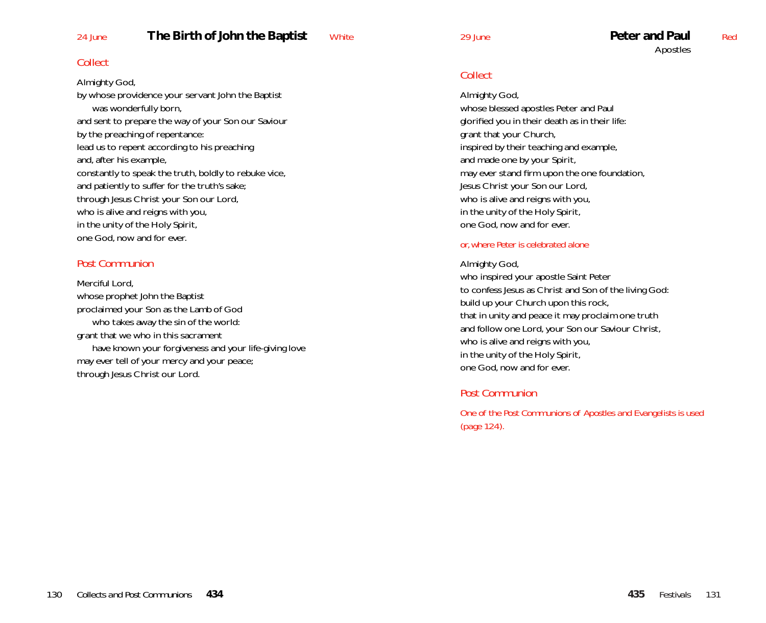24 June

## The Birth of John the Baptist

White

### Collect

Almighty God,
by whose providence your servant John the Baptist
 was wonderfully born,
and sent to prepare the way of your Son our Saviour
by the preaching of repentance:
lead us to repent according to his preaching
and, after his example,
constantly to speak the truth, boldly to rebuke vice,
and patiently to suffer for the truth's sake;
through Jesus Christ your Son our Lord,
who is alive and reigns with you,
in the unity of the Holy Spirit,
one God, now and for ever.

### Post Communion

Merciful Lord,
whose prophet John the Baptist
proclaimed your Son as the Lamb of God
 who takes away the sin of the world:
grant that we who in this sacrament
 have known your forgiveness and your life-giving love
may ever tell of your mercy and your peace;
through Jesus Christ our Lord.

29 June

## Peter and Paul

Apostles

Red

### Collect

Almighty God,
whose blessed apostles Peter and Paul
glorified you in their death as in their life:
grant that your Church,
inspired by their teaching and example,
and made one by your Spirit,
may ever stand firm upon the one foundation,
Jesus Christ your Son our Lord,
who is alive and reigns with you,
in the unity of the Holy Spirit,
one God, now and for ever.

*or, where Peter is celebrated alone*

Almighty God,
who inspired your apostle Saint Peter
to confess Jesus as Christ and Son of the living God:
build up your Church upon this rock,
that in unity and peace it may proclaim one truth
and follow one Lord, your Son our Saviour Christ,
who is alive and reigns with you,
in the unity of the Holy Spirit,
one God, now and for ever.

### Post Communion

*One of the Post Communions of Apostles and Evangelists is used (page 124).*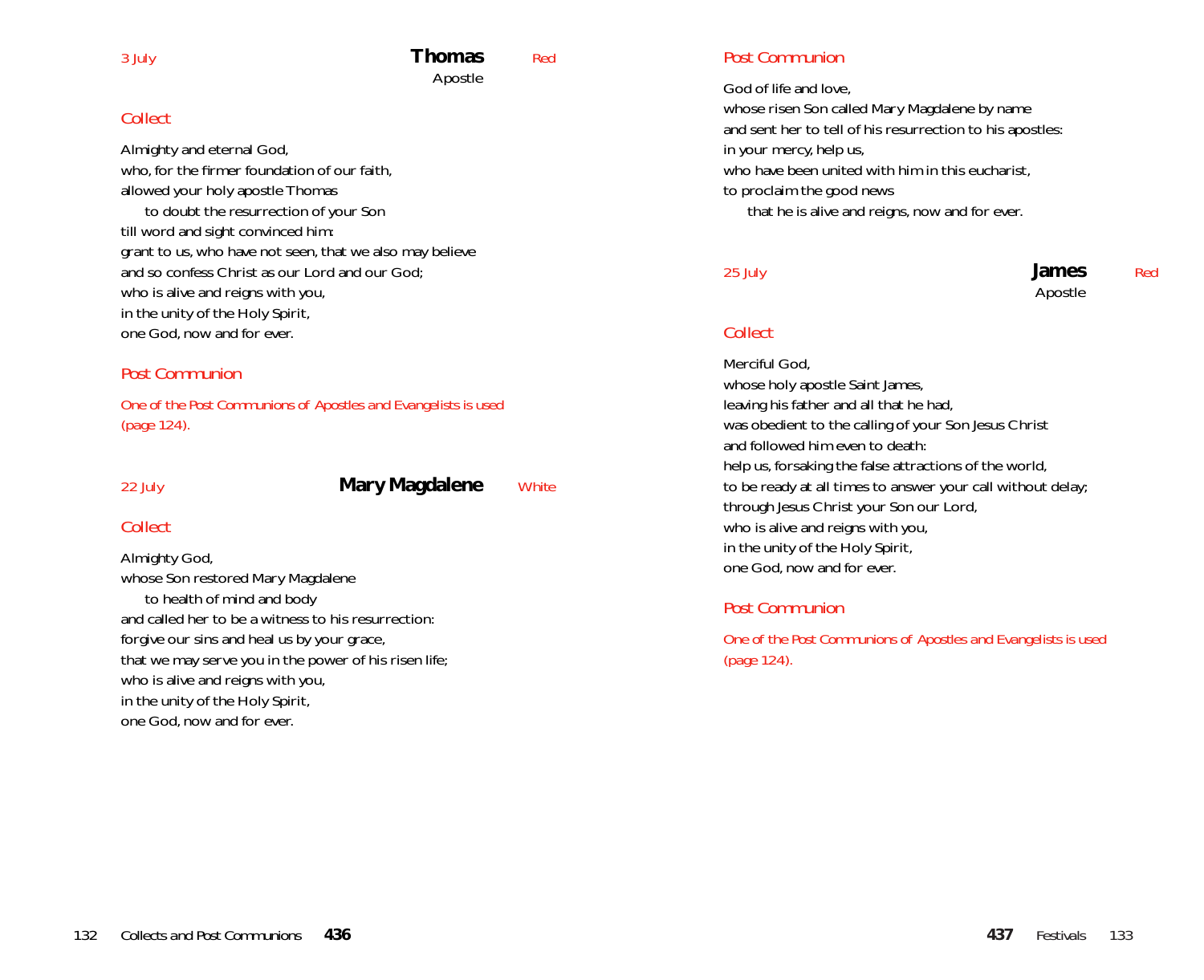3 July

## Thomas

Red

Apostle

### Collect

Almighty and eternal God,
who, for the firmer foundation of our faith,
allowed your holy apostle Thomas
  to doubt the resurrection of your Son
till word and sight convinced him:
grant to us, who have not seen, that we also may believe
and so confess Christ as our Lord and our God;
who is alive and reigns with you,
in the unity of the Holy Spirit,
one God, now and for ever.

### Post Communion

*One of the Post Communions of Apostles and Evangelists is used (page 124).*

22 July

## Mary Magdalene

White

### Collect

Almighty God,
whose Son restored Mary Magdalene
  to health of mind and body
and called her to be a witness to his resurrection:
forgive our sins and heal us by your grace,
that we may serve you in the power of his risen life;
who is alive and reigns with you,
in the unity of the Holy Spirit,
one God, now and for ever.

### Post Communion

God of life and love,
whose risen Son called Mary Magdalene by name
and sent her to tell of his resurrection to his apostles:
in your mercy, help us,
who have been united with him in this eucharist,
to proclaim the good news
  that he is alive and reigns, now and for ever.

25 July

## James

Red

Apostle

### Collect

Merciful God,
whose holy apostle Saint James,
leaving his father and all that he had,
was obedient to the calling of your Son Jesus Christ
and followed him even to death:
help us, forsaking the false attractions of the world,
to be ready at all times to answer your call without delay;
through Jesus Christ your Son our Lord,
who is alive and reigns with you,
in the unity of the Holy Spirit,
one God, now and for ever.

### Post Communion

*One of the Post Communions of Apostles and Evangelists is used (page 124).*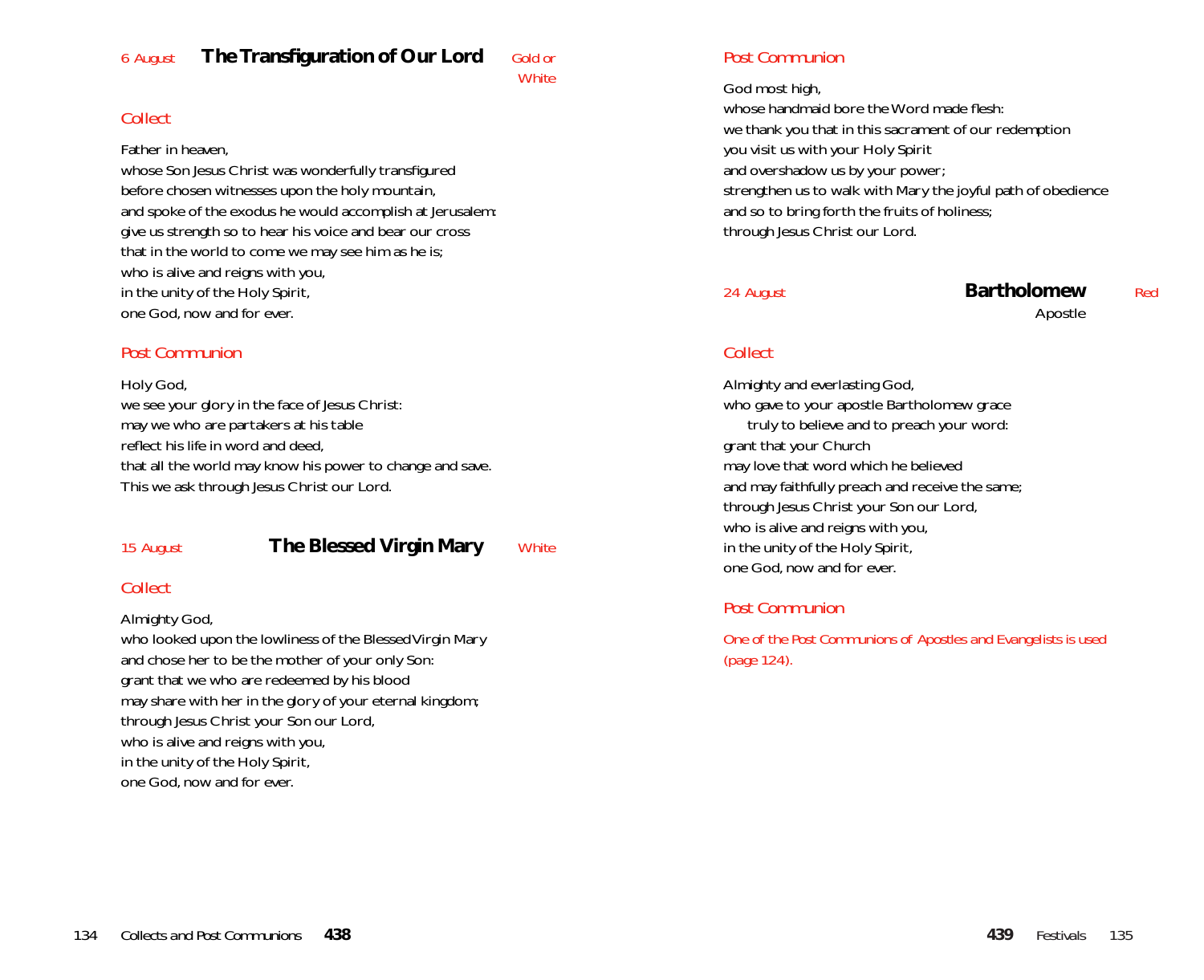## 6 August — The Transfiguration of Our Lord — *Gold or White*

### *Collect*

Father in heaven,
whose Son Jesus Christ was wonderfully transfigured
before chosen witnesses upon the holy mountain,
and spoke of the exodus he would accomplish at Jerusalem:
give us strength so to hear his voice and bear our cross
that in the world to come we may see him as he is;
who is alive and reigns with you,
in the unity of the Holy Spirit,
one God, now and for ever.

### *Post Communion*

Holy God,
we see your glory in the face of Jesus Christ:
may we who are partakers at his table
reflect his life in word and deed,
that all the world may know his power to change and save.
This we ask through Jesus Christ our Lord.

## 15 August — The Blessed Virgin Mary — *White*

### *Collect*

Almighty God,
who looked upon the lowliness of the Blessed Virgin Mary
and chose her to be the mother of your only Son:
grant that we who are redeemed by his blood
may share with her in the glory of your eternal kingdom;
through Jesus Christ your Son our Lord,
who is alive and reigns with you,
in the unity of the Holy Spirit,
one God, now and for ever.

### *Post Communion*

God most high,
whose handmaid bore the Word made flesh:
we thank you that in this sacrament of our redemption
you visit us with your Holy Spirit
and overshadow us by your power;
strengthen us to walk with Mary the joyful path of obedience
and so to bring forth the fruits of holiness;
through Jesus Christ our Lord.

## 24 August — Bartholomew — *Red*

Apostle

### *Collect*

Almighty and everlasting God,
who gave to your apostle Bartholomew grace
truly to believe and to preach your word:
grant that your Church
may love that word which he believed
and may faithfully preach and receive the same;
through Jesus Christ your Son our Lord,
who is alive and reigns with you,
in the unity of the Holy Spirit,
one God, now and for ever.

### *Post Communion*

*One of the Post Communions of Apostles and Evangelists is used (page 124).*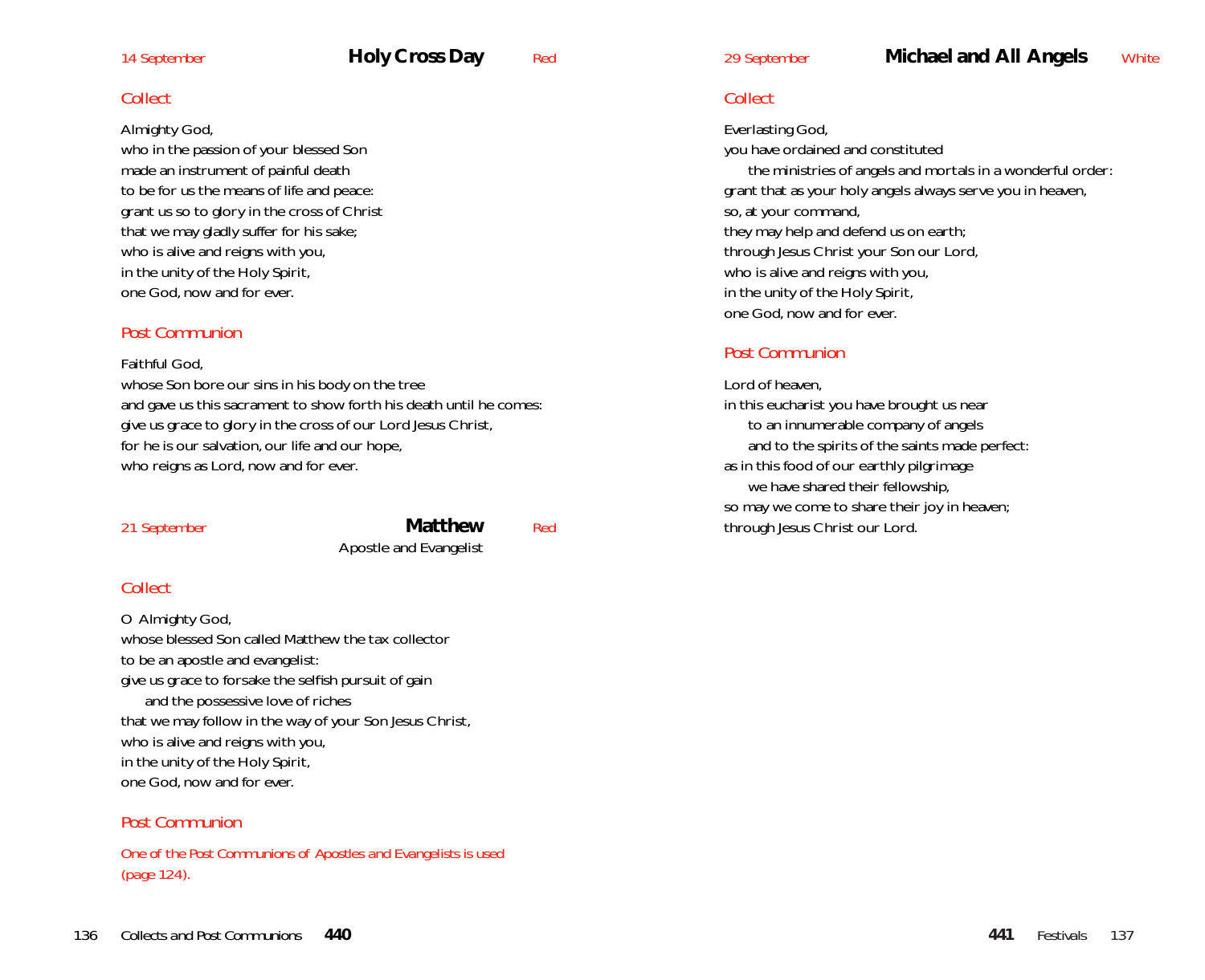14 September

## Holy Cross Day

Red

### Collect

Almighty God,
who in the passion of your blessed Son
made an instrument of painful death
to be for us the means of life and peace:
grant us so to glory in the cross of Christ
that we may gladly suffer for his sake;
who is alive and reigns with you,
in the unity of the Holy Spirit,
one God, now and for ever.

### Post Communion

Faithful God,
whose Son bore our sins in his body on the tree
and gave us this sacrament to show forth his death until he comes:
give us grace to glory in the cross of our Lord Jesus Christ,
for he is our salvation, our life and our hope,
who reigns as Lord, now and for ever.

21 September

## Matthew

Apostle and Evangelist

Red

### Collect

O Almighty God,
whose blessed Son called Matthew the tax collector
to be an apostle and evangelist:
give us grace to forsake the selfish pursuit of gain
    and the possessive love of riches
that we may follow in the way of your Son Jesus Christ,
who is alive and reigns with you,
in the unity of the Holy Spirit,
one God, now and for ever.

### Post Communion

*One of the Post Communions of Apostles and Evangelists is used (page 124).*

29 September

## Michael and All Angels

White

### Collect

Everlasting God,
you have ordained and constituted
    the ministries of angels and mortals in a wonderful order:
grant that as your holy angels always serve you in heaven,
so, at your command,
they may help and defend us on earth;
through Jesus Christ your Son our Lord,
who is alive and reigns with you,
in the unity of the Holy Spirit,
one God, now and for ever.

### Post Communion

Lord of heaven,
in this eucharist you have brought us near
    to an innumerable company of angels
    and to the spirits of the saints made perfect:
as in this food of our earthly pilgrimage
    we have shared their fellowship,
so may we come to share their joy in heaven;
through Jesus Christ our Lord.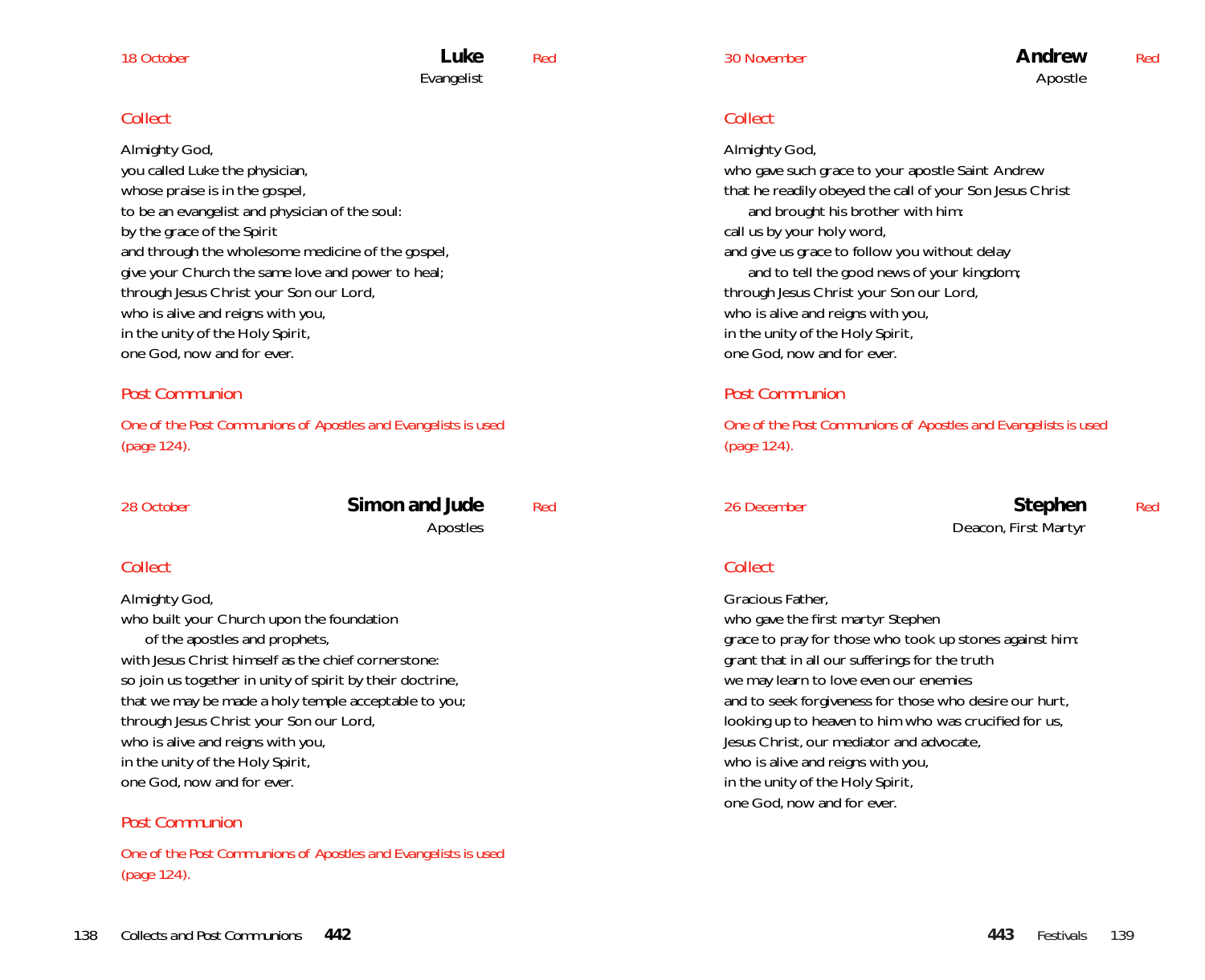18 October

## Luke

Evangelist

Red

### Collect

Almighty God,
you called Luke the physician,
whose praise is in the gospel,
to be an evangelist and physician of the soul:
by the grace of the Spirit
and through the wholesome medicine of the gospel,
give your Church the same love and power to heal;
through Jesus Christ your Son our Lord,
who is alive and reigns with you,
in the unity of the Holy Spirit,
one God, now and for ever.

### Post Communion

*One of the Post Communions of Apostles and Evangelists is used (page 124).*

28 October

## Simon and Jude

Apostles

Red

### Collect

Almighty God,
who built your Church upon the foundation
of the apostles and prophets,
with Jesus Christ himself as the chief cornerstone:
so join us together in unity of spirit by their doctrine,
that we may be made a holy temple acceptable to you;
through Jesus Christ your Son our Lord,
who is alive and reigns with you,
in the unity of the Holy Spirit,
one God, now and for ever.

### Post Communion

*One of the Post Communions of Apostles and Evangelists is used (page 124).*

30 November

## Andrew

Apostle

Red

### Collect

Almighty God,
who gave such grace to your apostle Saint Andrew
that he readily obeyed the call of your Son Jesus Christ
and brought his brother with him:
call us by your holy word,
and give us grace to follow you without delay
and to tell the good news of your kingdom;
through Jesus Christ your Son our Lord,
who is alive and reigns with you,
in the unity of the Holy Spirit,
one God, now and for ever.

### Post Communion

*One of the Post Communions of Apostles and Evangelists is used (page 124).*

26 December

## Stephen

Deacon, First Martyr

Red

### Collect

Gracious Father,
who gave the first martyr Stephen
grace to pray for those who took up stones against him:
grant that in all our sufferings for the truth
we may learn to love even our enemies
and to seek forgiveness for those who desire our hurt,
looking up to heaven to him who was crucified for us,
Jesus Christ, our mediator and advocate,
who is alive and reigns with you,
in the unity of the Holy Spirit,
one God, now and for ever.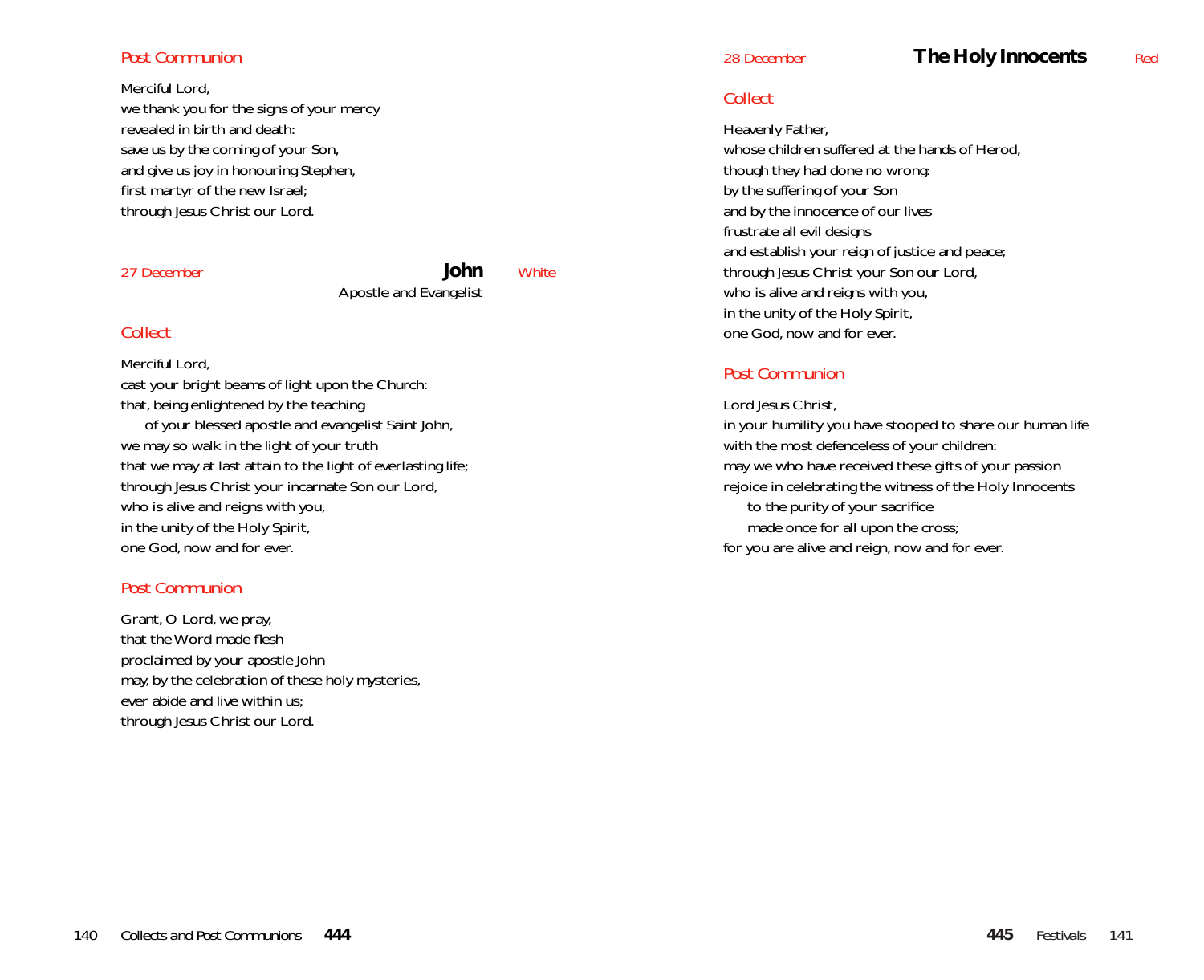### Post Communion

Merciful Lord,
we thank you for the signs of your mercy
revealed in birth and death:
save us by the coming of your Son,
and give us joy in honouring Stephen,
first martyr of the new Israel;
through Jesus Christ our Lord.

27 December

## John
Apostle and Evangelist

White

### Collect

Merciful Lord,
cast your bright beams of light upon the Church:
that, being enlightened by the teaching
  of your blessed apostle and evangelist Saint John,
we may so walk in the light of your truth
that we may at last attain to the light of everlasting life;
through Jesus Christ your incarnate Son our Lord,
who is alive and reigns with you,
in the unity of the Holy Spirit,
one God, now and for ever.

### Post Communion

Grant, O Lord, we pray,
that the Word made flesh
proclaimed by your apostle John
may, by the celebration of these holy mysteries,
ever abide and live within us;
through Jesus Christ our Lord.

28 December

## The Holy Innocents

Red

### Collect

Heavenly Father,
whose children suffered at the hands of Herod,
though they had done no wrong:
by the suffering of your Son
and by the innocence of our lives
frustrate all evil designs
and establish your reign of justice and peace;
through Jesus Christ your Son our Lord,
who is alive and reigns with you,
in the unity of the Holy Spirit,
one God, now and for ever.

### Post Communion

Lord Jesus Christ,
in your humility you have stooped to share our human life
with the most defenceless of your children:
may we who have received these gifts of your passion
rejoice in celebrating the witness of the Holy Innocents
  to the purity of your sacrifice
  made once for all upon the cross;
for you are alive and reign, now and for ever.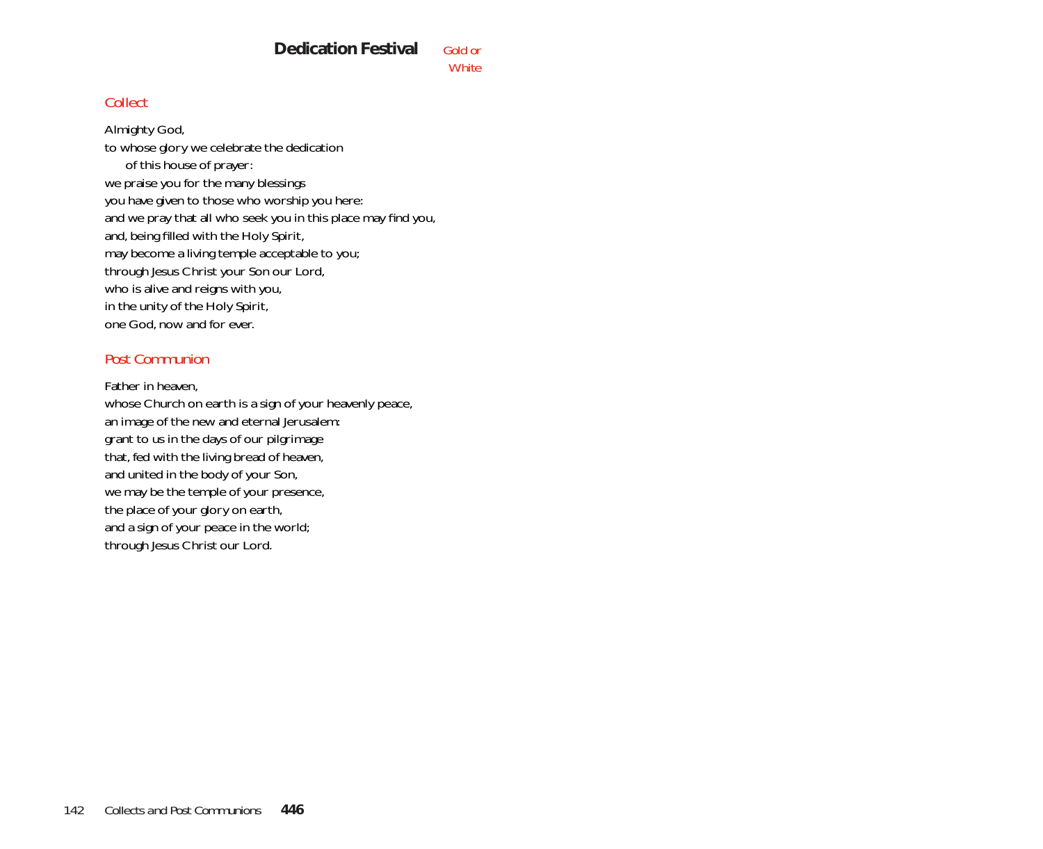# Dedication Festival

*Gold or White*

## Collect

Almighty God,
to whose glory we celebrate the dedication
  of this house of prayer:
we praise you for the many blessings
you have given to those who worship you here:
and we pray that all who seek you in this place may find you,
and, being filled with the Holy Spirit,
may become a living temple acceptable to you;
through Jesus Christ your Son our Lord,
who is alive and reigns with you,
in the unity of the Holy Spirit,
one God, now and for ever.

## Post Communion

Father in heaven,
whose Church on earth is a sign of your heavenly peace,
an image of the new and eternal Jerusalem:
grant to us in the days of our pilgrimage
that, fed with the living bread of heaven,
and united in the body of your Son,
we may be the temple of your presence,
the place of your glory on earth,
and a sign of your peace in the world;
through Jesus Christ our Lord.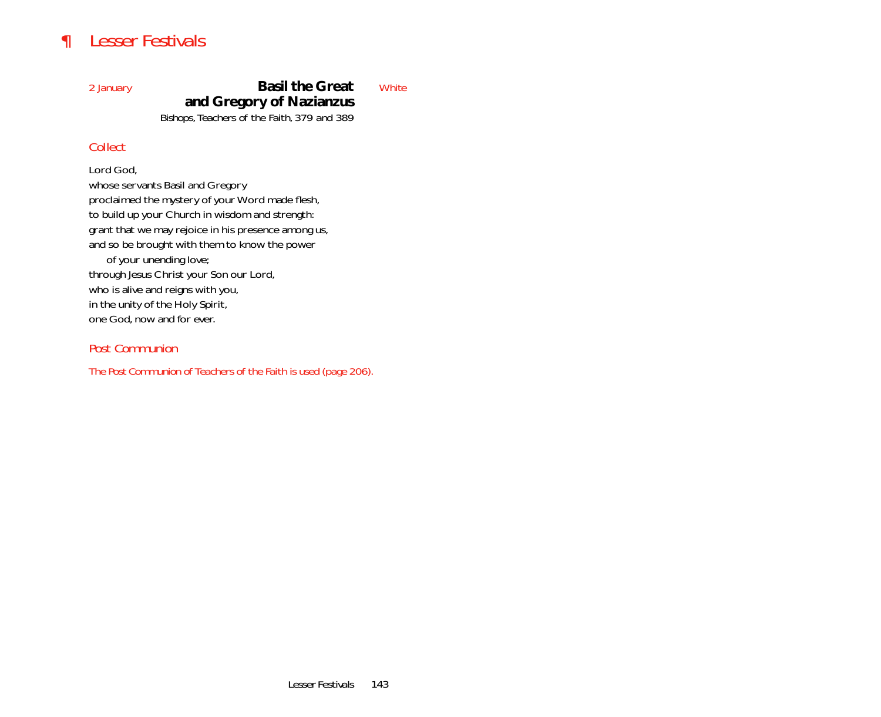# ¶ Lesser Festivals

2 January

## Basil the Great and Gregory of Nazianzus

White

*Bishops, Teachers of the Faith, 379 and 389*

### *Collect*

Lord God,  
whose servants Basil and Gregory  
proclaimed the mystery of your Word made flesh,  
to build up your Church in wisdom and strength:  
grant that we may rejoice in his presence among us,  
and so be brought with them to know the power  
    of your unending love;  
through Jesus Christ your Son our Lord,  
who is alive and reigns with you,  
in the unity of the Holy Spirit,  
one God, now and for ever.

### *Post Communion*

*The Post Communion of Teachers of the Faith is used (page 206).*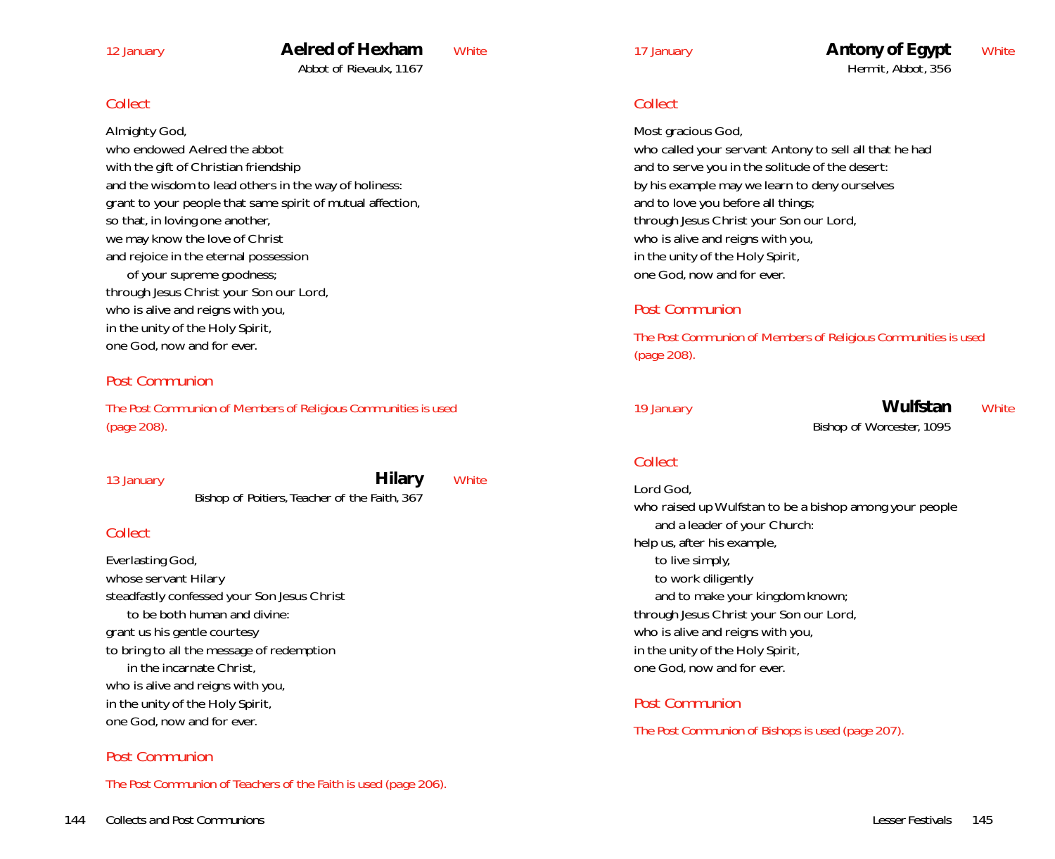12 January

## Aelred of Hexham

White

Abbot of Rievaulx, 1167

### *Collect*

Almighty God,
who endowed Aelred the abbot
with the gift of Christian friendship
and the wisdom to lead others in the way of holiness:
grant to your people that same spirit of mutual affection,
so that, in loving one another,
we may know the love of Christ
and rejoice in the eternal possession
of your supreme goodness;
through Jesus Christ your Son our Lord,
who is alive and reigns with you,
in the unity of the Holy Spirit,
one God, now and for ever.

### *Post Communion*

*The Post Communion of Members of Religious Communities is used (page 208).*

13 January

## Hilary

White

Bishop of Poitiers, Teacher of the Faith, 367

### *Collect*

Everlasting God,
whose servant Hilary
steadfastly confessed your Son Jesus Christ
to be both human and divine:
grant us his gentle courtesy
to bring to all the message of redemption
in the incarnate Christ,
who is alive and reigns with you,
in the unity of the Holy Spirit,
one God, now and for ever.

### *Post Communion*

*The Post Communion of Teachers of the Faith is used (page 206).*

17 January

## Antony of Egypt

White

Hermit, Abbot, 356

### *Collect*

Most gracious God,
who called your servant Antony to sell all that he had
and to serve you in the solitude of the desert:
by his example may we learn to deny ourselves
and to love you before all things;
through Jesus Christ your Son our Lord,
who is alive and reigns with you,
in the unity of the Holy Spirit,
one God, now and for ever.

### *Post Communion*

*The Post Communion of Members of Religious Communities is used (page 208).*

19 January

## Wulfstan

White

Bishop of Worcester, 1095

### *Collect*

Lord God,
who raised up Wulfstan to be a bishop among your people
and a leader of your Church:
help us, after his example,
to live simply,
to work diligently
and to make your kingdom known;
through Jesus Christ your Son our Lord,
who is alive and reigns with you,
in the unity of the Holy Spirit,
one God, now and for ever.

### *Post Communion*

*The Post Communion of Bishops is used (page 207).*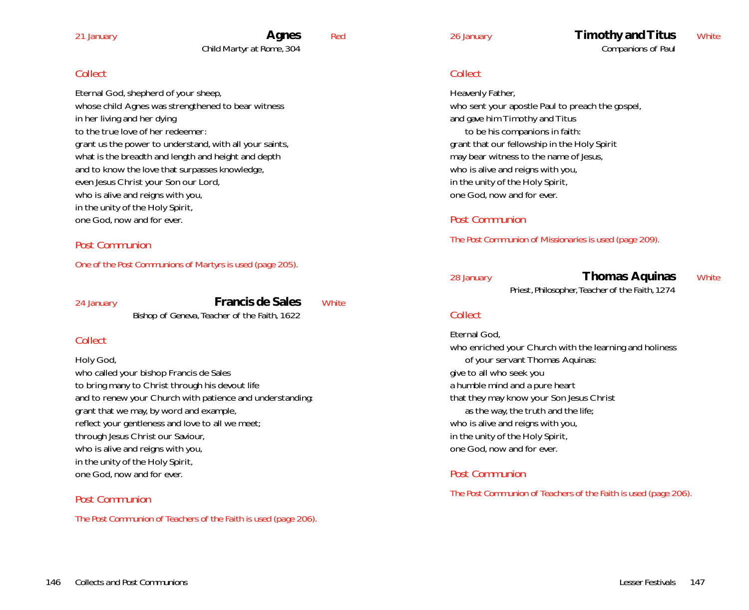21 January

## Agnes

Red

*Child Martyr at Rome, 304*

*Collect*

Eternal God, shepherd of your sheep,
whose child Agnes was strengthened to bear witness
in her living and her dying
to the true love of her redeemer:
grant us the power to understand, with all your saints,
what is the breadth and length and height and depth
and to know the love that surpasses knowledge,
even Jesus Christ your Son our Lord,
who is alive and reigns with you,
in the unity of the Holy Spirit,
one God, now and for ever.

*Post Communion*

One of the Post Communions of Martyrs is used (page 205).

24 January

## Francis de Sales

White

*Bishop of Geneva, Teacher of the Faith, 1622*

*Collect*

Holy God,
who called your bishop Francis de Sales
to bring many to Christ through his devout life
and to renew your Church with patience and understanding:
grant that we may, by word and example,
reflect your gentleness and love to all we meet;
through Jesus Christ our Saviour,
who is alive and reigns with you,
in the unity of the Holy Spirit,
one God, now and for ever.

*Post Communion*

The Post Communion of Teachers of the Faith is used (page 206).

26 January

## Timothy and Titus

White

*Companions of Paul*

*Collect*

Heavenly Father,
who sent your apostle Paul to preach the gospel,
and gave him Timothy and Titus
to be his companions in faith:
grant that our fellowship in the Holy Spirit
may bear witness to the name of Jesus,
who is alive and reigns with you,
in the unity of the Holy Spirit,
one God, now and for ever.

*Post Communion*

The Post Communion of Missionaries is used (page 209).

28 January

## Thomas Aquinas

White

*Priest, Philosopher, Teacher of the Faith, 1274*

*Collect*

Eternal God,
who enriched your Church with the learning and holiness
of your servant Thomas Aquinas:
give to all who seek you
a humble mind and a pure heart
that they may know your Son Jesus Christ
as the way, the truth and the life;
who is alive and reigns with you,
in the unity of the Holy Spirit,
one God, now and for ever.

*Post Communion*

The Post Communion of Teachers of the Faith is used (page 206).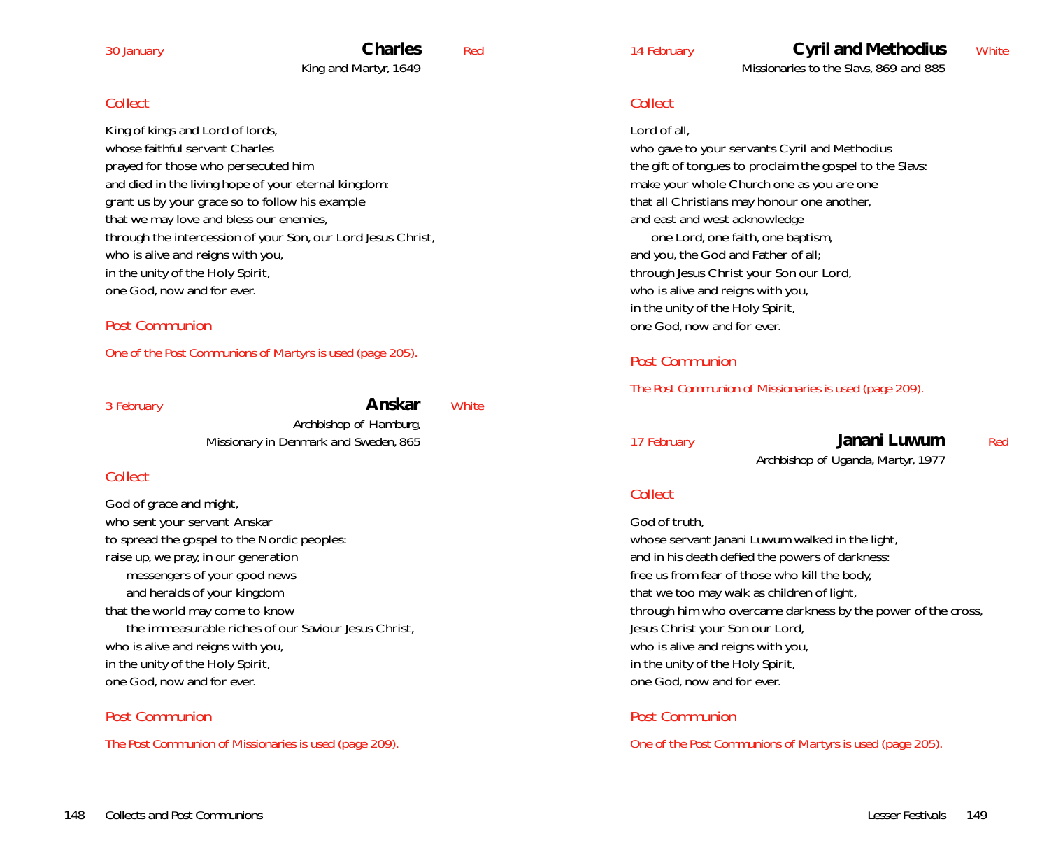30 January

## Charles

Red

King and Martyr, 1649

### *Collect*

King of kings and Lord of lords,
whose faithful servant Charles
prayed for those who persecuted him
and died in the living hope of your eternal kingdom:
grant us by your grace so to follow his example
that we may love and bless our enemies,
through the intercession of your Son, our Lord Jesus Christ,
who is alive and reigns with you,
in the unity of the Holy Spirit,
one God, now and for ever.

### *Post Communion*

*One of the Post Communions of Martyrs is used (page 205).*

3 February

## Anskar

White

Archbishop of Hamburg,
Missionary in Denmark and Sweden, 865

### *Collect*

God of grace and might,
who sent your servant Anskar
to spread the gospel to the Nordic peoples:
raise up, we pray, in our generation
 messengers of your good news
 and heralds of your kingdom
that the world may come to know
 the immeasurable riches of our Saviour Jesus Christ,
who is alive and reigns with you,
in the unity of the Holy Spirit,
one God, now and for ever.

### *Post Communion*

*The Post Communion of Missionaries is used (page 209).*

14 February

## Cyril and Methodius

White

Missionaries to the Slavs, 869 and 885

### *Collect*

Lord of all,
who gave to your servants Cyril and Methodius
the gift of tongues to proclaim the gospel to the Slavs:
make your whole Church one as you are one
that all Christians may honour one another,
and east and west acknowledge
 one Lord, one faith, one baptism,
and you, the God and Father of all;
through Jesus Christ your Son our Lord,
who is alive and reigns with you,
in the unity of the Holy Spirit,
one God, now and for ever.

### *Post Communion*

*The Post Communion of Missionaries is used (page 209).*

17 February

## Janani Luwum

Red

Archbishop of Uganda, Martyr, 1977

### *Collect*

God of truth,
whose servant Janani Luwum walked in the light,
and in his death defied the powers of darkness:
free us from fear of those who kill the body,
that we too may walk as children of light,
through him who overcame darkness by the power of the cross,
Jesus Christ your Son our Lord,
who is alive and reigns with you,
in the unity of the Holy Spirit,
one God, now and for ever.

### *Post Communion*

*One of the Post Communions of Martyrs is used (page 205).*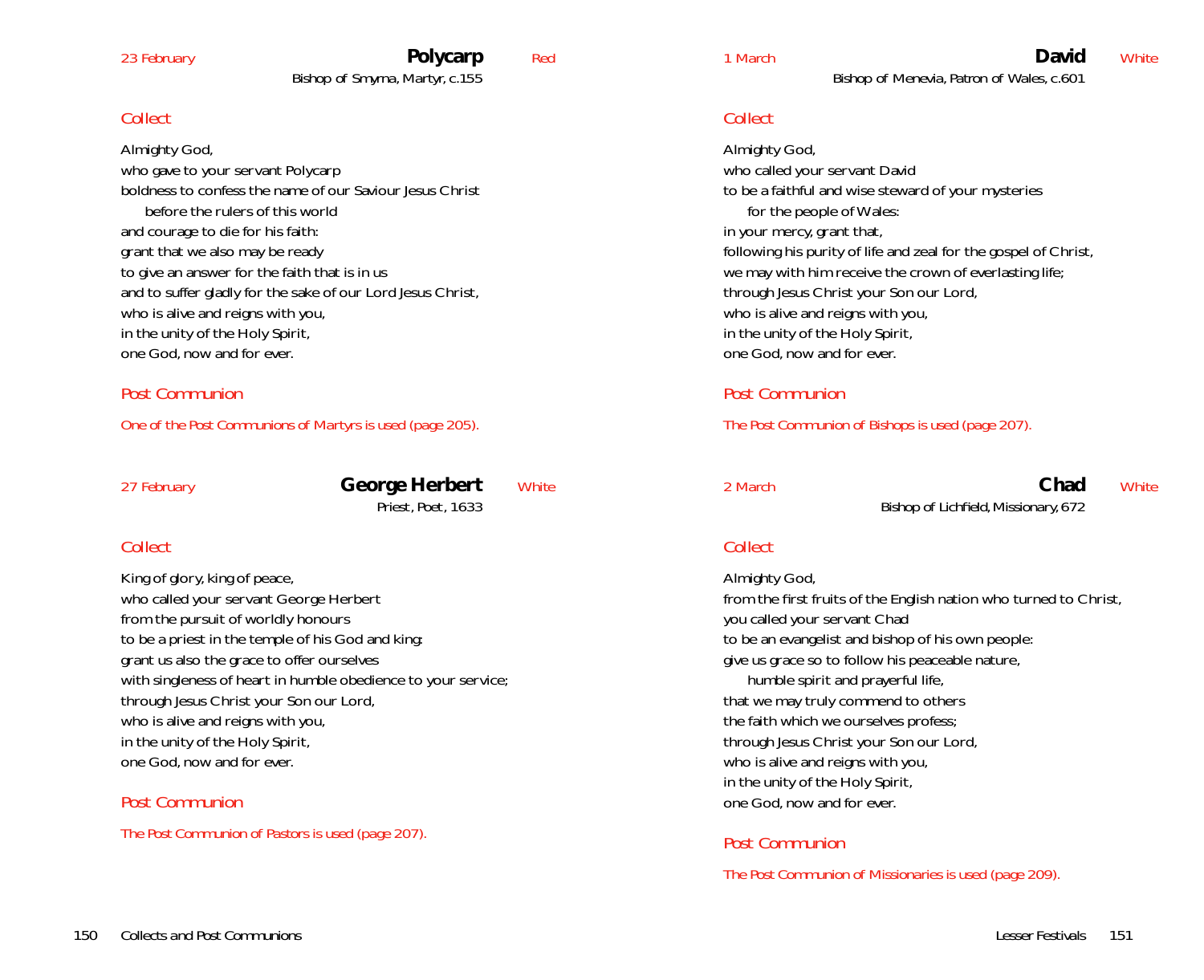23 February

## Polycarp

Red

Bishop of Smyrna, Martyr, c.155

### *Collect*

Almighty God,
who gave to your servant Polycarp
boldness to confess the name of our Saviour Jesus Christ
  before the rulers of this world
and courage to die for his faith:
grant that we also may be ready
to give an answer for the faith that is in us
and to suffer gladly for the sake of our Lord Jesus Christ,
who is alive and reigns with you,
in the unity of the Holy Spirit,
one God, now and for ever.

### *Post Communion*

*One of the Post Communions of Martyrs is used (page 205).*

27 February

## George Herbert

White

Priest, Poet, 1633

### *Collect*

King of glory, king of peace,
who called your servant George Herbert
from the pursuit of worldly honours
to be a priest in the temple of his God and king:
grant us also the grace to offer ourselves
with singleness of heart in humble obedience to your service;
through Jesus Christ your Son our Lord,
who is alive and reigns with you,
in the unity of the Holy Spirit,
one God, now and for ever.

### *Post Communion*

*The Post Communion of Pastors is used (page 207).*

1 March

## David

White

Bishop of Menevia, Patron of Wales, c.601

### *Collect*

Almighty God,
who called your servant David
to be a faithful and wise steward of your mysteries
  for the people of Wales:
in your mercy, grant that,
following his purity of life and zeal for the gospel of Christ,
we may with him receive the crown of everlasting life;
through Jesus Christ your Son our Lord,
who is alive and reigns with you,
in the unity of the Holy Spirit,
one God, now and for ever.

### *Post Communion*

*The Post Communion of Bishops is used (page 207).*

2 March

## Chad

White

Bishop of Lichfield, Missionary, 672

### *Collect*

Almighty God,
from the first fruits of the English nation who turned to Christ,
you called your servant Chad
to be an evangelist and bishop of his own people:
give us grace so to follow his peaceable nature,
  humble spirit and prayerful life,
that we may truly commend to others
the faith which we ourselves profess;
through Jesus Christ your Son our Lord,
who is alive and reigns with you,
in the unity of the Holy Spirit,
one God, now and for ever.

### *Post Communion*

*The Post Communion of Missionaries is used (page 209).*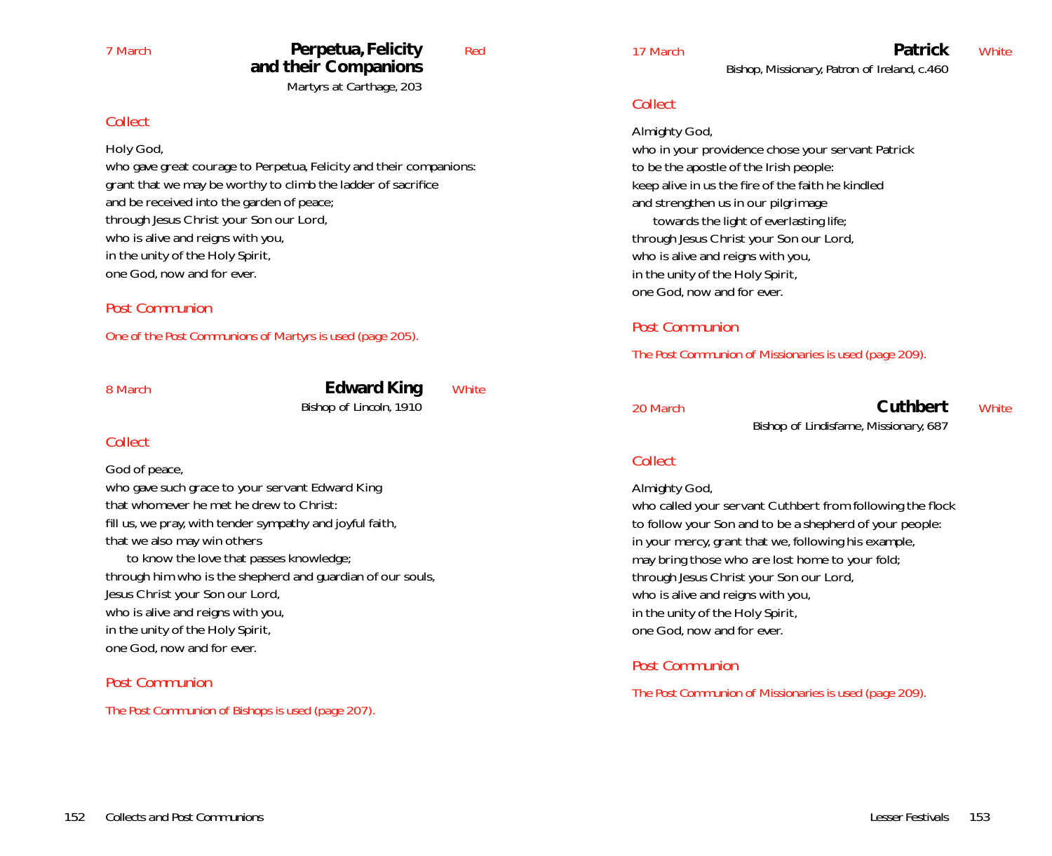7 March

## Perpetua, Felicity and their Companions

Red

Martyrs at Carthage, 203

### *Collect*

Holy God,
who gave great courage to Perpetua, Felicity and their companions:
grant that we may be worthy to climb the ladder of sacrifice
and be received into the garden of peace;
through Jesus Christ your Son our Lord,
who is alive and reigns with you,
in the unity of the Holy Spirit,
one God, now and for ever.

### *Post Communion*

*One of the Post Communions of Martyrs is used (page 205).*

8 March

## Edward King

White

Bishop of Lincoln, 1910

### *Collect*

God of peace,
who gave such grace to your servant Edward King
that whomever he met he drew to Christ:
fill us, we pray, with tender sympathy and joyful faith,
that we also may win others
  to know the love that passes knowledge;
through him who is the shepherd and guardian of our souls,
Jesus Christ your Son our Lord,
who is alive and reigns with you,
in the unity of the Holy Spirit,
one God, now and for ever.

### *Post Communion*

*The Post Communion of Bishops is used (page 207).*

17 March

## Patrick

White

Bishop, Missionary, Patron of Ireland, c.460

### *Collect*

Almighty God,
who in your providence chose your servant Patrick
to be the apostle of the Irish people:
keep alive in us the fire of the faith he kindled
and strengthen us in our pilgrimage
  towards the light of everlasting life;
through Jesus Christ your Son our Lord,
who is alive and reigns with you,
in the unity of the Holy Spirit,
one God, now and for ever.

### *Post Communion*

*The Post Communion of Missionaries is used (page 209).*

20 March

## Cuthbert

White

Bishop of Lindisfarne, Missionary, 687

### *Collect*

Almighty God,
who called your servant Cuthbert from following the flock
to follow your Son and to be a shepherd of your people:
in your mercy, grant that we, following his example,
may bring those who are lost home to your fold;
through Jesus Christ your Son our Lord,
who is alive and reigns with you,
in the unity of the Holy Spirit,
one God, now and for ever.

### *Post Communion*

*The Post Communion of Missionaries is used (page 209).*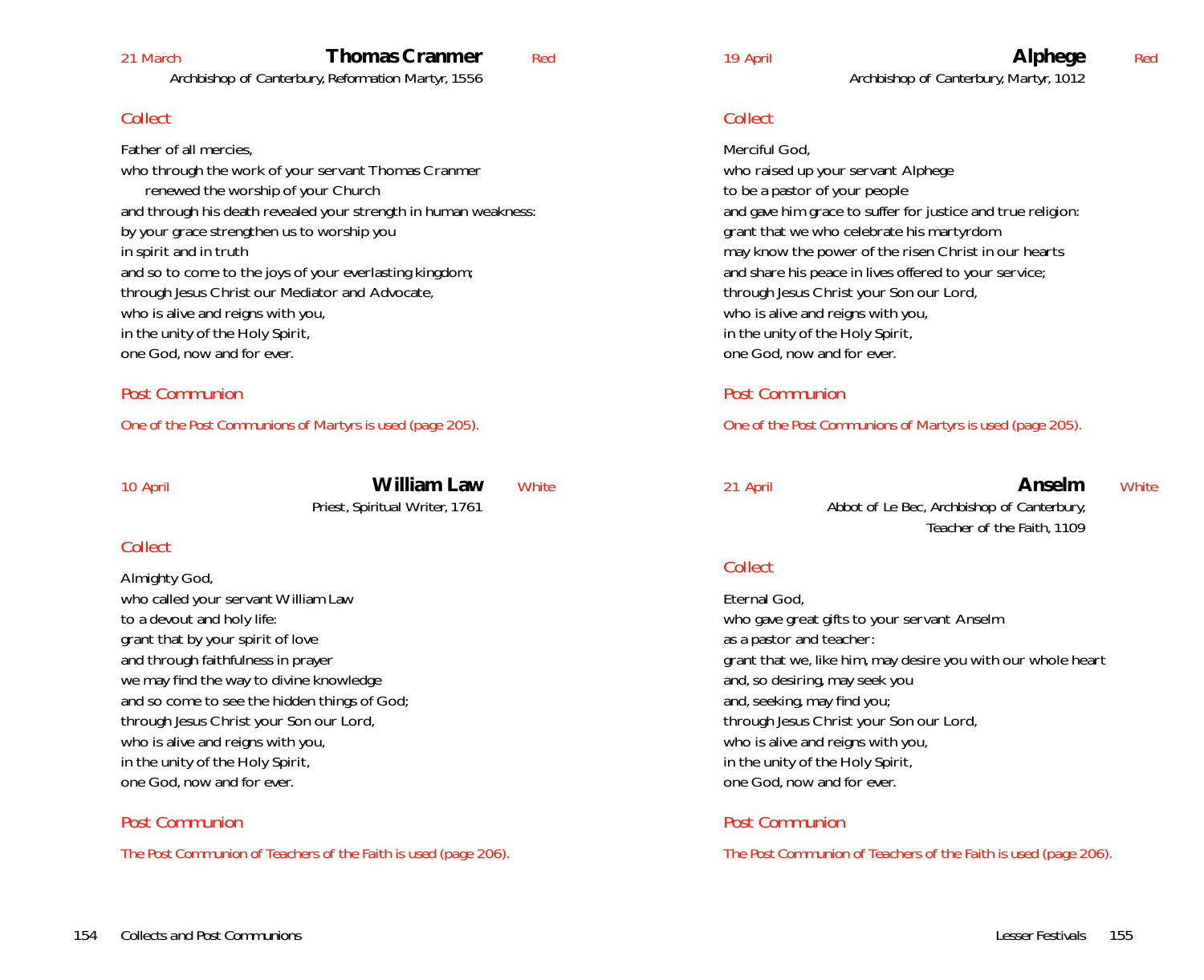21 March

## Thomas Cranmer

Red

Archbishop of Canterbury, Reformation Martyr, 1556

*Collect*

Father of all mercies,
who through the work of your servant Thomas Cranmer
renewed the worship of your Church
and through his death revealed your strength in human weakness:
by your grace strengthen us to worship you
in spirit and in truth
and so to come to the joys of your everlasting kingdom;
through Jesus Christ our Mediator and Advocate,
who is alive and reigns with you,
in the unity of the Holy Spirit,
one God, now and for ever.

*Post Communion*

*One of the Post Communions of Martyrs is used (page 205).*

10 April

## William Law

White

Priest, Spiritual Writer, 1761

*Collect*

Almighty God,
who called your servant William Law
to a devout and holy life:
grant that by your spirit of love
and through faithfulness in prayer
we may find the way to divine knowledge
and so come to see the hidden things of God;
through Jesus Christ your Son our Lord,
who is alive and reigns with you,
in the unity of the Holy Spirit,
one God, now and for ever.

*Post Communion*

*The Post Communion of Teachers of the Faith is used (page 206).*

19 April

## Alphege

Red

Archbishop of Canterbury, Martyr, 1012

*Collect*

Merciful God,
who raised up your servant Alphege
to be a pastor of your people
and gave him grace to suffer for justice and true religion:
grant that we who celebrate his martyrdom
may know the power of the risen Christ in our hearts
and share his peace in lives offered to your service;
through Jesus Christ your Son our Lord,
who is alive and reigns with you,
in the unity of the Holy Spirit,
one God, now and for ever.

*Post Communion*

*One of the Post Communions of Martyrs is used (page 205).*

21 April

## Anselm

White

Abbot of Le Bec, Archbishop of Canterbury,
Teacher of the Faith, 1109

*Collect*

Eternal God,
who gave great gifts to your servant Anselm
as a pastor and teacher:
grant that we, like him, may desire you with our whole heart
and, so desiring, may seek you
and, seeking, may find you;
through Jesus Christ your Son our Lord,
who is alive and reigns with you,
in the unity of the Holy Spirit,
one God, now and for ever.

*Post Communion*

*The Post Communion of Teachers of the Faith is used (page 206).*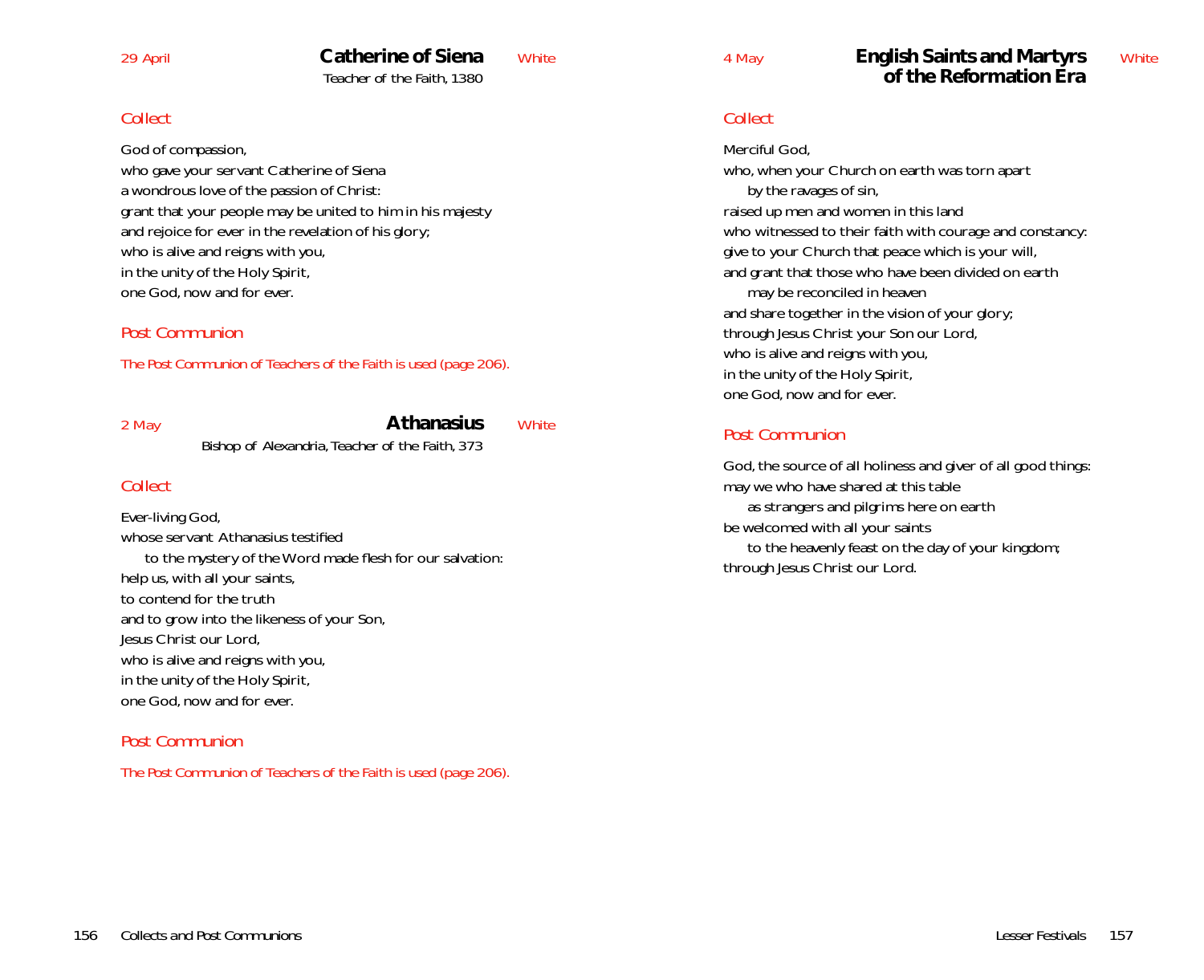29 April

## Catherine of Siena

Teacher of the Faith, 1380

White

### *Collect*

God of compassion,
who gave your servant Catherine of Siena
a wondrous love of the passion of Christ:
grant that your people may be united to him in his majesty
and rejoice for ever in the revelation of his glory;
who is alive and reigns with you,
in the unity of the Holy Spirit,
one God, now and for ever.

### *Post Communion*

*The Post Communion of Teachers of the Faith is used (page 206).*

2 May

## Athanasius

Bishop of Alexandria, Teacher of the Faith, 373

White

### *Collect*

Ever-living God,
whose servant Athanasius testified
  to the mystery of the Word made flesh for our salvation:
help us, with all your saints,
to contend for the truth
and to grow into the likeness of your Son,
Jesus Christ our Lord,
who is alive and reigns with you,
in the unity of the Holy Spirit,
one God, now and for ever.

### *Post Communion*

*The Post Communion of Teachers of the Faith is used (page 206).*

4 May

## English Saints and Martyrs of the Reformation Era

White

### *Collect*

Merciful God,
who, when your Church on earth was torn apart
  by the ravages of sin,
raised up men and women in this land
who witnessed to their faith with courage and constancy:
give to your Church that peace which is your will,
and grant that those who have been divided on earth
  may be reconciled in heaven
and share together in the vision of your glory;
through Jesus Christ your Son our Lord,
who is alive and reigns with you,
in the unity of the Holy Spirit,
one God, now and for ever.

### *Post Communion*

God, the source of all holiness and giver of all good things:
may we who have shared at this table
  as strangers and pilgrims here on earth
be welcomed with all your saints
  to the heavenly feast on the day of your kingdom;
through Jesus Christ our Lord.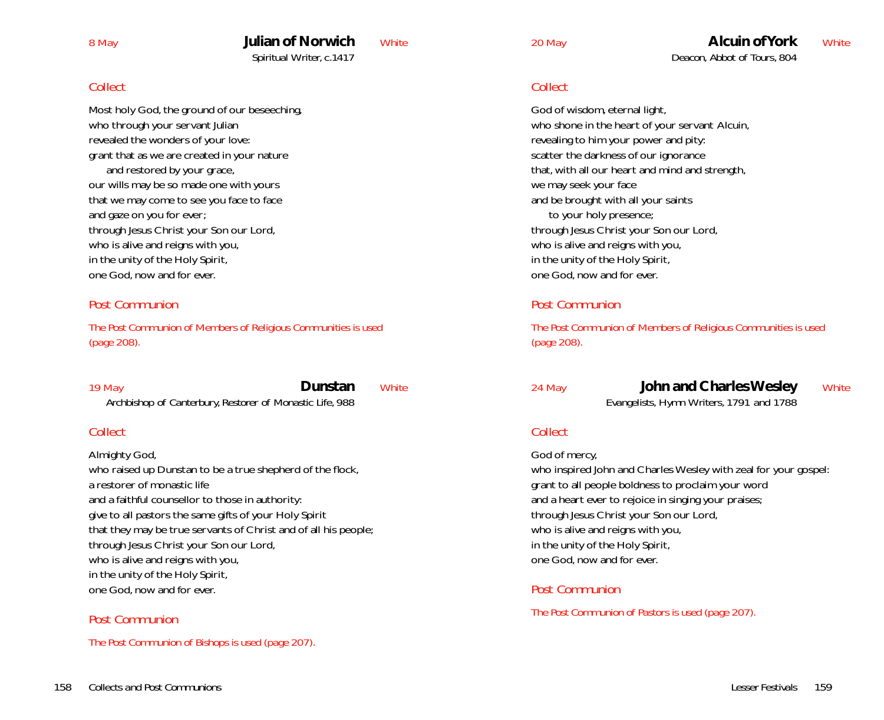8 May

## Julian of Norwich

White

Spiritual Writer, c.1417

*Collect*

Most holy God, the ground of our beseeching,
who through your servant Julian
revealed the wonders of your love:
grant that as we are created in your nature
    and restored by your grace,
our wills may be so made one with yours
that we may come to see you face to face
and gaze on you for ever;
through Jesus Christ your Son our Lord,
who is alive and reigns with you,
in the unity of the Holy Spirit,
one God, now and for ever.

*Post Communion*

*The Post Communion of Members of Religious Communities is used (page 208).*

19 May

## Dunstan

White

Archbishop of Canterbury, Restorer of Monastic Life, 988

*Collect*

Almighty God,
who raised up Dunstan to be a true shepherd of the flock,
a restorer of monastic life
and a faithful counsellor to those in authority:
give to all pastors the same gifts of your Holy Spirit
that they may be true servants of Christ and of all his people;
through Jesus Christ your Son our Lord,
who is alive and reigns with you,
in the unity of the Holy Spirit,
one God, now and for ever.

*Post Communion*

*The Post Communion of Bishops is used (page 207).*

20 May

## Alcuin of York

White

Deacon, Abbot of Tours, 804

*Collect*

God of wisdom, eternal light,
who shone in the heart of your servant Alcuin,
revealing to him your power and pity:
scatter the darkness of our ignorance
that, with all our heart and mind and strength,
we may seek your face
and be brought with all your saints
    to your holy presence;
through Jesus Christ your Son our Lord,
who is alive and reigns with you,
in the unity of the Holy Spirit,
one God, now and for ever.

*Post Communion*

*The Post Communion of Members of Religious Communities is used (page 208).*

24 May

## John and Charles Wesley

White

Evangelists, Hymn Writers, 1791 and 1788

*Collect*

God of mercy,
who inspired John and Charles Wesley with zeal for your gospel:
grant to all people boldness to proclaim your word
and a heart ever to rejoice in singing your praises;
through Jesus Christ your Son our Lord,
who is alive and reigns with you,
in the unity of the Holy Spirit,
one God, now and for ever.

*Post Communion*

*The Post Communion of Pastors is used (page 207).*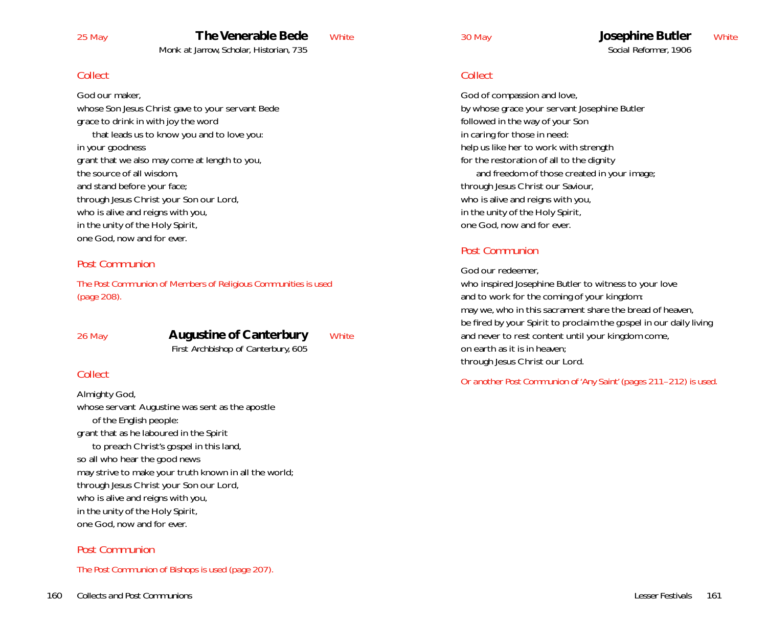## The Venerable Bede

25 May — White

Monk at Jarrow, Scholar, Historian, 735

### Collect

God our maker,
whose Son Jesus Christ gave to your servant Bede
grace to drink in with joy the word
that leads us to know you and to love you:
in your goodness
grant that we also may come at length to you,
the source of all wisdom,
and stand before your face;
through Jesus Christ your Son our Lord,
who is alive and reigns with you,
in the unity of the Holy Spirit,
one God, now and for ever.

### Post Communion

*The Post Communion of Members of Religious Communities is used (page 208).*

## Augustine of Canterbury

26 May — White

First Archbishop of Canterbury, 605

### Collect

Almighty God,
whose servant Augustine was sent as the apostle
of the English people:
grant that as he laboured in the Spirit
to preach Christ's gospel in this land,
so all who hear the good news
may strive to make your truth known in all the world;
through Jesus Christ your Son our Lord,
who is alive and reigns with you,
in the unity of the Holy Spirit,
one God, now and for ever.

### Post Communion

*The Post Communion of Bishops is used (page 207).*

## Josephine Butler

30 May — White

Social Reformer, 1906

### Collect

God of compassion and love,
by whose grace your servant Josephine Butler
followed in the way of your Son
in caring for those in need:
help us like her to work with strength
for the restoration of all to the dignity
and freedom of those created in your image;
through Jesus Christ our Saviour,
who is alive and reigns with you,
in the unity of the Holy Spirit,
one God, now and for ever.

### Post Communion

God our redeemer,
who inspired Josephine Butler to witness to your love
and to work for the coming of your kingdom:
may we, who in this sacrament share the bread of heaven,
be fired by your Spirit to proclaim the gospel in our daily living
and never to rest content until your kingdom come,
on earth as it is in heaven;
through Jesus Christ our Lord.

*Or another Post Communion of 'Any Saint' (pages 211–212) is used.*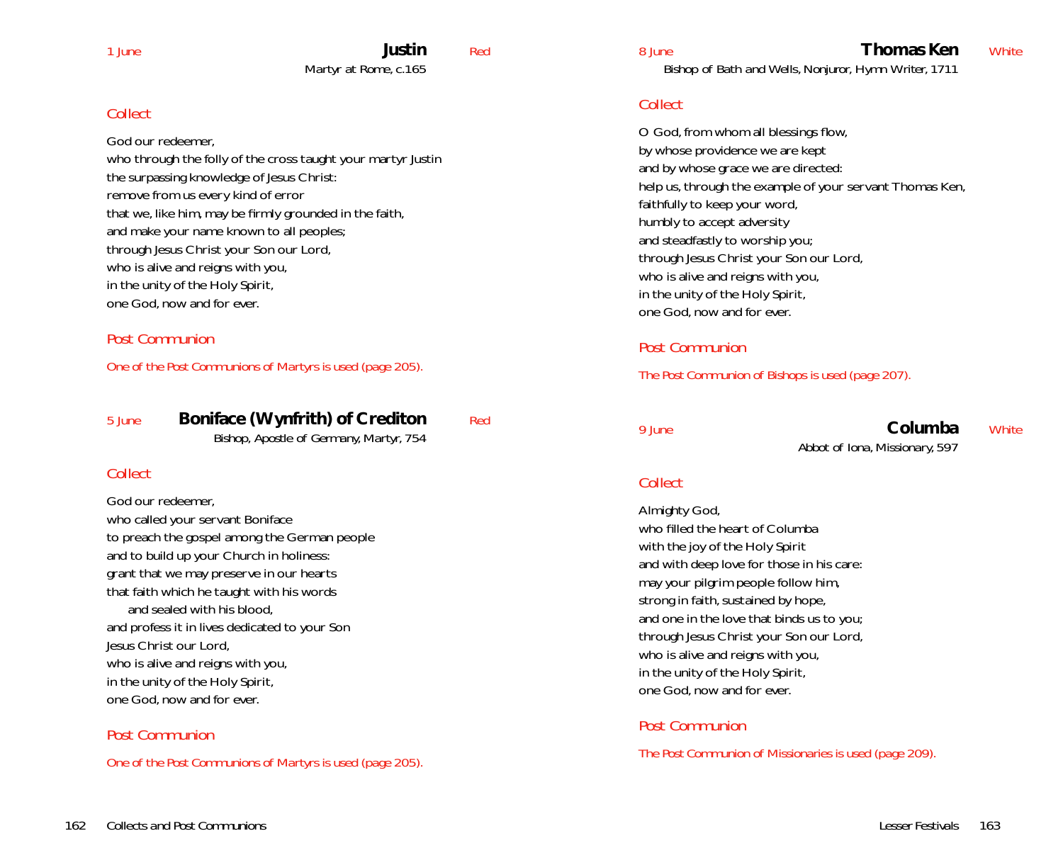1 June **Justin** Red
Martyr at Rome, c.165

### Collect

God our redeemer,
who through the folly of the cross taught your martyr Justin
the surpassing knowledge of Jesus Christ:
remove from us every kind of error
that we, like him, may be firmly grounded in the faith,
and make your name known to all peoples;
through Jesus Christ your Son our Lord,
who is alive and reigns with you,
in the unity of the Holy Spirit,
one God, now and for ever.

### Post Communion

One of the Post Communions of Martyrs is used (page 205).

5 June **Boniface (Wynfrith) of Crediton** Red
Bishop, Apostle of Germany, Martyr, 754

### Collect

God our redeemer,
who called your servant Boniface
to preach the gospel among the German people
and to build up your Church in holiness:
grant that we may preserve in our hearts
that faith which he taught with his words
  and sealed with his blood,
and profess it in lives dedicated to your Son
Jesus Christ our Lord,
who is alive and reigns with you,
in the unity of the Holy Spirit,
one God, now and for ever.

### Post Communion

One of the Post Communions of Martyrs is used (page 205).

8 June **Thomas Ken** White
Bishop of Bath and Wells, Nonjuror, Hymn Writer, 1711

### Collect

O God, from whom all blessings flow,
by whose providence we are kept
and by whose grace we are directed:
help us, through the example of your servant Thomas Ken,
faithfully to keep your word,
humbly to accept adversity
and steadfastly to worship you;
through Jesus Christ your Son our Lord,
who is alive and reigns with you,
in the unity of the Holy Spirit,
one God, now and for ever.

### Post Communion

The Post Communion of Bishops is used (page 207).

9 June **Columba** White
Abbot of Iona, Missionary, 597

### Collect

Almighty God,
who filled the heart of Columba
with the joy of the Holy Spirit
and with deep love for those in his care:
may your pilgrim people follow him,
strong in faith, sustained by hope,
and one in the love that binds us to you;
through Jesus Christ your Son our Lord,
who is alive and reigns with you,
in the unity of the Holy Spirit,
one God, now and for ever.

### Post Communion

The Post Communion of Missionaries is used (page 209).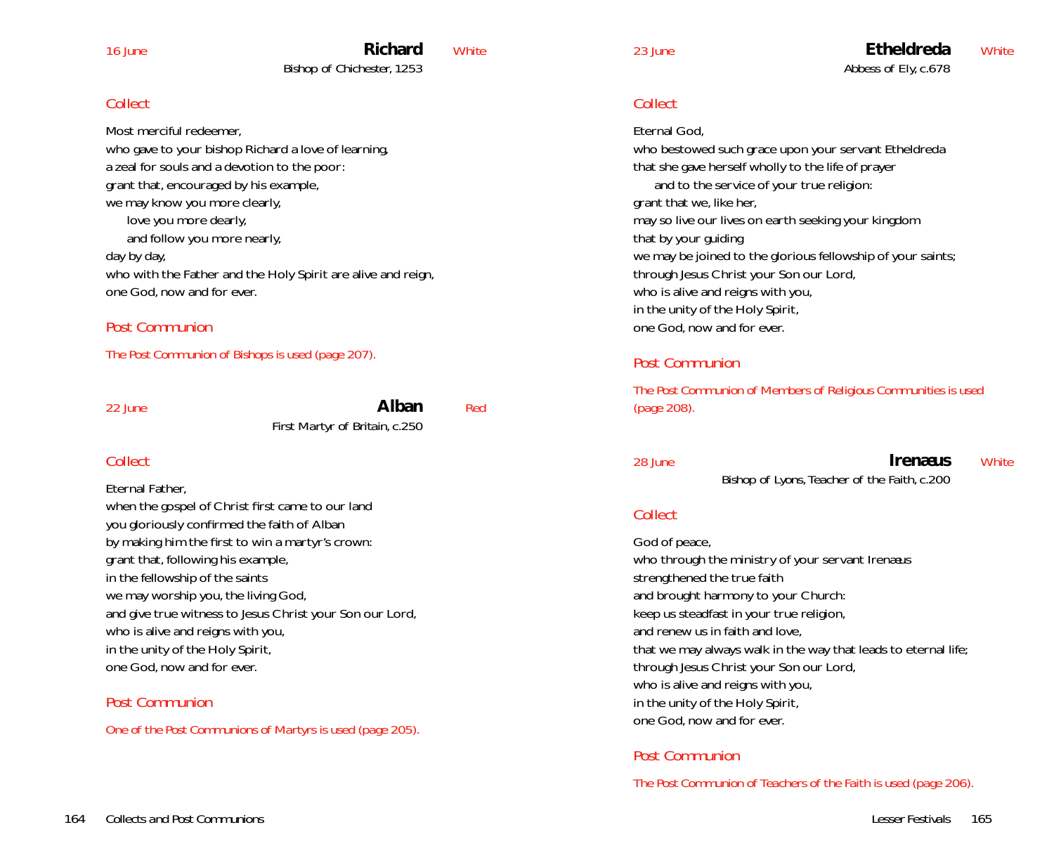16 June

## Richard

Bishop of Chichester, 1253

White

### *Collect*

Most merciful redeemer,
who gave to your bishop Richard a love of learning,
a zeal for souls and a devotion to the poor:
grant that, encouraged by his example,
we may know you more clearly,
  love you more dearly,
  and follow you more nearly,
day by day,
who with the Father and the Holy Spirit are alive and reign,
one God, now and for ever.

### *Post Communion*

*The Post Communion of Bishops is used (page 207).*

22 June

## Alban

First Martyr of Britain, c.250

Red

### *Collect*

Eternal Father,
when the gospel of Christ first came to our land
you gloriously confirmed the faith of Alban
by making him the first to win a martyr's crown:
grant that, following his example,
in the fellowship of the saints
we may worship you, the living God,
and give true witness to Jesus Christ your Son our Lord,
who is alive and reigns with you,
in the unity of the Holy Spirit,
one God, now and for ever.

### *Post Communion*

*One of the Post Communions of Martyrs is used (page 205).*

23 June

## Etheldreda

Abbess of Ely, c.678

White

### *Collect*

Eternal God,
who bestowed such grace upon your servant Etheldreda
that she gave herself wholly to the life of prayer
  and to the service of your true religion:
grant that we, like her,
may so live our lives on earth seeking your kingdom
that by your guiding
we may be joined to the glorious fellowship of your saints;
through Jesus Christ your Son our Lord,
who is alive and reigns with you,
in the unity of the Holy Spirit,
one God, now and for ever.

### *Post Communion*

*The Post Communion of Members of Religious Communities is used (page 208).*

28 June

## Irenæus

Bishop of Lyons, Teacher of the Faith, c.200

White

### *Collect*

God of peace,
who through the ministry of your servant Irenæus
strengthened the true faith
and brought harmony to your Church:
keep us steadfast in your true religion,
and renew us in faith and love,
that we may always walk in the way that leads to eternal life;
through Jesus Christ your Son our Lord,
who is alive and reigns with you,
in the unity of the Holy Spirit,
one God, now and for ever.

### *Post Communion*

*The Post Communion of Teachers of the Faith is used (page 206).*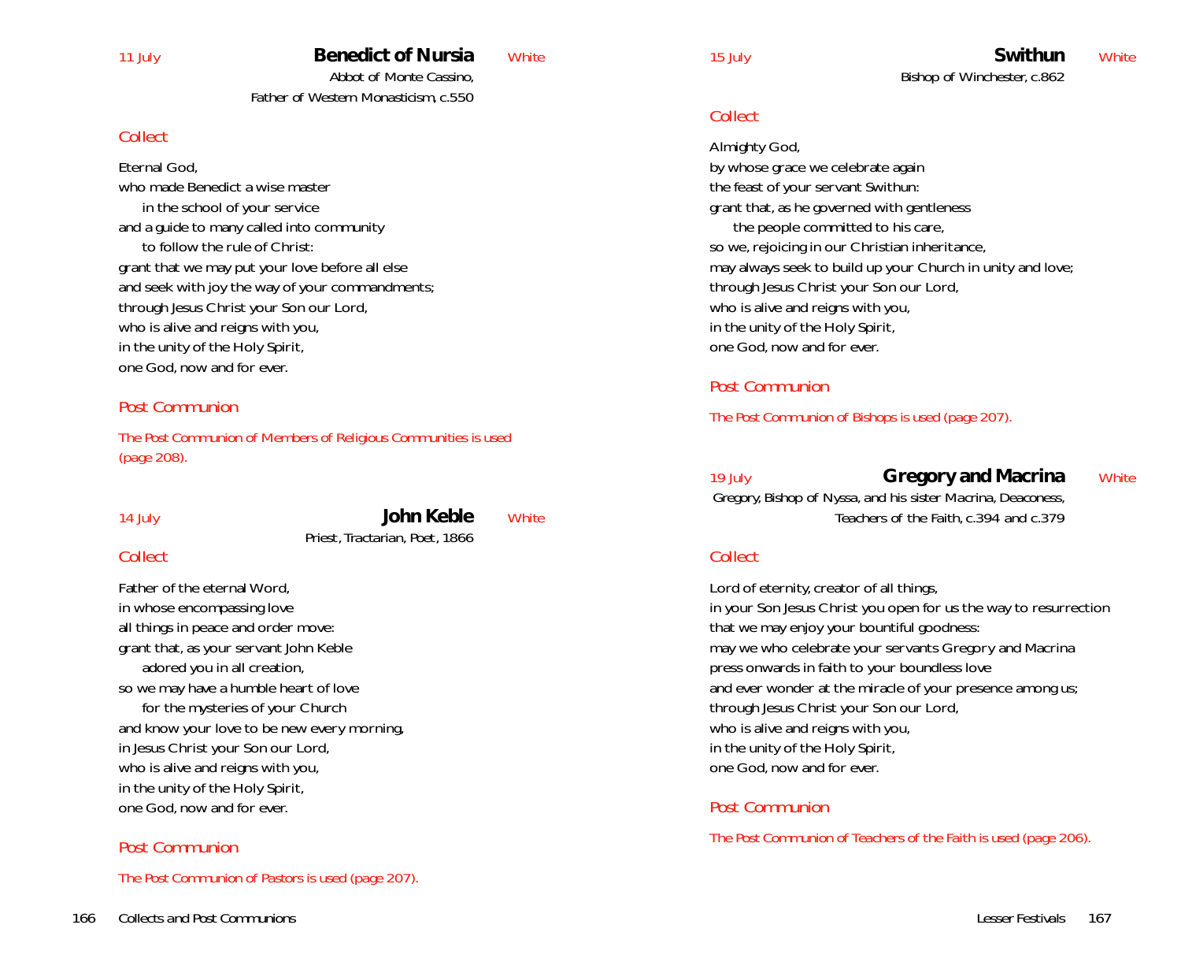11 July

## Benedict of Nursia

White

Abbot of Monte Cassino,
Father of Western Monasticism, c.550

### Collect

Eternal God,
who made Benedict a wise master
in the school of your service
and a guide to many called into community
to follow the rule of Christ:
grant that we may put your love before all else
and seek with joy the way of your commandments;
through Jesus Christ your Son our Lord,
who is alive and reigns with you,
in the unity of the Holy Spirit,
one God, now and for ever.

### Post Communion

*The Post Communion of Members of Religious Communities is used (page 208).*

14 July

## John Keble

White

Priest, Tractarian, Poet, 1866

### Collect

Father of the eternal Word,
in whose encompassing love
all things in peace and order move:
grant that, as your servant John Keble
adored you in all creation,
so we may have a humble heart of love
for the mysteries of your Church
and know your love to be new every morning,
in Jesus Christ your Son our Lord,
who is alive and reigns with you,
in the unity of the Holy Spirit,
one God, now and for ever.

### Post Communion

*The Post Communion of Pastors is used (page 207).*

15 July

## Swithun

White

Bishop of Winchester, c.862

### Collect

Almighty God,
by whose grace we celebrate again
the feast of your servant Swithun:
grant that, as he governed with gentleness
the people committed to his care,
so we, rejoicing in our Christian inheritance,
may always seek to build up your Church in unity and love;
through Jesus Christ your Son our Lord,
who is alive and reigns with you,
in the unity of the Holy Spirit,
one God, now and for ever.

### Post Communion

*The Post Communion of Bishops is used (page 207).*

19 July

## Gregory and Macrina

White

Gregory, Bishop of Nyssa, and his sister Macrina, Deaconess,
Teachers of the Faith, c.394 and c.379

### Collect

Lord of eternity, creator of all things,
in your Son Jesus Christ you open for us the way to resurrection
that we may enjoy your bountiful goodness:
may we who celebrate your servants Gregory and Macrina
press onwards in faith to your boundless love
and ever wonder at the miracle of your presence among us;
through Jesus Christ your Son our Lord,
who is alive and reigns with you,
in the unity of the Holy Spirit,
one God, now and for ever.

### Post Communion

*The Post Communion of Teachers of the Faith is used (page 206).*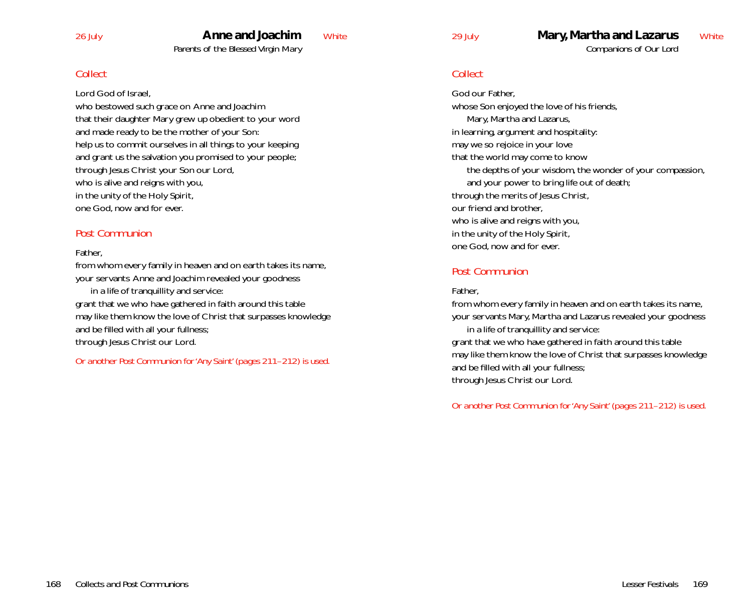26 July

## Anne and Joachim

White

*Parents of the Blessed Virgin Mary*

### *Collect*

Lord God of Israel,
who bestowed such grace on Anne and Joachim
that their daughter Mary grew up obedient to your word
and made ready to be the mother of your Son:
help us to commit ourselves in all things to your keeping
and grant us the salvation you promised to your people;
through Jesus Christ your Son our Lord,
who is alive and reigns with you,
in the unity of the Holy Spirit,
one God, now and for ever.

### *Post Communion*

Father,
from whom every family in heaven and on earth takes its name,
your servants Anne and Joachim revealed your goodness
 in a life of tranquillity and service:
grant that we who have gathered in faith around this table
may like them know the love of Christ that surpasses knowledge
and be filled with all your fullness;
through Jesus Christ our Lord.

*Or another Post Communion for 'Any Saint' (pages 211–212) is used.*

29 July

## Mary, Martha and Lazarus

White

*Companions of Our Lord*

### *Collect*

God our Father,
whose Son enjoyed the love of his friends,
 Mary, Martha and Lazarus,
in learning, argument and hospitality:
may we so rejoice in your love
that the world may come to know
 the depths of your wisdom, the wonder of your compassion,
 and your power to bring life out of death;
through the merits of Jesus Christ,
our friend and brother,
who is alive and reigns with you,
in the unity of the Holy Spirit,
one God, now and for ever.

### *Post Communion*

Father,
from whom every family in heaven and on earth takes its name,
your servants Mary, Martha and Lazarus revealed your goodness
 in a life of tranquillity and service:
grant that we who have gathered in faith around this table
may like them know the love of Christ that surpasses knowledge
and be filled with all your fullness;
through Jesus Christ our Lord.

*Or another Post Communion for 'Any Saint' (pages 211–212) is used.*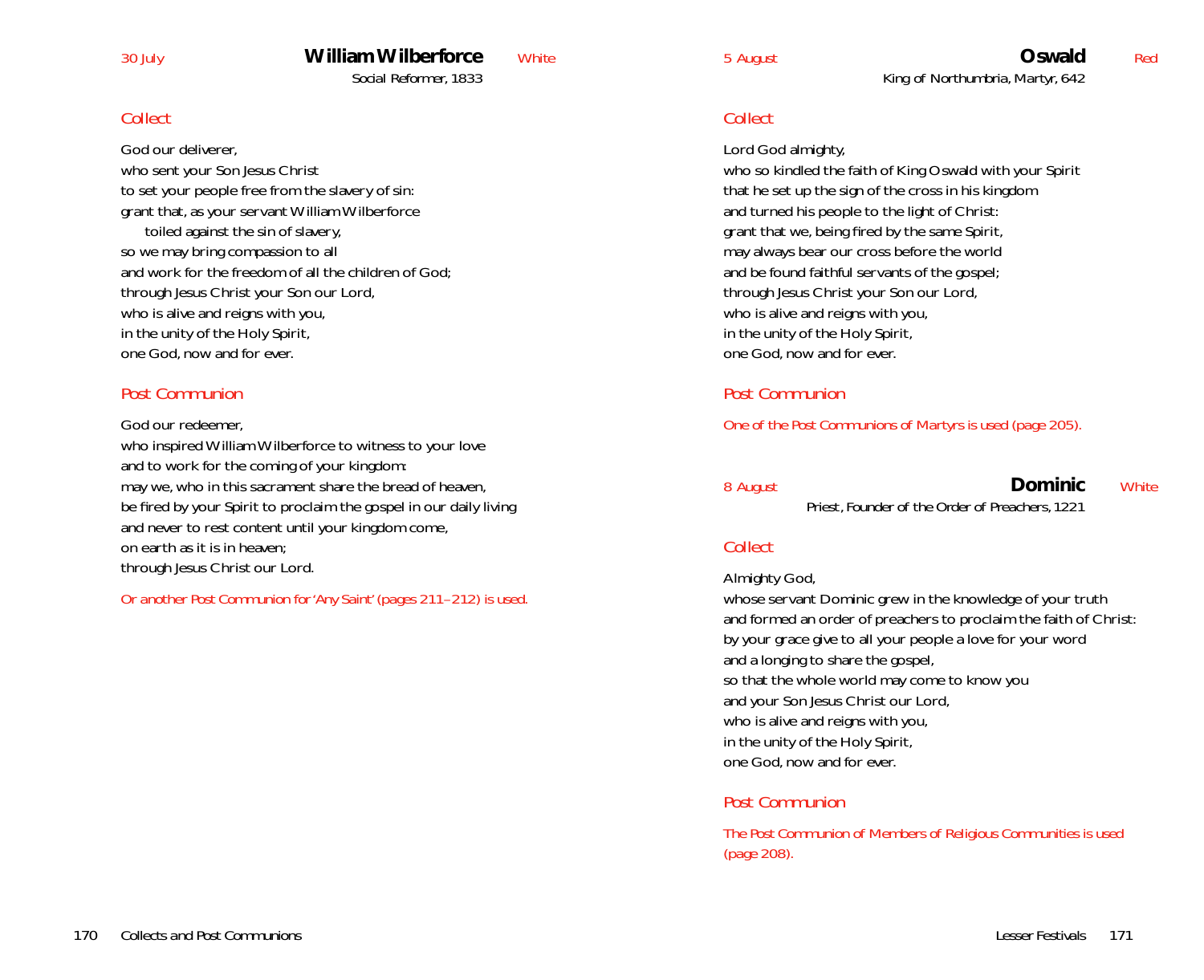30 July

## William Wilberforce

Social Reformer, 1833

White

### Collect

God our deliverer,
who sent your Son Jesus Christ
to set your people free from the slavery of sin:
grant that, as your servant William Wilberforce
toiled against the sin of slavery,
so we may bring compassion to all
and work for the freedom of all the children of God;
through Jesus Christ your Son our Lord,
who is alive and reigns with you,
in the unity of the Holy Spirit,
one God, now and for ever.

### Post Communion

God our redeemer,
who inspired William Wilberforce to witness to your love
and to work for the coming of your kingdom:
may we, who in this sacrament share the bread of heaven,
be fired by your Spirit to proclaim the gospel in our daily living
and never to rest content until your kingdom come,
on earth as it is in heaven;
through Jesus Christ our Lord.

*Or another Post Communion for 'Any Saint' (pages 211–212) is used.*

5 August

## Oswald

King of Northumbria, Martyr, 642

Red

### Collect

Lord God almighty,
who so kindled the faith of King Oswald with your Spirit
that he set up the sign of the cross in his kingdom
and turned his people to the light of Christ:
grant that we, being fired by the same Spirit,
may always bear our cross before the world
and be found faithful servants of the gospel;
through Jesus Christ your Son our Lord,
who is alive and reigns with you,
in the unity of the Holy Spirit,
one God, now and for ever.

### Post Communion

*One of the Post Communions of Martyrs is used (page 205).*

8 August

## Dominic

Priest, Founder of the Order of Preachers, 1221

White

### Collect

Almighty God,
whose servant Dominic grew in the knowledge of your truth
and formed an order of preachers to proclaim the faith of Christ:
by your grace give to all your people a love for your word
and a longing to share the gospel,
so that the whole world may come to know you
and your Son Jesus Christ our Lord,
who is alive and reigns with you,
in the unity of the Holy Spirit,
one God, now and for ever.

### Post Communion

*The Post Communion of Members of Religious Communities is used (page 208).*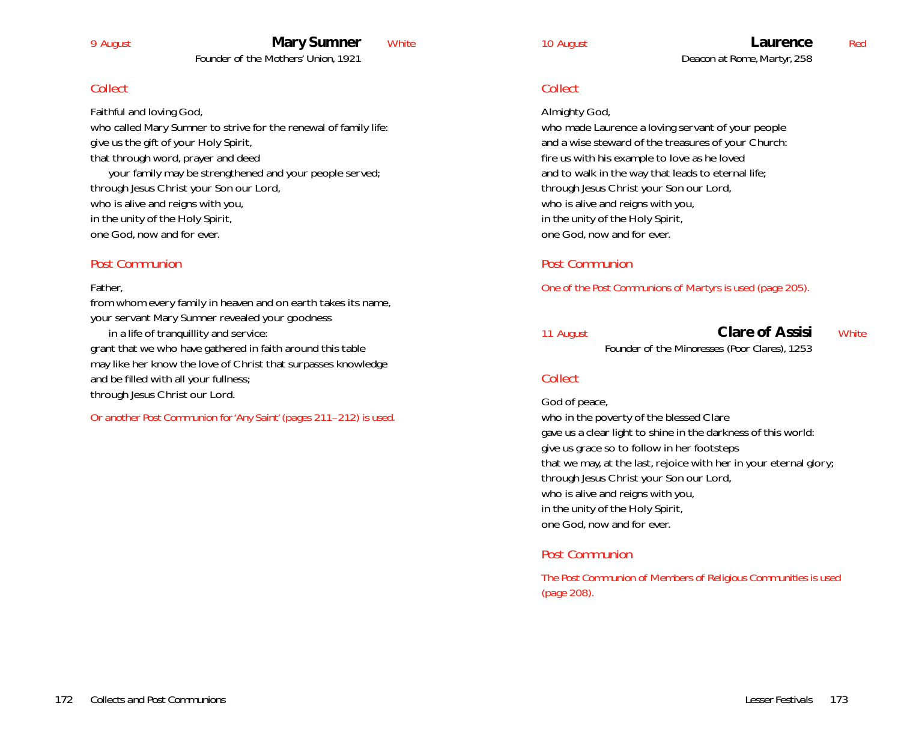9 August

## Mary Sumner

White

Founder of the Mothers' Union, 1921

*Collect*

Faithful and loving God,
who called Mary Sumner to strive for the renewal of family life:
give us the gift of your Holy Spirit,
that through word, prayer and deed
    your family may be strengthened and your people served;
through Jesus Christ your Son our Lord,
who is alive and reigns with you,
in the unity of the Holy Spirit,
one God, now and for ever.

*Post Communion*

Father,
from whom every family in heaven and on earth takes its name,
your servant Mary Sumner revealed your goodness
    in a life of tranquillity and service:
grant that we who have gathered in faith around this table
may like her know the love of Christ that surpasses knowledge
and be filled with all your fullness;
through Jesus Christ our Lord.

*Or another Post Communion for 'Any Saint' (pages 211–212) is used.*

10 August

## Laurence

Red

Deacon at Rome, Martyr, 258

*Collect*

Almighty God,
who made Laurence a loving servant of your people
and a wise steward of the treasures of your Church:
fire us with his example to love as he loved
and to walk in the way that leads to eternal life;
through Jesus Christ your Son our Lord,
who is alive and reigns with you,
in the unity of the Holy Spirit,
one God, now and for ever.

*Post Communion*

*One of the Post Communions of Martyrs is used (page 205).*

11 August

## Clare of Assisi

White

Founder of the Minoresses (Poor Clares), 1253

*Collect*

God of peace,
who in the poverty of the blessed Clare
gave us a clear light to shine in the darkness of this world:
give us grace so to follow in her footsteps
that we may, at the last, rejoice with her in your eternal glory;
through Jesus Christ your Son our Lord,
who is alive and reigns with you,
in the unity of the Holy Spirit,
one God, now and for ever.

*Post Communion*

*The Post Communion of Members of Religious Communities is used (page 208).*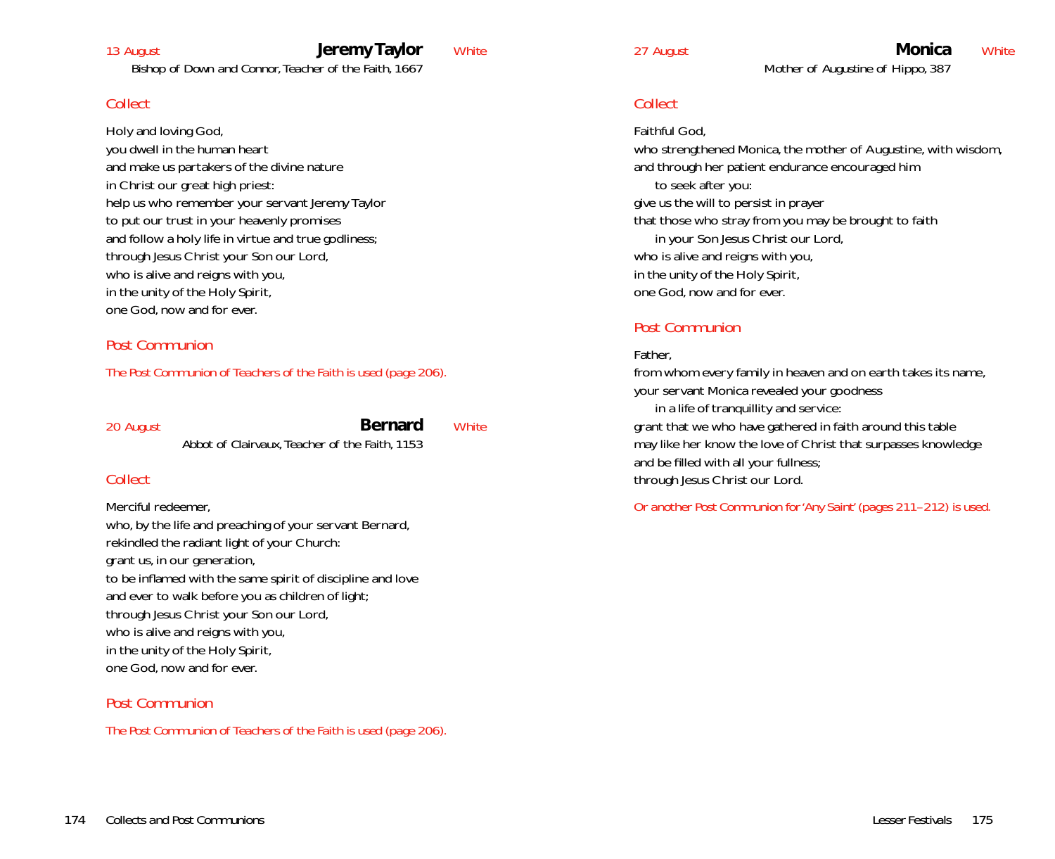13 August

## Jeremy Taylor

White

Bishop of Down and Connor, Teacher of the Faith, 1667

*Collect*

Holy and loving God,
you dwell in the human heart
and make us partakers of the divine nature
in Christ our great high priest:
help us who remember your servant Jeremy Taylor
to put our trust in your heavenly promises
and follow a holy life in virtue and true godliness;
through Jesus Christ your Son our Lord,
who is alive and reigns with you,
in the unity of the Holy Spirit,
one God, now and for ever.

*Post Communion*

*The Post Communion of Teachers of the Faith is used (page 206).*

20 August

## Bernard

White

Abbot of Clairvaux, Teacher of the Faith, 1153

*Collect*

Merciful redeemer,
who, by the life and preaching of your servant Bernard,
rekindled the radiant light of your Church:
grant us, in our generation,
to be inflamed with the same spirit of discipline and love
and ever to walk before you as children of light;
through Jesus Christ your Son our Lord,
who is alive and reigns with you,
in the unity of the Holy Spirit,
one God, now and for ever.

*Post Communion*

*The Post Communion of Teachers of the Faith is used (page 206).*

27 August

## Monica

White

Mother of Augustine of Hippo, 387

*Collect*

Faithful God,
who strengthened Monica, the mother of Augustine, with wisdom,
and through her patient endurance encouraged him
 to seek after you:
give us the will to persist in prayer
that those who stray from you may be brought to faith
 in your Son Jesus Christ our Lord,
who is alive and reigns with you,
in the unity of the Holy Spirit,
one God, now and for ever.

*Post Communion*

Father,
from whom every family in heaven and on earth takes its name,
your servant Monica revealed your goodness
 in a life of tranquillity and service:
grant that we who have gathered in faith around this table
may like her know the love of Christ that surpasses knowledge
and be filled with all your fullness;
through Jesus Christ our Lord.

*Or another Post Communion for 'Any Saint' (pages 211–212) is used.*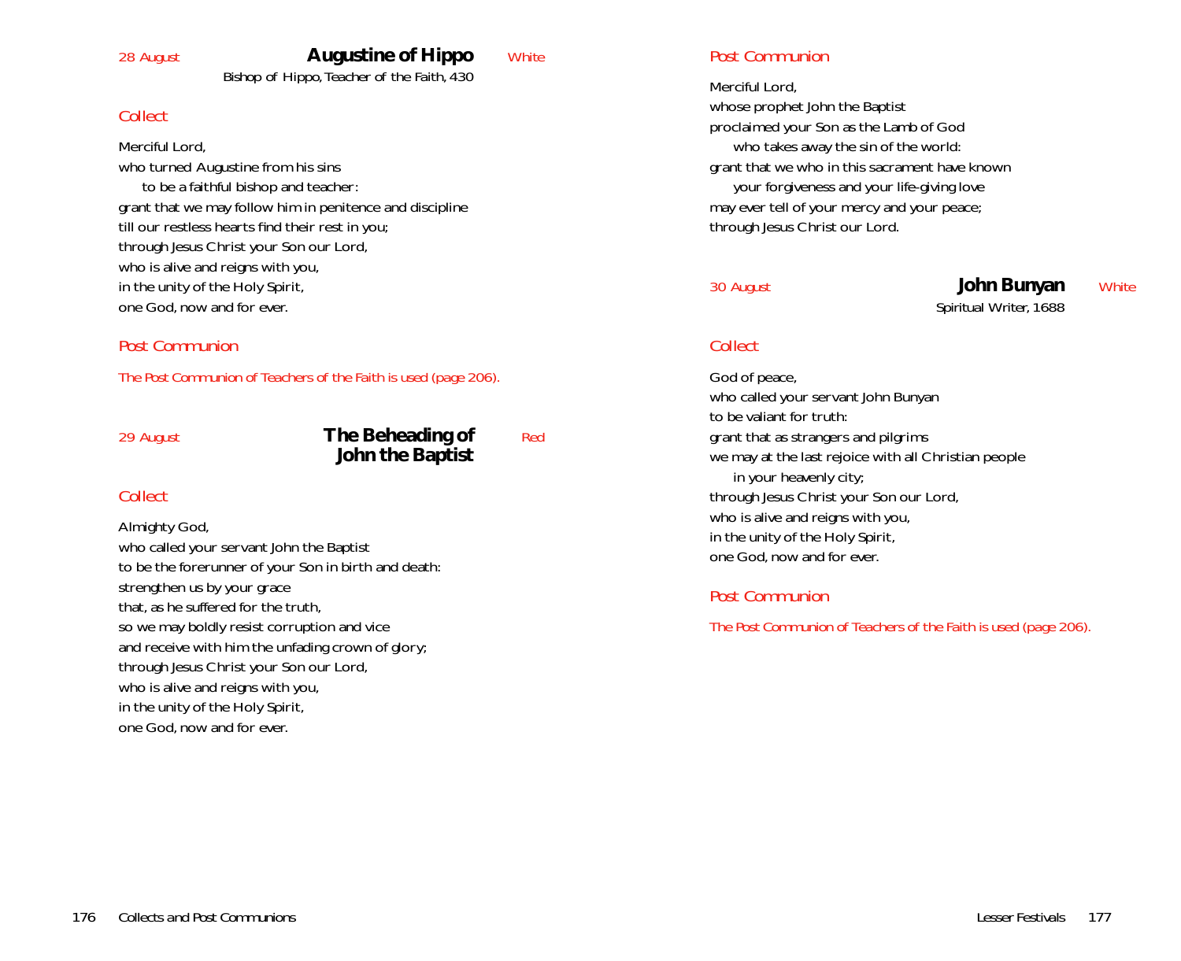28 August

## Augustine of Hippo

White

Bishop of Hippo, Teacher of the Faith, 430

### *Collect*

Merciful Lord,
who turned Augustine from his sins
to be a faithful bishop and teacher:
grant that we may follow him in penitence and discipline
till our restless hearts find their rest in you;
through Jesus Christ your Son our Lord,
who is alive and reigns with you,
in the unity of the Holy Spirit,
one God, now and for ever.

### *Post Communion*

The Post Communion of Teachers of the Faith is used (page 206).

29 August

## The Beheading of John the Baptist

Red

### *Collect*

Almighty God,
who called your servant John the Baptist
to be the forerunner of your Son in birth and death:
strengthen us by your grace
that, as he suffered for the truth,
so we may boldly resist corruption and vice
and receive with him the unfading crown of glory;
through Jesus Christ your Son our Lord,
who is alive and reigns with you,
in the unity of the Holy Spirit,
one God, now and for ever.

### *Post Communion*

Merciful Lord,
whose prophet John the Baptist
proclaimed your Son as the Lamb of God
who takes away the sin of the world:
grant that we who in this sacrament have known
your forgiveness and your life-giving love
may ever tell of your mercy and your peace;
through Jesus Christ our Lord.

30 August

## John Bunyan

White

Spiritual Writer, 1688

### *Collect*

God of peace,
who called your servant John Bunyan
to be valiant for truth:
grant that as strangers and pilgrims
we may at the last rejoice with all Christian people
in your heavenly city;
through Jesus Christ your Son our Lord,
who is alive and reigns with you,
in the unity of the Holy Spirit,
one God, now and for ever.

### *Post Communion*

The Post Communion of Teachers of the Faith is used (page 206).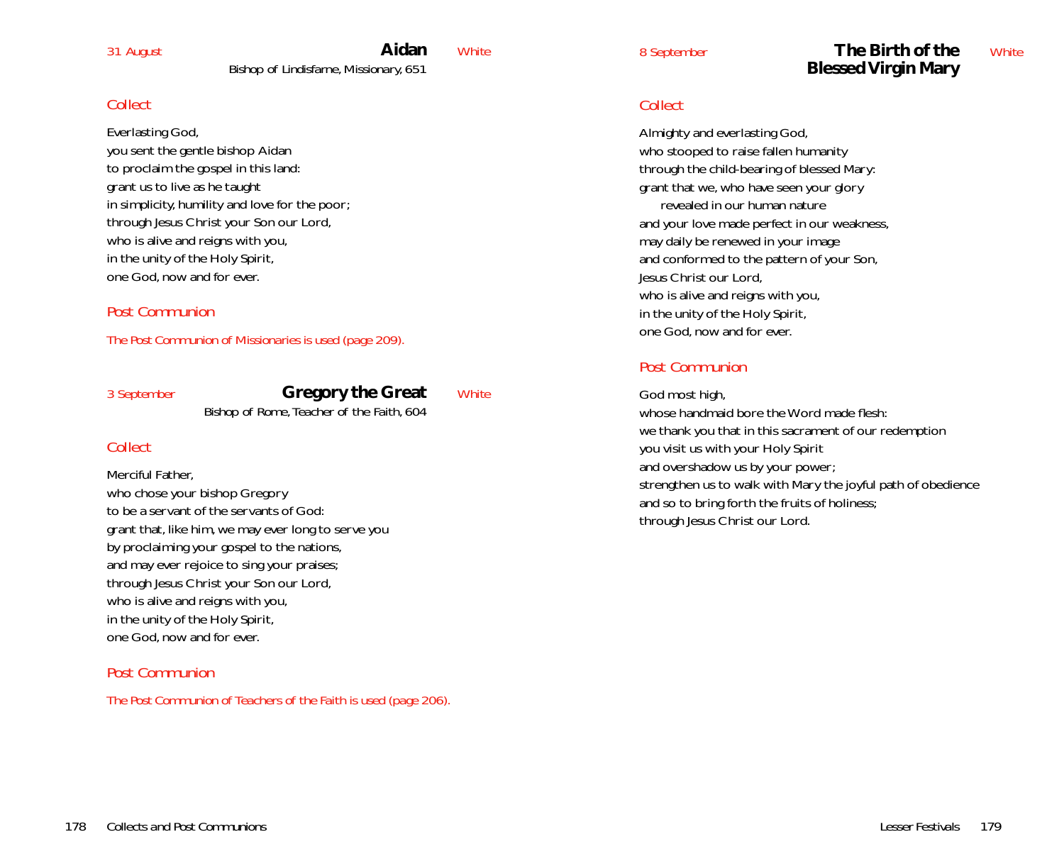31 August

## Aidan

White

Bishop of Lindisfarne, Missionary, 651

*Collect*

Everlasting God,
you sent the gentle bishop Aidan
to proclaim the gospel in this land:
grant us to live as he taught
in simplicity, humility and love for the poor;
through Jesus Christ your Son our Lord,
who is alive and reigns with you,
in the unity of the Holy Spirit,
one God, now and for ever.

*Post Communion*

*The Post Communion of Missionaries is used (page 209).*

3 September

## Gregory the Great

White

Bishop of Rome, Teacher of the Faith, 604

*Collect*

Merciful Father,
who chose your bishop Gregory
to be a servant of the servants of God:
grant that, like him, we may ever long to serve you
by proclaiming your gospel to the nations,
and may ever rejoice to sing your praises;
through Jesus Christ your Son our Lord,
who is alive and reigns with you,
in the unity of the Holy Spirit,
one God, now and for ever.

*Post Communion*

*The Post Communion of Teachers of the Faith is used (page 206).*

8 September

## The Birth of the Blessed Virgin Mary

White

*Collect*

Almighty and everlasting God,
who stooped to raise fallen humanity
through the child-bearing of blessed Mary:
grant that we, who have seen your glory
    revealed in our human nature
and your love made perfect in our weakness,
may daily be renewed in your image
and conformed to the pattern of your Son,
Jesus Christ our Lord,
who is alive and reigns with you,
in the unity of the Holy Spirit,
one God, now and for ever.

*Post Communion*

God most high,
whose handmaid bore the Word made flesh:
we thank you that in this sacrament of our redemption
you visit us with your Holy Spirit
and overshadow us by your power;
strengthen us to walk with Mary the joyful path of obedience
and so to bring forth the fruits of holiness;
through Jesus Christ our Lord.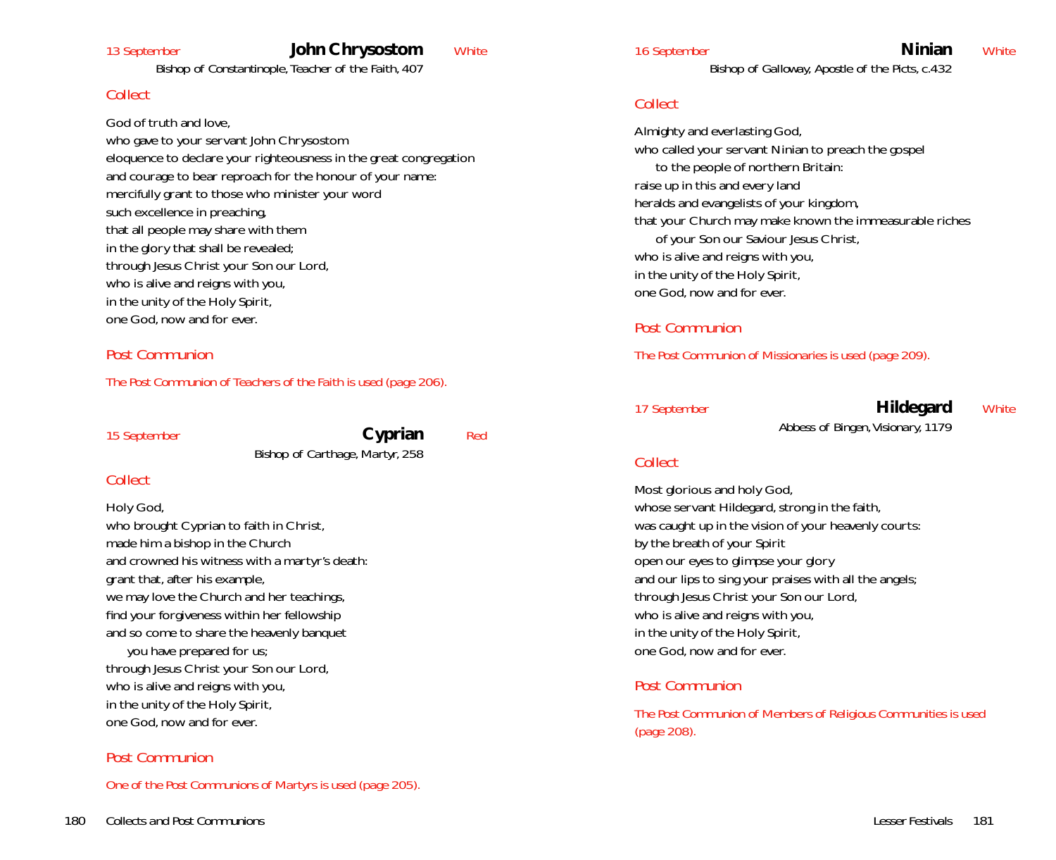13 September

## John Chrysostom

White

Bishop of Constantinople, Teacher of the Faith, 407

### *Collect*

God of truth and love,
who gave to your servant John Chrysostom
eloquence to declare your righteousness in the great congregation
and courage to bear reproach for the honour of your name:
mercifully grant to those who minister your word
such excellence in preaching,
that all people may share with them
in the glory that shall be revealed;
through Jesus Christ your Son our Lord,
who is alive and reigns with you,
in the unity of the Holy Spirit,
one God, now and for ever.

### *Post Communion*

*The Post Communion of Teachers of the Faith is used (page 206).*

15 September

## Cyprian

Red

Bishop of Carthage, Martyr, 258

### *Collect*

Holy God,
who brought Cyprian to faith in Christ,
made him a bishop in the Church
and crowned his witness with a martyr's death:
grant that, after his example,
we may love the Church and her teachings,
find your forgiveness within her fellowship
and so come to share the heavenly banquet
  you have prepared for us;
through Jesus Christ your Son our Lord,
who is alive and reigns with you,
in the unity of the Holy Spirit,
one God, now and for ever.

### *Post Communion*

*One of the Post Communions of Martyrs is used (page 205).*

16 September

## Ninian

White

Bishop of Galloway, Apostle of the Picts, c.432

### *Collect*

Almighty and everlasting God,
who called your servant Ninian to preach the gospel
  to the people of northern Britain:
raise up in this and every land
heralds and evangelists of your kingdom,
that your Church may make known the immeasurable riches
  of your Son our Saviour Jesus Christ,
who is alive and reigns with you,
in the unity of the Holy Spirit,
one God, now and for ever.

### *Post Communion*

*The Post Communion of Missionaries is used (page 209).*

17 September

## Hildegard

White

Abbess of Bingen, Visionary, 1179

### *Collect*

Most glorious and holy God,
whose servant Hildegard, strong in the faith,
was caught up in the vision of your heavenly courts:
by the breath of your Spirit
open our eyes to glimpse your glory
and our lips to sing your praises with all the angels;
through Jesus Christ your Son our Lord,
who is alive and reigns with you,
in the unity of the Holy Spirit,
one God, now and for ever.

### *Post Communion*

*The Post Communion of Members of Religious Communities is used (page 208).*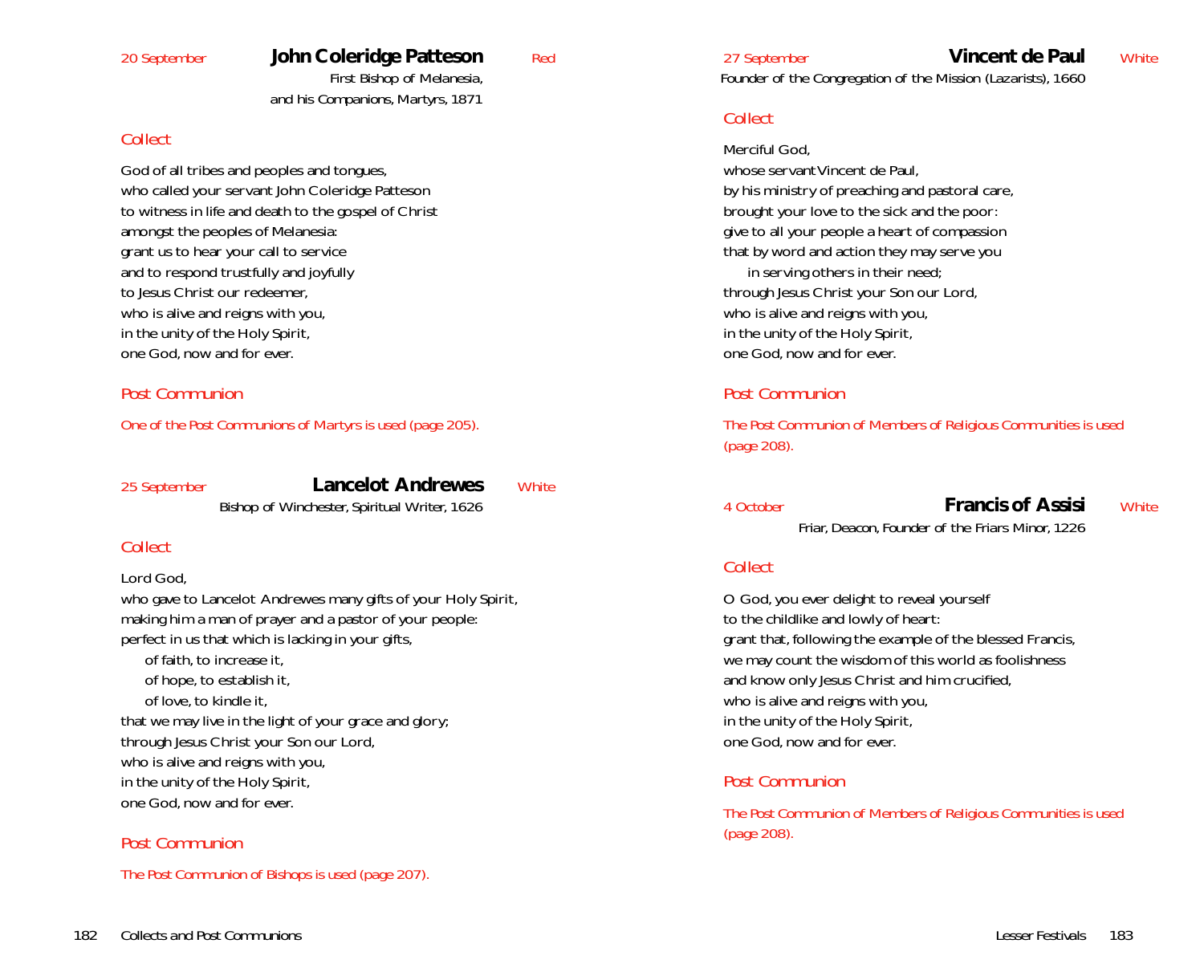20 September

## John Coleridge Patteson

Red

First Bishop of Melanesia,
and his Companions, Martyrs, 1871

### *Collect*

God of all tribes and peoples and tongues,
who called your servant John Coleridge Patteson
to witness in life and death to the gospel of Christ
amongst the peoples of Melanesia:
grant us to hear your call to service
and to respond trustfully and joyfully
to Jesus Christ our redeemer,
who is alive and reigns with you,
in the unity of the Holy Spirit,
one God, now and for ever.

### *Post Communion*

*One of the Post Communions of Martyrs is used (page 205).*

25 September

## Lancelot Andrewes

White

Bishop of Winchester, Spiritual Writer, 1626

### *Collect*

Lord God,
who gave to Lancelot Andrewes many gifts of your Holy Spirit,
making him a man of prayer and a pastor of your people:
perfect in us that which is lacking in your gifts,
  of faith, to increase it,
  of hope, to establish it,
  of love, to kindle it,
that we may live in the light of your grace and glory;
through Jesus Christ your Son our Lord,
who is alive and reigns with you,
in the unity of the Holy Spirit,
one God, now and for ever.

### *Post Communion*

*The Post Communion of Bishops is used (page 207).*

27 September

## Vincent de Paul

White

Founder of the Congregation of the Mission (Lazarists), 1660

### *Collect*

Merciful God,
whose servant Vincent de Paul,
by his ministry of preaching and pastoral care,
brought your love to the sick and the poor:
give to all your people a heart of compassion
that by word and action they may serve you
  in serving others in their need;
through Jesus Christ your Son our Lord,
who is alive and reigns with you,
in the unity of the Holy Spirit,
one God, now and for ever.

### *Post Communion*

*The Post Communion of Members of Religious Communities is used (page 208).*

4 October

## Francis of Assisi

White

Friar, Deacon, Founder of the Friars Minor, 1226

### *Collect*

O God, you ever delight to reveal yourself
to the childlike and lowly of heart:
grant that, following the example of the blessed Francis,
we may count the wisdom of this world as foolishness
and know only Jesus Christ and him crucified,
who is alive and reigns with you,
in the unity of the Holy Spirit,
one God, now and for ever.

### *Post Communion*

*The Post Communion of Members of Religious Communities is used (page 208).*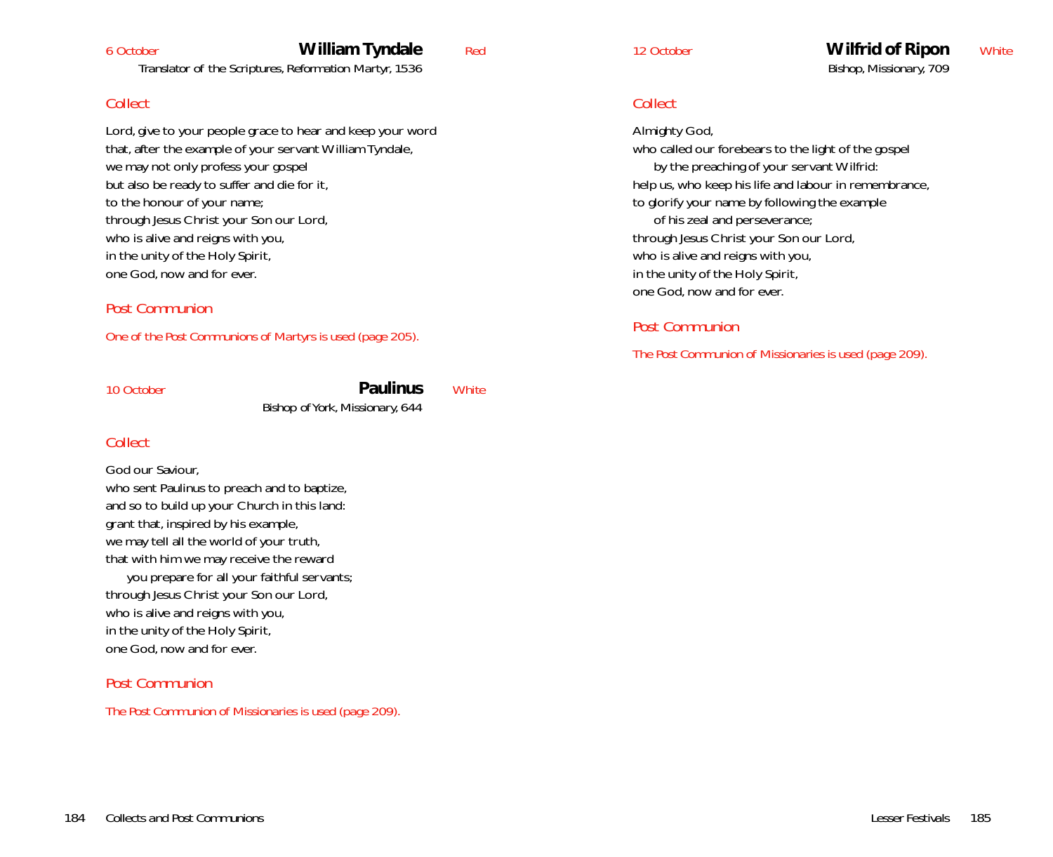6 October

## William Tyndale

Red

Translator of the Scriptures, Reformation Martyr, 1536

*Collect*

Lord, give to your people grace to hear and keep your word
that, after the example of your servant William Tyndale,
we may not only profess your gospel
but also be ready to suffer and die for it,
to the honour of your name;
through Jesus Christ your Son our Lord,
who is alive and reigns with you,
in the unity of the Holy Spirit,
one God, now and for ever.

*Post Communion*

*One of the Post Communions of Martyrs is used (page 205).*

10 October

## Paulinus

White

Bishop of York, Missionary, 644

*Collect*

God our Saviour,
who sent Paulinus to preach and to baptize,
and so to build up your Church in this land:
grant that, inspired by his example,
we may tell all the world of your truth,
that with him we may receive the reward
you prepare for all your faithful servants;
through Jesus Christ your Son our Lord,
who is alive and reigns with you,
in the unity of the Holy Spirit,
one God, now and for ever.

*Post Communion*

*The Post Communion of Missionaries is used (page 209).*

12 October

## Wilfrid of Ripon

White

Bishop, Missionary, 709

*Collect*

Almighty God,
who called our forebears to the light of the gospel
by the preaching of your servant Wilfrid:
help us, who keep his life and labour in remembrance,
to glorify your name by following the example
of his zeal and perseverance;
through Jesus Christ your Son our Lord,
who is alive and reigns with you,
in the unity of the Holy Spirit,
one God, now and for ever.

*Post Communion*

*The Post Communion of Missionaries is used (page 209).*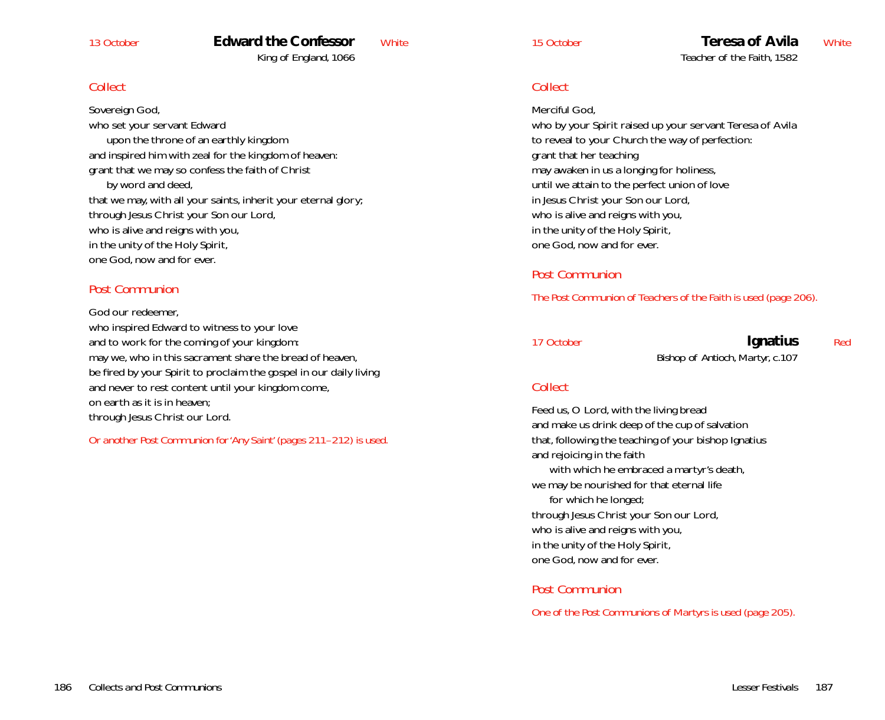13 October

## Edward the Confessor

White

King of England, 1066

### Collect

Sovereign God,
who set your servant Edward
    upon the throne of an earthly kingdom
and inspired him with zeal for the kingdom of heaven:
grant that we may so confess the faith of Christ
    by word and deed,
that we may, with all your saints, inherit your eternal glory;
through Jesus Christ your Son our Lord,
who is alive and reigns with you,
in the unity of the Holy Spirit,
one God, now and for ever.

### Post Communion

God our redeemer,
who inspired Edward to witness to your love
and to work for the coming of your kingdom:
may we, who in this sacrament share the bread of heaven,
be fired by your Spirit to proclaim the gospel in our daily living
and never to rest content until your kingdom come,
on earth as it is in heaven;
through Jesus Christ our Lord.

*Or another Post Communion for 'Any Saint' (pages 211–212) is used.*

15 October

## Teresa of Avila

White

Teacher of the Faith, 1582

### Collect

Merciful God,
who by your Spirit raised up your servant Teresa of Avila
to reveal to your Church the way of perfection:
grant that her teaching
may awaken in us a longing for holiness,
until we attain to the perfect union of love
in Jesus Christ your Son our Lord,
who is alive and reigns with you,
in the unity of the Holy Spirit,
one God, now and for ever.

### Post Communion

*The Post Communion of Teachers of the Faith is used (page 206).*

17 October

## Ignatius

Red

Bishop of Antioch, Martyr, c.107

### Collect

Feed us, O Lord, with the living bread
and make us drink deep of the cup of salvation
that, following the teaching of your bishop Ignatius
and rejoicing in the faith
    with which he embraced a martyr's death,
we may be nourished for that eternal life
    for which he longed;
through Jesus Christ your Son our Lord,
who is alive and reigns with you,
in the unity of the Holy Spirit,
one God, now and for ever.

### Post Communion

*One of the Post Communions of Martyrs is used (page 205).*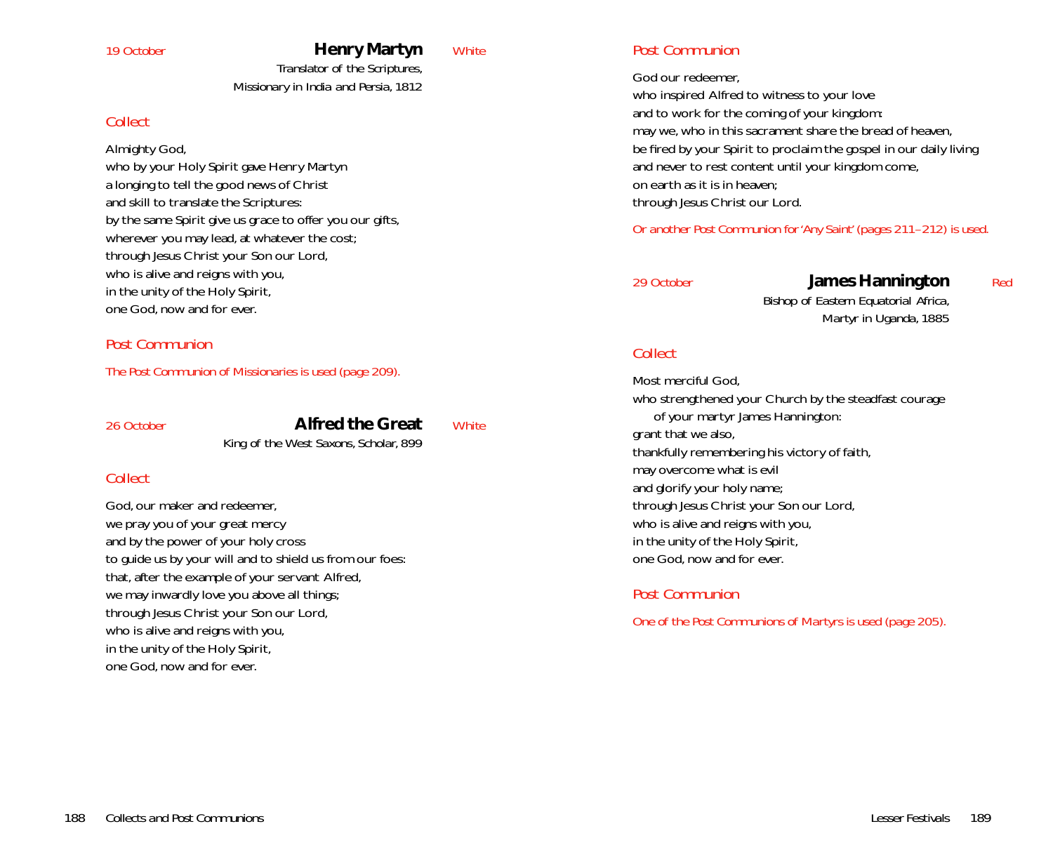19 October **Henry Martyn** White

Translator of the Scriptures,
Missionary in India and Persia, 1812

*Collect*

Almighty God,
who by your Holy Spirit gave Henry Martyn
a longing to tell the good news of Christ
and skill to translate the Scriptures:
by the same Spirit give us grace to offer you our gifts,
wherever you may lead, at whatever the cost;
through Jesus Christ your Son our Lord,
who is alive and reigns with you,
in the unity of the Holy Spirit,
one God, now and for ever.

*Post Communion*

*The Post Communion of Missionaries is used (page 209).*

26 October **Alfred the Great** White

King of the West Saxons, Scholar, 899

*Collect*

God, our maker and redeemer,
we pray you of your great mercy
and by the power of your holy cross
to guide us by your will and to shield us from our foes:
that, after the example of your servant Alfred,
we may inwardly love you above all things;
through Jesus Christ your Son our Lord,
who is alive and reigns with you,
in the unity of the Holy Spirit,
one God, now and for ever.

*Post Communion*

God our redeemer,
who inspired Alfred to witness to your love
and to work for the coming of your kingdom:
may we, who in this sacrament share the bread of heaven,
be fired by your Spirit to proclaim the gospel in our daily living
and never to rest content until your kingdom come,
on earth as it is in heaven;
through Jesus Christ our Lord.

*Or another Post Communion for 'Any Saint' (pages 211–212) is used.*

29 October **James Hannington** Red

Bishop of Eastern Equatorial Africa,
Martyr in Uganda, 1885

*Collect*

Most merciful God,
who strengthened your Church by the steadfast courage
of your martyr James Hannington:
grant that we also,
thankfully remembering his victory of faith,
may overcome what is evil
and glorify your holy name;
through Jesus Christ your Son our Lord,
who is alive and reigns with you,
in the unity of the Holy Spirit,
one God, now and for ever.

*Post Communion*

*One of the Post Communions of Martyrs is used (page 205).*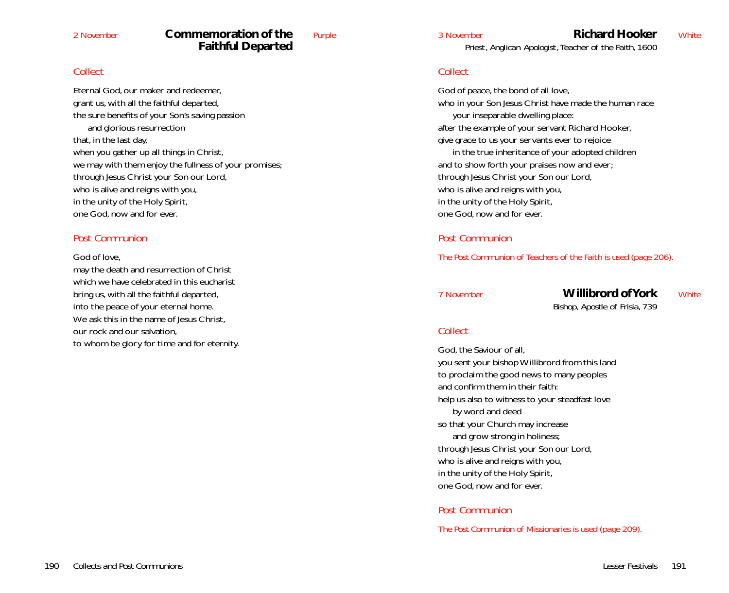2 November

## Commemoration of the Faithful Departered

Purple

### Collect

Eternal God, our maker and redeemer,
grant us, with all the faithful departed,
the sure benefits of your Son's saving passion
and glorious resurrection
that, in the last day,
when you gather up all things in Christ,
we may with them enjoy the fullness of your promises;
through Jesus Christ your Son our Lord,
who is alive and reigns with you,
in the unity of the Holy Spirit,
one God, now and for ever.

### Post Communion

God of love,
may the death and resurrection of Christ
which we have celebrated in this eucharist
bring us, with all the faithful departed,
into the peace of your eternal home.
We ask this in the name of Jesus Christ,
our rock and our salvation,
to whom be glory for time and for eternity.

3 November

## Richard Hooker

White

Priest, Anglican Apologist, Teacher of the Faith, 1600

### Collect

God of peace, the bond of all love,
who in your Son Jesus Christ have made the human race
your inseparable dwelling place:
after the example of your servant Richard Hooker,
give grace to us your servants ever to rejoice
in the true inheritance of your adopted children
and to show forth your praises now and ever;
through Jesus Christ your Son our Lord,
who is alive and reigns with you,
in the unity of the Holy Spirit,
one God, now and for ever.

### Post Communion

*The Post Communion of Teachers of the Faith is used (page 206).*

7 November

## Willibrord of York

White

Bishop, Apostle of Frisia, 739

### Collect

God, the Saviour of all,
you sent your bishop Willibrord from this land
to proclaim the good news to many peoples
and confirm them in their faith:
help us also to witness to your steadfast love
by word and deed
so that your Church may increase
and grow strong in holiness;
through Jesus Christ your Son our Lord,
who is alive and reigns with you,
in the unity of the Holy Spirit,
one God, now and for ever.

### Post Communion

*The Post Communion of Missionaries is used (page 209).*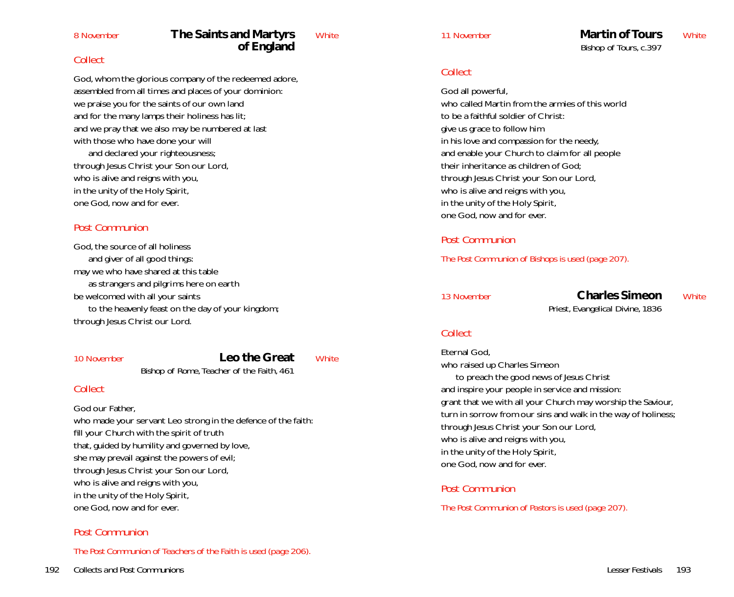8 November

## The Saints and Martyrs of England

White

### *Collect*

God, whom the glorious company of the redeemed adore,
assembled from all times and places of your dominion:
we praise you for the saints of our own land
and for the many lamps their holiness has lit;
and we pray that we also may be numbered at last
with those who have done your will
  and declared your righteousness;
through Jesus Christ your Son our Lord,
who is alive and reigns with you,
in the unity of the Holy Spirit,
one God, now and for ever.

### *Post Communion*

God, the source of all holiness
  and giver of all good things:
may we who have shared at this table
  as strangers and pilgrims here on earth
be welcomed with all your saints
  to the heavenly feast on the day of your kingdom;
through Jesus Christ our Lord.

10 November

## Leo the Great

White

*Bishop of Rome, Teacher of the Faith, 461*

### *Collect*

God our Father,
who made your servant Leo strong in the defence of the faith:
fill your Church with the spirit of truth
that, guided by humility and governed by love,
she may prevail against the powers of evil;
through Jesus Christ your Son our Lord,
who is alive and reigns with you,
in the unity of the Holy Spirit,
one God, now and for ever.

### *Post Communion*

*The Post Communion of Teachers of the Faith is used (page 206).*

11 November

## Martin of Tours

White

*Bishop of Tours, c.397*

### *Collect*

God all powerful,
who called Martin from the armies of this world
to be a faithful soldier of Christ:
give us grace to follow him
in his love and compassion for the needy,
and enable your Church to claim for all people
their inheritance as children of God;
through Jesus Christ your Son our Lord,
who is alive and reigns with you,
in the unity of the Holy Spirit,
one God, now and for ever.

### *Post Communion*

*The Post Communion of Bishops is used (page 207).*

13 November

## Charles Simeon

White

*Priest, Evangelical Divine, 1836*

### *Collect*

Eternal God,
who raised up Charles Simeon
  to preach the good news of Jesus Christ
and inspire your people in service and mission:
grant that we with all your Church may worship the Saviour,
turn in sorrow from our sins and walk in the way of holiness;
through Jesus Christ your Son our Lord,
who is alive and reigns with you,
in the unity of the Holy Spirit,
one God, now and for ever.

### *Post Communion*

*The Post Communion of Pastors is used (page 207).*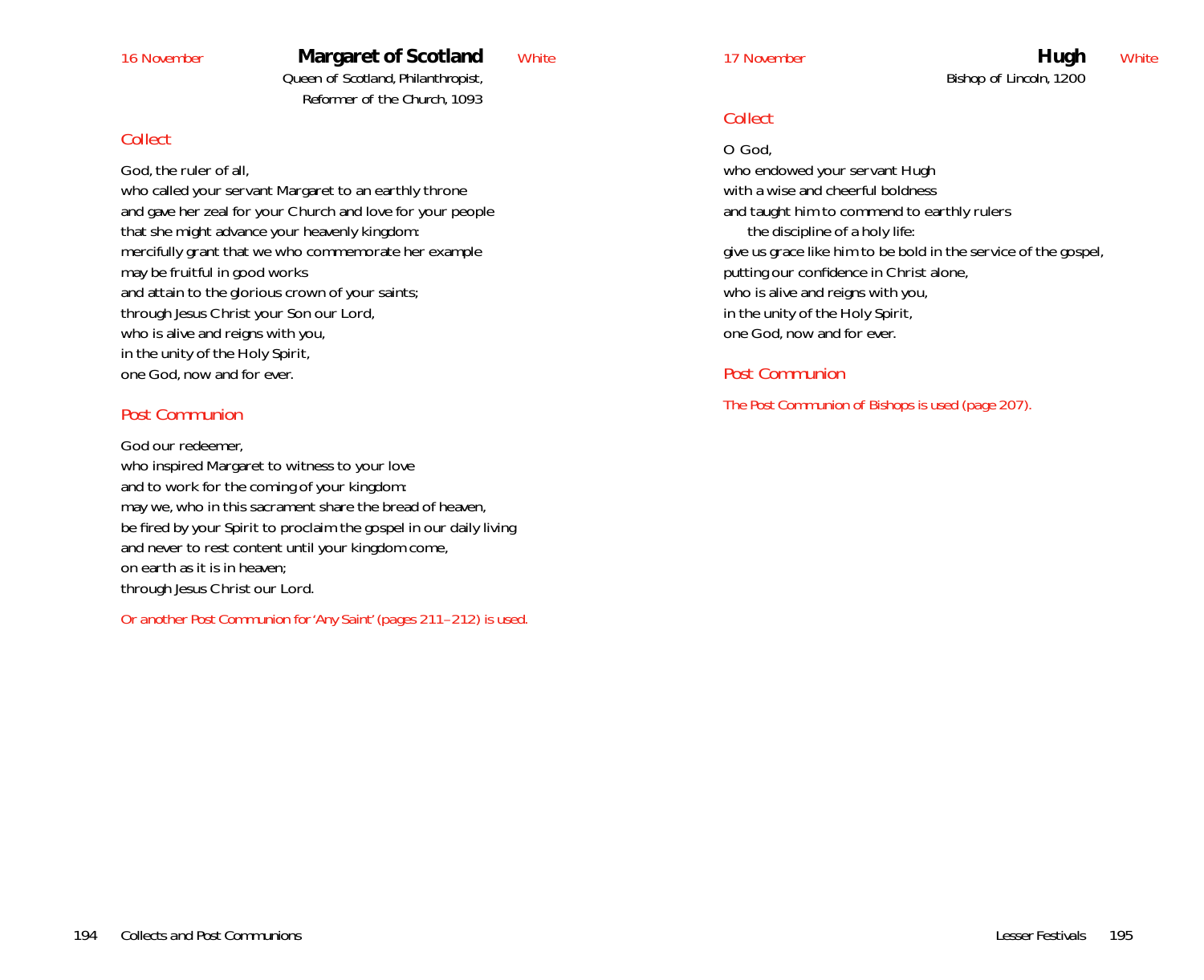16 November

## Margaret of Scotland

White

Queen of Scotland, Philanthropist,
Reformer of the Church, 1093

### Collect

God, the ruler of all,
who called your servant Margaret to an earthly throne
and gave her zeal for your Church and love for your people
that she might advance your heavenly kingdom:
mercifully grant that we who commemorate her example
may be fruitful in good works
and attain to the glorious crown of your saints;
through Jesus Christ your Son our Lord,
who is alive and reigns with you,
in the unity of the Holy Spirit,
one God, now and for ever.

### Post Communion

God our redeemer,
who inspired Margaret to witness to your love
and to work for the coming of your kingdom:
may we, who in this sacrament share the bread of heaven,
be fired by your Spirit to proclaim the gospel in our daily living
and never to rest content until your kingdom come,
on earth as it is in heaven;
through Jesus Christ our Lord.

*Or another Post Communion for 'Any Saint' (pages 211–212) is used.*

17 November

## Hugh

White

Bishop of Lincoln, 1200

### Collect

O God,
who endowed your servant Hugh
with a wise and cheerful boldness
and taught him to commend to earthly rulers
the discipline of a holy life:
give us grace like him to be bold in the service of the gospel,
putting our confidence in Christ alone,
who is alive and reigns with you,
in the unity of the Holy Spirit,
one God, now and for ever.

### Post Communion

*The Post Communion of Bishops is used (page 207).*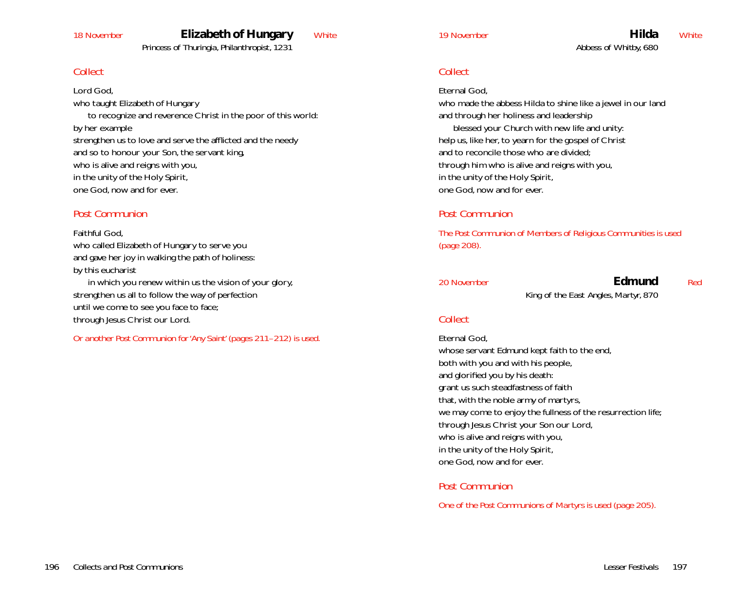18 November

## Elizabeth of Hungary

White

Princess of Thuringia, Philanthropist, 1231

### *Collect*

Lord God,
who taught Elizabeth of Hungary
    to recognize and reverence Christ in the poor of this world:
by her example
strengthen us to love and serve the afflicted and the needy
and so to honour your Son, the servant king,
who is alive and reigns with you,
in the unity of the Holy Spirit,
one God, now and for ever.

### *Post Communion*

Faithful God,
who called Elizabeth of Hungary to serve you
and gave her joy in walking the path of holiness:
by this eucharist
    in which you renew within us the vision of your glory,
strengthen us all to follow the way of perfection
until we come to see you face to face;
through Jesus Christ our Lord.

*Or another Post Communion for 'Any Saint' (pages 211–212) is used.*

19 November

## Hilda

White

Abbess of Whitby, 680

### *Collect*

Eternal God,
who made the abbess Hilda to shine like a jewel in our land
and through her holiness and leadership
    blessed your Church with new life and unity:
help us, like her, to yearn for the gospel of Christ
and to reconcile those who are divided;
through him who is alive and reigns with you,
in the unity of the Holy Spirit,
one God, now and for ever.

### *Post Communion*

*The Post Communion of Members of Religious Communities is used (page 208).*

20 November

## Edmund

Red

King of the East Angles, Martyr, 870

### *Collect*

Eternal God,
whose servant Edmund kept faith to the end,
both with you and with his people,
and glorified you by his death:
grant us such steadfastness of faith
that, with the noble army of martyrs,
we may come to enjoy the fullness of the resurrection life;
through Jesus Christ your Son our Lord,
who is alive and reigns with you,
in the unity of the Holy Spirit,
one God, now and for ever.

### *Post Communion*

*One of the Post Communions of Martyrs is used (page 205).*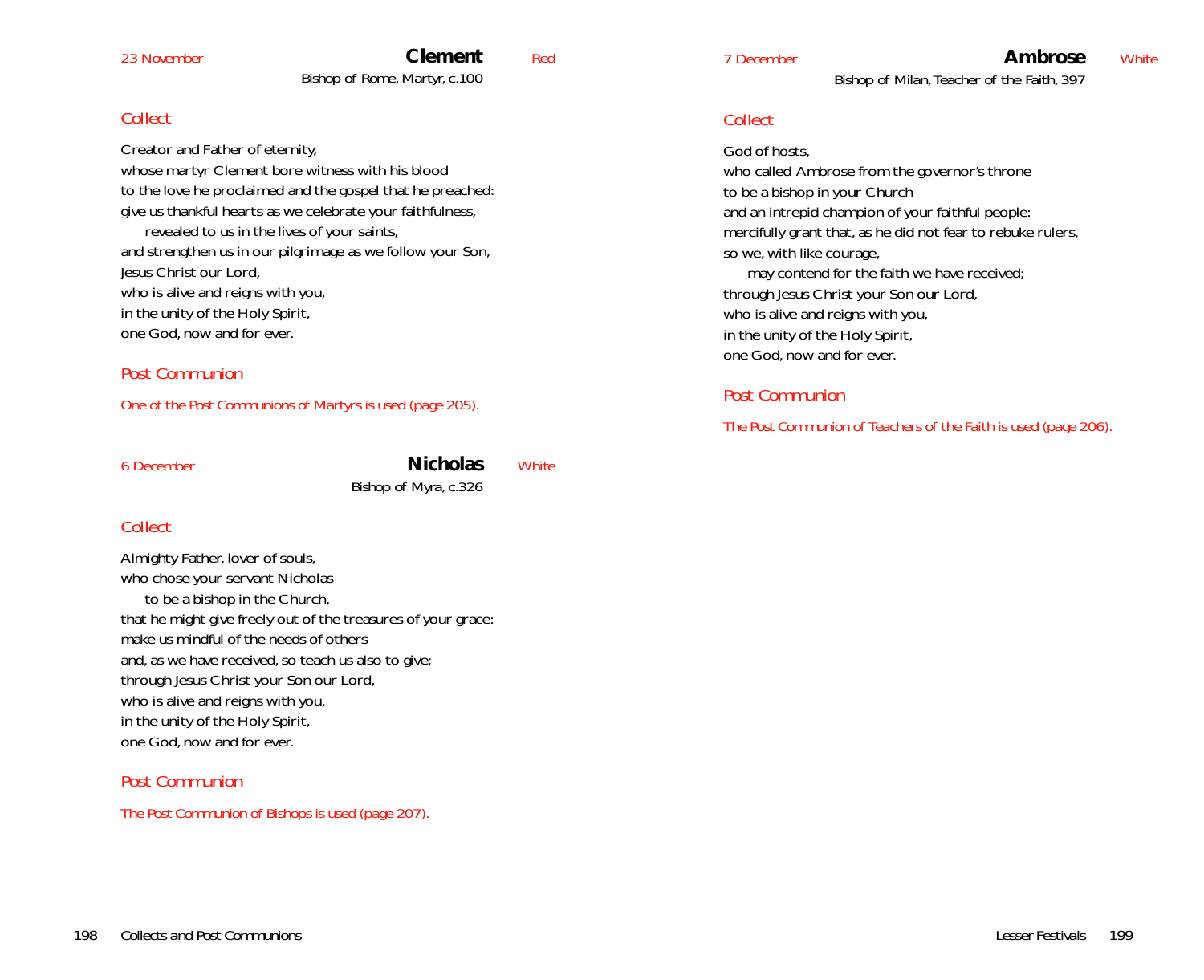23 November

## Clement

Red

Bishop of Rome, Martyr, c.100

### *Collect*

Creator and Father of eternity,
whose martyr Clement bore witness with his blood
to the love he proclaimed and the gospel that he preached:
give us thankful hearts as we celebrate your faithfulness,
  revealed to us in the lives of your saints,
and strengthen us in our pilgrimage as we follow your Son,
Jesus Christ our Lord,
who is alive and reigns with you,
in the unity of the Holy Spirit,
one God, now and for ever.

### *Post Communion*

*One of the Post Communions of Martyrs is used (page 205).*

6 December

## Nicholas

White

Bishop of Myra, c.326

### *Collect*

Almighty Father, lover of souls,
who chose your servant Nicholas
  to be a bishop in the Church,
that he might give freely out of the treasures of your grace:
make us mindful of the needs of others
and, as we have received, so teach us also to give;
through Jesus Christ your Son our Lord,
who is alive and reigns with you,
in the unity of the Holy Spirit,
one God, now and for ever.

### *Post Communion*

*The Post Communion of Bishops is used (page 207).*

7 December

## Ambrose

White

Bishop of Milan, Teacher of the Faith, 397

### *Collect*

God of hosts,
who called Ambrose from the governor's throne
to be a bishop in your Church
and an intrepid champion of your faithful people:
mercifully grant that, as he did not fear to rebuke rulers,
so we, with like courage,
  may contend for the faith we have received;
through Jesus Christ your Son our Lord,
who is alive and reigns with you,
in the unity of the Holy Spirit,
one God, now and for ever.

### *Post Communion*

*The Post Communion of Teachers of the Faith is used (page 206).*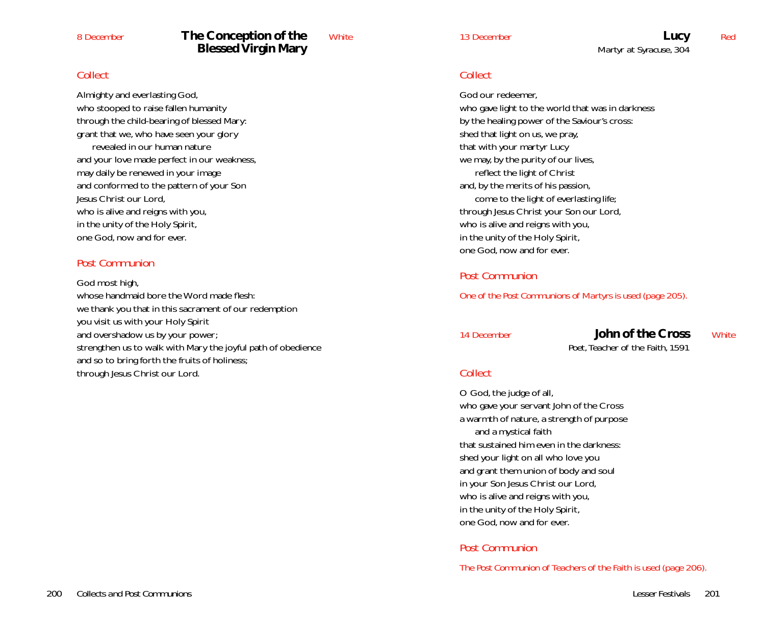8 December

## The Conception of the Blessed Virgin Mary

White

### Collect

Almighty and everlasting God,
who stooped to raise fallen humanity
through the child-bearing of blessed Mary:
grant that we, who have seen your glory
  revealed in our human nature
and your love made perfect in our weakness,
may daily be renewed in your image
and conformed to the pattern of your Son
Jesus Christ our Lord,
who is alive and reigns with you,
in the unity of the Holy Spirit,
one God, now and for ever.

### Post Communion

God most high,
whose handmaid bore the Word made flesh:
we thank you that in this sacrament of our redemption
you visit us with your Holy Spirit
and overshadow us by your power;
strengthen us to walk with Mary the joyful path of obedience
and so to bring forth the fruits of holiness;
through Jesus Christ our Lord.

13 December

## Lucy

Martyr at Syracuse, 304

Red

### Collect

God our redeemer,
who gave light to the world that was in darkness
by the healing power of the Saviour's cross:
shed that light on us, we pray,
that with your martyr Lucy
we may, by the purity of our lives,
  reflect the light of Christ
and, by the merits of his passion,
  come to the light of everlasting life;
through Jesus Christ your Son our Lord,
who is alive and reigns with you,
in the unity of the Holy Spirit,
one God, now and for ever.

### Post Communion

*One of the Post Communions of Martyrs is used (page 205).*

14 December

## John of the Cross

Poet, Teacher of the Faith, 1591

White

### Collect

O God, the judge of all,
who gave your servant John of the Cross
a warmth of nature, a strength of purpose
  and a mystical faith
that sustained him even in the darkness:
shed your light on all who love you
and grant them union of body and soul
in your Son Jesus Christ our Lord,
who is alive and reigns with you,
in the unity of the Holy Spirit,
one God, now and for ever.

### Post Communion

*The Post Communion of Teachers of the Faith is used (page 206).*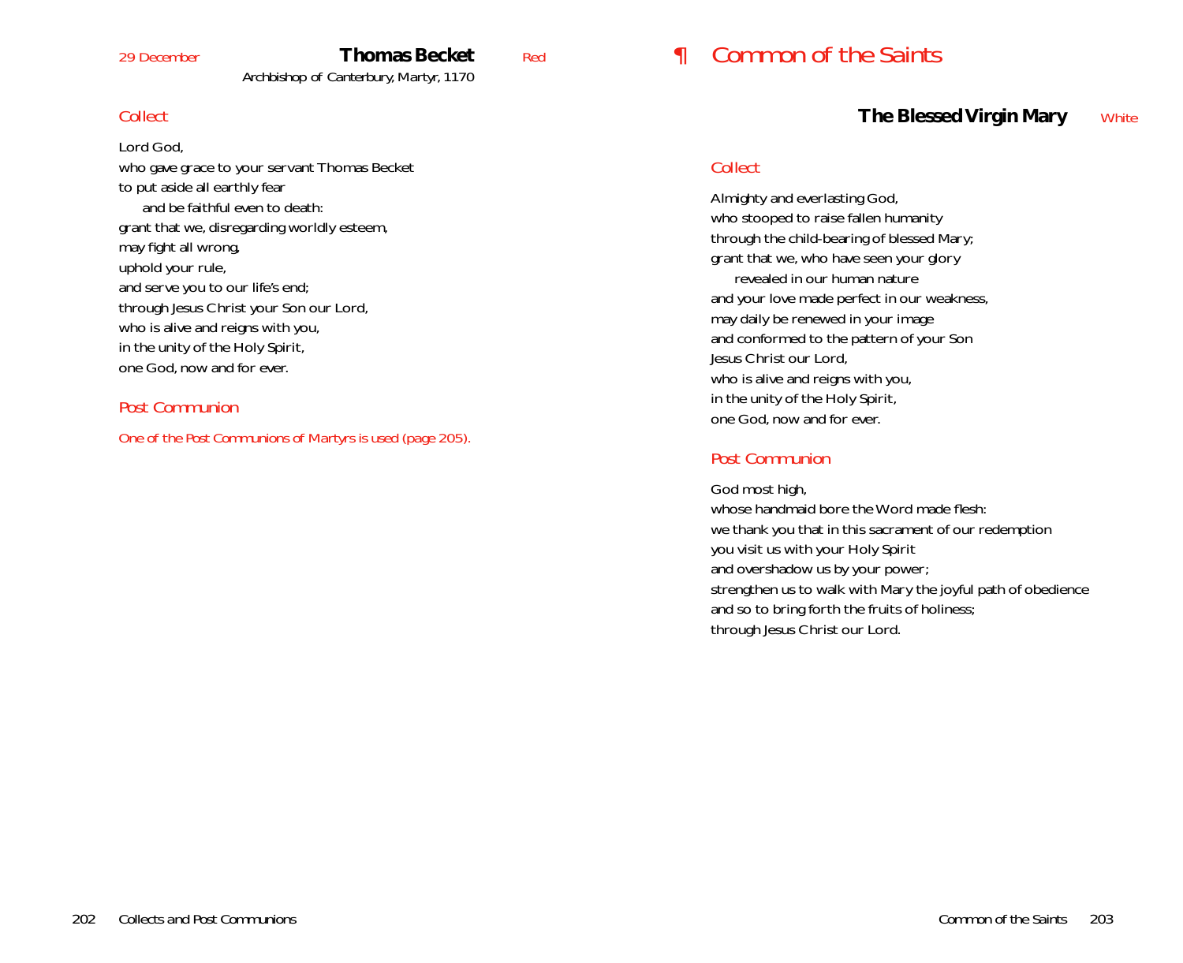*29 December*

## Thomas Becket

Archbishop of Canterbury, Martyr, 1170

*Red*

### *Collect*

Lord God,
who gave grace to your servant Thomas Becket
to put aside all earthly fear
  and be faithful even to death:
grant that we, disregarding worldly esteem,
may fight all wrong,
uphold your rule,
and serve you to our life's end;
through Jesus Christ your Son our Lord,
who is alive and reigns with you,
in the unity of the Holy Spirit,
one God, now and for ever.

### *Post Communion*

*One of the Post Communions of Martyrs is used (page 205).*

# ¶ *Common of the Saints*

## The Blessed Virgin Mary

*White*

### *Collect*

Almighty and everlasting God,
who stooped to raise fallen humanity
through the child-bearing of blessed Mary;
grant that we, who have seen your glory
  revealed in our human nature
and your love made perfect in our weakness,
may daily be renewed in your image
and conformed to the pattern of your Son
Jesus Christ our Lord,
who is alive and reigns with you,
in the unity of the Holy Spirit,
one God, now and for ever.

### *Post Communion*

God most high,
whose handmaid bore the Word made flesh:
we thank you that in this sacrament of our redemption
you visit us with your Holy Spirit
and overshadow us by your power;
strengthen us to walk with Mary the joyful path of obedience
and so to bring forth the fruits of holiness;
through Jesus Christ our Lord.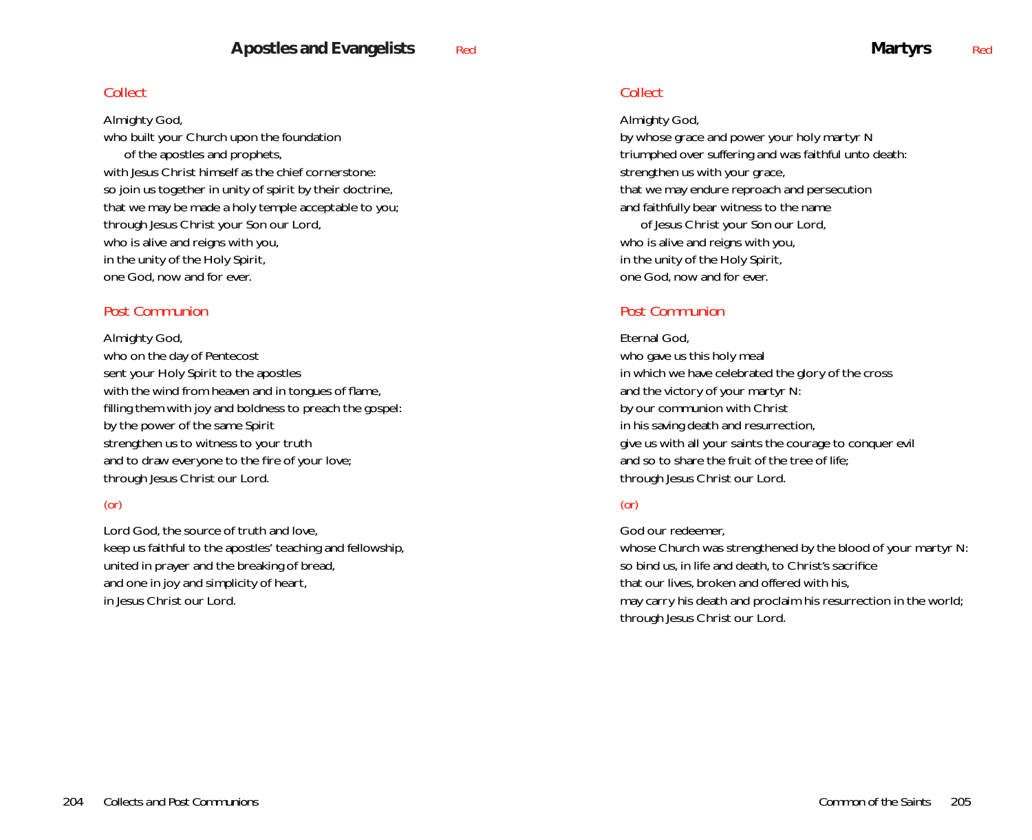## Apostles and Evangelists *Red*

### Collect

Almighty God,
who built your Church upon the foundation
of the apostles and prophets,
with Jesus Christ himself as the chief cornerstone:
so join us together in unity of spirit by their doctrine,
that we may be made a holy temple acceptable to you;
through Jesus Christ your Son our Lord,
who is alive and reigns with you,
in the unity of the Holy Spirit,
one God, now and for ever.

### Post Communion

Almighty God,
who on the day of Pentecost
sent your Holy Spirit to the apostles
with the wind from heaven and in tongues of flame,
filling them with joy and boldness to preach the gospel:
by the power of the same Spirit
strengthen us to witness to your truth
and to draw everyone to the fire of your love;
through Jesus Christ our Lord.

*(or)*

Lord God, the source of truth and love,
keep us faithful to the apostles' teaching and fellowship,
united in prayer and the breaking of bread,
and one in joy and simplicity of heart,
in Jesus Christ our Lord.

## Martyrs *Red*

### Collect

Almighty God,
by whose grace and power your holy martyr N
triumphed over suffering and was faithful unto death:
strengthen us with your grace,
that we may endure reproach and persecution
and faithfully bear witness to the name
of Jesus Christ your Son our Lord,
who is alive and reigns with you,
in the unity of the Holy Spirit,
one God, now and for ever.

### Post Communion

Eternal God,
who gave us this holy meal
in which we have celebrated the glory of the cross
and the victory of your martyr N:
by our communion with Christ
in his saving death and resurrection,
give us with all your saints the courage to conquer evil
and so to share the fruit of the tree of life;
through Jesus Christ our Lord.

*(or)*

God our redeemer,
whose Church was strengthened by the blood of your martyr N:
so bind us, in life and death, to Christ's sacrifice
that our lives, broken and offered with his,
may carry his death and proclaim his resurrection in the world;
through Jesus Christ our Lord.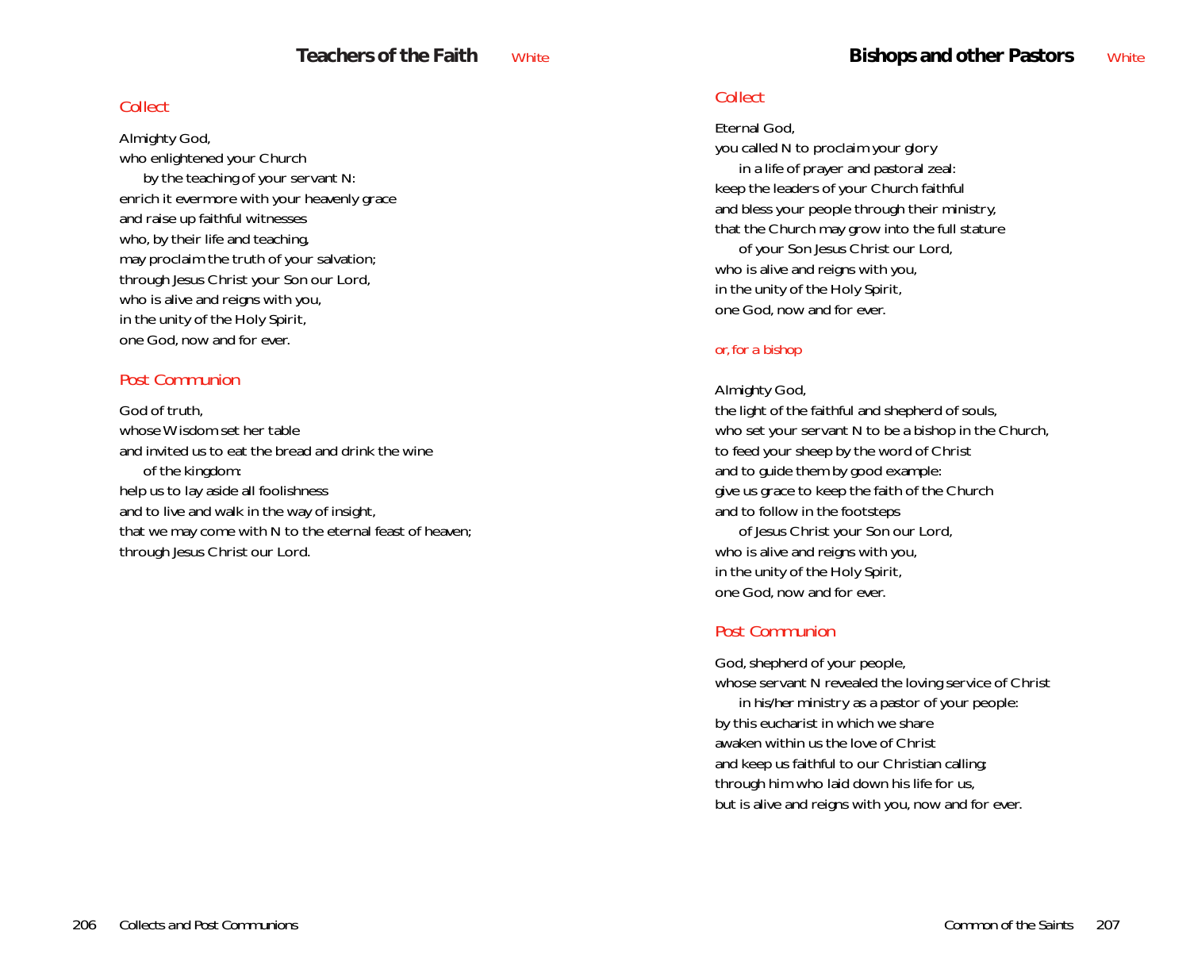## Teachers of the Faith White

### *Collect*

Almighty God,
who enlightened your Church
 by the teaching of your servant N:
enrich it evermore with your heavenly grace
and raise up faithful witnesses
who, by their life and teaching,
may proclaim the truth of your salvation;
through Jesus Christ your Son our Lord,
who is alive and reigns with you,
in the unity of the Holy Spirit,
one God, now and for ever.

### *Post Communion*

God of truth,
whose Wisdom set her table
and invited us to eat the bread and drink the wine
 of the kingdom:
help us to lay aside all foolishness
and to live and walk in the way of insight,
that we may come with N to the eternal feast of heaven;
through Jesus Christ our Lord.

## Bishops and other Pastors White

### *Collect*

Eternal God,
you called N to proclaim your glory
 in a life of prayer and pastoral zeal:
keep the leaders of your Church faithful
and bless your people through their ministry,
that the Church may grow into the full stature
 of your Son Jesus Christ our Lord,
who is alive and reigns with you,
in the unity of the Holy Spirit,
one God, now and for ever.

*or, for a bishop*

Almighty God,
the light of the faithful and shepherd of souls,
who set your servant N to be a bishop in the Church,
to feed your sheep by the word of Christ
and to guide them by good example:
give us grace to keep the faith of the Church
and to follow in the footsteps
 of Jesus Christ your Son our Lord,
who is alive and reigns with you,
in the unity of the Holy Spirit,
one God, now and for ever.

### *Post Communion*

God, shepherd of your people,
whose servant N revealed the loving service of Christ
 in his/her ministry as a pastor of your people:
by this eucharist in which we share
awaken within us the love of Christ
and keep us faithful to our Christian calling;
through him who laid down his life for us,
but is alive and reigns with you, now and for ever.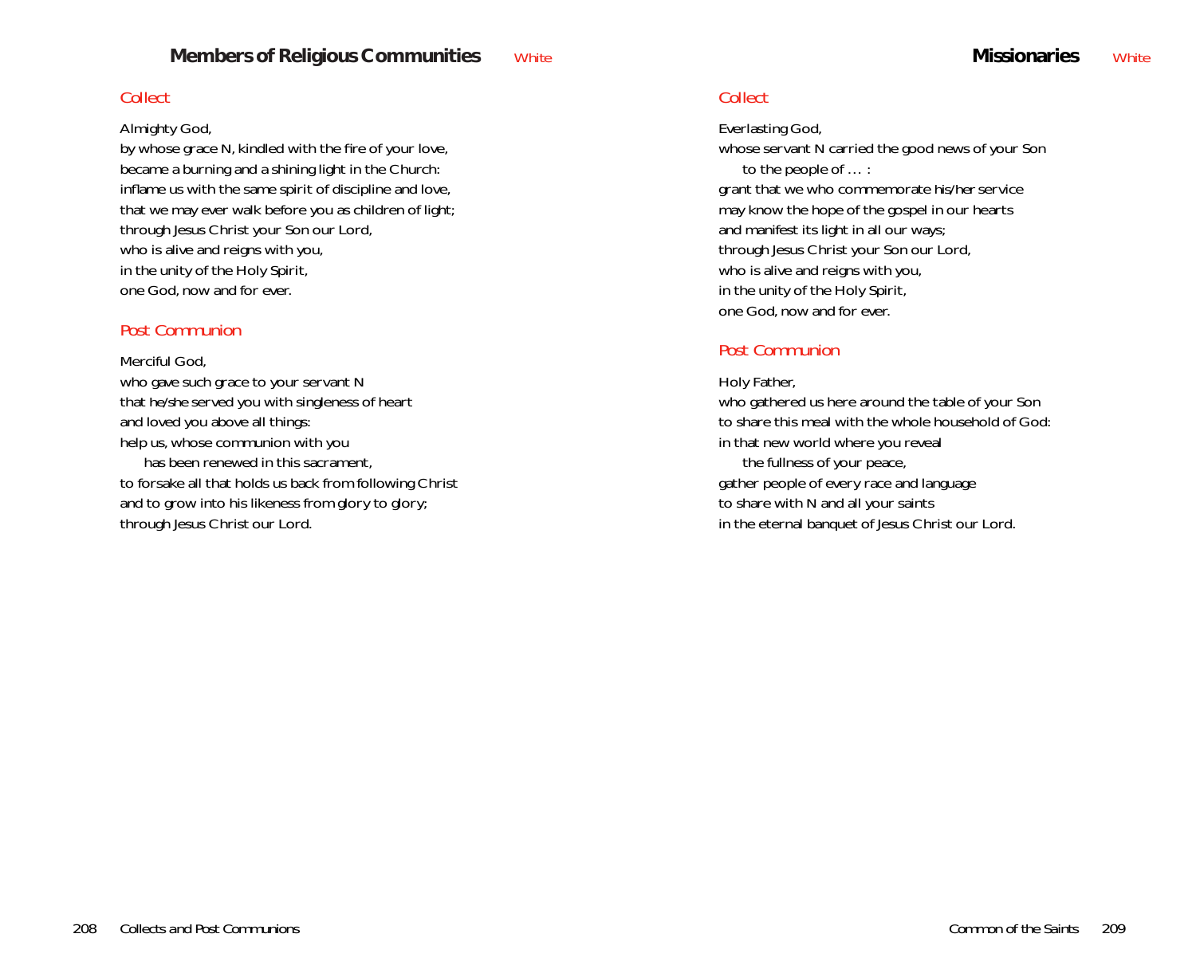## Members of Religious Communities White

### Collect

Almighty God,
by whose grace N, kindled with the fire of your love,
became a burning and a shining light in the Church:
inflame us with the same spirit of discipline and love,
that we may ever walk before you as children of light;
through Jesus Christ your Son our Lord,
who is alive and reigns with you,
in the unity of the Holy Spirit,
one God, now and for ever.

### Post Communion

Merciful God,
who gave such grace to your servant N
that he/she served you with singleness of heart
and loved you above all things:
help us, whose communion with you
  has been renewed in this sacrament,
to forsake all that holds us back from following Christ
and to grow into his likeness from glory to glory;
through Jesus Christ our Lord.

## Missionaries White

### Collect

Everlasting God,
whose servant N carried the good news of your Son
  to the people of … :
grant that we who commemorate his/her service
may know the hope of the gospel in our hearts
and manifest its light in all our ways;
through Jesus Christ your Son our Lord,
who is alive and reigns with you,
in the unity of the Holy Spirit,
one God, now and for ever.

### Post Communion

Holy Father,
who gathered us here around the table of your Son
to share this meal with the whole household of God:
in that new world where you reveal
  the fullness of your peace,
gather people of every race and language
to share with N and all your saints
in the eternal banquet of Jesus Christ our Lord.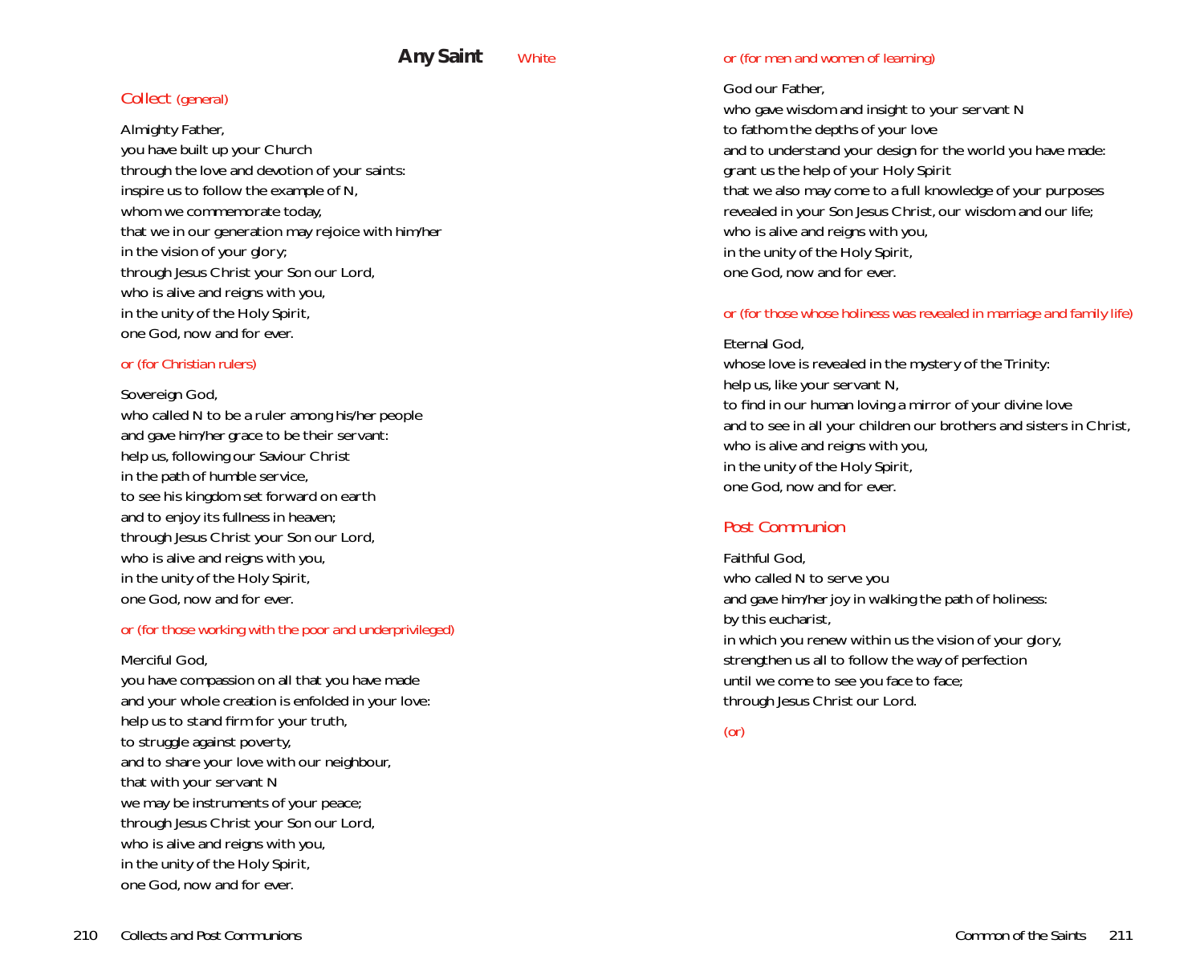## Any Saint *White*

### *Collect (general)*

Almighty Father,
you have built up your Church
through the love and devotion of your saints:
inspire us to follow the example of N,
whom we commemorate today,
that we in our generation may rejoice with him/her
in the vision of your glory;
through Jesus Christ your Son our Lord,
who is alive and reigns with you,
in the unity of the Holy Spirit,
one God, now and for ever.

*or (for Christian rulers)*

Sovereign God,
who called N to be a ruler among his/her people
and gave him/her grace to be their servant:
help us, following our Saviour Christ
in the path of humble service,
to see his kingdom set forward on earth
and to enjoy its fullness in heaven;
through Jesus Christ your Son our Lord,
who is alive and reigns with you,
in the unity of the Holy Spirit,
one God, now and for ever.

*or (for those working with the poor and underprivileged)*

Merciful God,
you have compassion on all that you have made
and your whole creation is enfolded in your love:
help us to stand firm for your truth,
to struggle against poverty,
and to share your love with our neighbour,
that with your servant N
we may be instruments of your peace;
through Jesus Christ your Son our Lord,
who is alive and reigns with you,
in the unity of the Holy Spirit,
one God, now and for ever.

*or (for men and women of learning)*

God our Father,
who gave wisdom and insight to your servant N
to fathom the depths of your love
and to understand your design for the world you have made:
grant us the help of your Holy Spirit
that we also may come to a full knowledge of your purposes
revealed in your Son Jesus Christ, our wisdom and our life;
who is alive and reigns with you,
in the unity of the Holy Spirit,
one God, now and for ever.

*or (for those whose holiness was revealed in marriage and family life)*

Eternal God,
whose love is revealed in the mystery of the Trinity:
help us, like your servant N,
to find in our human loving a mirror of your divine love
and to see in all your children our brothers and sisters in Christ,
who is alive and reigns with you,
in the unity of the Holy Spirit,
one God, now and for ever.

### *Post Communion*

Faithful God,
who called N to serve you
and gave him/her joy in walking the path of holiness:
by this eucharist,
in which you renew within us the vision of your glory,
strengthen us all to follow the way of perfection
until we come to see you face to face;
through Jesus Christ our Lord.

*(or)*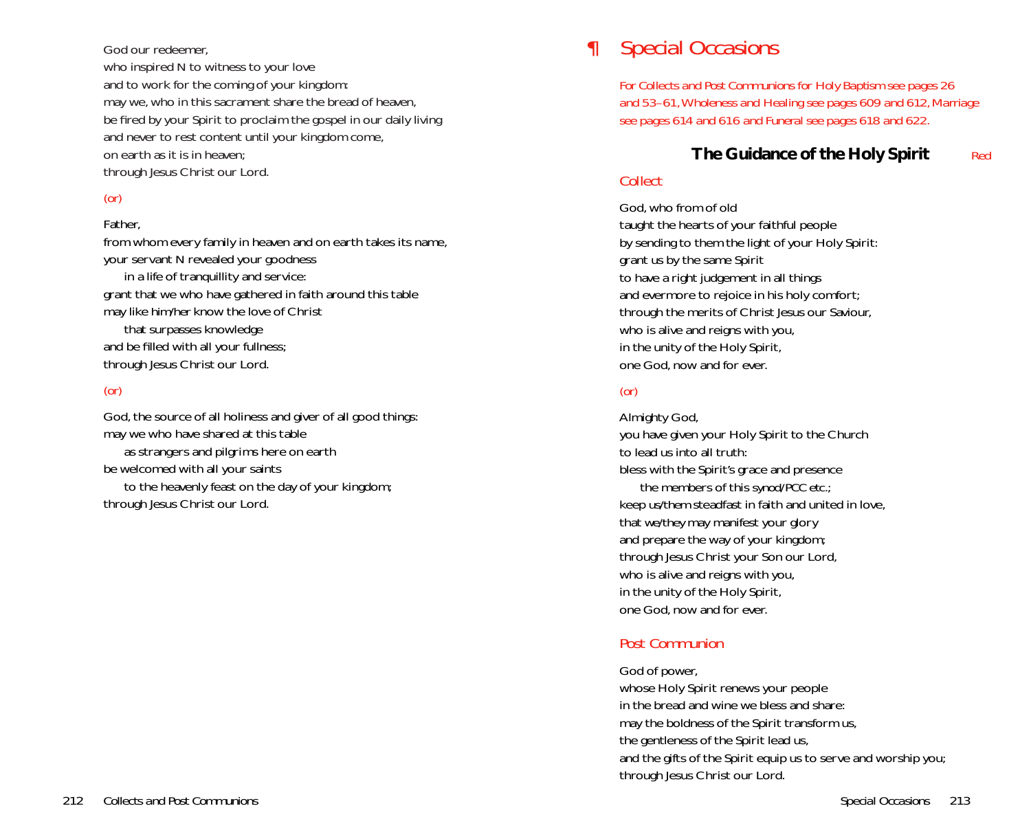God our redeemer,
who inspired N to witness to your love
and to work for the coming of your kingdom:
may we, who in this sacrament share the bread of heaven,
be fired by your Spirit to proclaim the gospel in our daily living
and never to rest content until your kingdom come,
on earth as it is in heaven;
through Jesus Christ our Lord.

*(or)*

Father,
from whom every family in heaven and on earth takes its name,
your servant N revealed your goodness
  in a life of tranquillity and service:
grant that we who have gathered in faith around this table
may like him/her know the love of Christ
  that surpasses knowledge
and be filled with all your fullness;
through Jesus Christ our Lord.

*(or)*

God, the source of all holiness and giver of all good things:
may we who have shared at this table
  as strangers and pilgrims here on earth
be welcomed with all your saints
  to the heavenly feast on the day of your kingdom;
through Jesus Christ our Lord.

# ¶ Special Occasions

*For Collects and Post Communions for Holy Baptism see pages 26 and 53–61, Wholeness and Healing see pages 609 and 612, Marriage see pages 614 and 616 and Funeral see pages 618 and 622.*

## The Guidance of the Holy Spirit *Red*

### Collect

God, who from of old
taught the hearts of your faithful people
by sending to them the light of your Holy Spirit:
grant us by the same Spirit
to have a right judgement in all things
and evermore to rejoice in his holy comfort;
through the merits of Christ Jesus our Saviour,
who is alive and reigns with you,
in the unity of the Holy Spirit,
one God, now and for ever.

*(or)*

Almighty God,
you have given your Holy Spirit to the Church
to lead us into all truth:
bless with the Spirit's grace and presence
  the members of this synod/PCC etc.;
keep us/them steadfast in faith and united in love,
that we/they may manifest your glory
and prepare the way of your kingdom;
through Jesus Christ your Son our Lord,
who is alive and reigns with you,
in the unity of the Holy Spirit,
one God, now and for ever.

### Post Communion

God of power,
whose Holy Spirit renews your people
in the bread and wine we bless and share:
may the boldness of the Spirit transform us,
the gentleness of the Spirit lead us,
and the gifts of the Spirit equip us to serve and worship you;
through Jesus Christ our Lord.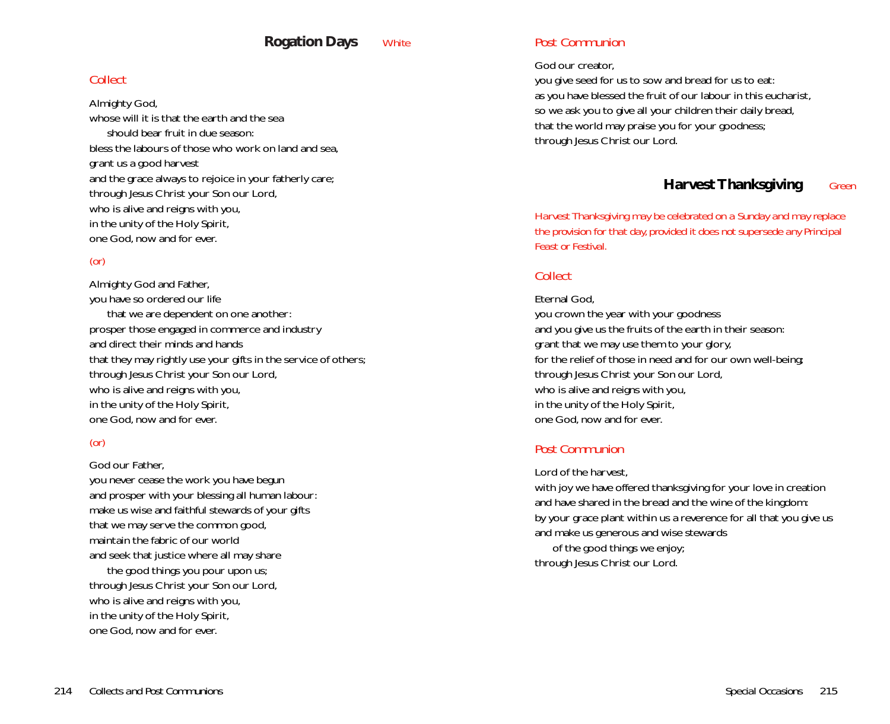## Rogation Days — *White*

### Collect

Almighty God,
whose will it is that the earth and the sea
  should bear fruit in due season:
bless the labours of those who work on land and sea,
grant us a good harvest
and the grace always to rejoice in your fatherly care;
through Jesus Christ your Son our Lord,
who is alive and reigns with you,
in the unity of the Holy Spirit,
one God, now and for ever.

*(or)*

Almighty God and Father,
you have so ordered our life
  that we are dependent on one another:
prosper those engaged in commerce and industry
and direct their minds and hands
that they may rightly use your gifts in the service of others;
through Jesus Christ your Son our Lord,
who is alive and reigns with you,
in the unity of the Holy Spirit,
one God, now and for ever.

*(or)*

God our Father,
you never cease the work you have begun
and prosper with your blessing all human labour:
make us wise and faithful stewards of your gifts
that we may serve the common good,
maintain the fabric of our world
and seek that justice where all may share
  the good things you pour upon us;
through Jesus Christ your Son our Lord,
who is alive and reigns with you,
in the unity of the Holy Spirit,
one God, now and for ever.

### Post Communion

God our creator,
you give seed for us to sow and bread for us to eat:
as you have blessed the fruit of our labour in this eucharist,
so we ask you to give all your children their daily bread,
that the world may praise you for your goodness;
through Jesus Christ our Lord.

## Harvest Thanksgiving — *Green*

*Harvest Thanksgiving may be celebrated on a Sunday and may replace the provision for that day, provided it does not supersede any Principal Feast or Festival.*

### Collect

Eternal God,
you crown the year with your goodness
and you give us the fruits of the earth in their season:
grant that we may use them to your glory,
for the relief of those in need and for our own well-being;
through Jesus Christ your Son our Lord,
who is alive and reigns with you,
in the unity of the Holy Spirit,
one God, now and for ever.

### Post Communion

Lord of the harvest,
with joy we have offered thanksgiving for your love in creation
and have shared in the bread and the wine of the kingdom:
by your grace plant within us a reverence for all that you give us
and make us generous and wise stewards
  of the good things we enjoy;
through Jesus Christ our Lord.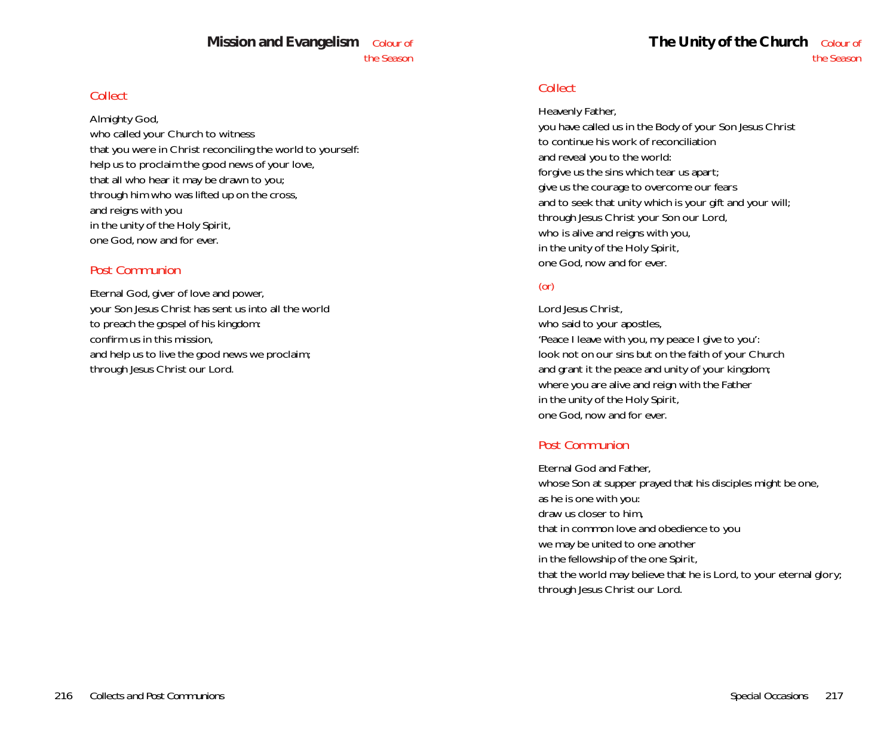## Mission and Evangelism

*Colour of the Season*

### *Collect*

Almighty God,
who called your Church to witness
that you were in Christ reconciling the world to yourself:
help us to proclaim the good news of your love,
that all who hear it may be drawn to you;
through him who was lifted up on the cross,
and reigns with you
in the unity of the Holy Spirit,
one God, now and for ever.

### *Post Communion*

Eternal God, giver of love and power,
your Son Jesus Christ has sent us into all the world
to preach the gospel of his kingdom:
confirm us in this mission,
and help us to live the good news we proclaim;
through Jesus Christ our Lord.

## The Unity of the Church

*Colour of the Season*

### *Collect*

Heavenly Father,
you have called us in the Body of your Son Jesus Christ
to continue his work of reconciliation
and reveal you to the world:
forgive us the sins which tear us apart;
give us the courage to overcome our fears
and to seek that unity which is your gift and your will;
through Jesus Christ your Son our Lord,
who is alive and reigns with you,
in the unity of the Holy Spirit,
one God, now and for ever.

*(or)*

Lord Jesus Christ,
who said to your apostles,
'Peace I leave with you, my peace I give to you':
look not on our sins but on the faith of your Church
and grant it the peace and unity of your kingdom;
where you are alive and reign with the Father
in the unity of the Holy Spirit,
one God, now and for ever.

### *Post Communion*

Eternal God and Father,
whose Son at supper prayed that his disciples might be one,
as he is one with you:
draw us closer to him,
that in common love and obedience to you
we may be united to one another
in the fellowship of the one Spirit,
that the world may believe that he is Lord, to your eternal glory;
through Jesus Christ our Lord.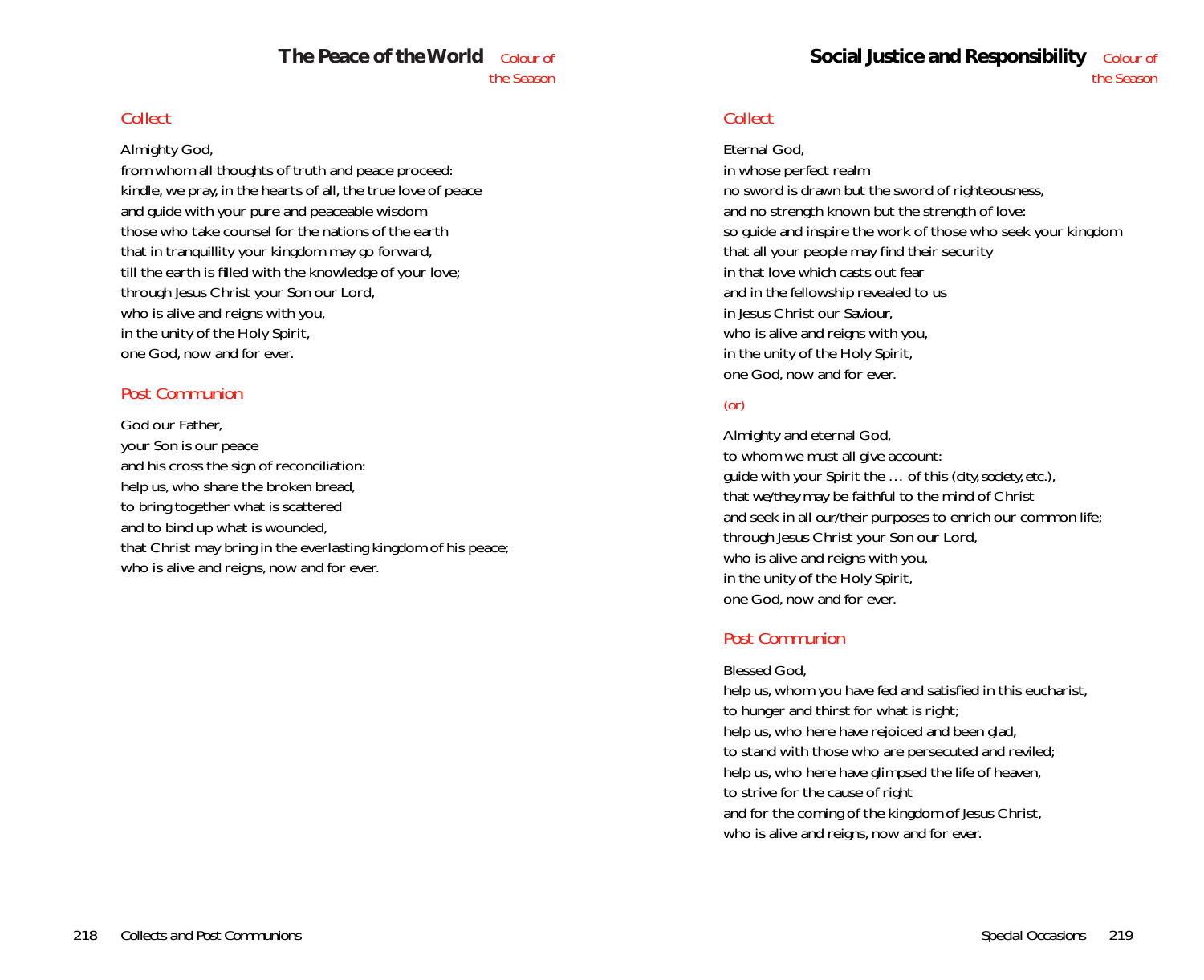## The Peace of the World

*Colour of the Season*

### *Collect*

Almighty God,
from whom all thoughts of truth and peace proceed:
kindle, we pray, in the hearts of all, the true love of peace
and guide with your pure and peaceable wisdom
those who take counsel for the nations of the earth
that in tranquillity your kingdom may go forward,
till the earth is filled with the knowledge of your love;
through Jesus Christ your Son our Lord,
who is alive and reigns with you,
in the unity of the Holy Spirit,
one God, now and for ever.

### *Post Communion*

God our Father,
your Son is our peace
and his cross the sign of reconciliation:
help us, who share the broken bread,
to bring together what is scattered
and to bind up what is wounded,
that Christ may bring in the everlasting kingdom of his peace;
who is alive and reigns, now and for ever.

## Social Justice and Responsibility

*Colour of the Season*

### *Collect*

Eternal God,
in whose perfect realm
no sword is drawn but the sword of righteousness,
and no strength known but the strength of love:
so guide and inspire the work of those who seek your kingdom
that all your people may find their security
in that love which casts out fear
and in the fellowship revealed to us
in Jesus Christ our Saviour,
who is alive and reigns with you,
in the unity of the Holy Spirit,
one God, now and for ever.

*(or)*

Almighty and eternal God,
to whom we must all give account:
guide with your Spirit the … of this *(city, society, etc.)*,
that we/they may be faithful to the mind of Christ
and seek in all our/their purposes to enrich our common life;
through Jesus Christ your Son our Lord,
who is alive and reigns with you,
in the unity of the Holy Spirit,
one God, now and for ever.

### *Post Communion*

Blessed God,
help us, whom you have fed and satisfied in this eucharist,
to hunger and thirst for what is right;
help us, who here have rejoiced and been glad,
to stand with those who are persecuted and reviled;
help us, who here have glimpsed the life of heaven,
to strive for the cause of right
and for the coming of the kingdom of Jesus Christ,
who is alive and reigns, now and for ever.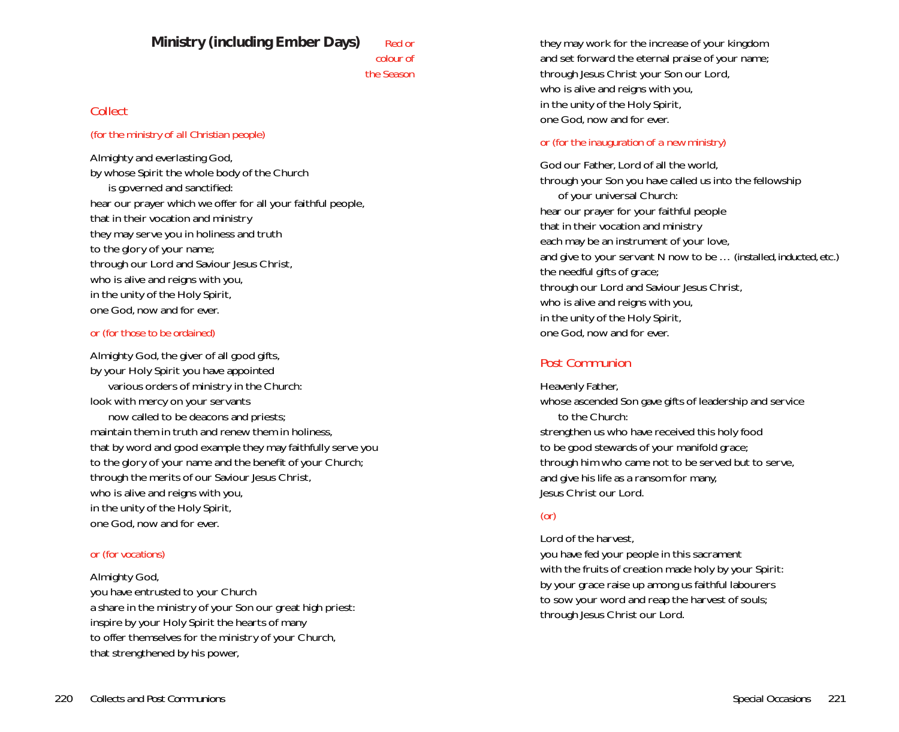## Ministry (including Ember Days)

*Red or colour of the Season*

### *Collect*

*(for the ministry of all Christian people)*

Almighty and everlasting God,
by whose Spirit the whole body of the Church
is governed and sanctified:
hear our prayer which we offer for all your faithful people,
that in their vocation and ministry
they may serve you in holiness and truth
to the glory of your name;
through our Lord and Saviour Jesus Christ,
who is alive and reigns with you,
in the unity of the Holy Spirit,
one God, now and for ever.

*or (for those to be ordained)*

Almighty God, the giver of all good gifts,
by your Holy Spirit you have appointed
various orders of ministry in the Church:
look with mercy on your servants
now called to be deacons and priests;
maintain them in truth and renew them in holiness,
that by word and good example they may faithfully serve you
to the glory of your name and the benefit of your Church;
through the merits of our Saviour Jesus Christ,
who is alive and reigns with you,
in the unity of the Holy Spirit,
one God, now and for ever.

*or (for vocations)*

Almighty God,
you have entrusted to your Church
a share in the ministry of your Son our great high priest:
inspire by your Holy Spirit the hearts of many
to offer themselves for the ministry of your Church,
that strengthened by his power,
they may work for the increase of your kingdom
and set forward the eternal praise of your name;
through Jesus Christ your Son our Lord,
who is alive and reigns with you,
in the unity of the Holy Spirit,
one God, now and for ever.

*or (for the inauguration of a new ministry)*

God our Father, Lord of all the world,
through your Son you have called us into the fellowship
of your universal Church:
hear our prayer for your faithful people
that in their vocation and ministry
each may be an instrument of your love,
and give to your servant N now to be … *(installed, inducted, etc.)*
the needful gifts of grace;
through our Lord and Saviour Jesus Christ,
who is alive and reigns with you,
in the unity of the Holy Spirit,
one God, now and for ever.

### *Post Communion*

Heavenly Father,
whose ascended Son gave gifts of leadership and service
to the Church:
strengthen us who have received this holy food
to be good stewards of your manifold grace;
through him who came not to be served but to serve,
and give his life as a ransom for many,
Jesus Christ our Lord.

*(or)*

Lord of the harvest,
you have fed your people in this sacrament
with the fruits of creation made holy by your Spirit:
by your grace raise up among us faithful labourers
to sow your word and reap the harvest of souls;
through Jesus Christ our Lord.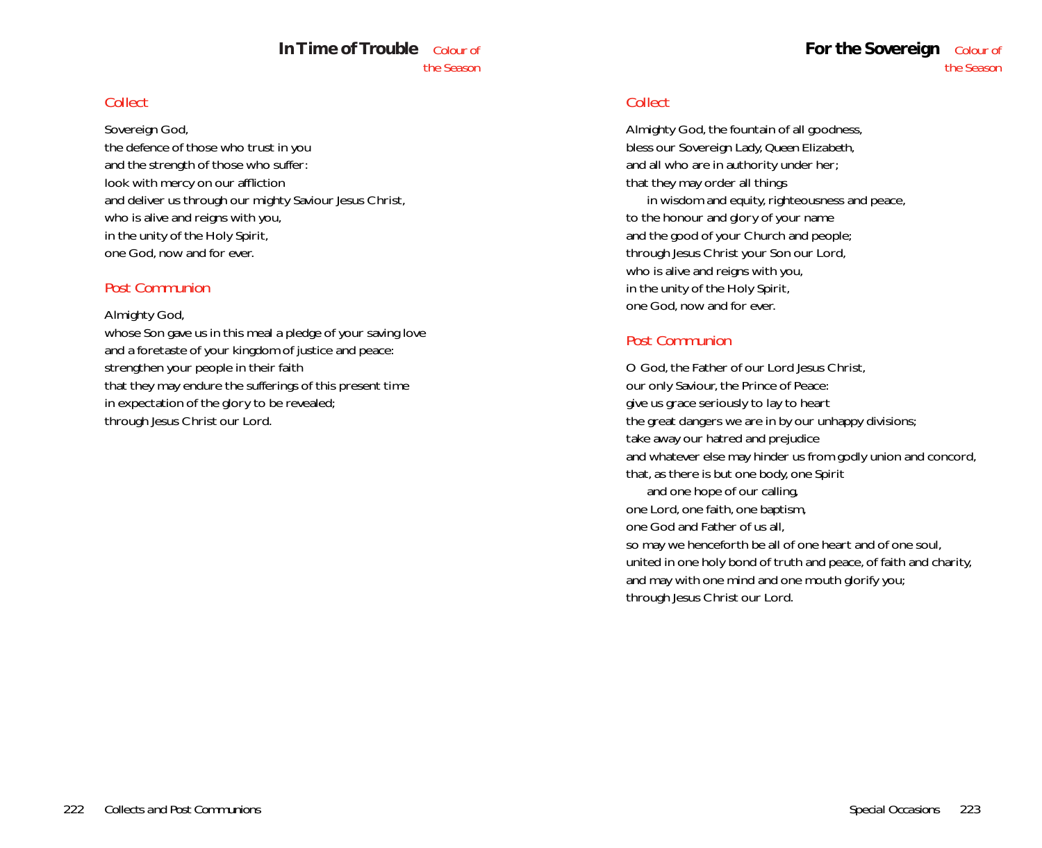## In Time of Trouble

*Colour of the Season*

### *Collect*

Sovereign God,
the defence of those who trust in you
and the strength of those who suffer:
look with mercy on our affliction
and deliver us through our mighty Saviour Jesus Christ,
who is alive and reigns with you,
in the unity of the Holy Spirit,
one God, now and for ever.

### *Post Communion*

Almighty God,
whose Son gave us in this meal a pledge of your saving love
and a foretaste of your kingdom of justice and peace:
strengthen your people in their faith
that they may endure the sufferings of this present time
in expectation of the glory to be revealed;
through Jesus Christ our Lord.

## For the Sovereign

*Colour of the Season*

### *Collect*

Almighty God, the fountain of all goodness,
bless our Sovereign Lady, Queen Elizabeth,
and all who are in authority under her;
that they may order all things
  in wisdom and equity, righteousness and peace,
to the honour and glory of your name
and the good of your Church and people;
through Jesus Christ your Son our Lord,
who is alive and reigns with you,
in the unity of the Holy Spirit,
one God, now and for ever.

### *Post Communion*

O God, the Father of our Lord Jesus Christ,
our only Saviour, the Prince of Peace:
give us grace seriously to lay to heart
the great dangers we are in by our unhappy divisions;
take away our hatred and prejudice
and whatever else may hinder us from godly union and concord,
that, as there is but one body, one Spirit
  and one hope of our calling,
one Lord, one faith, one baptism,
one God and Father of us all,
so may we henceforth be all of one heart and of one soul,
united in one holy bond of truth and peace, of faith and charity,
and may with one mind and one mouth glorify you;
through Jesus Christ our Lord.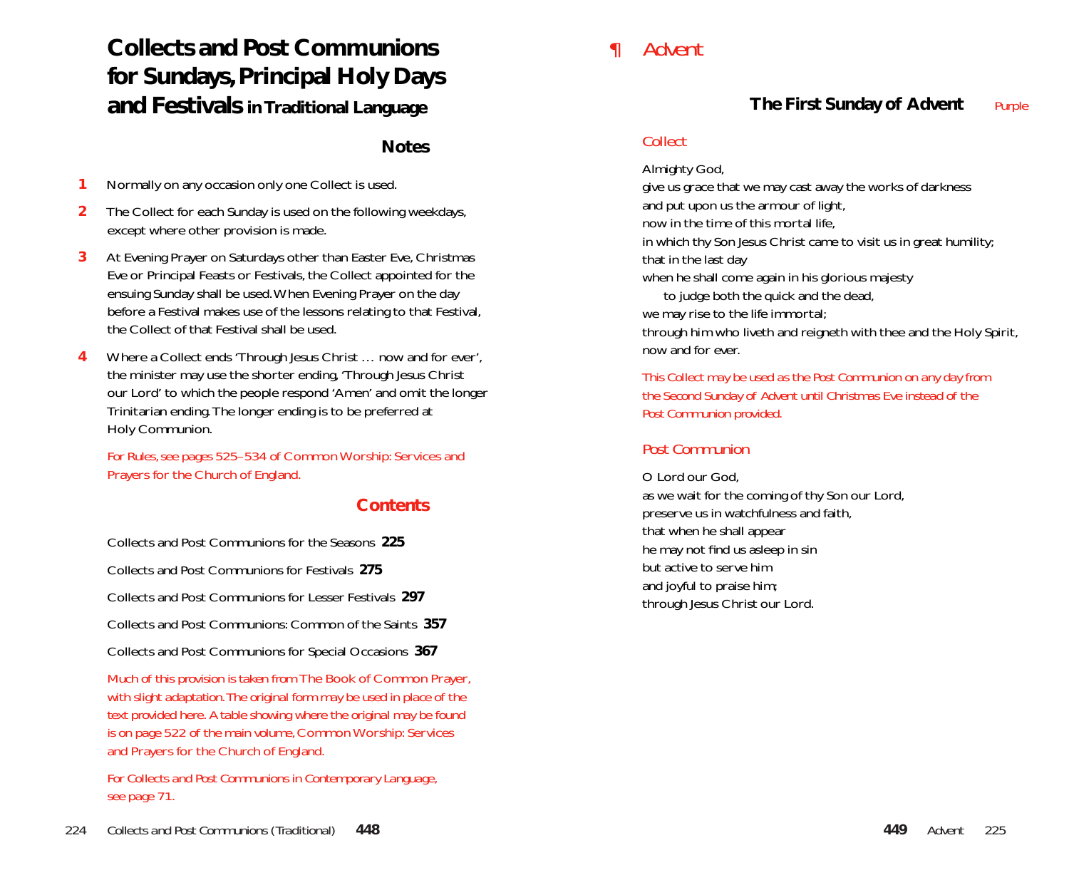# Collects and Post Communions for Sundays, Principal Holy Days and Festivals in Traditional Language

## Notes

1. Normally on any occasion only one Collect is used.
2. The Collect for each Sunday is used on the following weekdays, except where other provision is made.
3. At Evening Prayer on Saturdays other than Easter Eve, Christmas Eve or Principal Feasts or Festivals, the Collect appointed for the ensuing Sunday shall be used. When Evening Prayer on the day before a Festival makes use of the lessons relating to that Festival, the Collect of that Festival shall be used.
4. Where a Collect ends 'Through Jesus Christ … now and for ever', the minister may use the shorter ending, 'Through Jesus Christ our Lord' to which the people respond 'Amen' and omit the longer Trinitarian ending. The longer ending is to be preferred at Holy Communion.

*For Rules, see pages 525–534 of Common Worship: Services and Prayers for the Church of England.*

## Contents

Collects and Post Communions for the Seasons **225**

Collects and Post Communions for Festivals **275**

Collects and Post Communions for Lesser Festivals **297**

Collects and Post Communions: Common of the Saints **357**

Collects and Post Communions for Special Occasions **367**

*Much of this provision is taken from The Book of Common Prayer, with slight adaptation. The original form may be used in place of the text provided here. A table showing where the original may be found is on page 522 of the main volume, Common Worship: Services and Prayers for the Church of England.*

*For Collects and Post Communions in Contemporary Language, see page 71.*

# ¶ Advent

### The First Sunday of Advent — Purple

#### Collect

Almighty God,
give us grace that we may cast away the works of darkness
and put upon us the armour of light,
now in the time of this mortal life,
in which thy Son Jesus Christ came to visit us in great humility;
that in the last day
when he shall come again in his glorious majesty
  to judge both the quick and the dead,
we may rise to the life immortal;
through him who liveth and reigneth with thee and the Holy Spirit,
now and for ever.

*This Collect may be used as the Post Communion on any day from the Second Sunday of Advent until Christmas Eve instead of the Post Communion provided.*

#### Post Communion

O Lord our God,
as we wait for the coming of thy Son our Lord,
preserve us in watchfulness and faith,
that when he shall appear
he may not find us asleep in sin
but active to serve him
and joyful to praise him;
through Jesus Christ our Lord.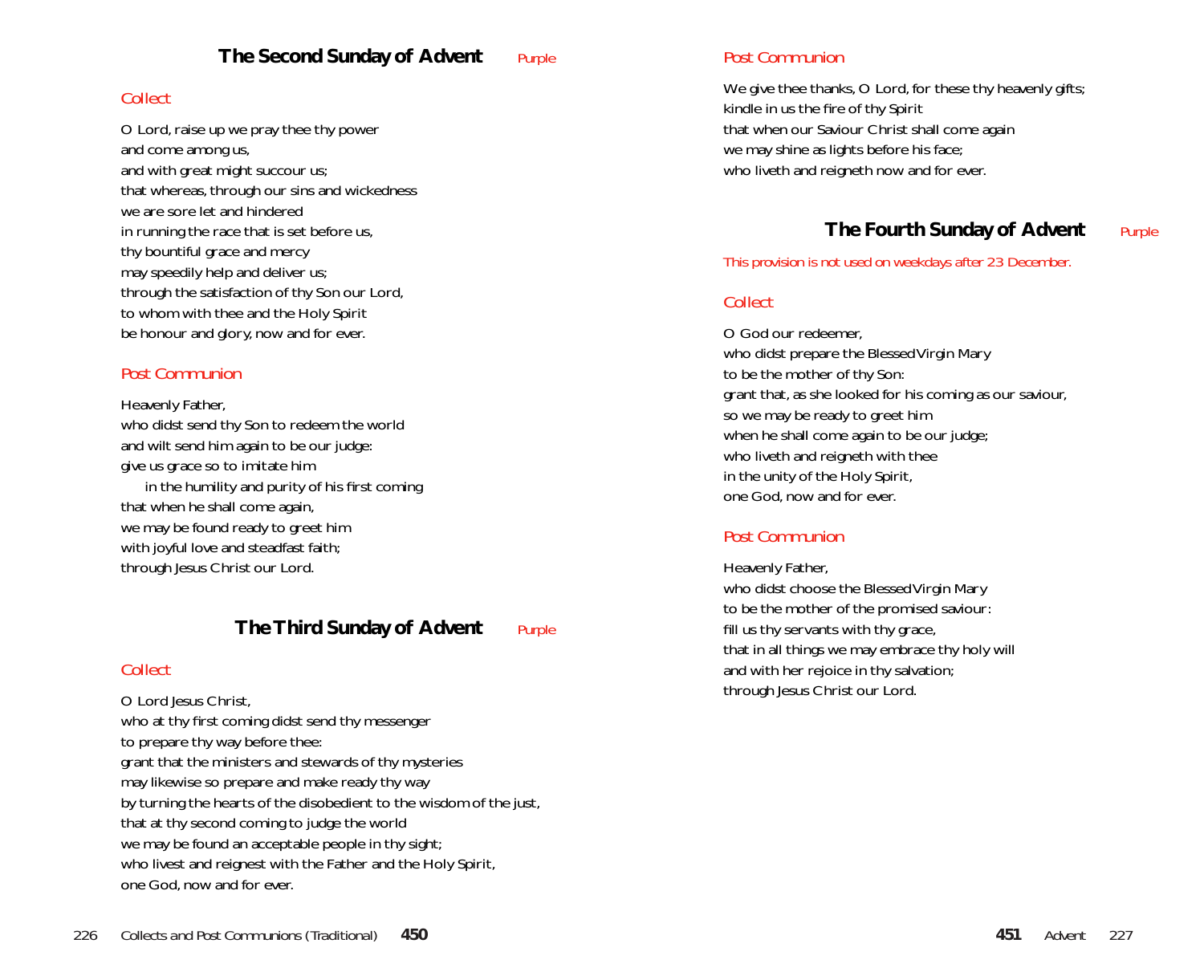## The Second Sunday of Advent *Purple*

### *Collect*

O Lord, raise up we pray thee thy power
and come among us,
and with great might succour us;
that whereas, through our sins and wickedness
we are sore let and hindered
in running the race that is set before us,
thy bountiful grace and mercy
may speedily help and deliver us;
through the satisfaction of thy Son our Lord,
to whom with thee and the Holy Spirit
be honour and glory, now and for ever.

### *Post Communion*

Heavenly Father,
who didst send thy Son to redeem the world
and wilt send him again to be our judge:
give us grace so to imitate him
  in the humility and purity of his first coming
that when he shall come again,
we may be found ready to greet him
with joyful love and steadfast faith;
through Jesus Christ our Lord.

## The Third Sunday of Advent *Purple*

### *Collect*

O Lord Jesus Christ,
who at thy first coming didst send thy messenger
to prepare thy way before thee:
grant that the ministers and stewards of thy mysteries
may likewise so prepare and make ready thy way
by turning the hearts of the disobedient to the wisdom of the just,
that at thy second coming to judge the world
we may be found an acceptable people in thy sight;
who livest and reignest with the Father and the Holy Spirit,
one God, now and for ever.

### *Post Communion*

We give thee thanks, O Lord, for these thy heavenly gifts;
kindle in us the fire of thy Spirit
that when our Saviour Christ shall come again
we may shine as lights before his face;
who liveth and reigneth now and for ever.

## The Fourth Sunday of Advent *Purple*

*This provision is not used on weekdays after 23 December.*

### *Collect*

O God our redeemer,
who didst prepare the Blessed Virgin Mary
to be the mother of thy Son:
grant that, as she looked for his coming as our saviour,
so we may be ready to greet him
when he shall come again to be our judge;
who liveth and reigneth with thee
in the unity of the Holy Spirit,
one God, now and for ever.

### *Post Communion*

Heavenly Father,
who didst choose the Blessed Virgin Mary
to be the mother of the promised saviour:
fill us thy servants with thy grace,
that in all things we may embrace thy holy will
and with her rejoice in thy salvation;
through Jesus Christ our Lord.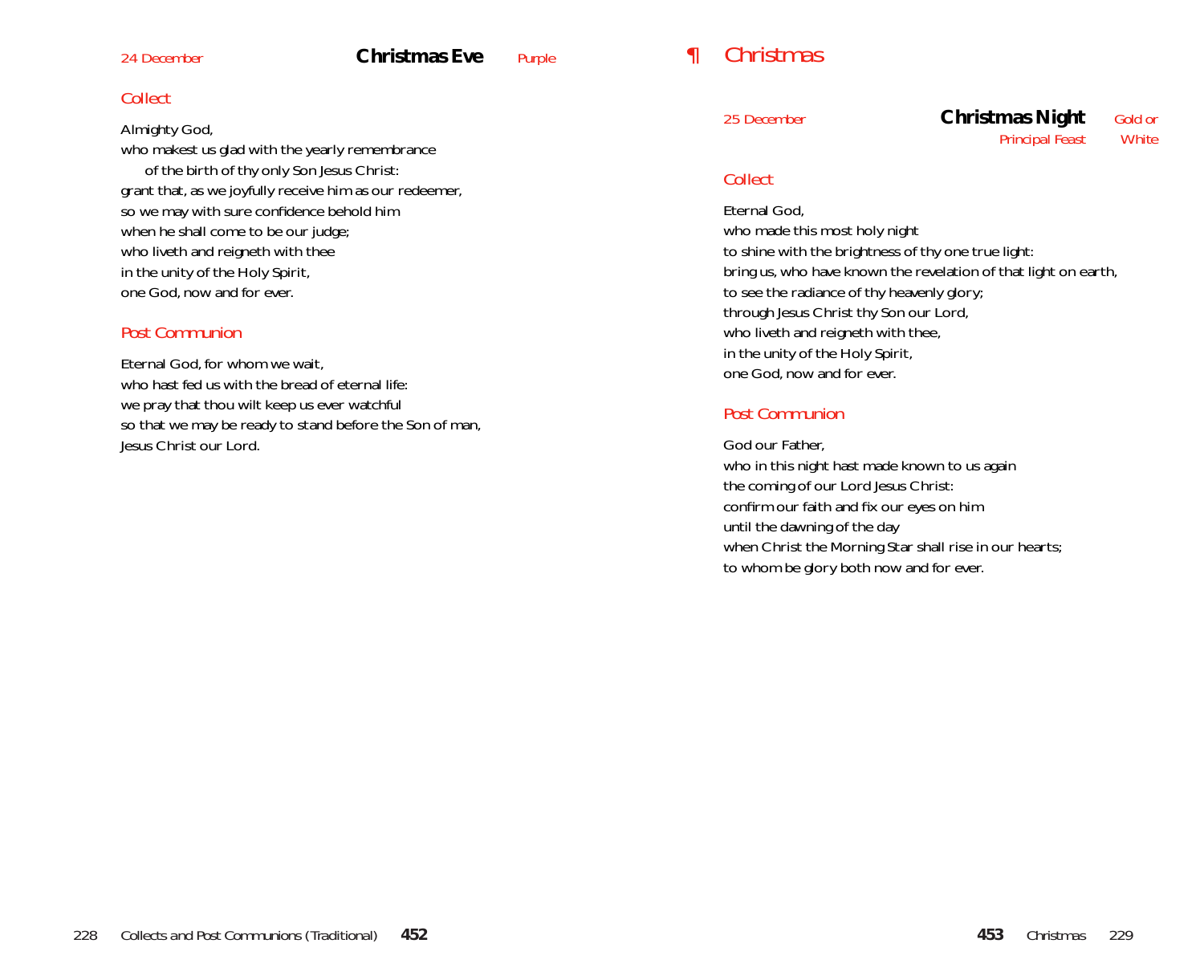24 December

## Christmas Eve

Purple

### Collect

Almighty God,
who makest us glad with the yearly remembrance
  of the birth of thy only Son Jesus Christ:
grant that, as we joyfully receive him as our redeemer,
so we may with sure confidence behold him
when he shall come to be our judge;
who liveth and reigneth with thee
in the unity of the Holy Spirit,
one God, now and for ever.

### Post Communion

Eternal God, for whom we wait,
who hast fed us with the bread of eternal life:
we pray that thou wilt keep us ever watchful
so that we may be ready to stand before the Son of man,
Jesus Christ our Lord.

# ¶ Christmas

25 December

## Christmas Night

Principal Feast

Gold or White

### Collect

Eternal God,
who made this most holy night
to shine with the brightness of thy one true light:
bring us, who have known the revelation of that light on earth,
to see the radiance of thy heavenly glory;
through Jesus Christ thy Son our Lord,
who liveth and reigneth with thee,
in the unity of the Holy Spirit,
one God, now and for ever.

### Post Communion

God our Father,
who in this night hast made known to us again
the coming of our Lord Jesus Christ:
confirm our faith and fix our eyes on him
until the dawning of the day
when Christ the Morning Star shall rise in our hearts;
to whom be glory both now and for ever.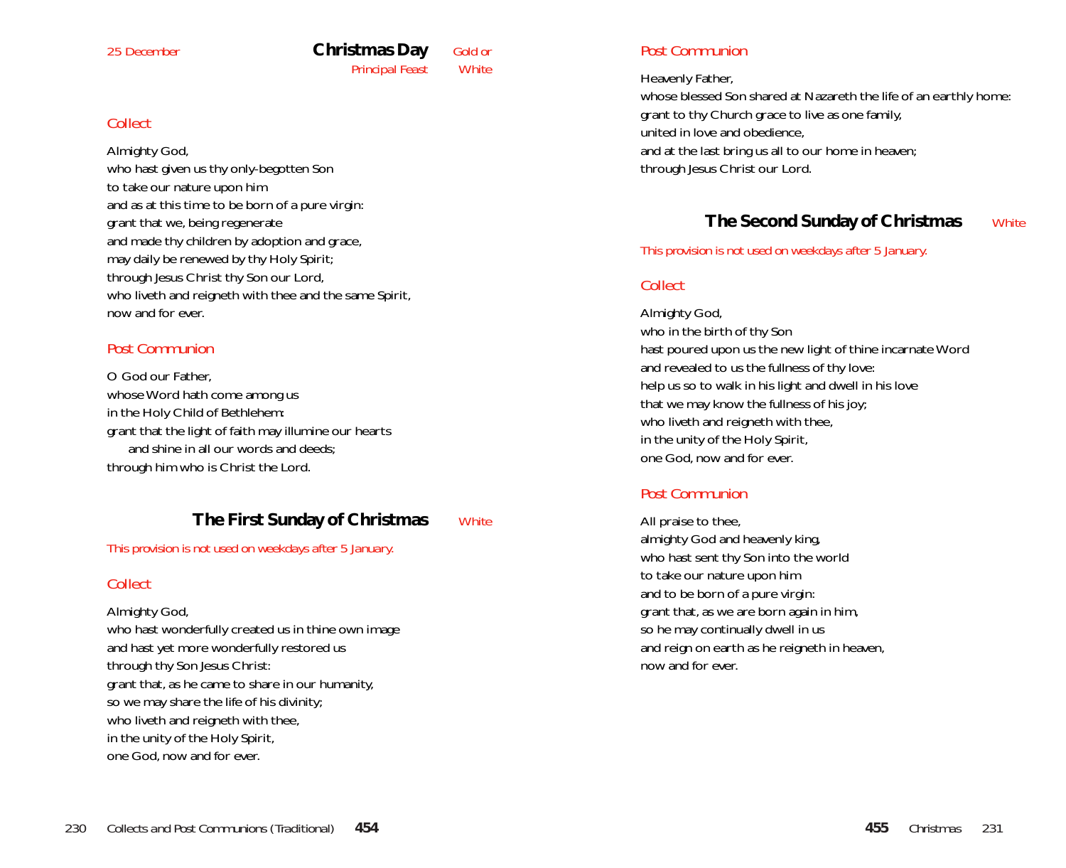25 December

## Christmas Day

Principal Feast — Gold or White

### *Collect*

Almighty God,
who hast given us thy only-begotten Son
to take our nature upon him
and as at this time to be born of a pure virgin:
grant that we, being regenerate
and made thy children by adoption and grace,
may daily be renewed by thy Holy Spirit;
through Jesus Christ thy Son our Lord,
who liveth and reigneth with thee and the same Spirit,
now and for ever.

### *Post Communion*

O God our Father,
whose Word hath come among us
in the Holy Child of Bethlehem:
grant that the light of faith may illumine our hearts
  and shine in all our words and deeds;
through him who is Christ the Lord.

## The First Sunday of Christmas

White

*This provision is not used on weekdays after 5 January.*

### *Collect*

Almighty God,
who hast wonderfully created us in thine own image
and hast yet more wonderfully restored us
through thy Son Jesus Christ:
grant that, as he came to share in our humanity,
so we may share the life of his divinity;
who liveth and reigneth with thee,
in the unity of the Holy Spirit,
one God, now and for ever.

### *Post Communion*

Heavenly Father,
whose blessed Son shared at Nazareth the life of an earthly home:
grant to thy Church grace to live as one family,
united in love and obedience,
and at the last bring us all to our home in heaven;
through Jesus Christ our Lord.

## The Second Sunday of Christmas

White

*This provision is not used on weekdays after 5 January.*

### *Collect*

Almighty God,
who in the birth of thy Son
hast poured upon us the new light of thine incarnate Word
and revealed to us the fullness of thy love:
help us so to walk in his light and dwell in his love
that we may know the fullness of his joy;
who liveth and reigneth with thee,
in the unity of the Holy Spirit,
one God, now and for ever.

### *Post Communion*

All praise to thee,
almighty God and heavenly king,
who hast sent thy Son into the world
to take our nature upon him
and to be born of a pure virgin:
grant that, as we are born again in him,
so he may continually dwell in us
and reign on earth as he reigneth in heaven,
now and for ever.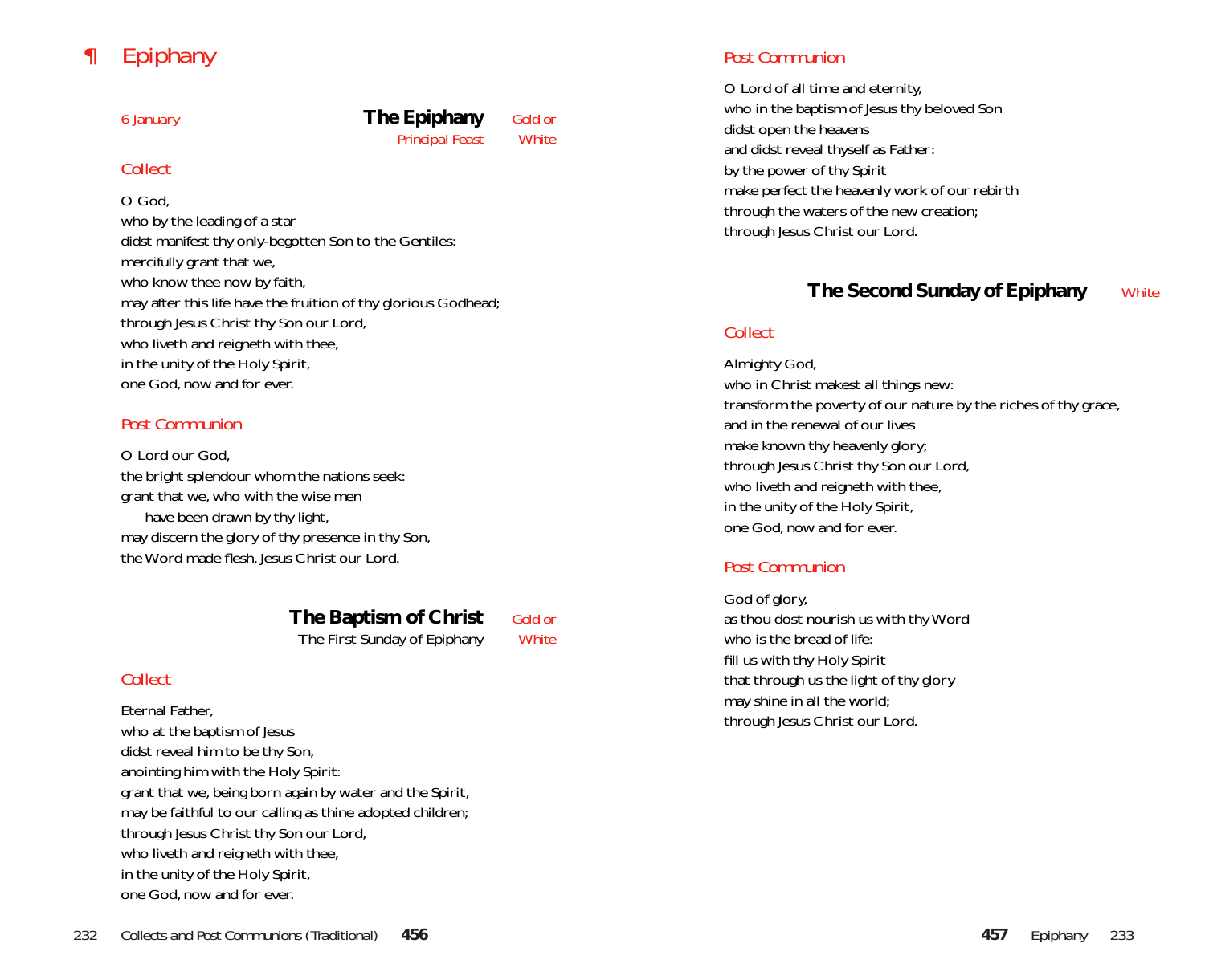# ¶ Epiphany

6 January

## The Epiphany

Principal Feast

Gold or White

### Collect

O God,
who by the leading of a star
didst manifest thy only-begotten Son to the Gentiles:
mercifully grant that we,
who know thee now by faith,
may after this life have the fruition of thy glorious Godhead;
through Jesus Christ thy Son our Lord,
who liveth and reigneth with thee,
in the unity of the Holy Spirit,
one God, now and for ever.

### Post Communion

O Lord our God,
the bright splendour whom the nations seek:
grant that we, who with the wise men
  have been drawn by thy light,
may discern the glory of thy presence in thy Son,
the Word made flesh, Jesus Christ our Lord.

## The Baptism of Christ

The First Sunday of Epiphany

Gold or White

### Collect

Eternal Father,
who at the baptism of Jesus
didst reveal him to be thy Son,
anointing him with the Holy Spirit:
grant that we, being born again by water and the Spirit,
may be faithful to our calling as thine adopted children;
through Jesus Christ thy Son our Lord,
who liveth and reigneth with thee,
in the unity of the Holy Spirit,
one God, now and for ever.

### Post Communion

O Lord of all time and eternity,
who in the baptism of Jesus thy beloved Son
didst open the heavens
and didst reveal thyself as Father:
by the power of thy Spirit
make perfect the heavenly work of our rebirth
through the waters of the new creation;
through Jesus Christ our Lord.

## The Second Sunday of Epiphany

White

### Collect

Almighty God,
who in Christ makest all things new:
transform the poverty of our nature by the riches of thy grace,
and in the renewal of our lives
make known thy heavenly glory;
through Jesus Christ thy Son our Lord,
who liveth and reigneth with thee,
in the unity of the Holy Spirit,
one God, now and for ever.

### Post Communion

God of glory,
as thou dost nourish us with thy Word
who is the bread of life:
fill us with thy Holy Spirit
that through us the light of thy glory
may shine in all the world;
through Jesus Christ our Lord.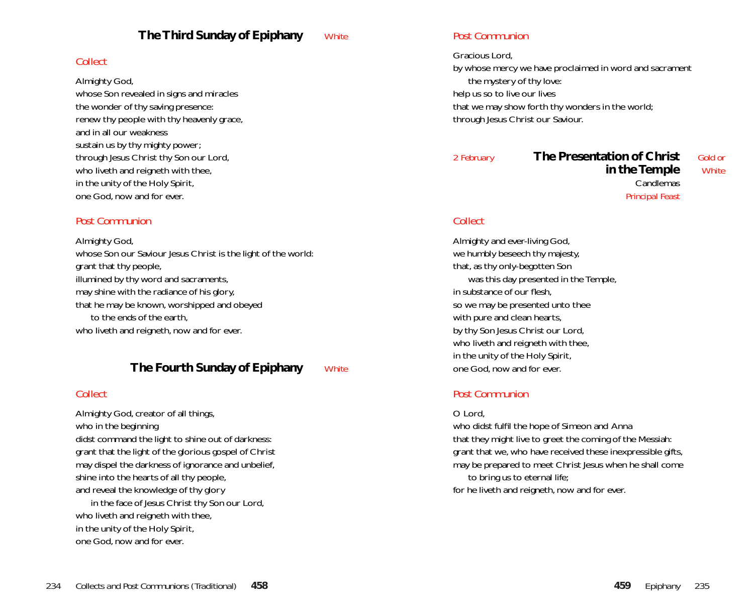## The Third Sunday of Epiphany — White

### Collect

Almighty God,
whose Son revealed in signs and miracles
the wonder of thy saving presence:
renew thy people with thy heavenly grace,
and in all our weakness
sustain us by thy mighty power;
through Jesus Christ thy Son our Lord,
who liveth and reigneth with thee,
in the unity of the Holy Spirit,
one God, now and for ever.

### Post Communion

Almighty God,
whose Son our Saviour Jesus Christ is the light of the world:
grant that thy people,
illumined by thy word and sacraments,
may shine with the radiance of his glory,
that he may be known, worshipped and obeyed
  to the ends of the earth,
who liveth and reigneth, now and for ever.

## The Fourth Sunday of Epiphany — White

### Collect

Almighty God, creator of all things,
who in the beginning
didst command the light to shine out of darkness:
grant that the light of the glorious gospel of Christ
may dispel the darkness of ignorance and unbelief,
shine into the hearts of all thy people,
and reveal the knowledge of thy glory
  in the face of Jesus Christ thy Son our Lord,
who liveth and reigneth with thee,
in the unity of the Holy Spirit,
one God, now and for ever.

### Post Communion

Gracious Lord,
by whose mercy we have proclaimed in word and sacrament
  the mystery of thy love:
help us so to live our lives
that we may show forth thy wonders in the world;
through Jesus Christ our Saviour.

## 2 February — The Presentation of Christ in the Temple — Gold or White

Candlemas

Principal Feast

### Collect

Almighty and ever-living God,
we humbly beseech thy majesty,
that, as thy only-begotten Son
  was this day presented in the Temple,
in substance of our flesh,
so we may be presented unto thee
with pure and clean hearts,
by thy Son Jesus Christ our Lord,
who liveth and reigneth with thee,
in the unity of the Holy Spirit,
one God, now and for ever.

### Post Communion

O Lord,
who didst fulfil the hope of Simeon and Anna
that they might live to greet the coming of the Messiah:
grant that we, who have received these inexpressible gifts,
may be prepared to meet Christ Jesus when he shall come
  to bring us to eternal life;
for he liveth and reigneth, now and for ever.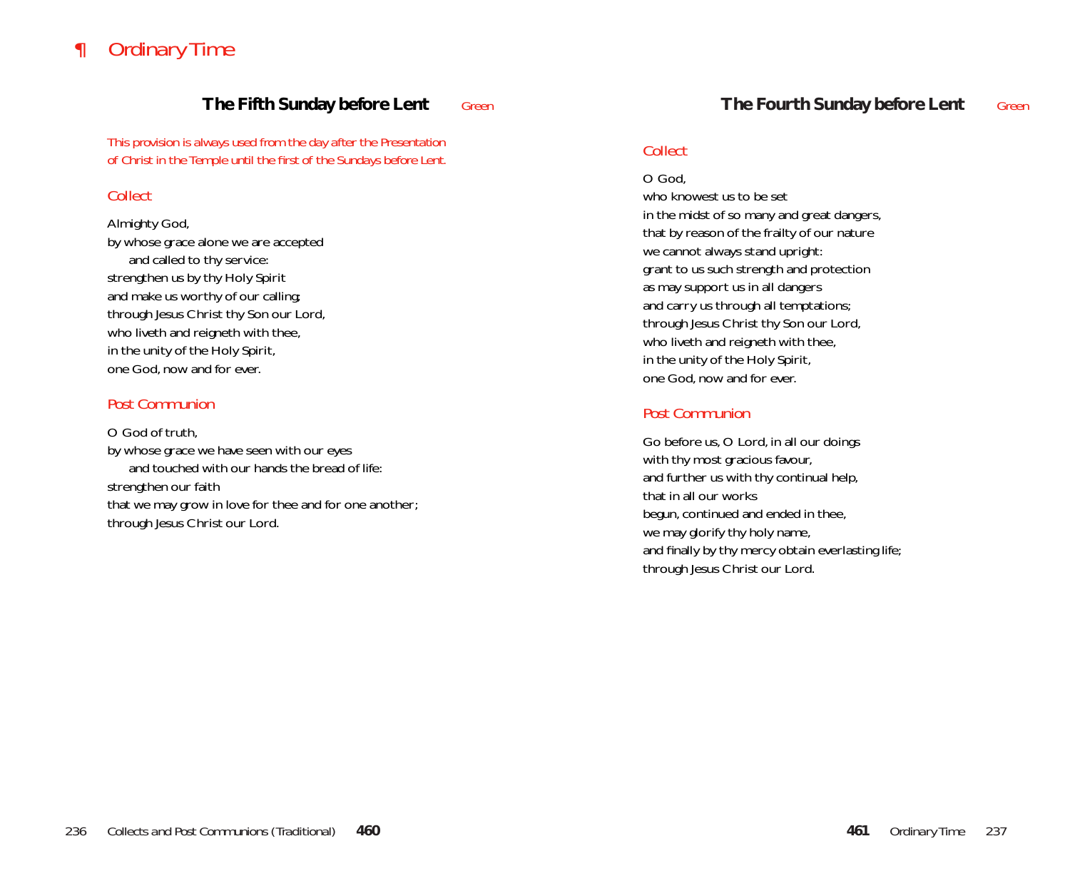# ¶ Ordinary Time

## The Fifth Sunday before Lent *Green*

*This provision is always used from the day after the Presentation of Christ in the Temple until the first of the Sundays before Lent.*

### Collect

Almighty God,
by whose grace alone we are accepted
  and called to thy service:
strengthen us by thy Holy Spirit
and make us worthy of our calling;
through Jesus Christ thy Son our Lord,
who liveth and reigneth with thee,
in the unity of the Holy Spirit,
one God, now and for ever.

### Post Communion

O God of truth,
by whose grace we have seen with our eyes
  and touched with our hands the bread of life:
strengthen our faith
that we may grow in love for thee and for one another;
through Jesus Christ our Lord.

## The Fourth Sunday before Lent *Green*

### Collect

O God,
who knowest us to be set
in the midst of so many and great dangers,
that by reason of the frailty of our nature
we cannot always stand upright:
grant to us such strength and protection
as may support us in all dangers
and carry us through all temptations;
through Jesus Christ thy Son our Lord,
who liveth and reigneth with thee,
in the unity of the Holy Spirit,
one God, now and for ever.

### Post Communion

Go before us, O Lord, in all our doings
with thy most gracious favour,
and further us with thy continual help,
that in all our works
begun, continued and ended in thee,
we may glorify thy holy name,
and finally by thy mercy obtain everlasting life;
through Jesus Christ our Lord.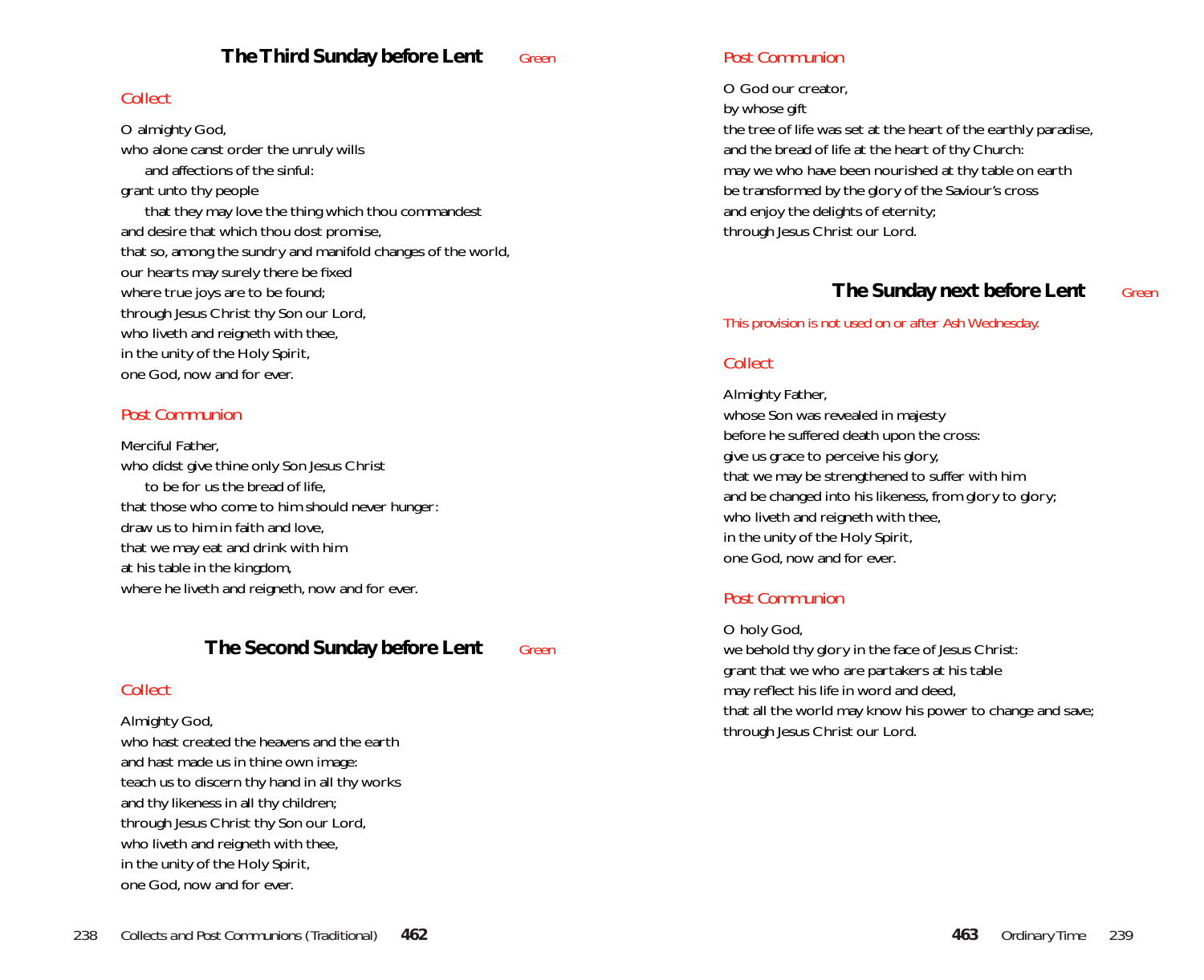## The Third Sunday before Lent *Green*

### *Collect*

O almighty God,
who alone canst order the unruly wills
 and affections of the sinful:
grant unto thy people
 that they may love the thing which thou commandest
and desire that which thou dost promise,
that so, among the sundry and manifold changes of the world,
our hearts may surely there be fixed
where true joys are to be found;
through Jesus Christ thy Son our Lord,
who liveth and reigneth with thee,
in the unity of the Holy Spirit,
one God, now and for ever.

### *Post Communion*

Merciful Father,
who didst give thine only Son Jesus Christ
 to be for us the bread of life,
that those who come to him should never hunger:
draw us to him in faith and love,
that we may eat and drink with him
at his table in the kingdom,
where he liveth and reigneth, now and for ever.

## The Second Sunday before Lent *Green*

### *Collect*

Almighty God,
who hast created the heavens and the earth
and hast made us in thine own image:
teach us to discern thy hand in all thy works
and thy likeness in all thy children;
through Jesus Christ thy Son our Lord,
who liveth and reigneth with thee,
in the unity of the Holy Spirit,
one God, now and for ever.

### *Post Communion*

O God our creator,
by whose gift
the tree of life was set at the heart of the earthly paradise,
and the bread of life at the heart of thy Church:
may we who have been nourished at thy table on earth
be transformed by the glory of the Saviour's cross
and enjoy the delights of eternity;
through Jesus Christ our Lord.

## The Sunday next before Lent *Green*

*This provision is not used on or after Ash Wednesday.*

### *Collect*

Almighty Father,
whose Son was revealed in majesty
before he suffered death upon the cross:
give us grace to perceive his glory,
that we may be strengthened to suffer with him
and be changed into his likeness, from glory to glory;
who liveth and reigneth with thee,
in the unity of the Holy Spirit,
one God, now and for ever.

### *Post Communion*

O holy God,
we behold thy glory in the face of Jesus Christ:
grant that we who are partakers at his table
may reflect his life in word and deed,
that all the world may know his power to change and save;
through Jesus Christ our Lord.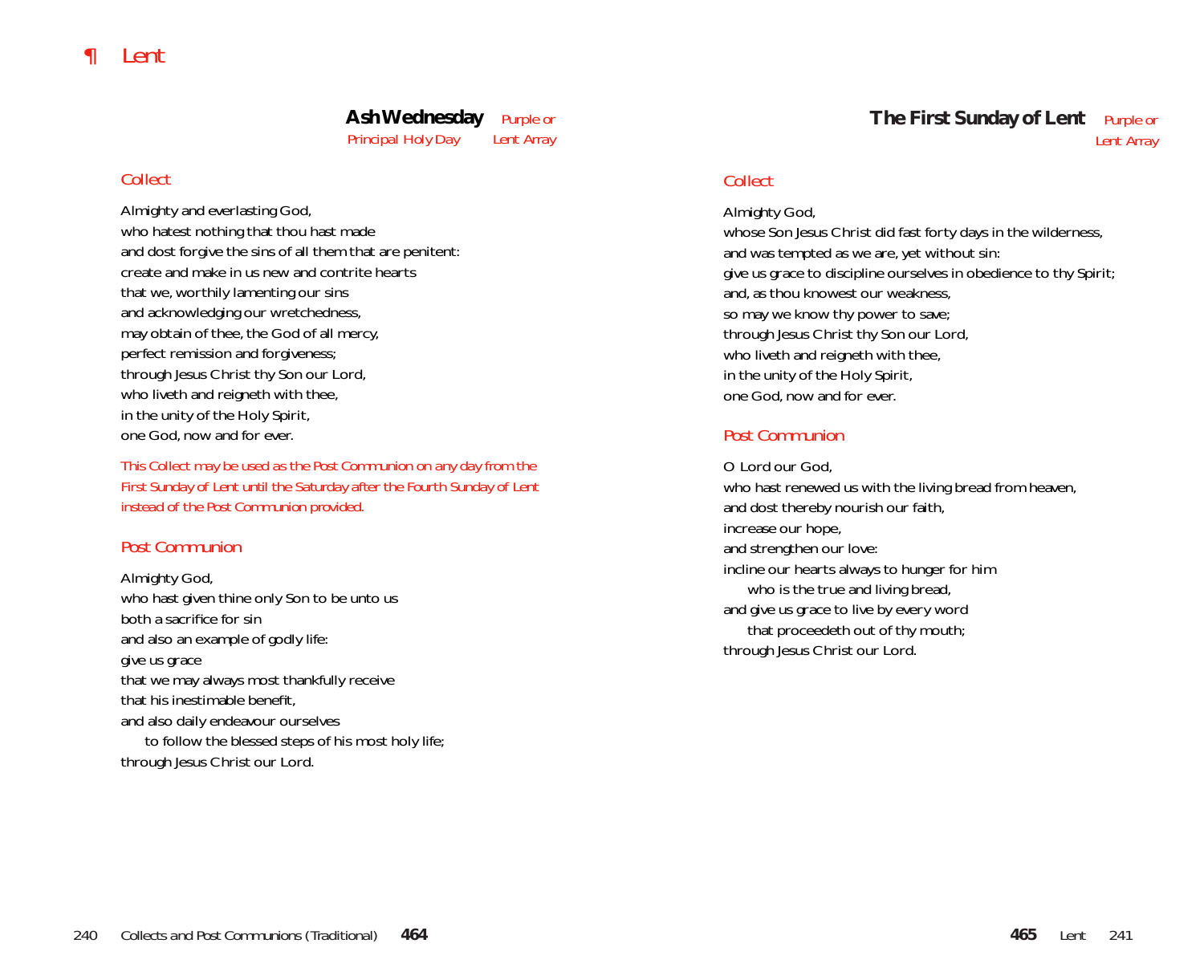# ¶ Lent

## Ash Wednesday

*Principal Holy Day* — *Purple or Lent Array*

### Collect

Almighty and everlasting God,
who hatest nothing that thou hast made
and dost forgive the sins of all them that are penitent:
create and make in us new and contrite hearts
that we, worthily lamenting our sins
and acknowledging our wretchedness,
may obtain of thee, the God of all mercy,
perfect remission and forgiveness;
through Jesus Christ thy Son our Lord,
who liveth and reigneth with thee,
in the unity of the Holy Spirit,
one God, now and for ever.

*This Collect may be used as the Post Communion on any day from the First Sunday of Lent until the Saturday after the Fourth Sunday of Lent instead of the Post Communion provided.*

### Post Communion

Almighty God,
who hast given thine only Son to be unto us
both a sacrifice for sin
and also an example of godly life:
give us grace
that we may always most thankfully receive
that his inestimable benefit,
and also daily endeavour ourselves
  to follow the blessed steps of his most holy life;
through Jesus Christ our Lord.

## The First Sunday of Lent

*Purple or Lent Array*

### Collect

Almighty God,
whose Son Jesus Christ did fast forty days in the wilderness,
and was tempted as we are, yet without sin:
give us grace to discipline ourselves in obedience to thy Spirit;
and, as thou knowest our weakness,
so may we know thy power to save;
through Jesus Christ thy Son our Lord,
who liveth and reigneth with thee,
in the unity of the Holy Spirit,
one God, now and for ever.

### Post Communion

O Lord our God,
who hast renewed us with the living bread from heaven,
and dost thereby nourish our faith,
increase our hope,
and strengthen our love:
incline our hearts always to hunger for him
  who is the true and living bread,
and give us grace to live by every word
  that proceedeth out of thy mouth;
through Jesus Christ our Lord.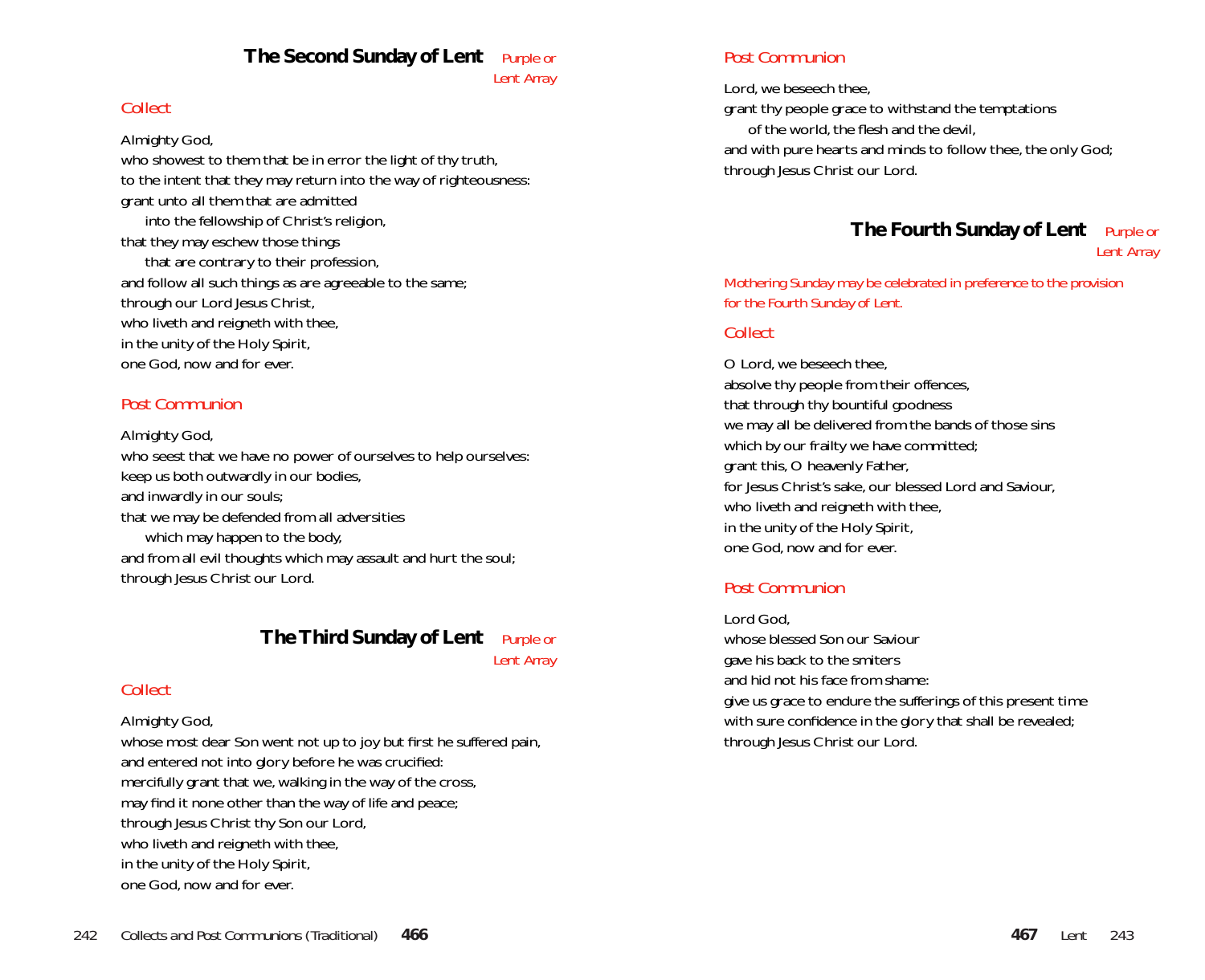## The Second Sunday of Lent

*Purple or Lent Array*

### Collect

Almighty God,
who showest to them that be in error the light of thy truth,
to the intent that they may return into the way of righteousness:
grant unto all them that are admitted
into the fellowship of Christ's religion,
that they may eschew those things
that are contrary to their profession,
and follow all such things as are agreeable to the same;
through our Lord Jesus Christ,
who liveth and reigneth with thee,
in the unity of the Holy Spirit,
one God, now and for ever.

### Post Communion

Almighty God,
who seest that we have no power of ourselves to help ourselves:
keep us both outwardly in our bodies,
and inwardly in our souls;
that we may be defended from all adversities
which may happen to the body,
and from all evil thoughts which may assault and hurt the soul;
through Jesus Christ our Lord.

## The Third Sunday of Lent

*Purple or Lent Array*

### Collect

Almighty God,
whose most dear Son went not up to joy but first he suffered pain,
and entered not into glory before he was crucified:
mercifully grant that we, walking in the way of the cross,
may find it none other than the way of life and peace;
through Jesus Christ thy Son our Lord,
who liveth and reigneth with thee,
in the unity of the Holy Spirit,
one God, now and for ever.

### Post Communion

Lord, we beseech thee,
grant thy people grace to withstand the temptations
of the world, the flesh and the devil,
and with pure hearts and minds to follow thee, the only God;
through Jesus Christ our Lord.

## The Fourth Sunday of Lent

*Purple or Lent Array*

*Mothering Sunday may be celebrated in preference to the provision for the Fourth Sunday of Lent.*

### Collect

O Lord, we beseech thee,
absolve thy people from their offences,
that through thy bountiful goodness
we may all be delivered from the bands of those sins
which by our frailty we have committed;
grant this, O heavenly Father,
for Jesus Christ's sake, our blessed Lord and Saviour,
who liveth and reigneth with thee,
in the unity of the Holy Spirit,
one God, now and for ever.

### Post Communion

Lord God,
whose blessed Son our Saviour
gave his back to the smiters
and hid not his face from shame:
give us grace to endure the sufferings of this present time
with sure confidence in the glory that shall be revealed;
through Jesus Christ our Lord.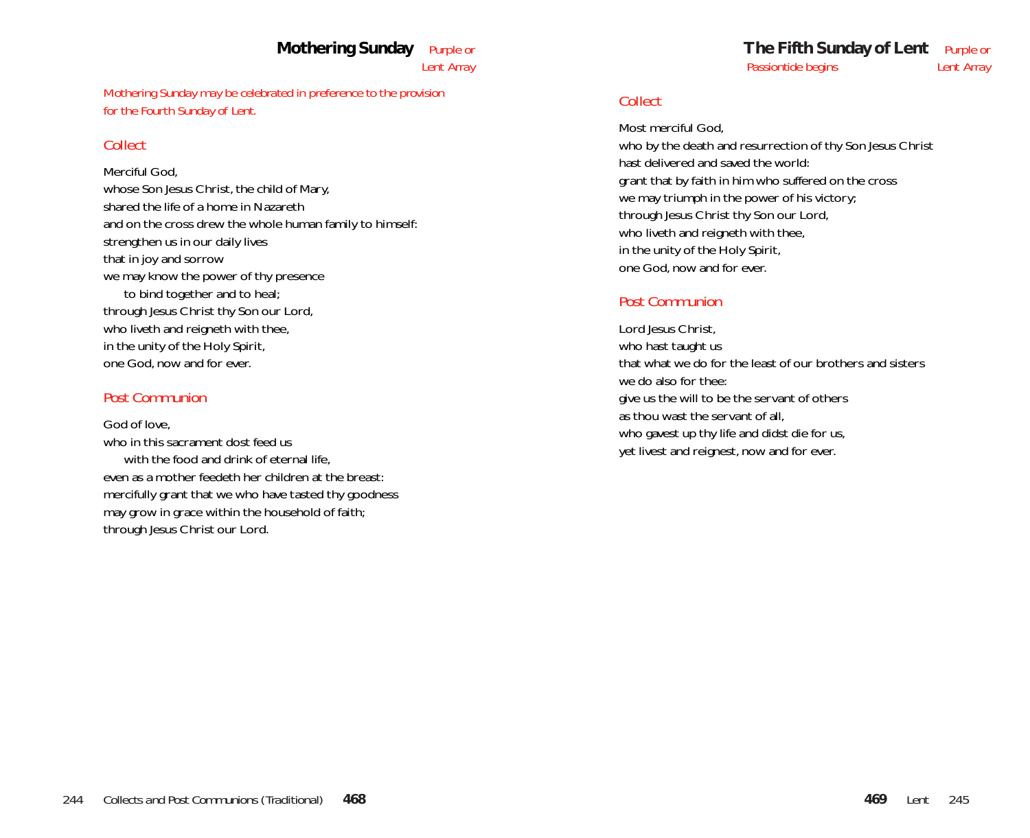## Mothering Sunday

*Purple or Lent Array*

*Mothering Sunday may be celebrated in preference to the provision for the Fourth Sunday of Lent.*

### Collect

Merciful God,
whose Son Jesus Christ, the child of Mary,
shared the life of a home in Nazareth
and on the cross drew the whole human family to himself:
strengthen us in our daily lives
that in joy and sorrow
we may know the power of thy presence
  to bind together and to heal;
through Jesus Christ thy Son our Lord,
who liveth and reigneth with thee,
in the unity of the Holy Spirit,
one God, now and for ever.

### Post Communion

God of love,
who in this sacrament dost feed us
  with the food and drink of eternal life,
even as a mother feedeth her children at the breast:
mercifully grant that we who have tasted thy goodness
may grow in grace within the household of faith;
through Jesus Christ our Lord.

## The Fifth Sunday of Lent

*Passiontide begins*

*Purple or Lent Array*

### Collect

Most merciful God,
who by the death and resurrection of thy Son Jesus Christ
hast delivered and saved the world:
grant that by faith in him who suffered on the cross
we may triumph in the power of his victory;
through Jesus Christ thy Son our Lord,
who liveth and reigneth with thee,
in the unity of the Holy Spirit,
one God, now and for ever.

### Post Communion

Lord Jesus Christ,
who hast taught us
that what we do for the least of our brothers and sisters
we do also for thee:
give us the will to be the servant of others
as thou wast the servant of all,
who gavest up thy life and didst die for us,
yet livest and reignest, now and for ever.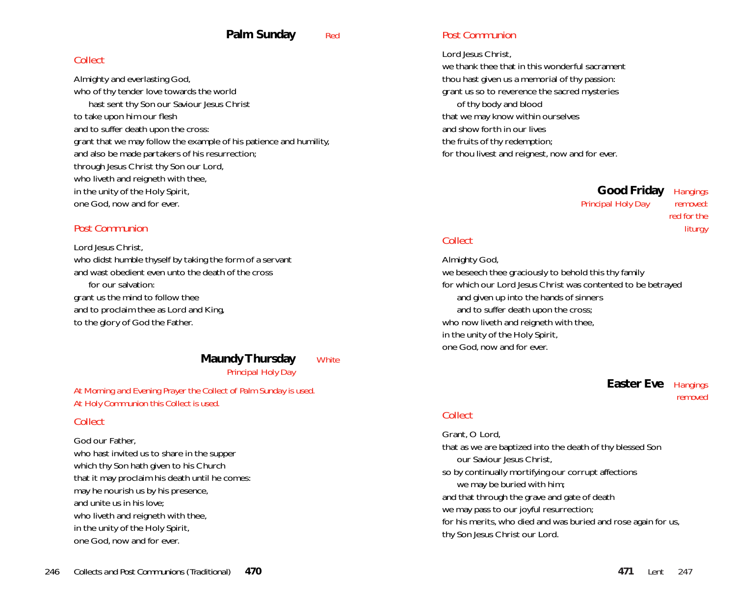## Palm Sunday

*Red*

*Collect*

Almighty and everlasting God,
who of thy tender love towards the world
hast sent thy Son our Saviour Jesus Christ
to take upon him our flesh
and to suffer death upon the cross:
grant that we may follow the example of his patience and humility,
and also be made partakers of his resurrection;
through Jesus Christ thy Son our Lord,
who liveth and reigneth with thee,
in the unity of the Holy Spirit,
one God, now and for ever.

*Post Communion*

Lord Jesus Christ,
who didst humble thyself by taking the form of a servant
and wast obedient even unto the death of the cross
for our salvation:
grant us the mind to follow thee
and to proclaim thee as Lord and King,
to the glory of God the Father.

## Maundy Thursday

*White*

*Principal Holy Day*

*At Morning and Evening Prayer the Collect of Palm Sunday is used.*
*At Holy Communion this Collect is used.*

*Collect*

God our Father,
who hast invited us to share in the supper
which thy Son hath given to his Church
that it may proclaim his death until he comes:
may he nourish us by his presence,
and unite us in his love;
who liveth and reigneth with thee,
in the unity of the Holy Spirit,
one God, now and for ever.

*Post Communion*

Lord Jesus Christ,
we thank thee that in this wonderful sacrament
thou hast given us a memorial of thy passion:
grant us so to reverence the sacred mysteries
of thy body and blood
that we may know within ourselves
and show forth in our lives
the fruits of thy redemption;
for thou livest and reignest, now and for ever.

## Good Friday

*Principal Holy Day*

*Hangings removed: red for the liturgy*

*Collect*

Almighty God,
we beseech thee graciously to behold this thy family
for which our Lord Jesus Christ was contented to be betrayed
and given up into the hands of sinners
and to suffer death upon the cross;
who now liveth and reigneth with thee,
in the unity of the Holy Spirit,
one God, now and for ever.

## Easter Eve

*Hangings removed*

*Collect*

Grant, O Lord,
that as we are baptized into the death of thy blessed Son
our Saviour Jesus Christ,
so by continually mortifying our corrupt affections
we may be buried with him;
and that through the grave and gate of death
we may pass to our joyful resurrection;
for his merits, who died and was buried and rose again for us,
thy Son Jesus Christ our Lord.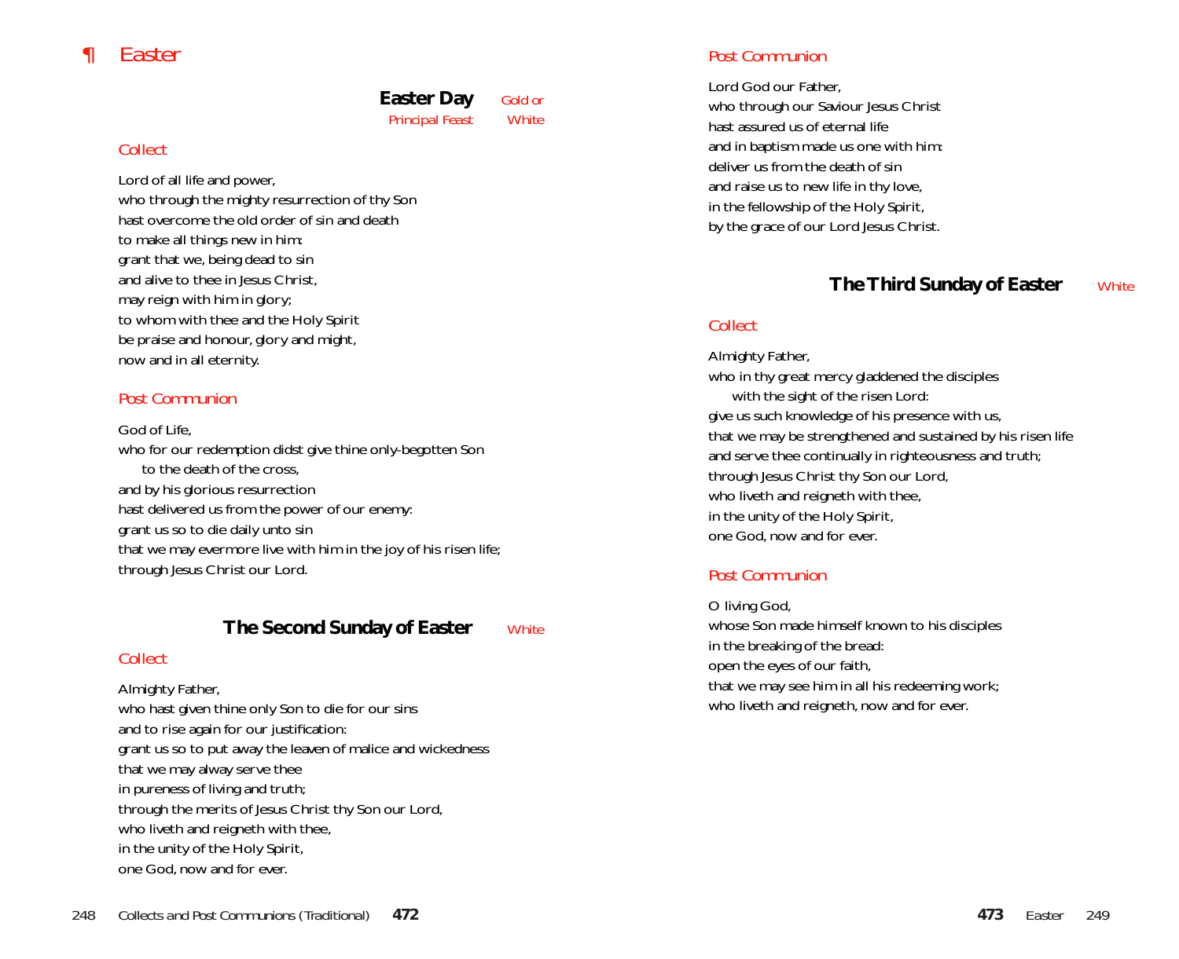# ¶ Easter

## Easter Day

Principal Feast — Gold or White

### Collect

Lord of all life and power,
who through the mighty resurrection of thy Son
hast overcome the old order of sin and death
to make all things new in him:
grant that we, being dead to sin
and alive to thee in Jesus Christ,
may reign with him in glory;
to whom with thee and the Holy Spirit
be praise and honour, glory and might,
now and in all eternity.

### Post Communion

God of Life,
who for our redemption didst give thine only-begotten Son
to the death of the cross,
and by his glorious resurrection
hast delivered us from the power of our enemy:
grant us so to die daily unto sin
that we may evermore live with him in the joy of his risen life;
through Jesus Christ our Lord.

## The Second Sunday of Easter

White

### Collect

Almighty Father,
who hast given thine only Son to die for our sins
and to rise again for our justification:
grant us so to put away the leaven of malice and wickedness
that we may alway serve thee
in pureness of living and truth;
through the merits of Jesus Christ thy Son our Lord,
who liveth and reigneth with thee,
in the unity of the Holy Spirit,
one God, now and for ever.

### Post Communion

Lord God our Father,
who through our Saviour Jesus Christ
hast assured us of eternal life
and in baptism made us one with him:
deliver us from the death of sin
and raise us to new life in thy love,
in the fellowship of the Holy Spirit,
by the grace of our Lord Jesus Christ.

## The Third Sunday of Easter

White

### Collect

Almighty Father,
who in thy great mercy gladdened the disciples
with the sight of the risen Lord:
give us such knowledge of his presence with us,
that we may be strengthened and sustained by his risen life
and serve thee continually in righteousness and truth;
through Jesus Christ thy Son our Lord,
who liveth and reigneth with thee,
in the unity of the Holy Spirit,
one God, now and for ever.

### Post Communion

O living God,
whose Son made himself known to his disciples
in the breaking of the bread:
open the eyes of our faith,
that we may see him in all his redeeming work;
who liveth and reigneth, now and for ever.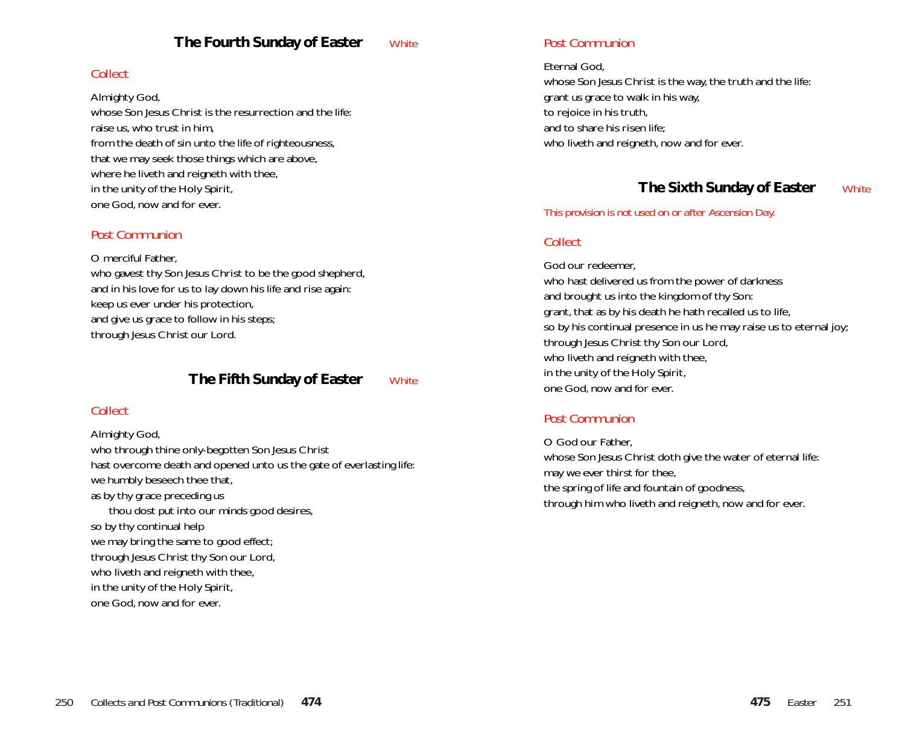## The Fourth Sunday of Easter *White*

### *Collect*

Almighty God,
whose Son Jesus Christ is the resurrection and the life:
raise us, who trust in him,
from the death of sin unto the life of righteousness,
that we may seek those things which are above,
where he liveth and reigneth with thee,
in the unity of the Holy Spirit,
one God, now and for ever.

### *Post Communion*

O merciful Father,
who gavest thy Son Jesus Christ to be the good shepherd,
and in his love for us to lay down his life and rise again:
keep us ever under his protection,
and give us grace to follow in his steps;
through Jesus Christ our Lord.

## The Fifth Sunday of Easter *White*

### *Collect*

Almighty God,
who through thine only-begotten Son Jesus Christ
hast overcome death and opened unto us the gate of everlasting life:
we humbly beseech thee that,
as by thy grace preceding us
  thou dost put into our minds good desires,
so by thy continual help
we may bring the same to good effect;
through Jesus Christ thy Son our Lord,
who liveth and reigneth with thee,
in the unity of the Holy Spirit,
one God, now and for ever.

### *Post Communion*

Eternal God,
whose Son Jesus Christ is the way, the truth and the life:
grant us grace to walk in his way,
to rejoice in his truth,
and to share his risen life;
who liveth and reigneth, now and for ever.

## The Sixth Sunday of Easter *White*

*This provision is not used on or after Ascension Day.*

### *Collect*

God our redeemer,
who hast delivered us from the power of darkness
and brought us into the kingdom of thy Son:
grant, that as by his death he hath recalled us to life,
so by his continual presence in us he may raise us to eternal joy;
through Jesus Christ thy Son our Lord,
who liveth and reigneth with thee,
in the unity of the Holy Spirit,
one God, now and for ever.

### *Post Communion*

O God our Father,
whose Son Jesus Christ doth give the water of eternal life:
may we ever thirst for thee,
the spring of life and fountain of goodness,
through him who liveth and reigneth, now and for ever.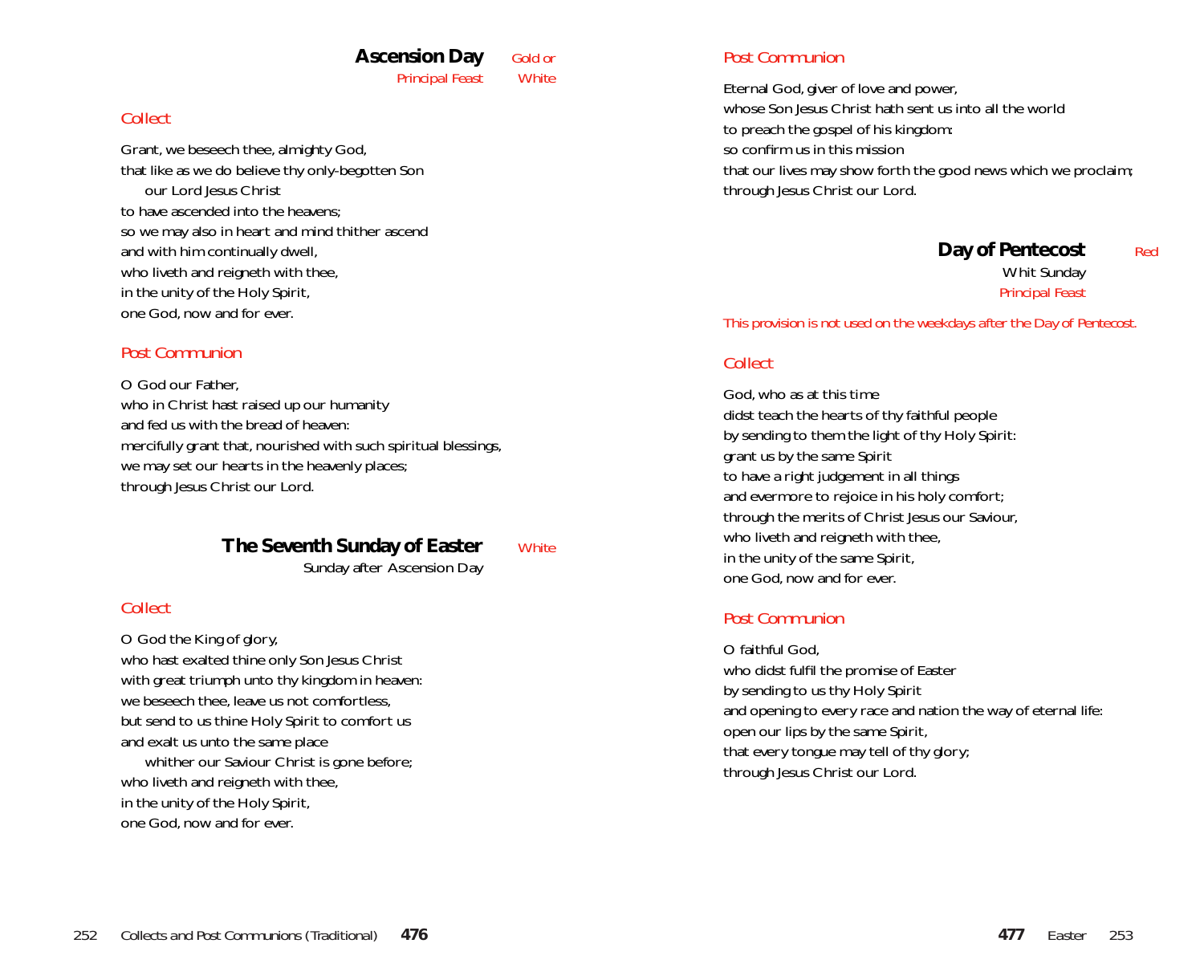## Ascension Day

Principal Feast — Gold or White

### Collect

Grant, we beseech thee, almighty God,
that like as we do believe thy only-begotten Son
  our Lord Jesus Christ
to have ascended into the heavens;
so we may also in heart and mind thither ascend
and with him continually dwell,
who liveth and reigneth with thee,
in the unity of the Holy Spirit,
one God, now and for ever.

### Post Communion

O God our Father,
who in Christ hast raised up our humanity
and fed us with the bread of heaven:
mercifully grant that, nourished with such spiritual blessings,
we may set our hearts in the heavenly places;
through Jesus Christ our Lord.

## The Seventh Sunday of Easter

Sunday after Ascension Day — White

### Collect

O God the King of glory,
who hast exalted thine only Son Jesus Christ
with great triumph unto thy kingdom in heaven:
we beseech thee, leave us not comfortless,
but send to us thine Holy Spirit to comfort us
and exalt us unto the same place
  whither our Saviour Christ is gone before;
who liveth and reigneth with thee,
in the unity of the Holy Spirit,
one God, now and for ever.

### Post Communion

Eternal God, giver of love and power,
whose Son Jesus Christ hath sent us into all the world
to preach the gospel of his kingdom:
so confirm us in this mission
that our lives may show forth the good news which we proclaim;
through Jesus Christ our Lord.

## Day of Pentecost

Whit Sunday
Principal Feast — Red

*This provision is not used on the weekdays after the Day of Pentecost.*

### Collect

God, who as at this time
didst teach the hearts of thy faithful people
by sending to them the light of thy Holy Spirit:
grant us by the same Spirit
to have a right judgement in all things
and evermore to rejoice in his holy comfort;
through the merits of Christ Jesus our Saviour,
who liveth and reigneth with thee,
in the unity of the same Spirit,
one God, now and for ever.

### Post Communion

O faithful God,
who didst fulfil the promise of Easter
by sending to us thy Holy Spirit
and opening to every race and nation the way of eternal life:
open our lips by the same Spirit,
that every tongue may tell of thy glory;
through Jesus Christ our Lord.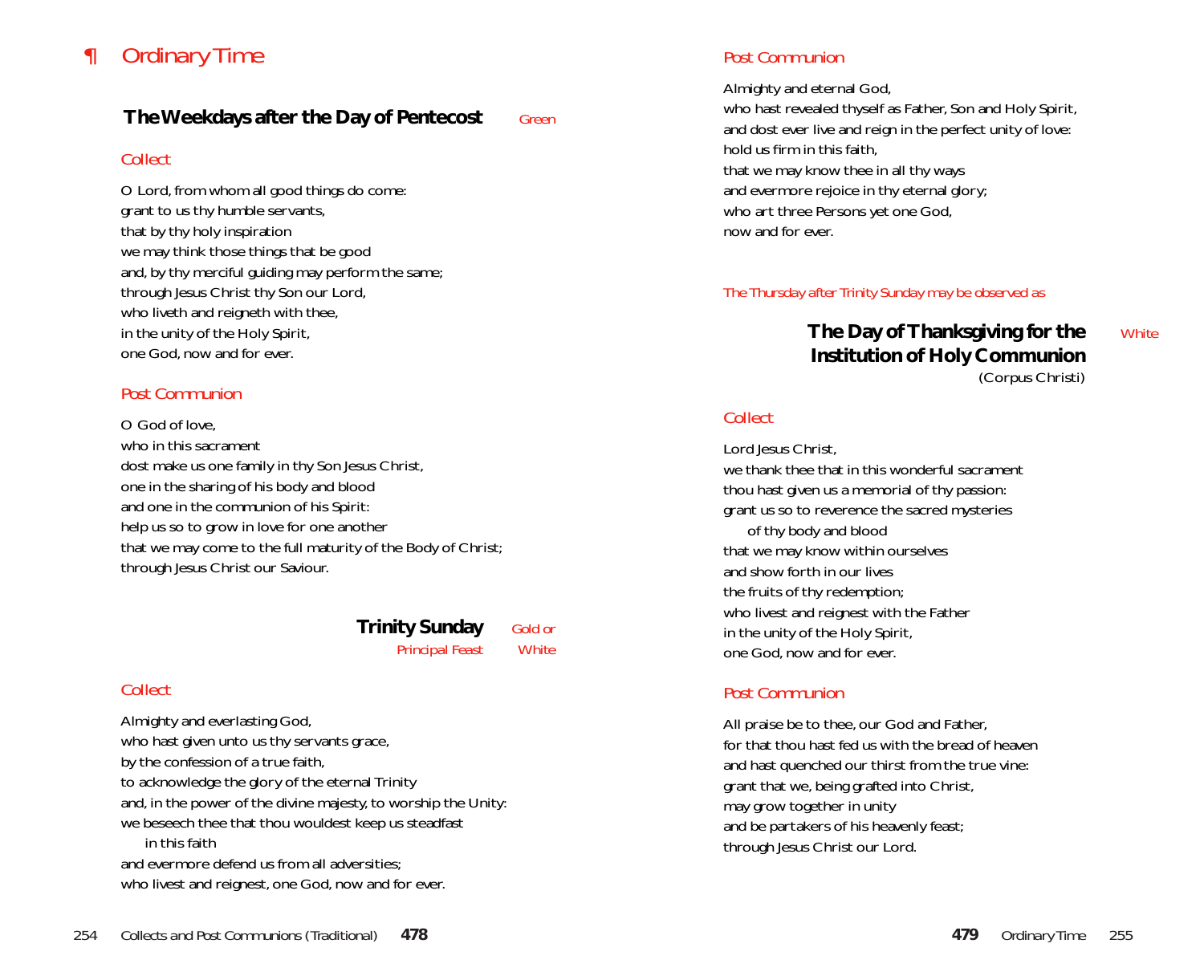# ¶ Ordinary Time

## The Weekdays after the Day of Pentecost — Green

### Collect

O Lord, from whom all good things do come:
grant to us thy humble servants,
that by thy holy inspiration
we may think those things that be good
and, by thy merciful guiding may perform the same;
through Jesus Christ thy Son our Lord,
who liveth and reigneth with thee,
in the unity of the Holy Spirit,
one God, now and for ever.

### Post Communion

O God of love,
who in this sacrament
dost make us one family in thy Son Jesus Christ,
one in the sharing of his body and blood
and one in the communion of his Spirit:
help us so to grow in love for one another
that we may come to the full maturity of the Body of Christ;
through Jesus Christ our Saviour.

## Trinity Sunday — Gold or White

Principal Feast

### Collect

Almighty and everlasting God,
who hast given unto us thy servants grace,
by the confession of a true faith,
to acknowledge the glory of the eternal Trinity
and, in the power of the divine majesty, to worship the Unity:
we beseech thee that thou wouldest keep us steadfast
in this faith
and evermore defend us from all adversities;
who livest and reignest, one God, now and for ever.

### Post Communion

Almighty and eternal God,
who hast revealed thyself as Father, Son and Holy Spirit,
and dost ever live and reign in the perfect unity of love:
hold us firm in this faith,
that we may know thee in all thy ways
and evermore rejoice in thy eternal glory;
who art three Persons yet one God,
now and for ever.

*The Thursday after Trinity Sunday may be observed as*

## The Day of Thanksgiving for the Institution of Holy Communion — White

(Corpus Christi)

### Collect

Lord Jesus Christ,
we thank thee that in this wonderful sacrament
thou hast given us a memorial of thy passion:
grant us so to reverence the sacred mysteries
of thy body and blood
that we may know within ourselves
and show forth in our lives
the fruits of thy redemption;
who livest and reignest with the Father
in the unity of the Holy Spirit,
one God, now and for ever.

### Post Communion

All praise be to thee, our God and Father,
for that thou hast fed us with the bread of heaven
and hast quenched our thirst from the true vine:
grant that we, being grafted into Christ,
may grow together in unity
and be partakers of his heavenly feast;
through Jesus Christ our Lord.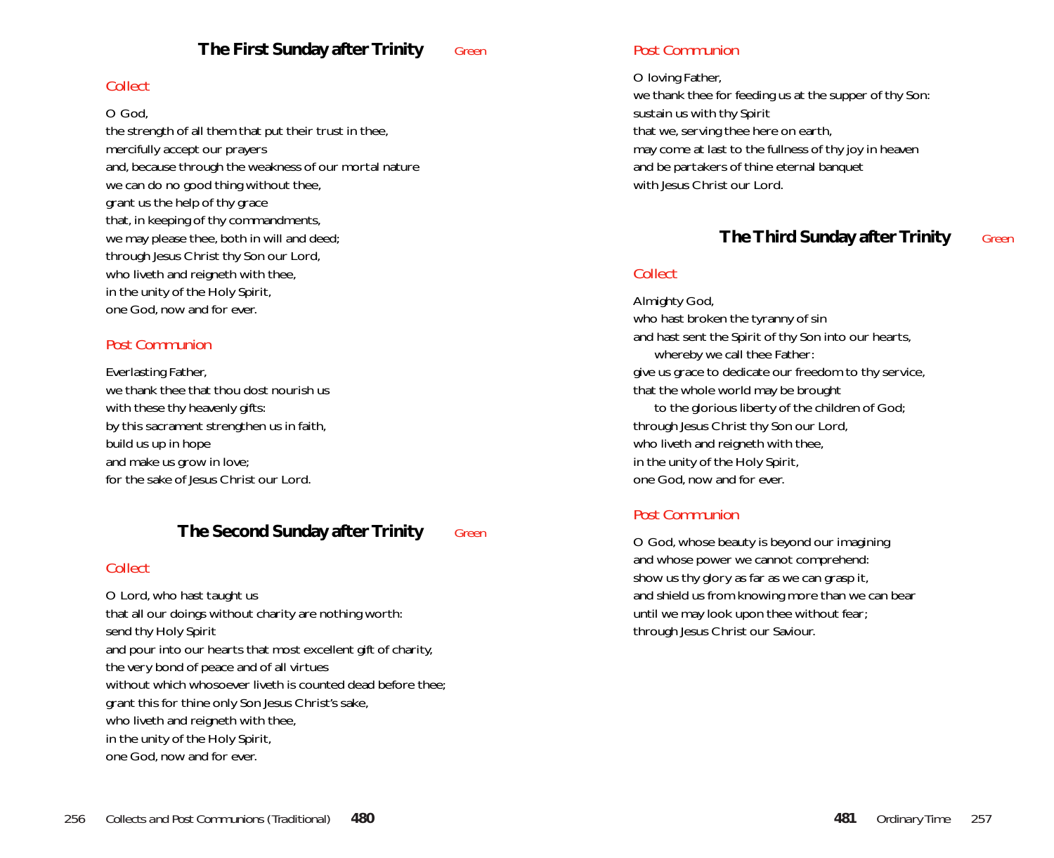## The First Sunday after Trinity *Green*

### Collect

O God,
the strength of all them that put their trust in thee,
mercifully accept our prayers
and, because through the weakness of our mortal nature
we can do no good thing without thee,
grant us the help of thy grace
that, in keeping of thy commandments,
we may please thee, both in will and deed;
through Jesus Christ thy Son our Lord,
who liveth and reigneth with thee,
in the unity of the Holy Spirit,
one God, now and for ever.

### Post Communion

Everlasting Father,
we thank thee that thou dost nourish us
with these thy heavenly gifts:
by this sacrament strengthen us in faith,
build us up in hope
and make us grow in love;
for the sake of Jesus Christ our Lord.

## The Second Sunday after Trinity *Green*

### Collect

O Lord, who hast taught us
that all our doings without charity are nothing worth:
send thy Holy Spirit
and pour into our hearts that most excellent gift of charity,
the very bond of peace and of all virtues
without which whosoever liveth is counted dead before thee;
grant this for thine only Son Jesus Christ's sake,
who liveth and reigneth with thee,
in the unity of the Holy Spirit,
one God, now and for ever.

### Post Communion

O loving Father,
we thank thee for feeding us at the supper of thy Son:
sustain us with thy Spirit
that we, serving thee here on earth,
may come at last to the fullness of thy joy in heaven
and be partakers of thine eternal banquet
with Jesus Christ our Lord.

## The Third Sunday after Trinity *Green*

### Collect

Almighty God,
who hast broken the tyranny of sin
and hast sent the Spirit of thy Son into our hearts,
 whereby we call thee Father:
give us grace to dedicate our freedom to thy service,
that the whole world may be brought
 to the glorious liberty of the children of God;
through Jesus Christ thy Son our Lord,
who liveth and reigneth with thee,
in the unity of the Holy Spirit,
one God, now and for ever.

### Post Communion

O God, whose beauty is beyond our imagining
and whose power we cannot comprehend:
show us thy glory as far as we can grasp it,
and shield us from knowing more than we can bear
until we may look upon thee without fear;
through Jesus Christ our Saviour.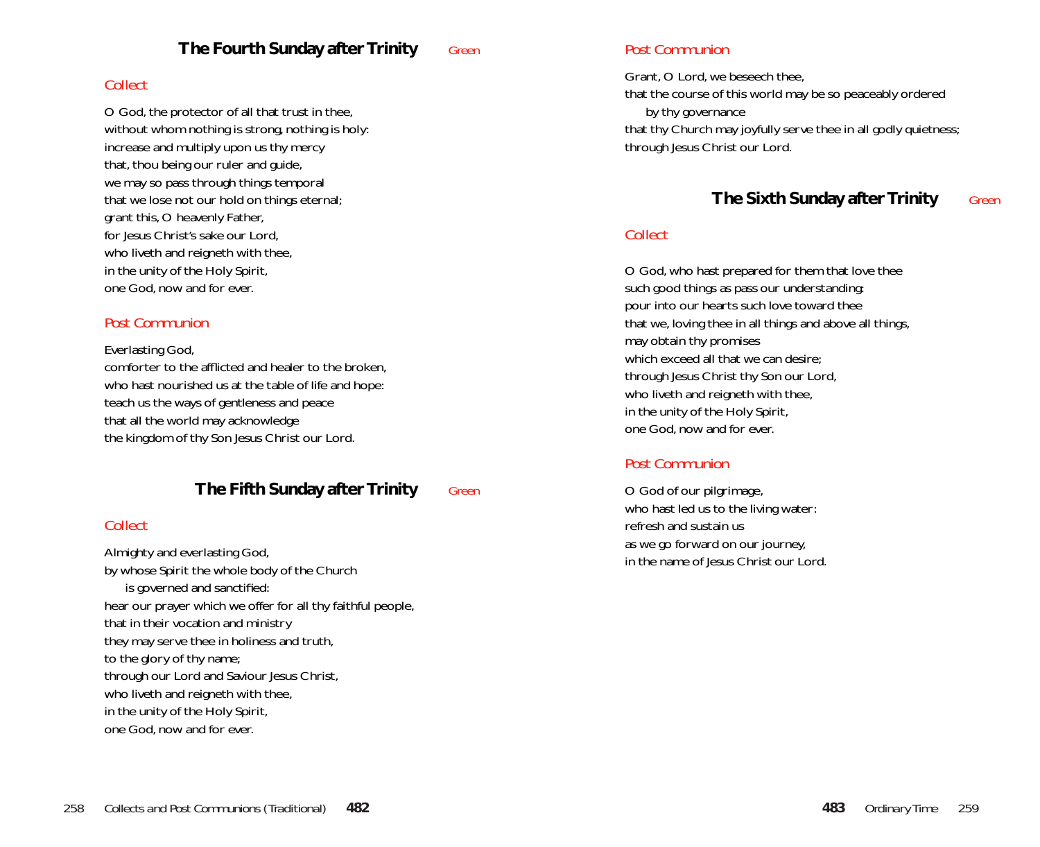## The Fourth Sunday after Trinity *Green*

### Collect

O God, the protector of all that trust in thee,
without whom nothing is strong, nothing is holy:
increase and multiply upon us thy mercy
that, thou being our ruler and guide,
we may so pass through things temporal
that we lose not our hold on things eternal;
grant this, O heavenly Father,
for Jesus Christ's sake our Lord,
who liveth and reigneth with thee,
in the unity of the Holy Spirit,
one God, now and for ever.

### Post Communion

Everlasting God,
comforter to the afflicted and healer to the broken,
who hast nourished us at the table of life and hope:
teach us the ways of gentleness and peace
that all the world may acknowledge
the kingdom of thy Son Jesus Christ our Lord.

## The Fifth Sunday after Trinity *Green*

### Collect

Almighty and everlasting God,
by whose Spirit the whole body of the Church
  is governed and sanctified:
hear our prayer which we offer for all thy faithful people,
that in their vocation and ministry
they may serve thee in holiness and truth,
to the glory of thy name;
through our Lord and Saviour Jesus Christ,
who liveth and reigneth with thee,
in the unity of the Holy Spirit,
one God, now and for ever.

### Post Communion

Grant, O Lord, we beseech thee,
that the course of this world may be so peaceably ordered
  by thy governance
that thy Church may joyfully serve thee in all godly quietness;
through Jesus Christ our Lord.

## The Sixth Sunday after Trinity *Green*

### Collect

O God, who hast prepared for them that love thee
such good things as pass our understanding:
pour into our hearts such love toward thee
that we, loving thee in all things and above all things,
may obtain thy promises
which exceed all that we can desire;
through Jesus Christ thy Son our Lord,
who liveth and reigneth with thee,
in the unity of the Holy Spirit,
one God, now and for ever.

### Post Communion

O God of our pilgrimage,
who hast led us to the living water:
refresh and sustain us
as we go forward on our journey,
in the name of Jesus Christ our Lord.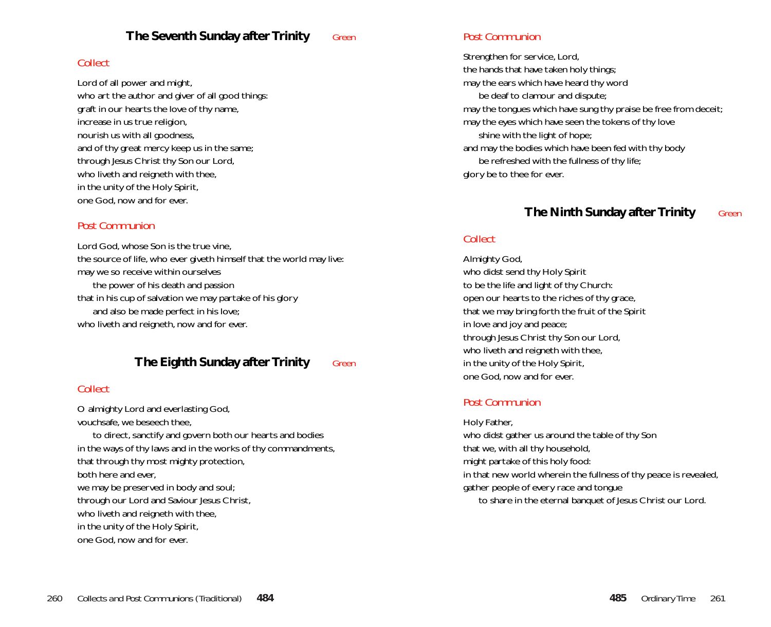## The Seventh Sunday after Trinity *Green*

### *Collect*

Lord of all power and might,
who art the author and giver of all good things:
graft in our hearts the love of thy name,
increase in us true religion,
nourish us with all goodness,
and of thy great mercy keep us in the same;
through Jesus Christ thy Son our Lord,
who liveth and reigneth with thee,
in the unity of the Holy Spirit,
one God, now and for ever.

### *Post Communion*

Lord God, whose Son is the true vine,
the source of life, who ever giveth himself that the world may live:
may we so receive within ourselves
  the power of his death and passion
that in his cup of salvation we may partake of his glory
  and also be made perfect in his love;
who liveth and reigneth, now and for ever.

## The Eighth Sunday after Trinity *Green*

### *Collect*

O almighty Lord and everlasting God,
vouchsafe, we beseech thee,
  to direct, sanctify and govern both our hearts and bodies
in the ways of thy laws and in the works of thy commandments,
that through thy most mighty protection,
both here and ever,
we may be preserved in body and soul;
through our Lord and Saviour Jesus Christ,
who liveth and reigneth with thee,
in the unity of the Holy Spirit,
one God, now and for ever.

### *Post Communion*

Strengthen for service, Lord,
the hands that have taken holy things;
may the ears which have heard thy word
  be deaf to clamour and dispute;
may the tongues which have sung thy praise be free from deceit;
may the eyes which have seen the tokens of thy love
  shine with the light of hope;
and may the bodies which have been fed with thy body
  be refreshed with the fullness of thy life;
glory be to thee for ever.

## The Ninth Sunday after Trinity *Green*

### *Collect*

Almighty God,
who didst send thy Holy Spirit
to be the life and light of thy Church:
open our hearts to the riches of thy grace,
that we may bring forth the fruit of the Spirit
in love and joy and peace;
through Jesus Christ thy Son our Lord,
who liveth and reigneth with thee,
in the unity of the Holy Spirit,
one God, now and for ever.

### *Post Communion*

Holy Father,
who didst gather us around the table of thy Son
that we, with all thy household,
might partake of this holy food:
in that new world wherein the fullness of thy peace is revealed,
gather people of every race and tongue
  to share in the eternal banquet of Jesus Christ our Lord.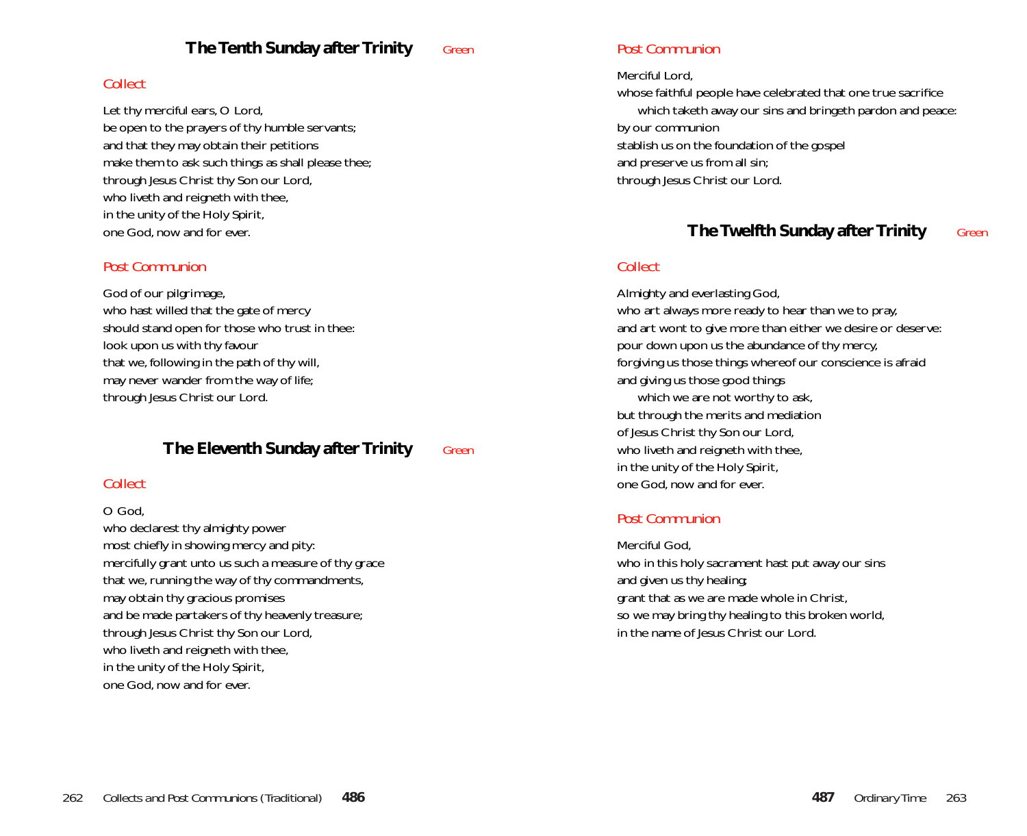## The Tenth Sunday after Trinity *Green*

### Collect

Let thy merciful ears, O Lord,
be open to the prayers of thy humble servants;
and that they may obtain their petitions
make them to ask such things as shall please thee;
through Jesus Christ thy Son our Lord,
who liveth and reigneth with thee,
in the unity of the Holy Spirit,
one God, now and for ever.

### Post Communion

God of our pilgrimage,
who hast willed that the gate of mercy
should stand open for those who trust in thee:
look upon us with thy favour
that we, following in the path of thy will,
may never wander from the way of life;
through Jesus Christ our Lord.

## The Eleventh Sunday after Trinity *Green*

### Collect

O God,
who declarest thy almighty power
most chiefly in showing mercy and pity:
mercifully grant unto us such a measure of thy grace
that we, running the way of thy commandments,
may obtain thy gracious promises
and be made partakers of thy heavenly treasure;
through Jesus Christ thy Son our Lord,
who liveth and reigneth with thee,
in the unity of the Holy Spirit,
one God, now and for ever.

### Post Communion

Merciful Lord,
whose faithful people have celebrated that one true sacrifice
which taketh away our sins and bringeth pardon and peace:
by our communion
stablish us on the foundation of the gospel
and preserve us from all sin;
through Jesus Christ our Lord.

## The Twelfth Sunday after Trinity *Green*

### Collect

Almighty and everlasting God,
who art always more ready to hear than we to pray,
and art wont to give more than either we desire or deserve:
pour down upon us the abundance of thy mercy,
forgiving us those things whereof our conscience is afraid
and giving us those good things
which we are not worthy to ask,
but through the merits and mediation
of Jesus Christ thy Son our Lord,
who liveth and reigneth with thee,
in the unity of the Holy Spirit,
one God, now and for ever.

### Post Communion

Merciful God,
who in this holy sacrament hast put away our sins
and given us thy healing;
grant that as we are made whole in Christ,
so we may bring thy healing to this broken world,
in the name of Jesus Christ our Lord.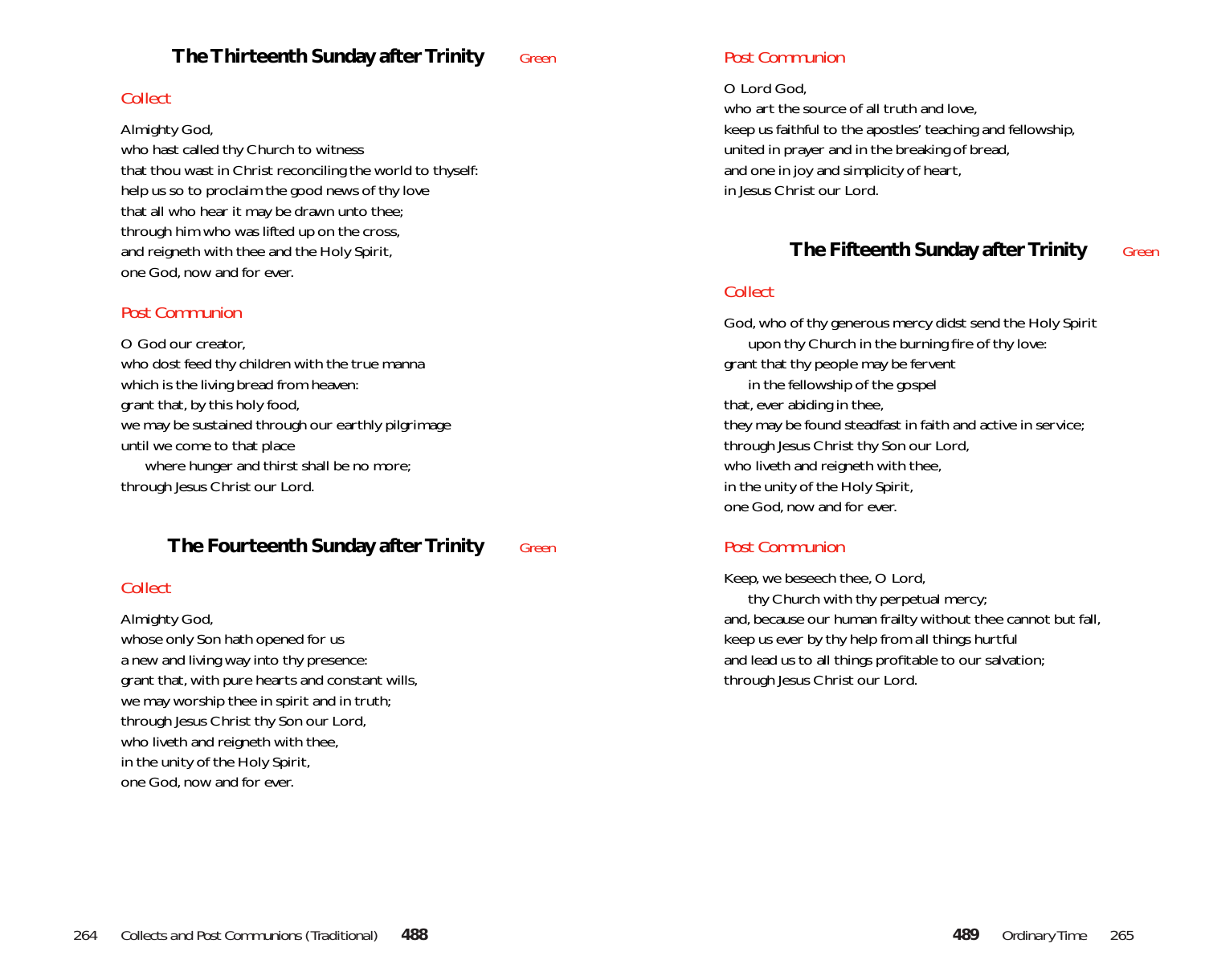## The Thirteenth Sunday after Trinity *Green*

### Collect

Almighty God,
who hast called thy Church to witness
that thou wast in Christ reconciling the world to thyself:
help us so to proclaim the good news of thy love
that all who hear it may be drawn unto thee;
through him who was lifted up on the cross,
and reigneth with thee and the Holy Spirit,
one God, now and for ever.

### Post Communion

O God our creator,
who dost feed thy children with the true manna
which is the living bread from heaven:
grant that, by this holy food,
we may be sustained through our earthly pilgrimage
until we come to that place
  where hunger and thirst shall be no more;
through Jesus Christ our Lord.

## The Fourteenth Sunday after Trinity *Green*

### Collect

Almighty God,
whose only Son hath opened for us
a new and living way into thy presence:
grant that, with pure hearts and constant wills,
we may worship thee in spirit and in truth;
through Jesus Christ thy Son our Lord,
who liveth and reigneth with thee,
in the unity of the Holy Spirit,
one God, now and for ever.

### Post Communion

O Lord God,
who art the source of all truth and love,
keep us faithful to the apostles' teaching and fellowship,
united in prayer and in the breaking of bread,
and one in joy and simplicity of heart,
in Jesus Christ our Lord.

## The Fifteenth Sunday after Trinity *Green*

### Collect

God, who of thy generous mercy didst send the Holy Spirit
  upon thy Church in the burning fire of thy love:
grant that thy people may be fervent
  in the fellowship of the gospel
that, ever abiding in thee,
they may be found steadfast in faith and active in service;
through Jesus Christ thy Son our Lord,
who liveth and reigneth with thee,
in the unity of the Holy Spirit,
one God, now and for ever.

### Post Communion

Keep, we beseech thee, O Lord,
  thy Church with thy perpetual mercy;
and, because our human frailty without thee cannot but fall,
keep us ever by thy help from all things hurtful
and lead us to all things profitable to our salvation;
through Jesus Christ our Lord.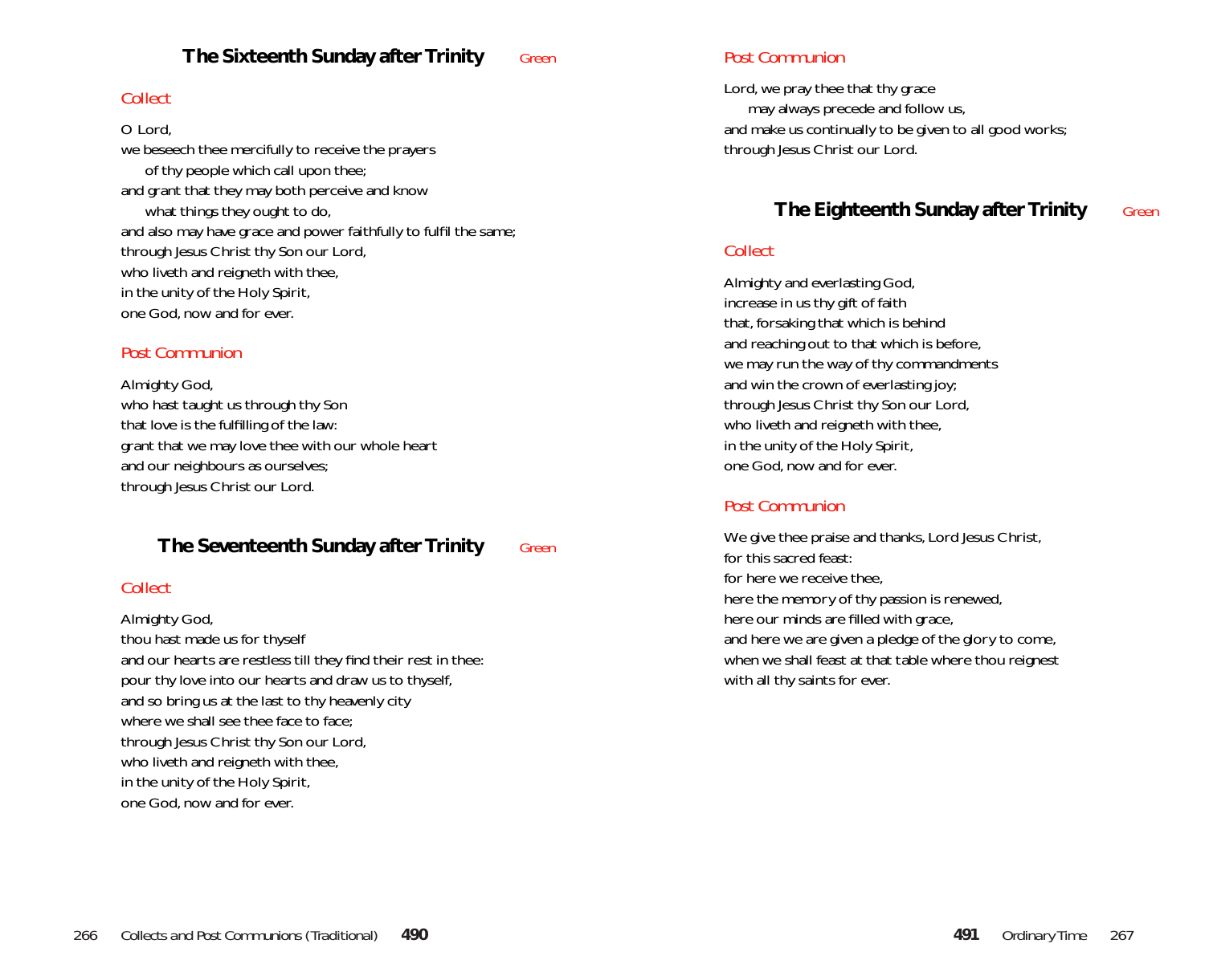## The Sixteenth Sunday after Trinity *Green*

### Collect

O Lord,
we beseech thee mercifully to receive the prayers
  of thy people which call upon thee;
and grant that they may both perceive and know
  what things they ought to do,
and also may have grace and power faithfully to fulfil the same;
through Jesus Christ thy Son our Lord,
who liveth and reigneth with thee,
in the unity of the Holy Spirit,
one God, now and for ever.

### Post Communion

Almighty God,
who hast taught us through thy Son
that love is the fulfilling of the law:
grant that we may love thee with our whole heart
and our neighbours as ourselves;
through Jesus Christ our Lord.

## The Seventeenth Sunday after Trinity *Green*

### Collect

Almighty God,
thou hast made us for thyself
and our hearts are restless till they find their rest in thee:
pour thy love into our hearts and draw us to thyself,
and so bring us at the last to thy heavenly city
where we shall see thee face to face;
through Jesus Christ thy Son our Lord,
who liveth and reigneth with thee,
in the unity of the Holy Spirit,
one God, now and for ever.

### Post Communion

Lord, we pray thee that thy grace
  may always precede and follow us,
and make us continually to be given to all good works;
through Jesus Christ our Lord.

## The Eighteenth Sunday after Trinity *Green*

### Collect

Almighty and everlasting God,
increase in us thy gift of faith
that, forsaking that which is behind
and reaching out to that which is before,
we may run the way of thy commandments
and win the crown of everlasting joy;
through Jesus Christ thy Son our Lord,
who liveth and reigneth with thee,
in the unity of the Holy Spirit,
one God, now and for ever.

### Post Communion

We give thee praise and thanks, Lord Jesus Christ,
for this sacred feast:
for here we receive thee,
here the memory of thy passion is renewed,
here our minds are filled with grace,
and here we are given a pledge of the glory to come,
when we shall feast at that table where thou reignest
with all thy saints for ever.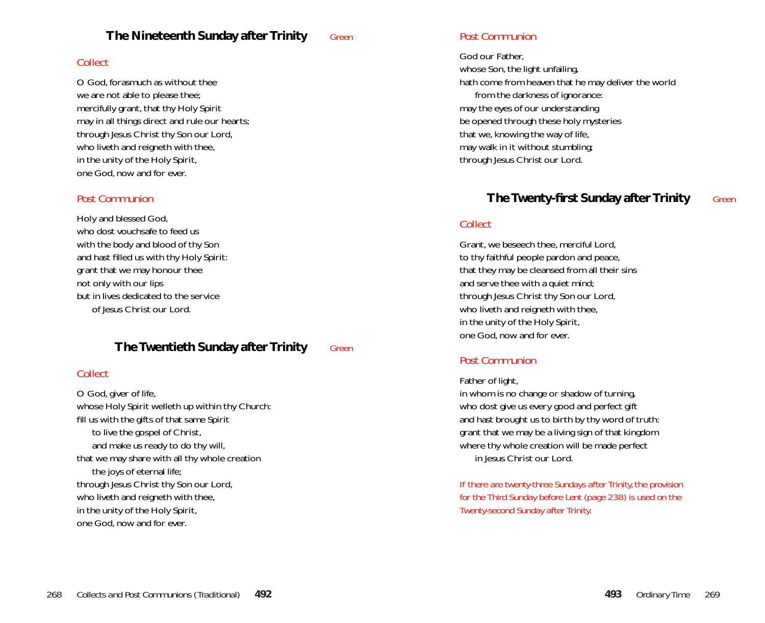## The Nineteenth Sunday after Trinity *Green*

### Collect

O God, forasmuch as without thee
we are not able to please thee;
mercifully grant, that thy Holy Spirit
may in all things direct and rule our hearts;
through Jesus Christ thy Son our Lord,
who liveth and reigneth with thee,
in the unity of the Holy Spirit,
one God, now and for ever.

### Post Communion

Holy and blessed God,
who dost vouchsafe to feed us
with the body and blood of thy Son
and hast filled us with thy Holy Spirit:
grant that we may honour thee
not only with our lips
but in lives dedicated to the service
  of Jesus Christ our Lord.

## The Twentieth Sunday after Trinity *Green*

### Collect

O God, giver of life,
whose Holy Spirit welleth up within thy Church:
fill us with the gifts of that same Spirit
  to live the gospel of Christ,
  and make us ready to do thy will,
that we may share with all thy whole creation
  the joys of eternal life;
through Jesus Christ thy Son our Lord,
who liveth and reigneth with thee,
in the unity of the Holy Spirit,
one God, now and for ever.

### Post Communion

God our Father,
whose Son, the light unfailing,
hath come from heaven that he may deliver the world
  from the darkness of ignorance:
may the eyes of our understanding
be opened through these holy mysteries
that we, knowing the way of life,
may walk in it without stumbling;
through Jesus Christ our Lord.

## The Twenty-first Sunday after Trinity *Green*

### Collect

Grant, we beseech thee, merciful Lord,
to thy faithful people pardon and peace,
that they may be cleansed from all their sins
and serve thee with a quiet mind;
through Jesus Christ thy Son our Lord,
who liveth and reigneth with thee,
in the unity of the Holy Spirit,
one God, now and for ever.

### Post Communion

Father of light,
in whom is no change or shadow of turning,
who dost give us every good and perfect gift
and hast brought us to birth by thy word of truth:
grant that we may be a living sign of that kingdom
where thy whole creation will be made perfect
  in Jesus Christ our Lord.

*If there are twenty-three Sundays after Trinity, the provision for the Third Sunday before Lent (page 238) is used on the Twenty-second Sunday after Trinity.*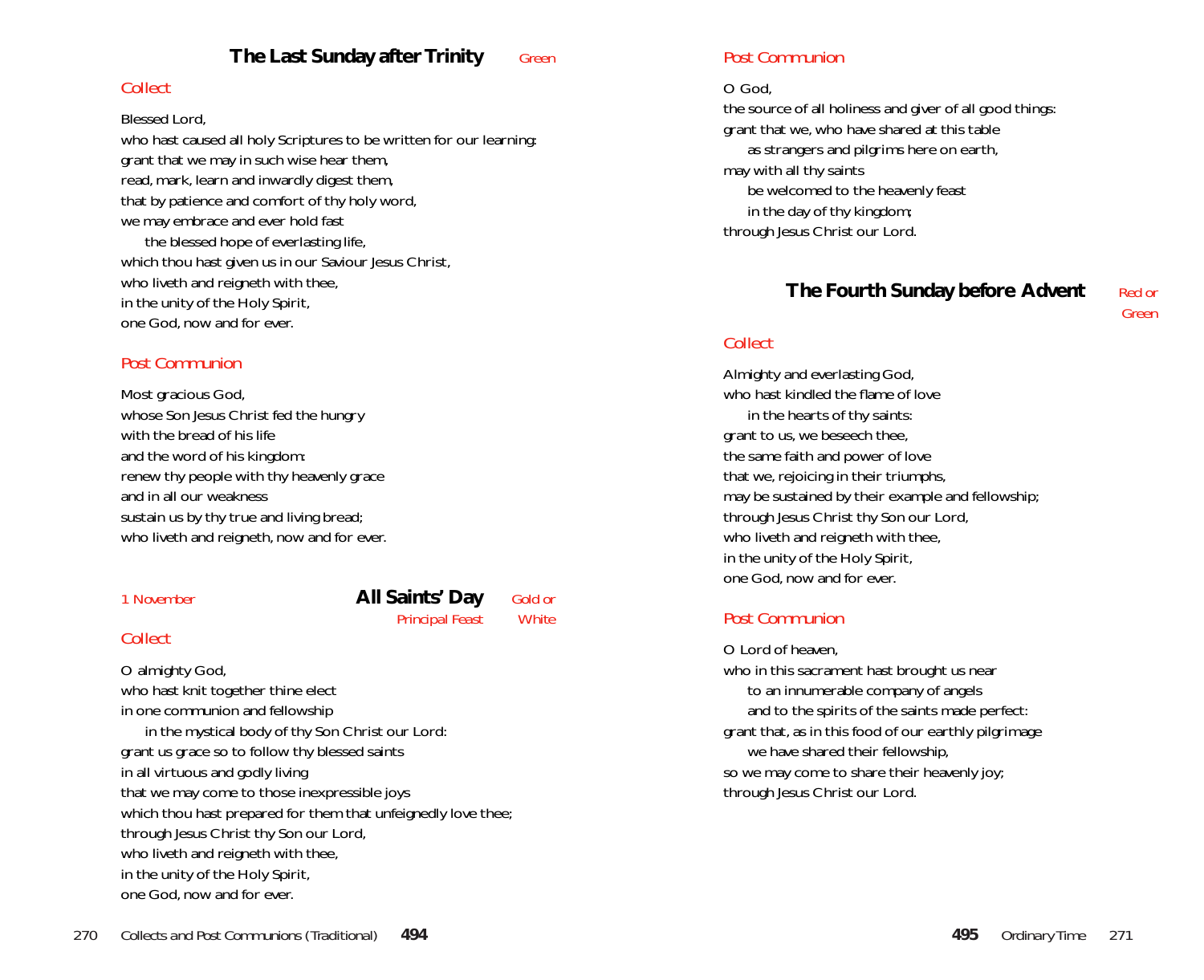## The Last Sunday after Trinity

*Green*

### Collect

Blessed Lord,
who hast caused all holy Scriptures to be written for our learning:
grant that we may in such wise hear them,
read, mark, learn and inwardly digest them,
that by patience and comfort of thy holy word,
we may embrace and ever hold fast
  the blessed hope of everlasting life,
which thou hast given us in our Saviour Jesus Christ,
who liveth and reigneth with thee,
in the unity of the Holy Spirit,
one God, now and for ever.

### Post Communion

Most gracious God,
whose Son Jesus Christ fed the hungry
with the bread of his life
and the word of his kingdom:
renew thy people with thy heavenly grace
and in all our weakness
sustain us by thy true and living bread;
who liveth and reigneth, now and for ever.

## All Saints' Day

*1 November* — *Principal Feast* — *Gold or White*

### Collect

O almighty God,
who hast knit together thine elect
in one communion and fellowship
  in the mystical body of thy Son Christ our Lord:
grant us grace so to follow thy blessed saints
in all virtuous and godly living
that we may come to those inexpressible joys
which thou hast prepared for them that unfeignedly love thee;
through Jesus Christ thy Son our Lord,
who liveth and reigneth with thee,
in the unity of the Holy Spirit,
one God, now and for ever.

### Post Communion

O God,
the source of all holiness and giver of all good things:
grant that we, who have shared at this table
  as strangers and pilgrims here on earth,
may with all thy saints
  be welcomed to the heavenly feast
  in the day of thy kingdom;
through Jesus Christ our Lord.

## The Fourth Sunday before Advent

*Red or Green*

### Collect

Almighty and everlasting God,
who hast kindled the flame of love
  in the hearts of thy saints:
grant to us, we beseech thee,
the same faith and power of love
that we, rejoicing in their triumphs,
may be sustained by their example and fellowship;
through Jesus Christ thy Son our Lord,
who liveth and reigneth with thee,
in the unity of the Holy Spirit,
one God, now and for ever.

### Post Communion

O Lord of heaven,
who in this sacrament hast brought us near
  to an innumerable company of angels
  and to the spirits of the saints made perfect:
grant that, as in this food of our earthly pilgrimage
  we have shared their fellowship,
so we may come to share their heavenly joy;
through Jesus Christ our Lord.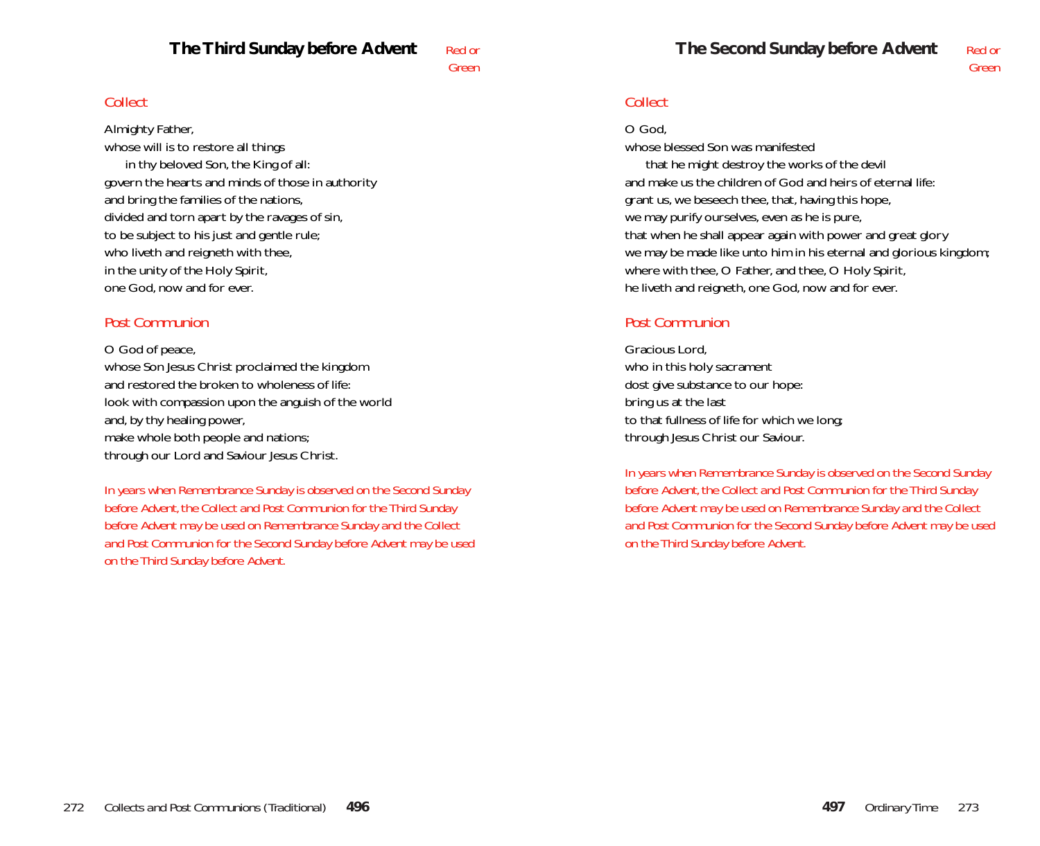## The Third Sunday before Advent

Red or Green

### Collect

Almighty Father,
whose will is to restore all things
in thy beloved Son, the King of all:
govern the hearts and minds of those in authority
and bring the families of the nations,
divided and torn apart by the ravages of sin,
to be subject to his just and gentle rule;
who liveth and reigneth with thee,
in the unity of the Holy Spirit,
one God, now and for ever.

### Post Communion

O God of peace,
whose Son Jesus Christ proclaimed the kingdom
and restored the broken to wholeness of life:
look with compassion upon the anguish of the world
and, by thy healing power,
make whole both people and nations;
through our Lord and Saviour Jesus Christ.

*In years when Remembrance Sunday is observed on the Second Sunday before Advent, the Collect and Post Communion for the Third Sunday before Advent may be used on Remembrance Sunday and the Collect and Post Communion for the Second Sunday before Advent may be used on the Third Sunday before Advent.*

## The Second Sunday before Advent

Red or Green

### Collect

O God,
whose blessed Son was manifested
that he might destroy the works of the devil
and make us the children of God and heirs of eternal life:
grant us, we beseech thee, that, having this hope,
we may purify ourselves, even as he is pure,
that when he shall appear again with power and great glory
we may be made like unto him in his eternal and glorious kingdom;
where with thee, O Father, and thee, O Holy Spirit,
he liveth and reigneth, one God, now and for ever.

### Post Communion

Gracious Lord,
who in this holy sacrament
dost give substance to our hope:
bring us at the last
to that fullness of life for which we long;
through Jesus Christ our Saviour.

*In years when Remembrance Sunday is observed on the Second Sunday before Advent, the Collect and Post Communion for the Third Sunday before Advent may be used on Remembrance Sunday and the Collect and Post Communion for the Second Sunday before Advent may be used on the Third Sunday before Advent.*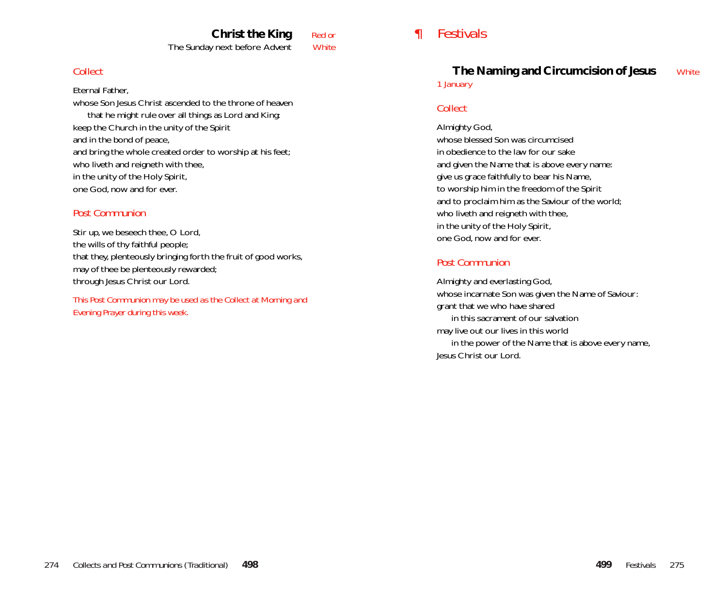## Christ the King

The Sunday next before Advent — *Red or White*

### *Collect*

Eternal Father,
whose Son Jesus Christ ascended to the throne of heaven
  that he might rule over all things as Lord and King:
keep the Church in the unity of the Spirit
and in the bond of peace,
and bring the whole created order to worship at his feet;
who liveth and reigneth with thee,
in the unity of the Holy Spirit,
one God, now and for ever.

### *Post Communion*

Stir up, we beseech thee, O Lord,
the wills of thy faithful people;
that they, plenteously bringing forth the fruit of good works,
may of thee be plenteously rewarded;
through Jesus Christ our Lord.

*This Post Communion may be used as the Collect at Morning and Evening Prayer during this week.*

# ¶ Festivals

## The Naming and Circumcision of Jesus

*1 January* — *White*

### *Collect*

Almighty God,
whose blessed Son was circumcised
in obedience to the law for our sake
and given the Name that is above every name:
give us grace faithfully to bear his Name,
to worship him in the freedom of the Spirit
and to proclaim him as the Saviour of the world;
who liveth and reigneth with thee,
in the unity of the Holy Spirit,
one God, now and for ever.

### *Post Communion*

Almighty and everlasting God,
whose incarnate Son was given the Name of Saviour:
grant that we who have shared
  in this sacrament of our salvation
may live out our lives in this world
  in the power of the Name that is above every name,
Jesus Christ our Lord.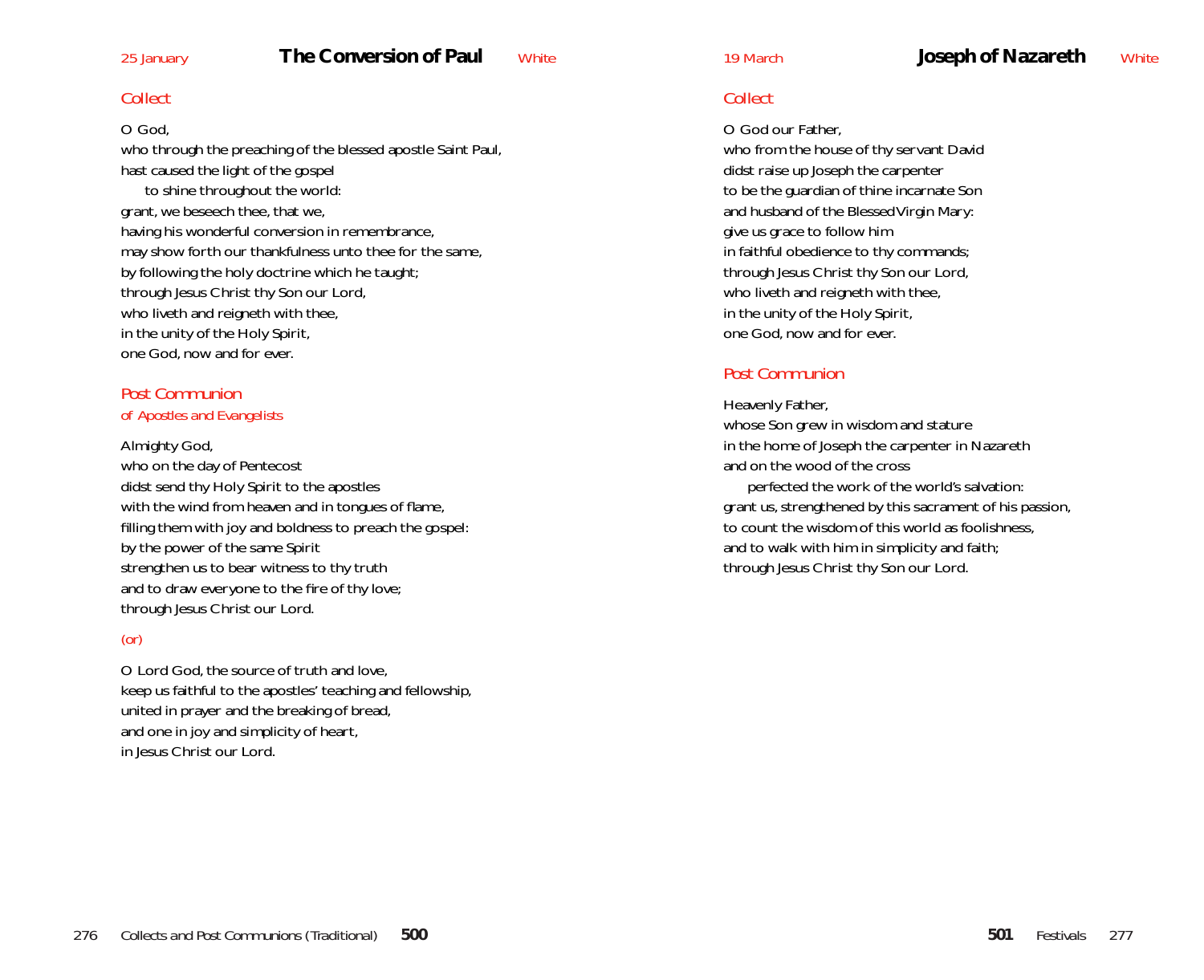25 January

## The Conversion of Paul

White

### Collect

O God,
who through the preaching of the blessed apostle Saint Paul,
hast caused the light of the gospel
  to shine throughout the world:
grant, we beseech thee, that we,
having his wonderful conversion in remembrance,
may show forth our thankfulness unto thee for the same,
by following the holy doctrine which he taught;
through Jesus Christ thy Son our Lord,
who liveth and reigneth with thee,
in the unity of the Holy Spirit,
one God, now and for ever.

### Post Communion
*of Apostles and Evangelists*

Almighty God,
who on the day of Pentecost
didst send thy Holy Spirit to the apostles
with the wind from heaven and in tongues of flame,
filling them with joy and boldness to preach the gospel:
by the power of the same Spirit
strengthen us to bear witness to thy truth
and to draw everyone to the fire of thy love;
through Jesus Christ our Lord.

(or)

O Lord God, the source of truth and love,
keep us faithful to the apostles' teaching and fellowship,
united in prayer and the breaking of bread,
and one in joy and simplicity of heart,
in Jesus Christ our Lord.

19 March

## Joseph of Nazareth

White

### Collect

O God our Father,
who from the house of thy servant David
didst raise up Joseph the carpenter
to be the guardian of thine incarnate Son
and husband of the Blessed Virgin Mary:
give us grace to follow him
in faithful obedience to thy commands;
through Jesus Christ thy Son our Lord,
who liveth and reigneth with thee,
in the unity of the Holy Spirit,
one God, now and for ever.

### Post Communion

Heavenly Father,
whose Son grew in wisdom and stature
in the home of Joseph the carpenter in Nazareth
and on the wood of the cross
  perfected the work of the world's salvation:
grant us, strengthened by this sacrament of his passion,
to count the wisdom of this world as foolishness,
and to walk with him in simplicity and faith;
through Jesus Christ thy Son our Lord.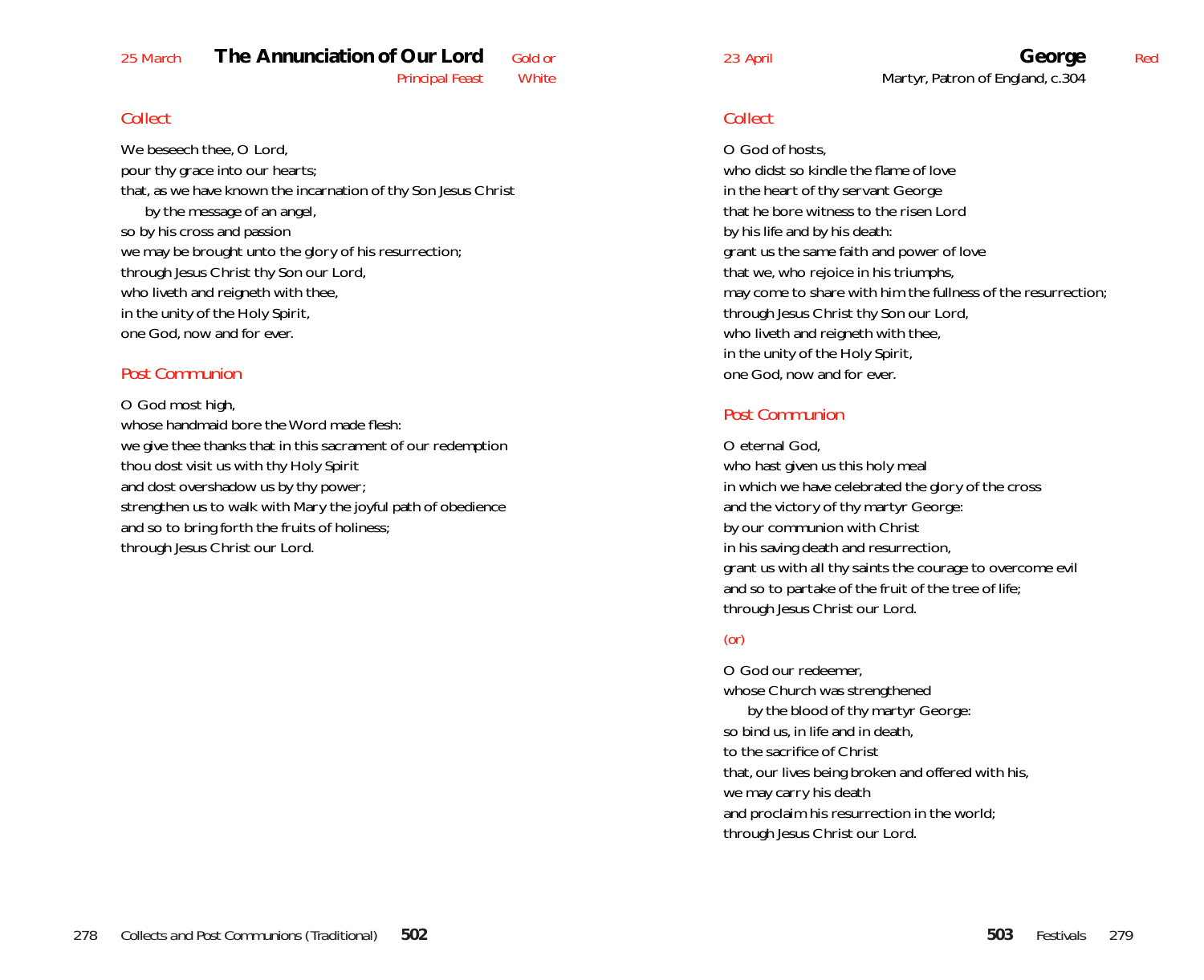## 25 March — The Annunciation of Our Lord

Principal Feast — Gold or White

### *Collect*

We beseech thee, O Lord,
pour thy grace into our hearts;
that, as we have known the incarnation of thy Son Jesus Christ
by the message of an angel,
so by his cross and passion
we may be brought unto the glory of his resurrection;
through Jesus Christ thy Son our Lord,
who liveth and reigneth with thee,
in the unity of the Holy Spirit,
one God, now and for ever.

### *Post Communion*

O God most high,
whose handmaid bore the Word made flesh:
we give thee thanks that in this sacrament of our redemption
thou dost visit us with thy Holy Spirit
and dost overshadow us by thy power;
strengthen us to walk with Mary the joyful path of obedience
and so to bring forth the fruits of holiness;
through Jesus Christ our Lord.

## 23 April — George

Martyr, Patron of England, c.304 — Red

### *Collect*

O God of hosts,
who didst so kindle the flame of love
in the heart of thy servant George
that he bore witness to the risen Lord
by his life and by his death:
grant us the same faith and power of love
that we, who rejoice in his triumphs,
may come to share with him the fullness of the resurrection;
through Jesus Christ thy Son our Lord,
who liveth and reigneth with thee,
in the unity of the Holy Spirit,
one God, now and for ever.

### *Post Communion*

O eternal God,
who hast given us this holy meal
in which we have celebrated the glory of the cross
and the victory of thy martyr George:
by our communion with Christ
in his saving death and resurrection,
grant us with all thy saints the courage to overcome evil
and so to partake of the fruit of the tree of life;
through Jesus Christ our Lord.

*(or)*

O God our redeemer,
whose Church was strengthened
by the blood of thy martyr George:
so bind us, in life and in death,
to the sacrifice of Christ
that, our lives being broken and offered with his,
we may carry his death
and proclaim his resurrection in the world;
through Jesus Christ our Lord.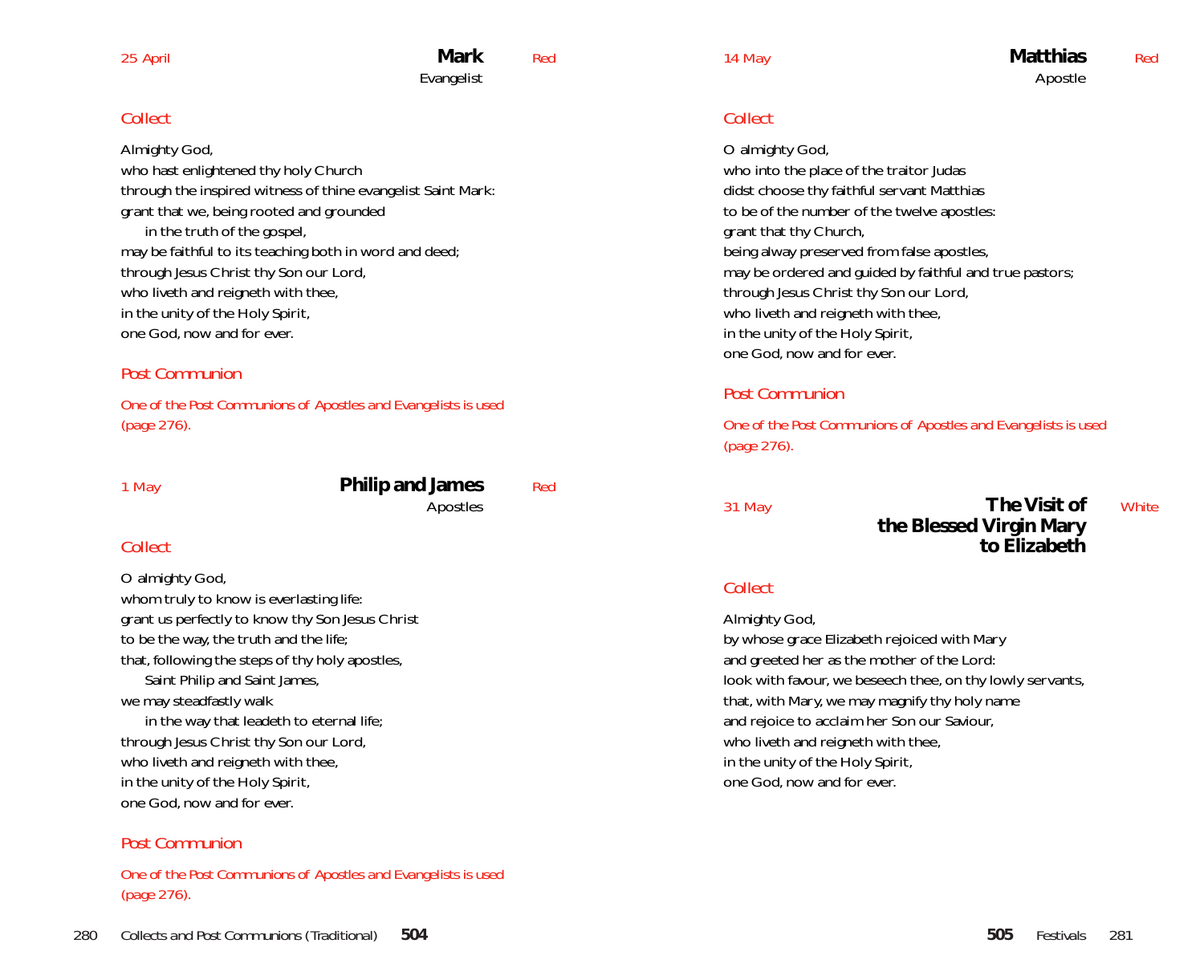25 April

## Mark

Evangelist

Red

### Collect

Almighty God,
who hast enlightened thy holy Church
through the inspired witness of thine evangelist Saint Mark:
grant that we, being rooted and grounded
    in the truth of the gospel,
may be faithful to its teaching both in word and deed;
through Jesus Christ thy Son our Lord,
who liveth and reigneth with thee,
in the unity of the Holy Spirit,
one God, now and for ever.

### Post Communion

*One of the Post Communions of Apostles and Evangelists is used (page 276).*

1 May

## Philip and James

Apostles

Red

### Collect

O almighty God,
whom truly to know is everlasting life:
grant us perfectly to know thy Son Jesus Christ
to be the way, the truth and the life;
that, following the steps of thy holy apostles,
    Saint Philip and Saint James,
we may steadfastly walk
    in the way that leadeth to eternal life;
through Jesus Christ thy Son our Lord,
who liveth and reigneth with thee,
in the unity of the Holy Spirit,
one God, now and for ever.

### Post Communion

*One of the Post Communions of Apostles and Evangelists is used (page 276).*

14 May

## Matthias

Apostle

Red

### Collect

O almighty God,
who into the place of the traitor Judas
didst choose thy faithful servant Matthias
to be of the number of the twelve apostles:
grant that thy Church,
being alway preserved from false apostles,
may be ordered and guided by faithful and true pastors;
through Jesus Christ thy Son our Lord,
who liveth and reigneth with thee,
in the unity of the Holy Spirit,
one God, now and for ever.

### Post Communion

*One of the Post Communions of Apostles and Evangelists is used (page 276).*

31 May

## The Visit of the Blessed Virgin Mary to Elizabeth

White

### Collect

Almighty God,
by whose grace Elizabeth rejoiced with Mary
and greeted her as the mother of the Lord:
look with favour, we beseech thee, on thy lowly servants,
that, with Mary, we may magnify thy holy name
and rejoice to acclaim her Son our Saviour,
who liveth and reigneth with thee,
in the unity of the Holy Spirit,
one God, now and for ever.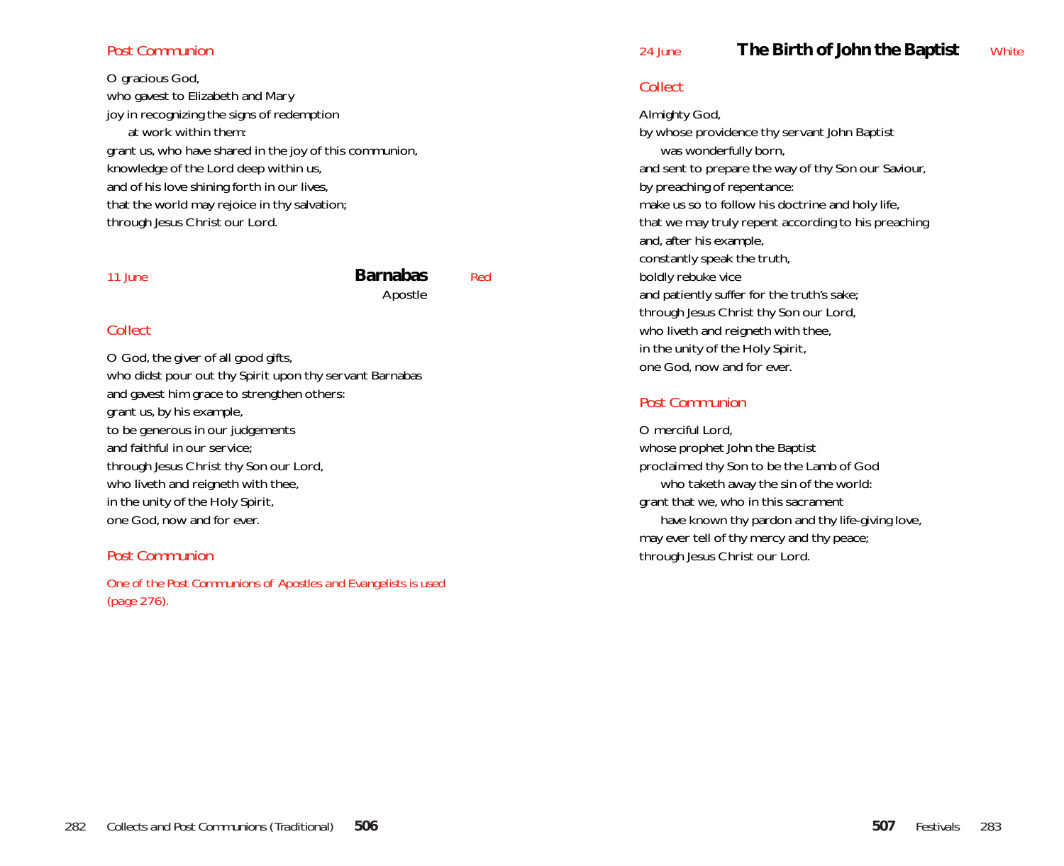### Post Communion

O gracious God,
who gavest to Elizabeth and Mary
joy in recognizing the signs of redemption
  at work within them:
grant us, who have shared in the joy of this communion,
knowledge of the Lord deep within us,
and of his love shining forth in our lives,
that the world may rejoice in thy salvation;
through Jesus Christ our Lord.

## 11 June — Barnabas — Red

Apostle

### Collect

O God, the giver of all good gifts,
who didst pour out thy Spirit upon thy servant Barnabas
and gavest him grace to strengthen others:
grant us, by his example,
to be generous in our judgements
and faithful in our service;
through Jesus Christ thy Son our Lord,
who liveth and reigneth with thee,
in the unity of the Holy Spirit,
one God, now and for ever.

### Post Communion

*One of the Post Communions of Apostles and Evangelists is used (page 276).*

## 24 June — The Birth of John the Baptist — White

### Collect

Almighty God,
by whose providence thy servant John Baptist
  was wonderfully born,
and sent to prepare the way of thy Son our Saviour,
by preaching of repentance:
make us so to follow his doctrine and holy life,
that we may truly repent according to his preaching
and, after his example,
constantly speak the truth,
boldly rebuke vice
and patiently suffer for the truth's sake;
through Jesus Christ thy Son our Lord,
who liveth and reigneth with thee,
in the unity of the Holy Spirit,
one God, now and for ever.

### Post Communion

O merciful Lord,
whose prophet John the Baptist
proclaimed thy Son to be the Lamb of God
  who taketh away the sin of the world:
grant that we, who in this sacrament
  have known thy pardon and thy life-giving love,
may ever tell of thy mercy and thy peace;
through Jesus Christ our Lord.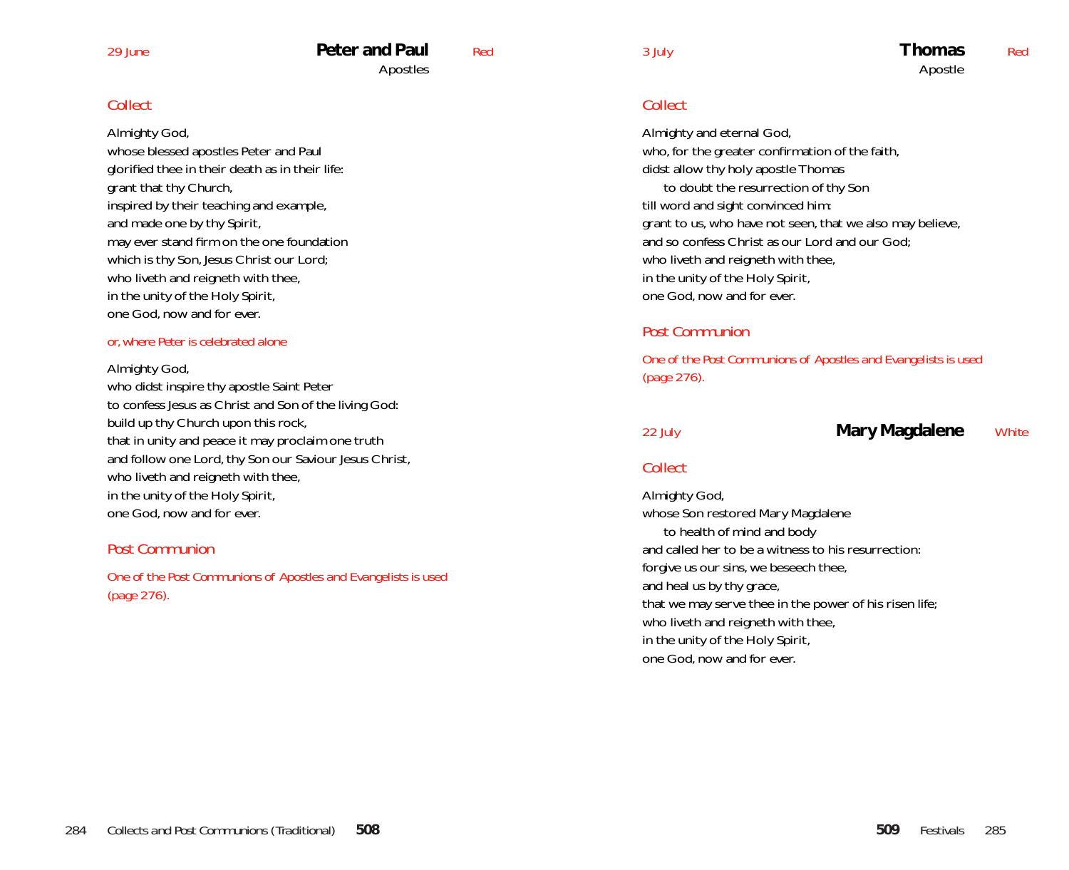29 June

## Peter and Paul

Apostles

Red

### Collect

Almighty God,
whose blessed apostles Peter and Paul
glorified thee in their death as in their life:
grant that thy Church,
inspired by their teaching and example,
and made one by thy Spirit,
may ever stand firm on the one foundation
which is thy Son, Jesus Christ our Lord;
who liveth and reigneth with thee,
in the unity of the Holy Spirit,
one God, now and for ever.

*or, where Peter is celebrated alone*

Almighty God,
who didst inspire thy apostle Saint Peter
to confess Jesus as Christ and Son of the living God:
build up thy Church upon this rock,
that in unity and peace it may proclaim one truth
and follow one Lord, thy Son our Saviour Jesus Christ,
who liveth and reigneth with thee,
in the unity of the Holy Spirit,
one God, now and for ever.

### Post Communion

*One of the Post Communions of Apostles and Evangelists is used (page 276).*

3 July

## Thomas

Apostle

Red

### Collect

Almighty and eternal God,
who, for the greater confirmation of the faith,
didst allow thy holy apostle Thomas
  to doubt the resurrection of thy Son
till word and sight convinced him:
grant to us, who have not seen, that we also may believe,
and so confess Christ as our Lord and our God;
who liveth and reigneth with thee,
in the unity of the Holy Spirit,
one God, now and for ever.

### Post Communion

*One of the Post Communions of Apostles and Evangelists is used (page 276).*

22 July

## Mary Magdalene

White

### Collect

Almighty God,
whose Son restored Mary Magdalene
  to health of mind and body
and called her to be a witness to his resurrection:
forgive us our sins, we beseech thee,
and heal us by thy grace,
that we may serve thee in the power of his risen life;
who liveth and reigneth with thee,
in the unity of the Holy Spirit,
one God, now and for ever.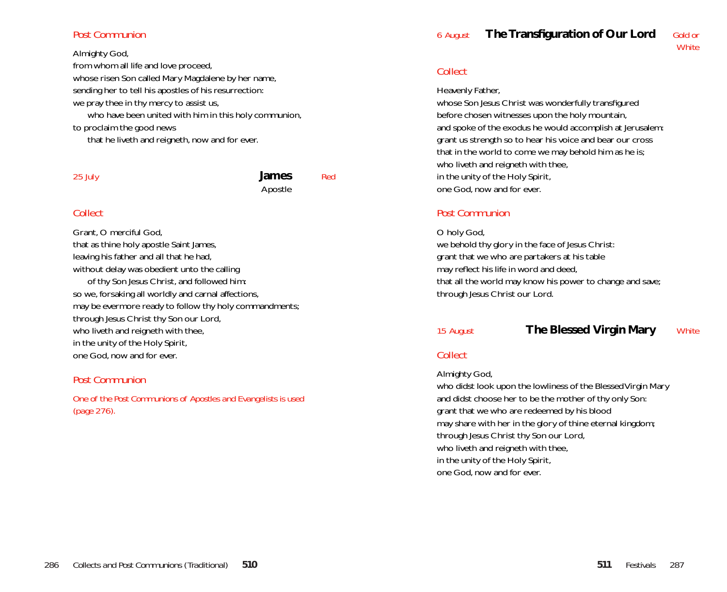### Post Communion

Almighty God,
from whom all life and love proceed,
whose risen Son called Mary Magdalene by her name,
sending her to tell his apostles of his resurrection:
we pray thee in thy mercy to assist us,
who have been united with him in this holy communion,
to proclaim the good news
that he liveth and reigneth, now and for ever.

## 25 July — James — Red

Apostle

### Collect

Grant, O merciful God,
that as thine holy apostle Saint James,
leaving his father and all that he had,
without delay was obedient unto the calling
of thy Son Jesus Christ, and followed him:
so we, forsaking all worldly and carnal affections,
may be evermore ready to follow thy holy commandments;
through Jesus Christ thy Son our Lord,
who liveth and reigneth with thee,
in the unity of the Holy Spirit,
one God, now and for ever.

### Post Communion

*One of the Post Communions of Apostles and Evangelists is used (page 276).*

## 6 August — The Transfiguration of Our Lord — Gold or White

### Collect

Heavenly Father,
whose Son Jesus Christ was wonderfully transfigured
before chosen witnesses upon the holy mountain,
and spoke of the exodus he would accomplish at Jerusalem:
grant us strength so to hear his voice and bear our cross
that in the world to come we may behold him as he is;
who liveth and reigneth with thee,
in the unity of the Holy Spirit,
one God, now and for ever.

### Post Communion

O holy God,
we behold thy glory in the face of Jesus Christ:
grant that we who are partakers at his table
may reflect his life in word and deed,
that all the world may know his power to change and save;
through Jesus Christ our Lord.

## 15 August — The Blessed Virgin Mary — White

### Collect

Almighty God,
who didst look upon the lowliness of the Blessed Virgin Mary
and didst choose her to be the mother of thy only Son:
grant that we who are redeemed by his blood
may share with her in the glory of thine eternal kingdom;
through Jesus Christ thy Son our Lord,
who liveth and reigneth with thee,
in the unity of the Holy Spirit,
one God, now and for ever.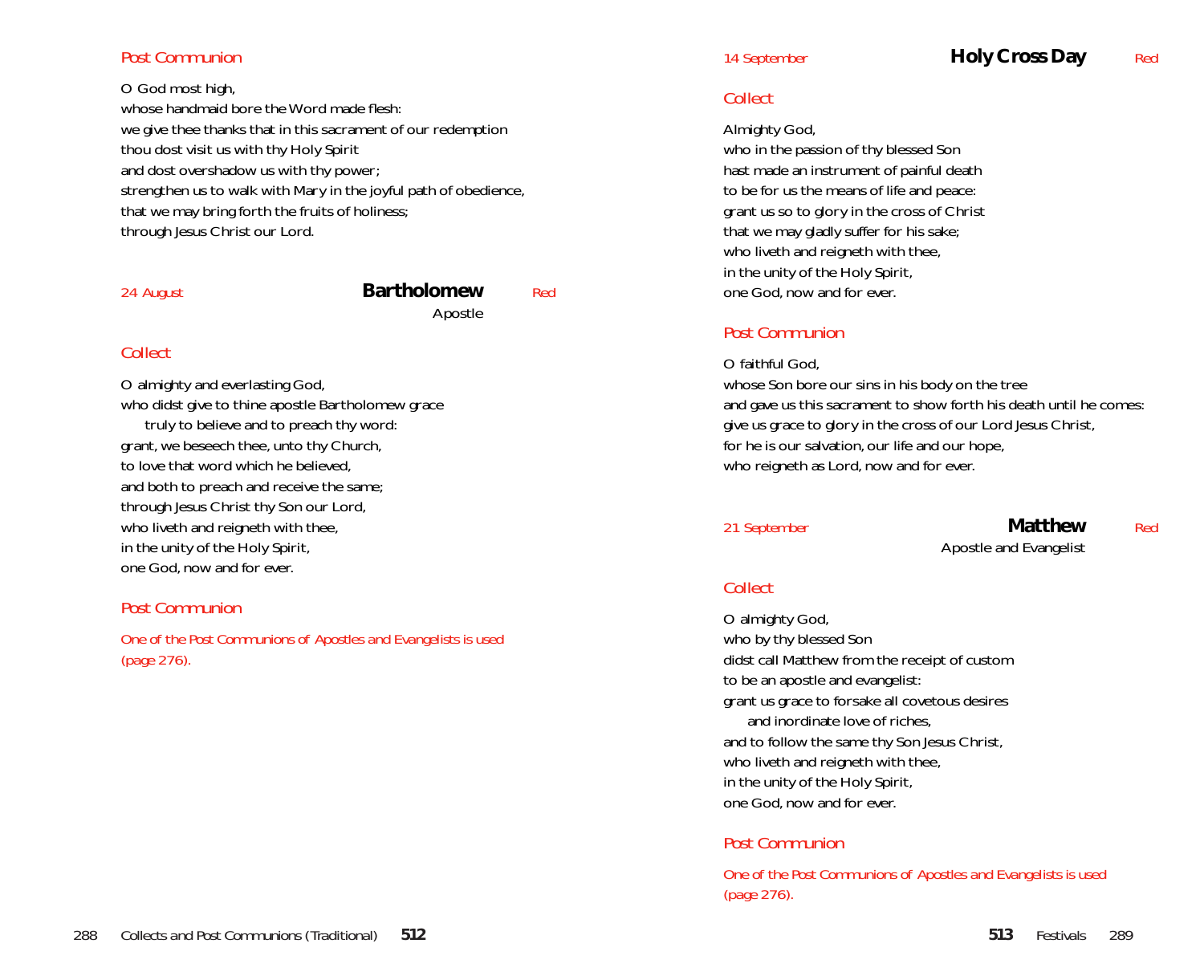### Post Communion

O God most high,
whose handmaid bore the Word made flesh:
we give thee thanks that in this sacrament of our redemption
thou dost visit us with thy Holy Spirit
and dost overshadow us with thy power;
strengthen us to walk with Mary in the joyful path of obedience,
that we may bring forth the fruits of holiness;
through Jesus Christ our Lord.

## 24 August — Bartholomew — Red

Apostle

### Collect

O almighty and everlasting God,
who didst give to thine apostle Bartholomew grace
truly to believe and to preach thy word:
grant, we beseech thee, unto thy Church,
to love that word which he believed,
and both to preach and receive the same;
through Jesus Christ thy Son our Lord,
who liveth and reigneth with thee,
in the unity of the Holy Spirit,
one God, now and for ever.

### Post Communion

*One of the Post Communions of Apostles and Evangelists is used (page 276).*

## 14 September — Holy Cross Day — Red

### Collect

Almighty God,
who in the passion of thy blessed Son
hast made an instrument of painful death
to be for us the means of life and peace:
grant us so to glory in the cross of Christ
that we may gladly suffer for his sake;
who liveth and reigneth with thee,
in the unity of the Holy Spirit,
one God, now and for ever.

### Post Communion

O faithful God,
whose Son bore our sins in his body on the tree
and gave us this sacrament to show forth his death until he comes:
give us grace to glory in the cross of our Lord Jesus Christ,
for he is our salvation, our life and our hope,
who reigneth as Lord, now and for ever.

## 21 September — Matthew — Red

Apostle and Evangelist

### Collect

O almighty God,
who by thy blessed Son
didst call Matthew from the receipt of custom
to be an apostle and evangelist:
grant us grace to forsake all covetous desires
and inordinate love of riches,
and to follow the same thy Son Jesus Christ,
who liveth and reigneth with thee,
in the unity of the Holy Spirit,
one God, now and for ever.

### Post Communion

*One of the Post Communions of Apostles and Evangelists is used (page 276).*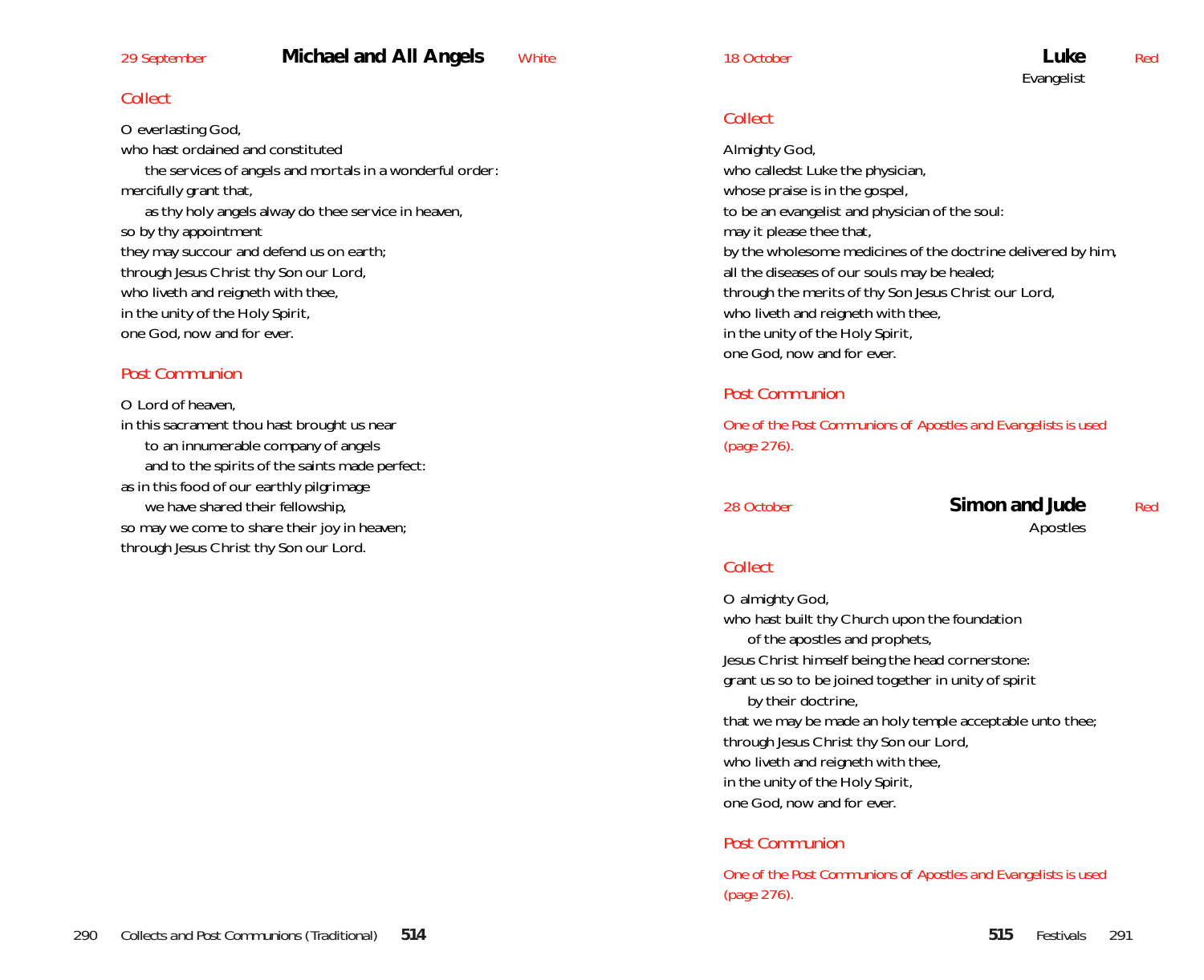29 September

## Michael and All Angels

White

### *Collect*

O everlasting God,
who hast ordained and constituted
  the services of angels and mortals in a wonderful order:
mercifully grant that,
  as thy holy angels alway do thee service in heaven,
so by thy appointment
they may succour and defend us on earth;
through Jesus Christ thy Son our Lord,
who liveth and reigneth with thee,
in the unity of the Holy Spirit,
one God, now and for ever.

### *Post Communion*

O Lord of heaven,
in this sacrament thou hast brought us near
  to an innumerable company of angels
  and to the spirits of the saints made perfect:
as in this food of our earthly pilgrimage
  we have shared their fellowship,
so may we come to share their joy in heaven;
through Jesus Christ thy Son our Lord.

18 October

## Luke

Evangelist

Red

### *Collect*

Almighty God,
who calledst Luke the physician,
whose praise is in the gospel,
to be an evangelist and physician of the soul:
may it please thee that,
by the wholesome medicines of the doctrine delivered by him,
all the diseases of our souls may be healed;
through the merits of thy Son Jesus Christ our Lord,
who liveth and reigneth with thee,
in the unity of the Holy Spirit,
one God, now and for ever.

### *Post Communion*

*One of the Post Communions of Apostles and Evangelists is used (page 276).*

28 October

## Simon and Jude

Apostles

Red

### *Collect*

O almighty God,
who hast built thy Church upon the foundation
  of the apostles and prophets,
Jesus Christ himself being the head cornerstone:
grant us so to be joined together in unity of spirit
  by their doctrine,
that we may be made an holy temple acceptable unto thee;
through Jesus Christ thy Son our Lord,
who liveth and reigneth with thee,
in the unity of the Holy Spirit,
one God, now and for ever.

### *Post Communion*

*One of the Post Communions of Apostles and Evangelists is used (page 276).*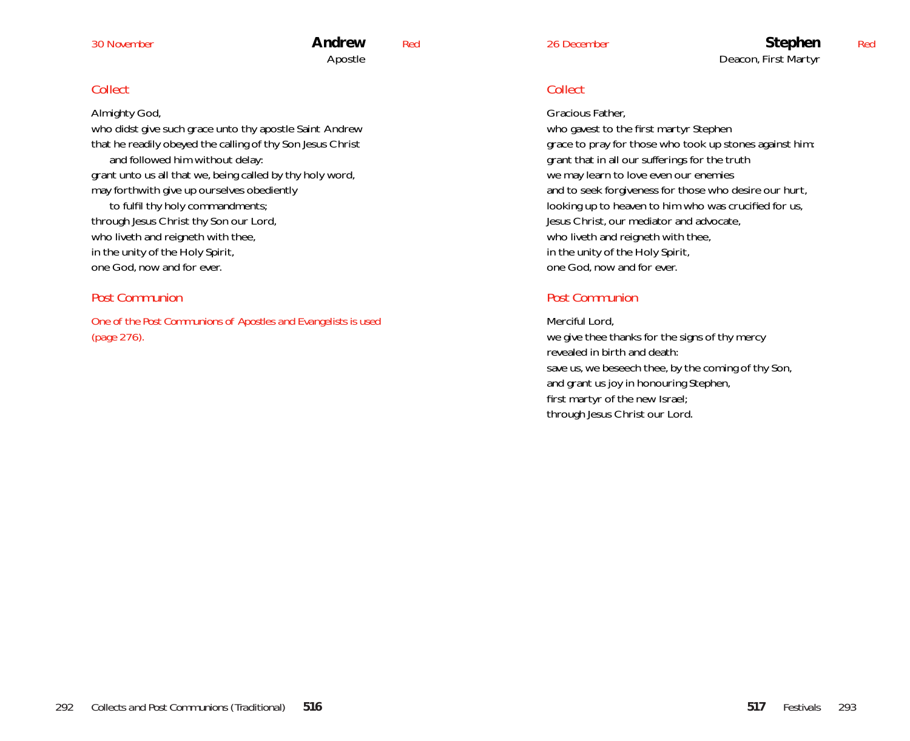30 November

## Andrew

Apostle

Red

### Collect

Almighty God,
who didst give such grace unto thy apostle Saint Andrew
that he readily obeyed the calling of thy Son Jesus Christ
  and followed him without delay:
grant unto us all that we, being called by thy holy word,
may forthwith give up ourselves obediently
  to fulfil thy holy commandments;
through Jesus Christ thy Son our Lord,
who liveth and reigneth with thee,
in the unity of the Holy Spirit,
one God, now and for ever.

### Post Communion

*One of the Post Communions of Apostles and Evangelists is used (page 276).*

26 December

## Stephen

Deacon, First Martyr

Red

### Collect

Gracious Father,
who gavest to the first martyr Stephen
grace to pray for those who took up stones against him:
grant that in all our sufferings for the truth
we may learn to love even our enemies
and to seek forgiveness for those who desire our hurt,
looking up to heaven to him who was crucified for us,
Jesus Christ, our mediator and advocate,
who liveth and reigneth with thee,
in the unity of the Holy Spirit,
one God, now and for ever.

### Post Communion

Merciful Lord,
we give thee thanks for the signs of thy mercy
revealed in birth and death:
save us, we beseech thee, by the coming of thy Son,
and grant us joy in honouring Stephen,
first martyr of the new Israel;
through Jesus Christ our Lord.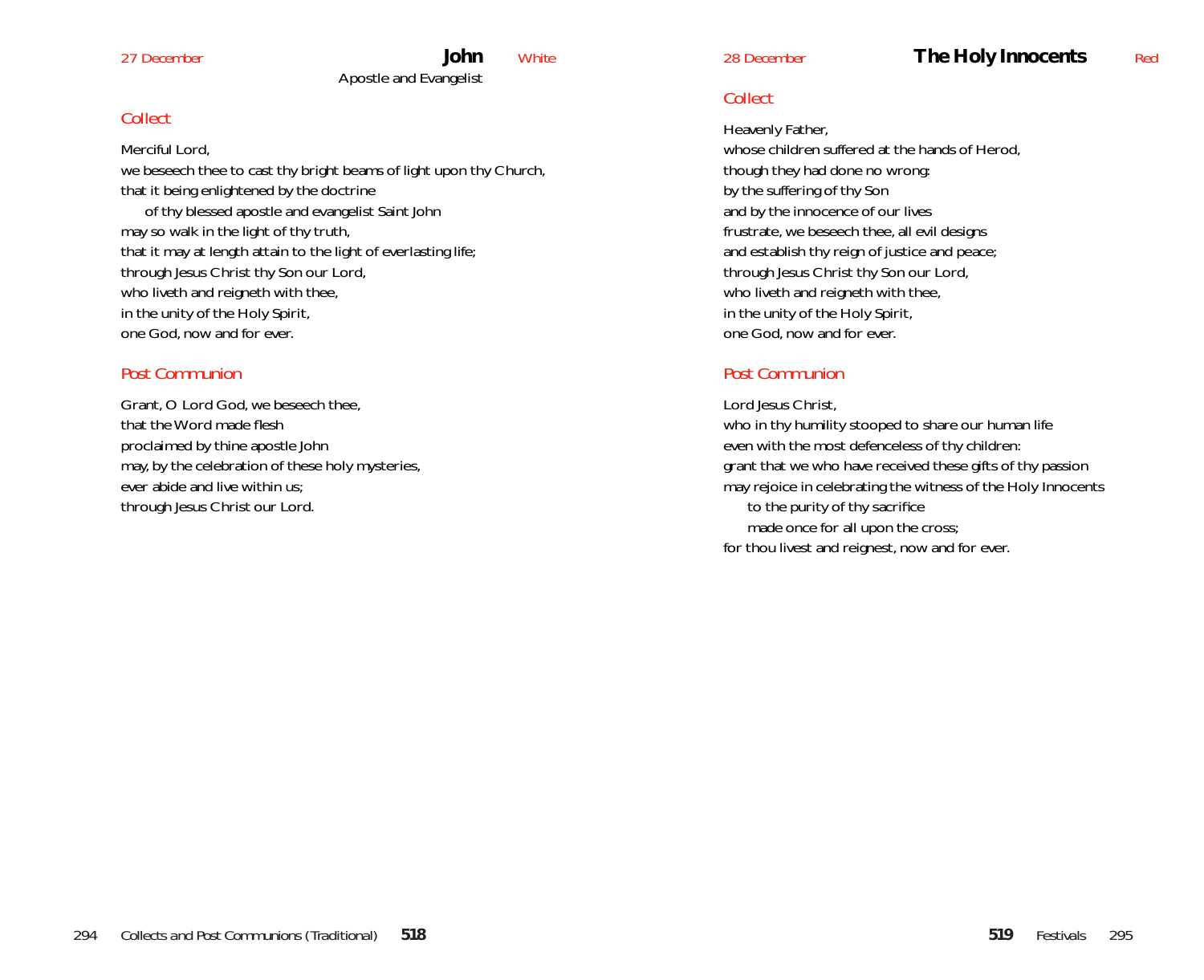27 December

# John

Apostle and Evangelist

White

## Collect

Merciful Lord,
we beseech thee to cast thy bright beams of light upon thy Church,
that it being enlightened by the doctrine
of thy blessed apostle and evangelist Saint John
may so walk in the light of thy truth,
that it may at length attain to the light of everlasting life;
through Jesus Christ thy Son our Lord,
who liveth and reigneth with thee,
in the unity of the Holy Spirit,
one God, now and for ever.

## Post Communion

Grant, O Lord God, we beseech thee,
that the Word made flesh
proclaimed by thine apostle John
may, by the celebration of these holy mysteries,
ever abide and live within us;
through Jesus Christ our Lord.

28 December

# The Holy Innocents

Red

## Collect

Heavenly Father,
whose children suffered at the hands of Herod,
though they had done no wrong:
by the suffering of thy Son
and by the innocence of our lives
frustrate, we beseech thee, all evil designs
and establish thy reign of justice and peace;
through Jesus Christ thy Son our Lord,
who liveth and reigneth with thee,
in the unity of the Holy Spirit,
one God, now and for ever.

## Post Communion

Lord Jesus Christ,
who in thy humility stooped to share our human life
even with the most defenceless of thy children:
grant that we who have received these gifts of thy passion
may rejoice in celebrating the witness of the Holy Innocents
to the purity of thy sacrifice
made once for all upon the cross;
for thou livest and reignest, now and for ever.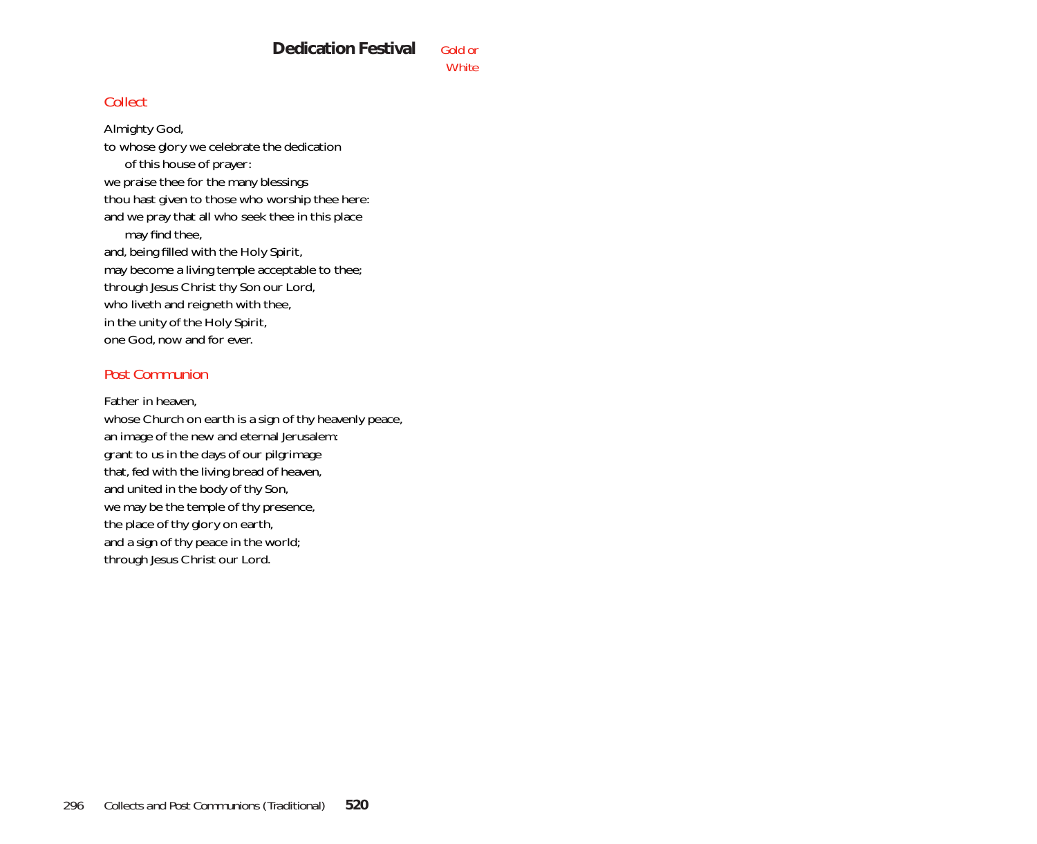# Dedication Festival

*Gold or White*

## Collect

Almighty God,
to whose glory we celebrate the dedication
of this house of prayer:
we praise thee for the many blessings
thou hast given to those who worship thee here:
and we pray that all who seek thee in this place
may find thee,
and, being filled with the Holy Spirit,
may become a living temple acceptable to thee;
through Jesus Christ thy Son our Lord,
who liveth and reigneth with thee,
in the unity of the Holy Spirit,
one God, now and for ever.

## Post Communion

Father in heaven,
whose Church on earth is a sign of thy heavenly peace,
an image of the new and eternal Jerusalem:
grant to us in the days of our pilgrimage
that, fed with the living bread of heaven,
and united in the body of thy Son,
we may be the temple of thy presence,
the place of thy glory on earth,
and a sign of thy peace in the world;
through Jesus Christ our Lord.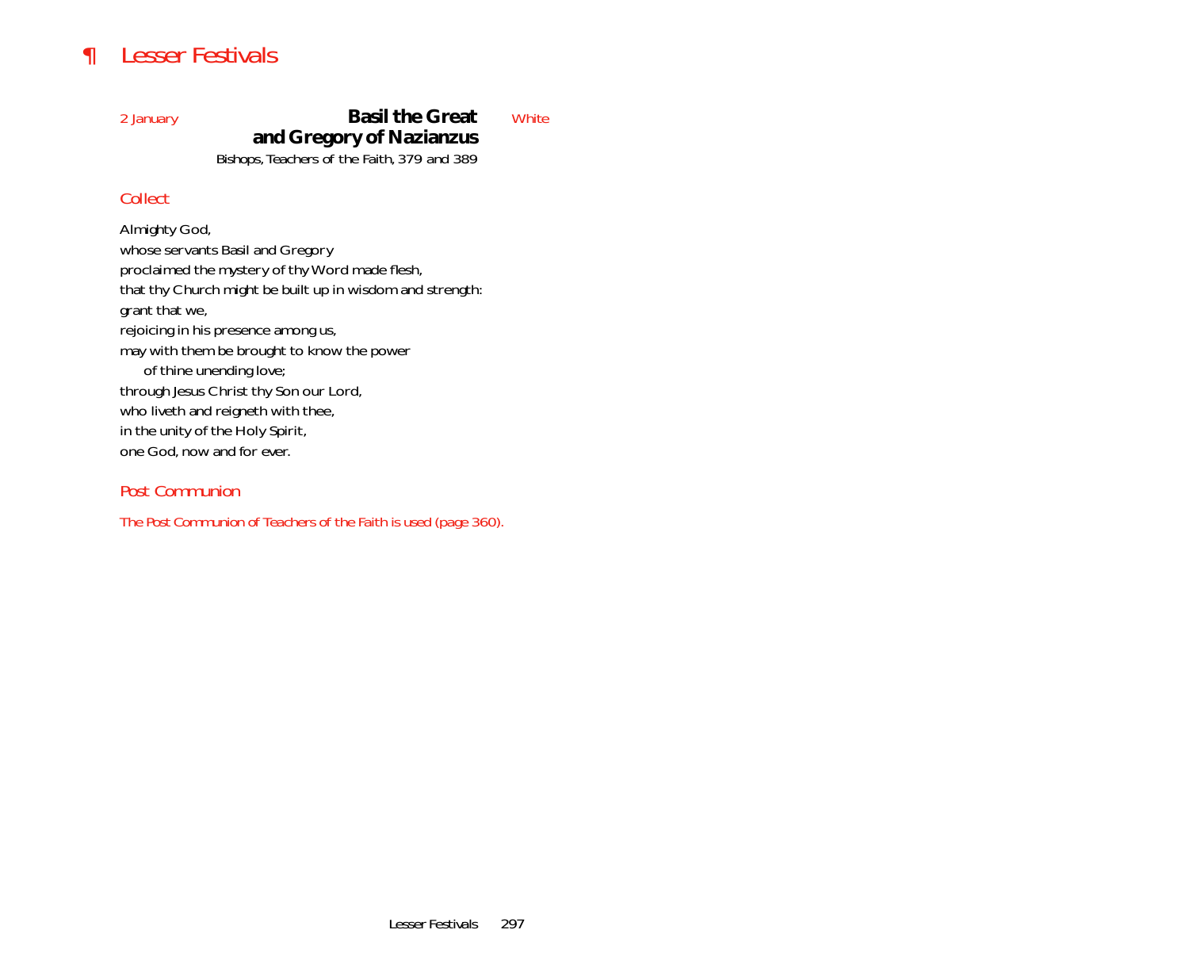# ¶ Lesser Festivals

2 January

## Basil the Great and Gregory of Nazianzus

White

*Bishops, Teachers of the Faith, 379 and 389*

### *Collect*

Almighty God,
whose servants Basil and Gregory
proclaimed the mystery of thy Word made flesh,
that thy Church might be built up in wisdom and strength:
grant that we,
rejoicing in his presence among us,
may with them be brought to know the power
  of thine unending love;
through Jesus Christ thy Son our Lord,
who liveth and reigneth with thee,
in the unity of the Holy Spirit,
one God, now and for ever.

### *Post Communion*

*The Post Communion of Teachers of the Faith is used (page 360).*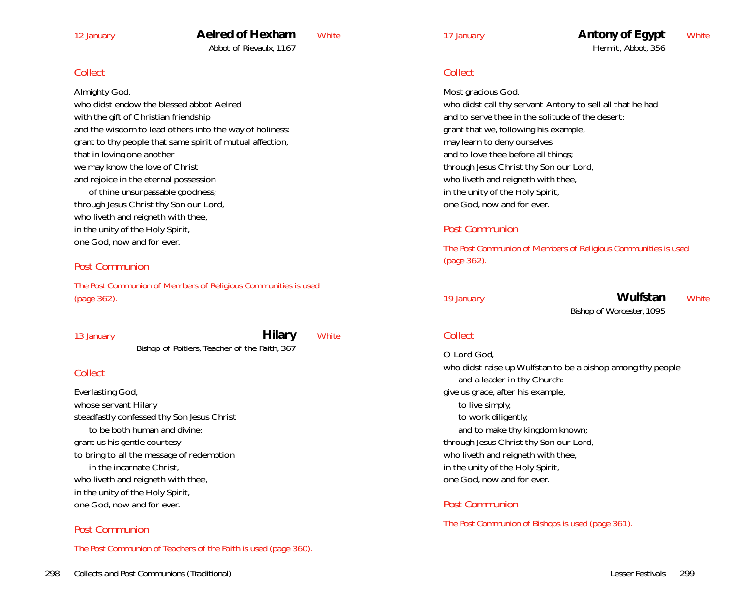12 January

## Aelred of Hexham

White

Abbot of Rievaulx, 1167

*Collect*

Almighty God,
who didst endow the blessed abbot Aelred
with the gift of Christian friendship
and the wisdom to lead others into the way of holiness:
grant to thy people that same spirit of mutual affection,
that in loving one another
we may know the love of Christ
and rejoice in the eternal possession
of thine unsurpassable goodness;
through Jesus Christ thy Son our Lord,
who liveth and reigneth with thee,
in the unity of the Holy Spirit,
one God, now and for ever.

*Post Communion*

*The Post Communion of Members of Religious Communities is used (page 362).*

13 January

## Hilary

White

Bishop of Poitiers, Teacher of the Faith, 367

*Collect*

Everlasting God,
whose servant Hilary
steadfastly confessed thy Son Jesus Christ
to be both human and divine:
grant us his gentle courtesy
to bring to all the message of redemption
in the incarnate Christ,
who liveth and reigneth with thee,
in the unity of the Holy Spirit,
one God, now and for ever.

*Post Communion*

*The Post Communion of Teachers of the Faith is used (page 360).*

17 January

## Antony of Egypt

White

Hermit, Abbot, 356

*Collect*

Most gracious God,
who didst call thy servant Antony to sell all that he had
and to serve thee in the solitude of the desert:
grant that we, following his example,
may learn to deny ourselves
and to love thee before all things;
through Jesus Christ thy Son our Lord,
who liveth and reigneth with thee,
in the unity of the Holy Spirit,
one God, now and for ever.

*Post Communion*

*The Post Communion of Members of Religious Communities is used (page 362).*

19 January

## Wulfstan

White

Bishop of Worcester, 1095

*Collect*

O Lord God,
who didst raise up Wulfstan to be a bishop among thy people
and a leader in thy Church:
give us grace, after his example,
to live simply,
to work diligently,
and to make thy kingdom known;
through Jesus Christ thy Son our Lord,
who liveth and reigneth with thee,
in the unity of the Holy Spirit,
one God, now and for ever.

*Post Communion*

*The Post Communion of Bishops is used (page 361).*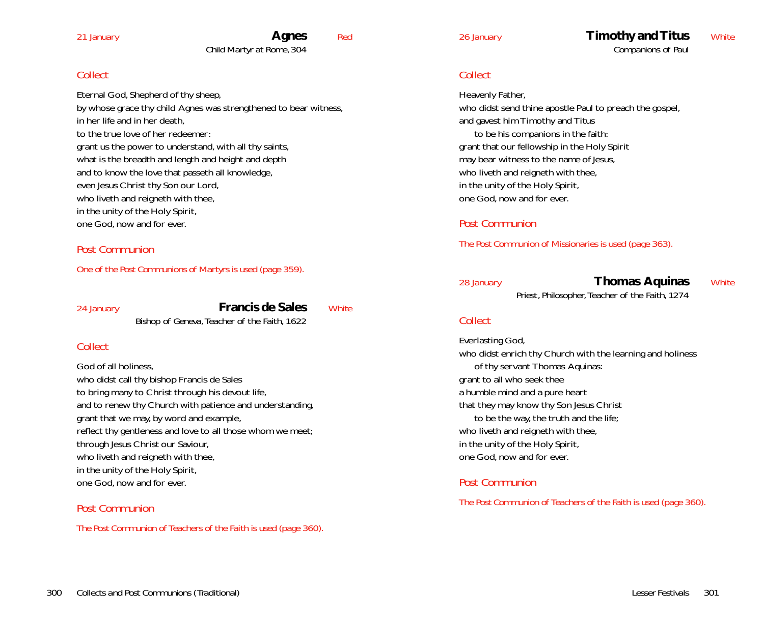21 January

## Agnes

Red

Child Martyr at Rome, 304

*Collect*

Eternal God, Shepherd of thy sheep,
by whose grace thy child Agnes was strengthened to bear witness,
in her life and in her death,
to the true love of her redeemer:
grant us the power to understand, with all thy saints,
what is the breadth and length and height and depth
and to know the love that passeth all knowledge,
even Jesus Christ thy Son our Lord,
who liveth and reigneth with thee,
in the unity of the Holy Spirit,
one God, now and for ever.

*Post Communion*

One of the Post Communions of Martyrs is used (page 359).

24 January

## Francis de Sales

White

Bishop of Geneva, Teacher of the Faith, 1622

*Collect*

God of all holiness,
who didst call thy bishop Francis de Sales
to bring many to Christ through his devout life,
and to renew thy Church with patience and understanding,
grant that we may, by word and example,
reflect thy gentleness and love to all those whom we meet;
through Jesus Christ our Saviour,
who liveth and reigneth with thee,
in the unity of the Holy Spirit,
one God, now and for ever.

*Post Communion*

The Post Communion of Teachers of the Faith is used (page 360).

26 January

## Timothy and Titus

White

Companions of Paul

*Collect*

Heavenly Father,
who didst send thine apostle Paul to preach the gospel,
and gavest him Timothy and Titus
  to be his companions in the faith:
grant that our fellowship in the Holy Spirit
may bear witness to the name of Jesus,
who liveth and reigneth with thee,
in the unity of the Holy Spirit,
one God, now and for ever.

*Post Communion*

The Post Communion of Missionaries is used (page 363).

28 January

## Thomas Aquinas

White

Priest, Philosopher, Teacher of the Faith, 1274

*Collect*

Everlasting God,
who didst enrich thy Church with the learning and holiness
  of thy servant Thomas Aquinas:
grant to all who seek thee
a humble mind and a pure heart
that they may know thy Son Jesus Christ
  to be the way, the truth and the life;
who liveth and reigneth with thee,
in the unity of the Holy Spirit,
one God, now and for ever.

*Post Communion*

The Post Communion of Teachers of the Faith is used (page 360).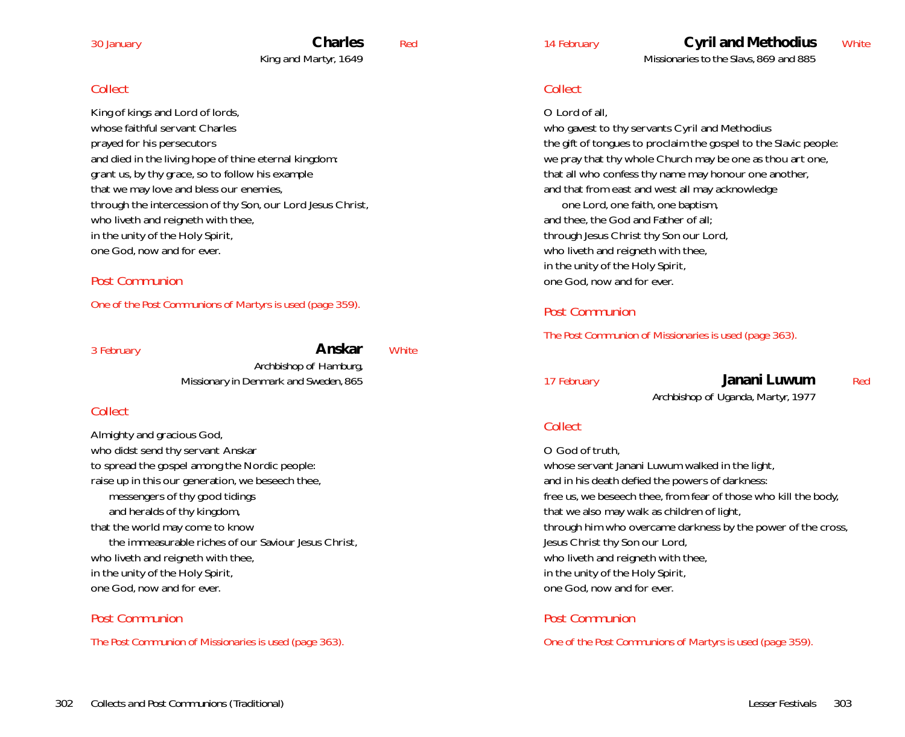30 January

## Charles

King and Martyr, 1649

Red

### *Collect*

King of kings and Lord of lords,
whose faithful servant Charles
prayed for his persecutors
and died in the living hope of thine eternal kingdom:
grant us, by thy grace, so to follow his example
that we may love and bless our enemies,
through the intercession of thy Son, our Lord Jesus Christ,
who liveth and reigneth with thee,
in the unity of the Holy Spirit,
one God, now and for ever.

### *Post Communion*

*One of the Post Communions of Martyrs is used (page 359).*

3 February

## Anskar

Archbishop of Hamburg,
Missionary in Denmark and Sweden, 865

White

### *Collect*

Almighty and gracious God,
who didst send thy servant Anskar
to spread the gospel among the Nordic people:
raise up in this our generation, we beseech thee,
    messengers of thy good tidings
    and heralds of thy kingdom,
that the world may come to know
    the immeasurable riches of our Saviour Jesus Christ,
who liveth and reigneth with thee,
in the unity of the Holy Spirit,
one God, now and for ever.

### *Post Communion*

*The Post Communion of Missionaries is used (page 363).*

14 February

## Cyril and Methodius

Missionaries to the Slavs, 869 and 885

White

### *Collect*

O Lord of all,
who gavest to thy servants Cyril and Methodius
the gift of tongues to proclaim the gospel to the Slavic people:
we pray that thy whole Church may be one as thou art one,
that all who confess thy name may honour one another,
and that from east and west all may acknowledge
    one Lord, one faith, one baptism,
and thee, the God and Father of all;
through Jesus Christ thy Son our Lord,
who liveth and reigneth with thee,
in the unity of the Holy Spirit,
one God, now and for ever.

### *Post Communion*

*The Post Communion of Missionaries is used (page 363).*

17 February

## Janani Luwum

Archbishop of Uganda, Martyr, 1977

Red

### *Collect*

O God of truth,
whose servant Janani Luwum walked in the light,
and in his death defied the powers of darkness:
free us, we beseech thee, from fear of those who kill the body,
that we also may walk as children of light,
through him who overcame darkness by the power of the cross,
Jesus Christ thy Son our Lord,
who liveth and reigneth with thee,
in the unity of the Holy Spirit,
one God, now and for ever.

### *Post Communion*

*One of the Post Communions of Martyrs is used (page 359).*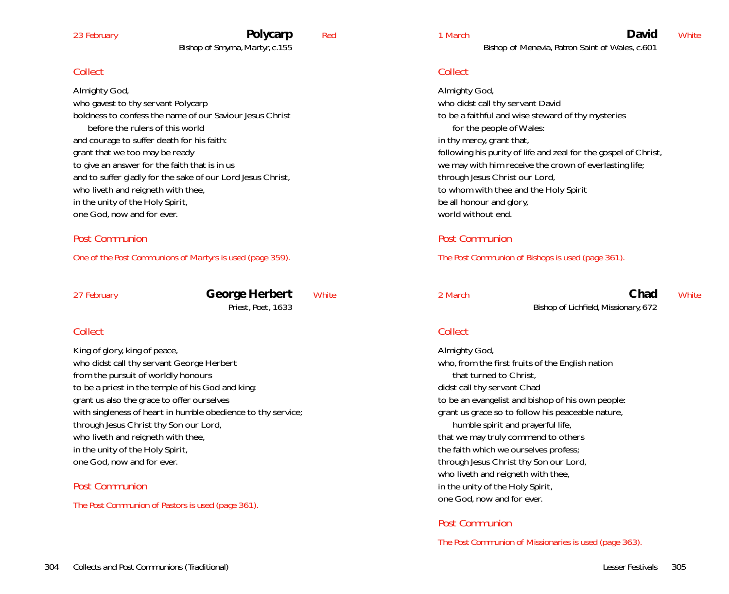23 February

## Polycarp

Red

Bishop of Smyrna, Martyr, c.155

*Collect*

Almighty God,
who gavest to thy servant Polycarp
boldness to confess the name of our Saviour Jesus Christ
  before the rulers of this world
and courage to suffer death for his faith:
grant that we too may be ready
to give an answer for the faith that is in us
and to suffer gladly for the sake of our Lord Jesus Christ,
who liveth and reigneth with thee,
in the unity of the Holy Spirit,
one God, now and for ever.

*Post Communion*

*One of the Post Communions of Martyrs is used (page 359).*

27 February

## George Herbert

White

Priest, Poet, 1633

*Collect*

King of glory, king of peace,
who didst call thy servant George Herbert
from the pursuit of worldly honours
to be a priest in the temple of his God and king:
grant us also the grace to offer ourselves
with singleness of heart in humble obedience to thy service;
through Jesus Christ thy Son our Lord,
who liveth and reigneth with thee,
in the unity of the Holy Spirit,
one God, now and for ever.

*Post Communion*

*The Post Communion of Pastors is used (page 361).*

1 March

## David

White

Bishop of Menevia, Patron Saint of Wales, c.601

*Collect*

Almighty God,
who didst call thy servant David
to be a faithful and wise steward of thy mysteries
  for the people of Wales:
in thy mercy, grant that,
following his purity of life and zeal for the gospel of Christ,
we may with him receive the crown of everlasting life;
through Jesus Christ our Lord,
to whom with thee and the Holy Spirit
be all honour and glory,
world without end.

*Post Communion*

*The Post Communion of Bishops is used (page 361).*

2 March

## Chad

White

Bishop of Lichfield, Missionary, 672

*Collect*

Almighty God,
who, from the first fruits of the English nation
  that turned to Christ,
didst call thy servant Chad
to be an evangelist and bishop of his own people:
grant us grace so to follow his peaceable nature,
  humble spirit and prayerful life,
that we may truly commend to others
the faith which we ourselves profess;
through Jesus Christ thy Son our Lord,
who liveth and reigneth with thee,
in the unity of the Holy Spirit,
one God, now and for ever.

*Post Communion*

*The Post Communion of Missionaries is used (page 363).*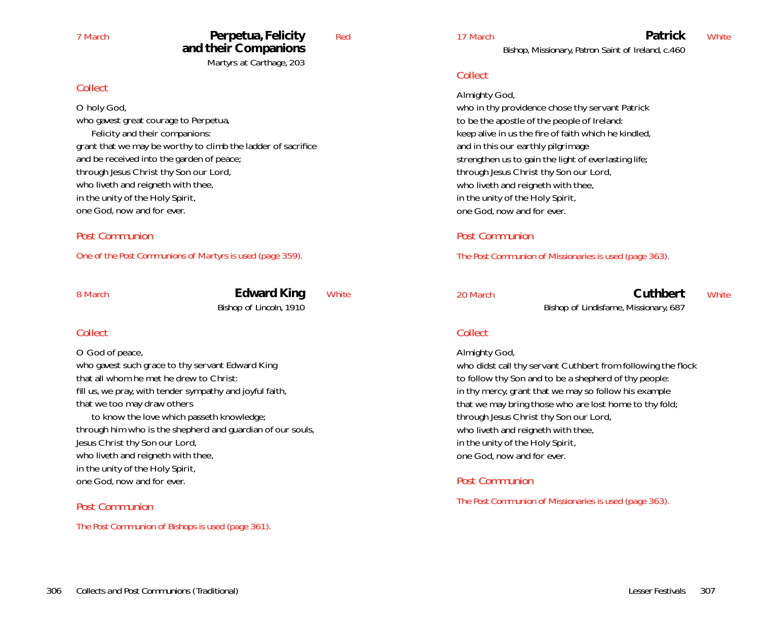7 March

## Perpetua, Felicity and their Companions

Red

Martyrs at Carthage, 203

### *Collect*

O holy God,
who gavest great courage to Perpetua,
  Felicity and their companions:
grant that we may be worthy to climb the ladder of sacrifice
and be received into the garden of peace;
through Jesus Christ thy Son our Lord,
who liveth and reigneth with thee,
in the unity of the Holy Spirit,
one God, now and for ever.

### *Post Communion*

*One of the Post Communions of Martyrs is used (page 359).*

8 March

## Edward King

White

Bishop of Lincoln, 1910

### *Collect*

O God of peace,
who gavest such grace to thy servant Edward King
that all whom he met he drew to Christ:
fill us, we pray, with tender sympathy and joyful faith,
that we too may draw others
  to know the love which passeth knowledge;
through him who is the shepherd and guardian of our souls,
Jesus Christ thy Son our Lord,
who liveth and reigneth with thee,
in the unity of the Holy Spirit,
one God, now and for ever.

### *Post Communion*

*The Post Communion of Bishops is used (page 361).*

17 March

## Patrick

White

Bishop, Missionary, Patron Saint of Ireland, c.460

### *Collect*

Almighty God,
who in thy providence chose thy servant Patrick
to be the apostle of the people of Ireland:
keep alive in us the fire of faith which he kindled,
and in this our earthly pilgrimage
strengthen us to gain the light of everlasting life;
through Jesus Christ thy Son our Lord,
who liveth and reigneth with thee,
in the unity of the Holy Spirit,
one God, now and for ever.

### *Post Communion*

*The Post Communion of Missionaries is used (page 363).*

20 March

## Cuthbert

White

Bishop of Lindisfarne, Missionary, 687

### *Collect*

Almighty God,
who didst call thy servant Cuthbert from following the flock
to follow thy Son and to be a shepherd of thy people:
in thy mercy, grant that we may so follow his example
that we may bring those who are lost home to thy fold;
through Jesus Christ thy Son our Lord,
who liveth and reigneth with thee,
in the unity of the Holy Spirit,
one God, now and for ever.

### *Post Communion*

*The Post Communion of Missionaries is used (page 363).*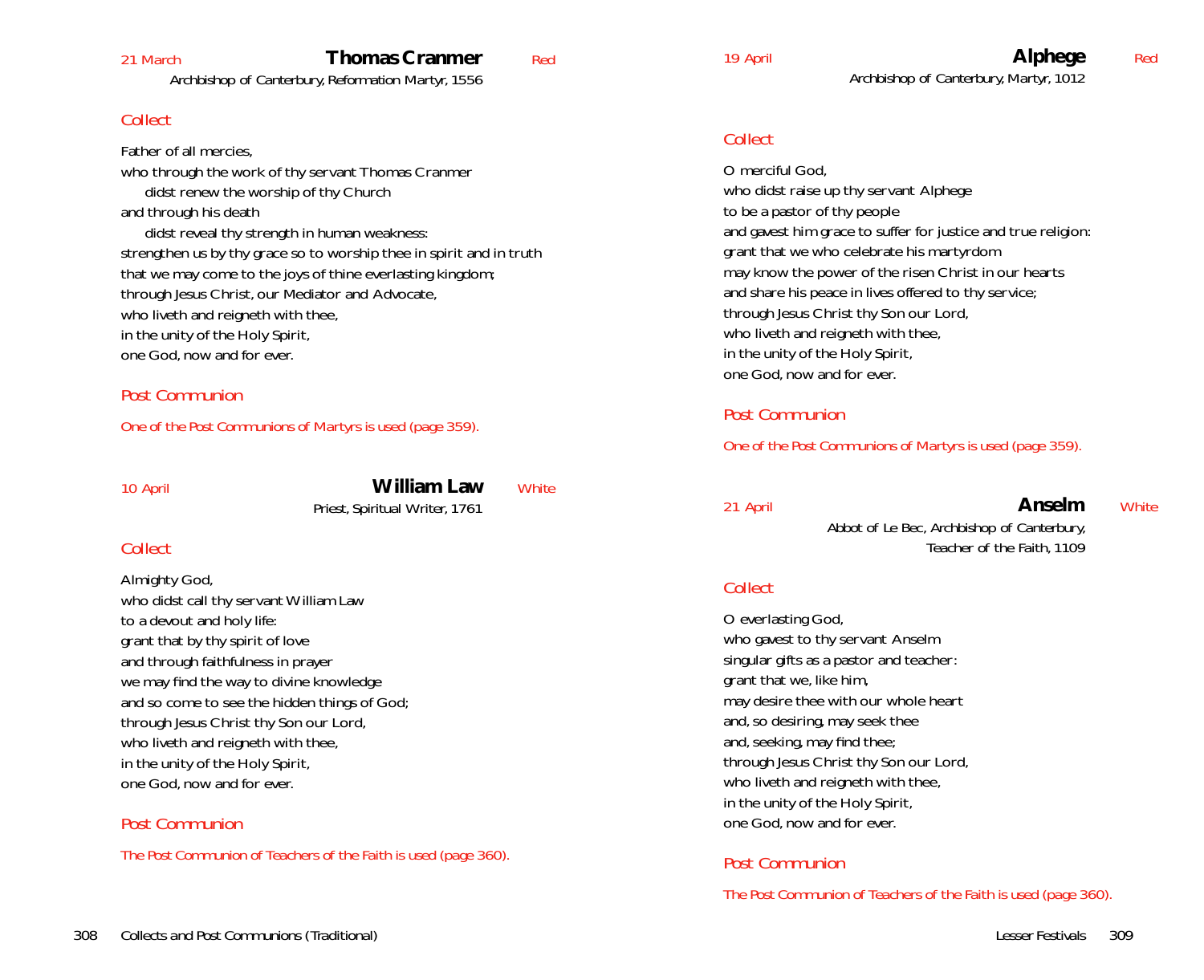21 March

## Thomas Cranmer

Red

Archbishop of Canterbury, Reformation Martyr, 1556

### *Collect*

Father of all mercies,
who through the work of thy servant Thomas Cranmer
  didst renew the worship of thy Church
and through his death
  didst reveal thy strength in human weakness:
strengthen us by thy grace so to worship thee in spirit and in truth
that we may come to the joys of thine everlasting kingdom;
through Jesus Christ, our Mediator and Advocate,
who liveth and reigneth with thee,
in the unity of the Holy Spirit,
one God, now and for ever.

### *Post Communion*

*One of the Post Communions of Martyrs is used (page 359).*

10 April

## William Law

White

Priest, Spiritual Writer, 1761

### *Collect*

Almighty God,
who didst call thy servant William Law
to a devout and holy life:
grant that by thy spirit of love
and through faithfulness in prayer
we may find the way to divine knowledge
and so come to see the hidden things of God;
through Jesus Christ thy Son our Lord,
who liveth and reigneth with thee,
in the unity of the Holy Spirit,
one God, now and for ever.

### *Post Communion*

*The Post Communion of Teachers of the Faith is used (page 360).*

19 April

## Alphege

Red

Archbishop of Canterbury, Martyr, 1012

### *Collect*

O merciful God,
who didst raise up thy servant Alphege
to be a pastor of thy people
and gavest him grace to suffer for justice and true religion:
grant that we who celebrate his martyrdom
may know the power of the risen Christ in our hearts
and share his peace in lives offered to thy service;
through Jesus Christ thy Son our Lord,
who liveth and reigneth with thee,
in the unity of the Holy Spirit,
one God, now and for ever.

### *Post Communion*

*One of the Post Communions of Martyrs is used (page 359).*

21 April

## Anselm

White

Abbot of Le Bec, Archbishop of Canterbury,
Teacher of the Faith, 1109

### *Collect*

O everlasting God,
who gavest to thy servant Anselm
singular gifts as a pastor and teacher:
grant that we, like him,
may desire thee with our whole heart
and, so desiring, may seek thee
and, seeking, may find thee;
through Jesus Christ thy Son our Lord,
who liveth and reigneth with thee,
in the unity of the Holy Spirit,
one God, now and for ever.

### *Post Communion*

*The Post Communion of Teachers of the Faith is used (page 360).*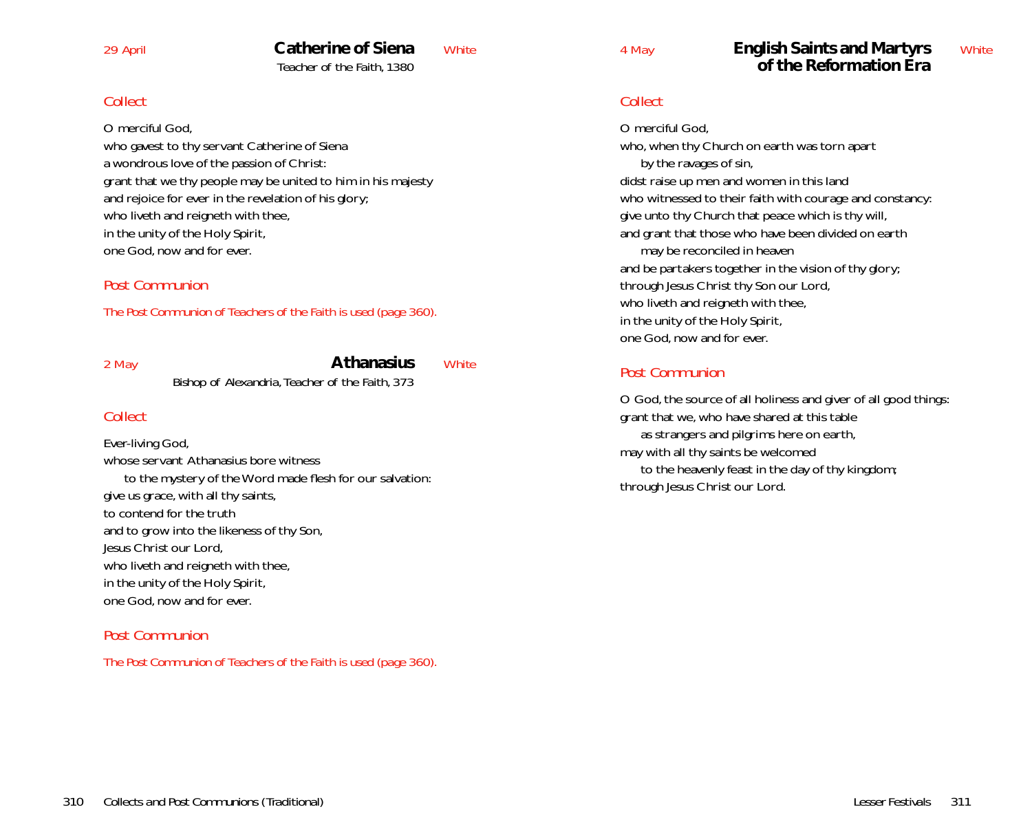29 April

## Catherine of Siena

White

Teacher of the Faith, 1380

*Collect*

O merciful God,
who gavest to thy servant Catherine of Siena
a wondrous love of the passion of Christ:
grant that we thy people may be united to him in his majesty
and rejoice for ever in the revelation of his glory;
who liveth and reigneth with thee,
in the unity of the Holy Spirit,
one God, now and for ever.

*Post Communion*

*The Post Communion of Teachers of the Faith is used (page 360).*

2 May

## Athanasius

White

Bishop of Alexandria, Teacher of the Faith, 373

*Collect*

Ever-living God,
whose servant Athanasius bore witness
 to the mystery of the Word made flesh for our salvation:
give us grace, with all thy saints,
to contend for the truth
and to grow into the likeness of thy Son,
Jesus Christ our Lord,
who liveth and reigneth with thee,
in the unity of the Holy Spirit,
one God, now and for ever.

*Post Communion*

*The Post Communion of Teachers of the Faith is used (page 360).*

4 May

## English Saints and Martyrs of the Reformation Era

White

*Collect*

O merciful God,
who, when thy Church on earth was torn apart
 by the ravages of sin,
didst raise up men and women in this land
who witnessed to their faith with courage and constancy:
give unto thy Church that peace which is thy will,
and grant that those who have been divided on earth
 may be reconciled in heaven
and be partakers together in the vision of thy glory;
through Jesus Christ thy Son our Lord,
who liveth and reigneth with thee,
in the unity of the Holy Spirit,
one God, now and for ever.

*Post Communion*

O God, the source of all holiness and giver of all good things:
grant that we, who have shared at this table
 as strangers and pilgrims here on earth,
may with all thy saints be welcomed
 to the heavenly feast in the day of thy kingdom;
through Jesus Christ our Lord.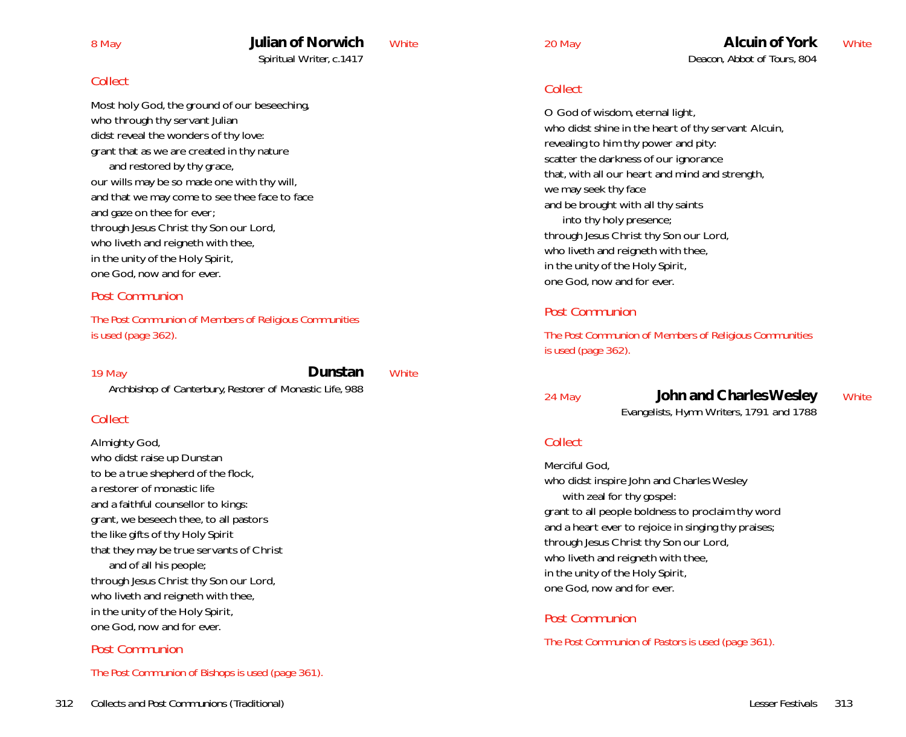8 May

## Julian of Norwich

White

Spiritual Writer, c.1417

### *Collect*

Most holy God, the ground of our beseeching,
who through thy servant Julian
didst reveal the wonders of thy love:
grant that as we are created in thy nature
  and restored by thy grace,
our wills may be so made one with thy will,
and that we may come to see thee face to face
and gaze on thee for ever;
through Jesus Christ thy Son our Lord,
who liveth and reigneth with thee,
in the unity of the Holy Spirit,
one God, now and for ever.

### *Post Communion*

*The Post Communion of Members of Religious Communities is used (page 362).*

19 May

## Dunstan

White

Archbishop of Canterbury, Restorer of Monastic Life, 988

### *Collect*

Almighty God,
who didst raise up Dunstan
to be a true shepherd of the flock,
a restorer of monastic life
and a faithful counsellor to kings:
grant, we beseech thee, to all pastors
the like gifts of thy Holy Spirit
that they may be true servants of Christ
  and of all his people;
through Jesus Christ thy Son our Lord,
who liveth and reigneth with thee,
in the unity of the Holy Spirit,
one God, now and for ever.

### *Post Communion*

*The Post Communion of Bishops is used (page 361).*

20 May

## Alcuin of York

White

Deacon, Abbot of Tours, 804

### *Collect*

O God of wisdom, eternal light,
who didst shine in the heart of thy servant Alcuin,
revealing to him thy power and pity:
scatter the darkness of our ignorance
that, with all our heart and mind and strength,
we may seek thy face
and be brought with all thy saints
  into thy holy presence;
through Jesus Christ thy Son our Lord,
who liveth and reigneth with thee,
in the unity of the Holy Spirit,
one God, now and for ever.

### *Post Communion*

*The Post Communion of Members of Religious Communities is used (page 362).*

24 May

## John and Charles Wesley

White

Evangelists, Hymn Writers, 1791 and 1788

### *Collect*

Merciful God,
who didst inspire John and Charles Wesley
  with zeal for thy gospel:
grant to all people boldness to proclaim thy word
and a heart ever to rejoice in singing thy praises;
through Jesus Christ thy Son our Lord,
who liveth and reigneth with thee,
in the unity of the Holy Spirit,
one God, now and for ever.

### *Post Communion*

*The Post Communion of Pastors is used (page 361).*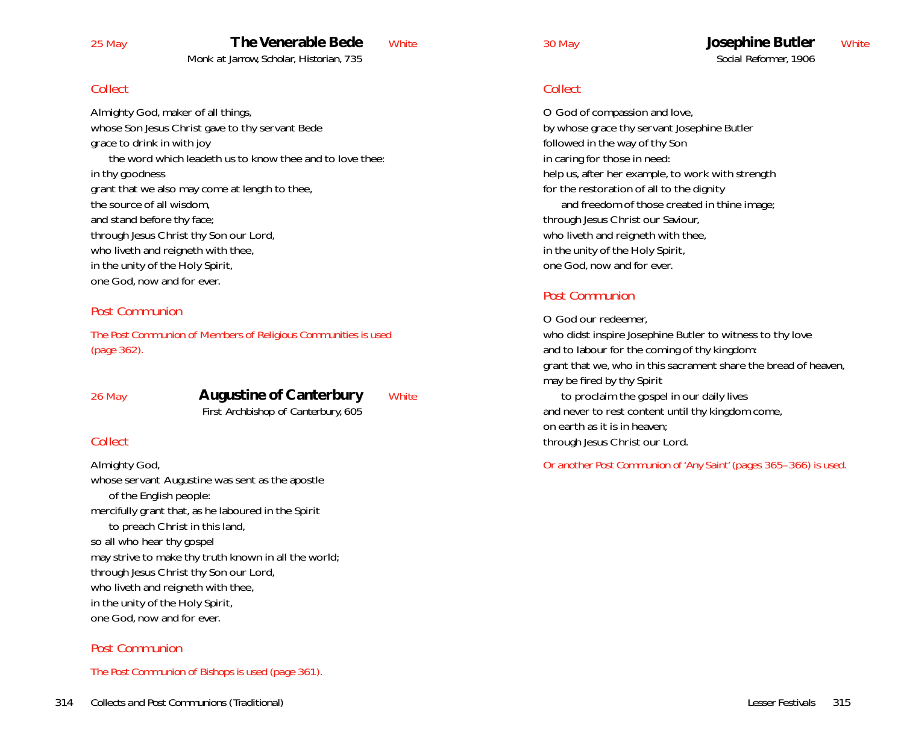25 May

## The Venerable Bede

Monk at Jarrow, Scholar, Historian, 735

White

### *Collect*

Almighty God, maker of all things,
whose Son Jesus Christ gave to thy servant Bede
grace to drink in with joy
  the word which leadeth us to know thee and to love thee:
in thy goodness
grant that we also may come at length to thee,
the source of all wisdom,
and stand before thy face;
through Jesus Christ thy Son our Lord,
who liveth and reigneth with thee,
in the unity of the Holy Spirit,
one God, now and for ever.

### *Post Communion*

*The Post Communion of Members of Religious Communities is used (page 362).*

26 May

## Augustine of Canterbury

First Archbishop of Canterbury, 605

White

### *Collect*

Almighty God,
whose servant Augustine was sent as the apostle
  of the English people:
mercifully grant that, as he laboured in the Spirit
  to preach Christ in this land,
so all who hear thy gospel
may strive to make thy truth known in all the world;
through Jesus Christ thy Son our Lord,
who liveth and reigneth with thee,
in the unity of the Holy Spirit,
one God, now and for ever.

### *Post Communion*

*The Post Communion of Bishops is used (page 361).*

30 May

## Josephine Butler

Social Reformer, 1906

White

### *Collect*

O God of compassion and love,
by whose grace thy servant Josephine Butler
followed in the way of thy Son
in caring for those in need:
help us, after her example, to work with strength
for the restoration of all to the dignity
  and freedom of those created in thine image;
through Jesus Christ our Saviour,
who liveth and reigneth with thee,
in the unity of the Holy Spirit,
one God, now and for ever.

### *Post Communion*

O God our redeemer,
who didst inspire Josephine Butler to witness to thy love
and to labour for the coming of thy kingdom:
grant that we, who in this sacrament share the bread of heaven,
may be fired by thy Spirit
  to proclaim the gospel in our daily lives
and never to rest content until thy kingdom come,
on earth as it is in heaven;
through Jesus Christ our Lord.

*Or another Post Communion of 'Any Saint' (pages 365–366) is used.*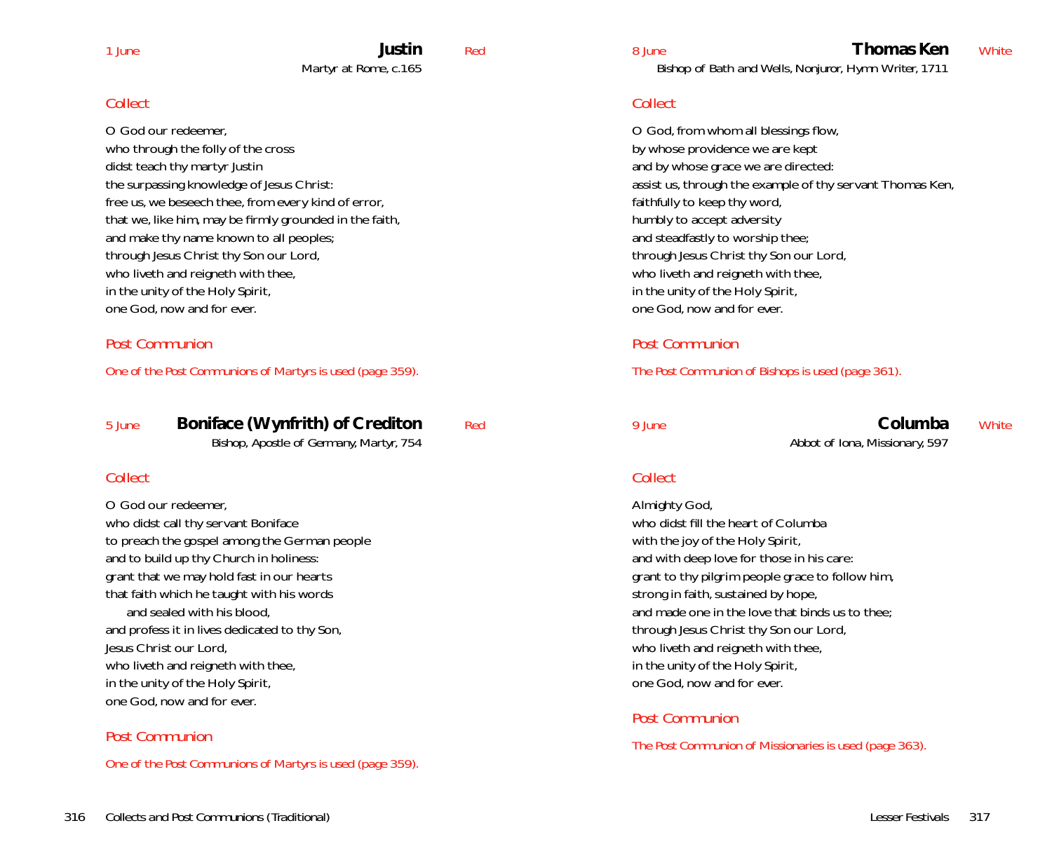1 June

## Justin

Martyr at Rome, c.165

Red

### Collect

O God our redeemer,
who through the folly of the cross
didst teach thy martyr Justin
the surpassing knowledge of Jesus Christ:
free us, we beseech thee, from every kind of error,
that we, like him, may be firmly grounded in the faith,
and make thy name known to all peoples;
through Jesus Christ thy Son our Lord,
who liveth and reigneth with thee,
in the unity of the Holy Spirit,
one God, now and for ever.

### Post Communion

One of the Post Communions of Martyrs is used (page 359).

5 June

## Boniface (Wynfrith) of Crediton

Bishop, Apostle of Germany, Martyr, 754

Red

### Collect

O God our redeemer,
who didst call thy servant Boniface
to preach the gospel among the German people
and to build up thy Church in holiness:
grant that we may hold fast in our hearts
that faith which he taught with his words
    and sealed with his blood,
and profess it in lives dedicated to thy Son,
Jesus Christ our Lord,
who liveth and reigneth with thee,
in the unity of the Holy Spirit,
one God, now and for ever.

### Post Communion

One of the Post Communions of Martyrs is used (page 359).

8 June

## Thomas Ken

Bishop of Bath and Wells, Nonjuror, Hymn Writer, 1711

White

### Collect

O God, from whom all blessings flow,
by whose providence we are kept
and by whose grace we are directed:
assist us, through the example of thy servant Thomas Ken,
faithfully to keep thy word,
humbly to accept adversity
and steadfastly to worship thee;
through Jesus Christ thy Son our Lord,
who liveth and reigneth with thee,
in the unity of the Holy Spirit,
one God, now and for ever.

### Post Communion

The Post Communion of Bishops is used (page 361).

9 June

## Columba

Abbot of Iona, Missionary, 597

White

### Collect

Almighty God,
who didst fill the heart of Columba
with the joy of the Holy Spirit,
and with deep love for those in his care:
grant to thy pilgrim people grace to follow him,
strong in faith, sustained by hope,
and made one in the love that binds us to thee;
through Jesus Christ thy Son our Lord,
who liveth and reigneth with thee,
in the unity of the Holy Spirit,
one God, now and for ever.

### Post Communion

The Post Communion of Missionaries is used (page 363).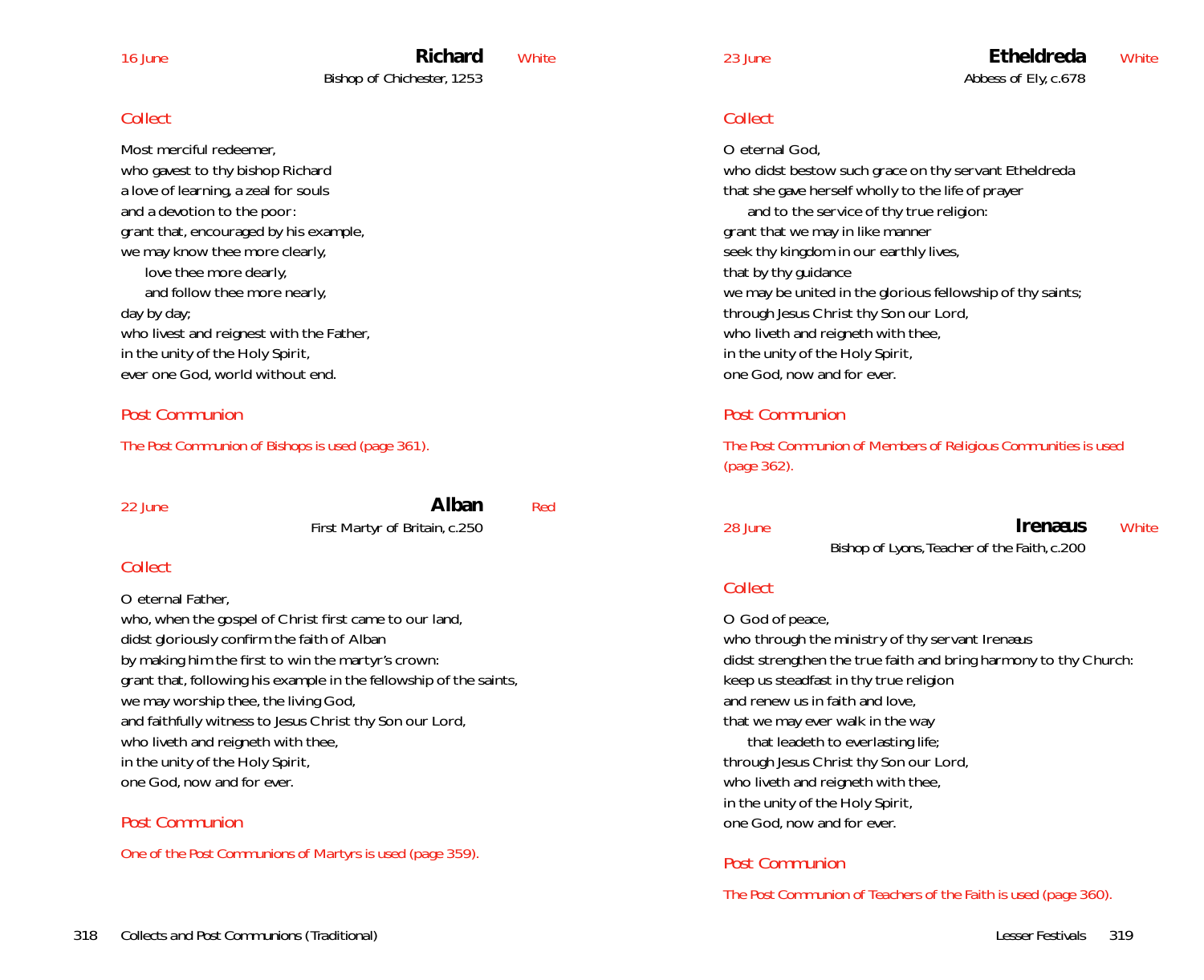16 June

## Richard

White

Bishop of Chichester, 1253

### *Collect*

Most merciful redeemer,
who gavest to thy bishop Richard
a love of learning, a zeal for souls
and a devotion to the poor:
grant that, encouraged by his example,
we may know thee more clearly,
    love thee more dearly,
    and follow thee more nearly,
day by day;
who livest and reignest with the Father,
in the unity of the Holy Spirit,
ever one God, world without end.

### *Post Communion*

The Post Communion of Bishops is used (page 361).

22 June

## Alban

Red

First Martyr of Britain, c.250

### *Collect*

O eternal Father,
who, when the gospel of Christ first came to our land,
didst gloriously confirm the faith of Alban
by making him the first to win the martyr's crown:
grant that, following his example in the fellowship of the saints,
we may worship thee, the living God,
and faithfully witness to Jesus Christ thy Son our Lord,
who liveth and reigneth with thee,
in the unity of the Holy Spirit,
one God, now and for ever.

### *Post Communion*

One of the Post Communions of Martyrs is used (page 359).

23 June

## Etheldreda

White

Abbess of Ely, c.678

### *Collect*

O eternal God,
who didst bestow such grace on thy servant Etheldreda
that she gave herself wholly to the life of prayer
    and to the service of thy true religion:
grant that we may in like manner
seek thy kingdom in our earthly lives,
that by thy guidance
we may be united in the glorious fellowship of thy saints;
through Jesus Christ thy Son our Lord,
who liveth and reigneth with thee,
in the unity of the Holy Spirit,
one God, now and for ever.

### *Post Communion*

The Post Communion of Members of Religious Communities is used (page 362).

28 June

## Irenæus

White

Bishop of Lyons, Teacher of the Faith, c.200

### *Collect*

O God of peace,
who through the ministry of thy servant Irenæus
didst strengthen the true faith and bring harmony to thy Church:
keep us steadfast in thy true religion
and renew us in faith and love,
that we may ever walk in the way
    that leadeth to everlasting life;
through Jesus Christ thy Son our Lord,
who liveth and reigneth with thee,
in the unity of the Holy Spirit,
one God, now and for ever.

### *Post Communion*

The Post Communion of Teachers of the Faith is used (page 360).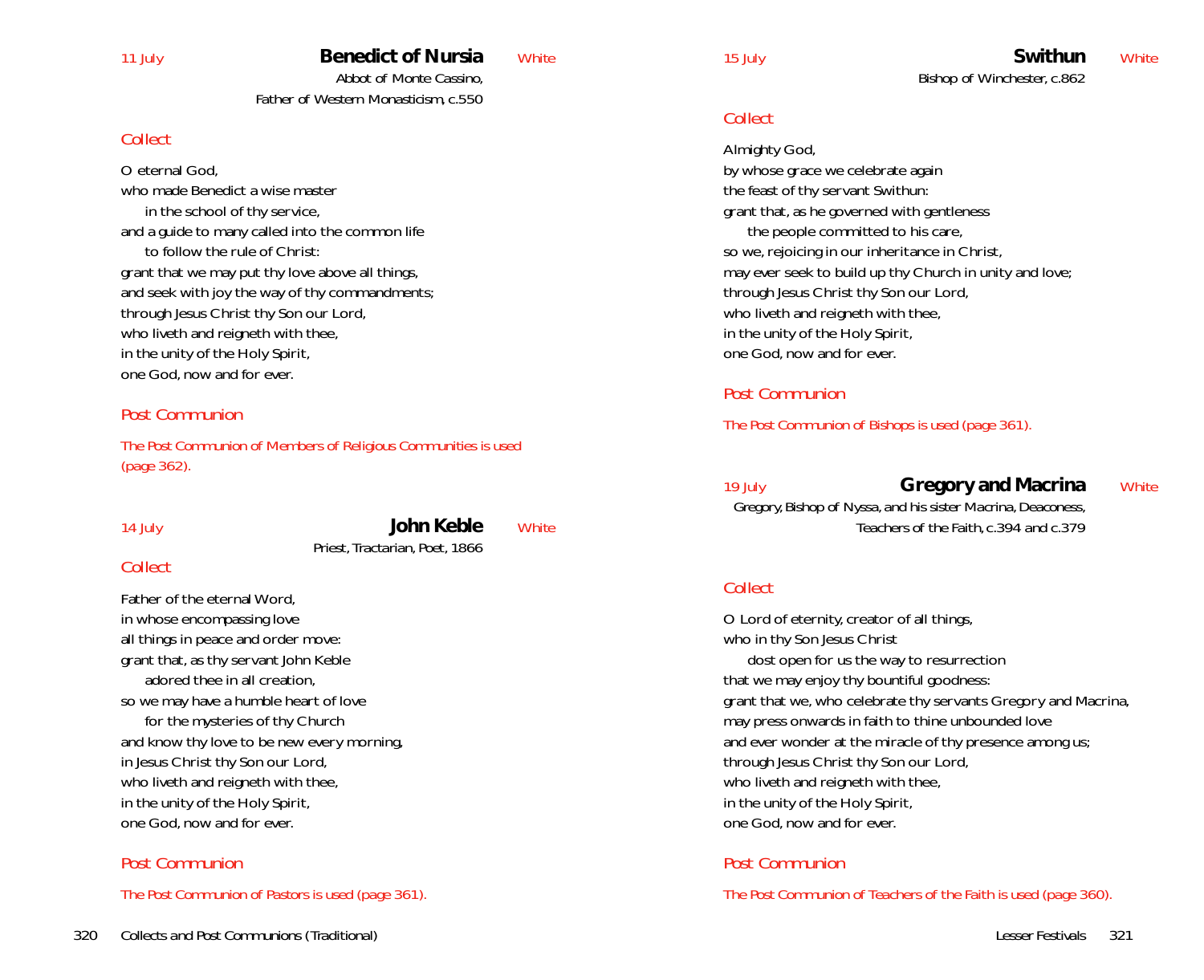11 July

## Benedict of Nursia

White

Abbot of Monte Cassino,
Father of Western Monasticism, c.550

*Collect*

O eternal God,
who made Benedict a wise master
  in the school of thy service,
and a guide to many called into the common life
  to follow the rule of Christ:
grant that we may put thy love above all things,
and seek with joy the way of thy commandments;
through Jesus Christ thy Son our Lord,
who liveth and reigneth with thee,
in the unity of the Holy Spirit,
one God, now and for ever.

*Post Communion*

*The Post Communion of Members of Religious Communities is used (page 362).*

14 July

## John Keble

White

Priest, Tractarian, Poet, 1866

*Collect*

Father of the eternal Word,
in whose encompassing love
all things in peace and order move:
grant that, as thy servant John Keble
  adored thee in all creation,
so we may have a humble heart of love
  for the mysteries of thy Church
and know thy love to be new every morning,
in Jesus Christ thy Son our Lord,
who liveth and reigneth with thee,
in the unity of the Holy Spirit,
one God, now and for ever.

*Post Communion*

*The Post Communion of Pastors is used (page 361).*

15 July

## Swithun

White

Bishop of Winchester, c.862

*Collect*

Almighty God,
by whose grace we celebrate again
the feast of thy servant Swithun:
grant that, as he governed with gentleness
  the people committed to his care,
so we, rejoicing in our inheritance in Christ,
may ever seek to build up thy Church in unity and love;
through Jesus Christ thy Son our Lord,
who liveth and reigneth with thee,
in the unity of the Holy Spirit,
one God, now and for ever.

*Post Communion*

*The Post Communion of Bishops is used (page 361).*

19 July

## Gregory and Macrina

White

Gregory, Bishop of Nyssa, and his sister Macrina, Deaconess,
Teachers of the Faith, c.394 and c.379

*Collect*

O Lord of eternity, creator of all things,
who in thy Son Jesus Christ
  dost open for us the way to resurrection
that we may enjoy thy bountiful goodness:
grant that we, who celebrate thy servants Gregory and Macrina,
may press onwards in faith to thine unbounded love
and ever wonder at the miracle of thy presence among us;
through Jesus Christ thy Son our Lord,
who liveth and reigneth with thee,
in the unity of the Holy Spirit,
one God, now and for ever.

*Post Communion*

*The Post Communion of Teachers of the Faith is used (page 360).*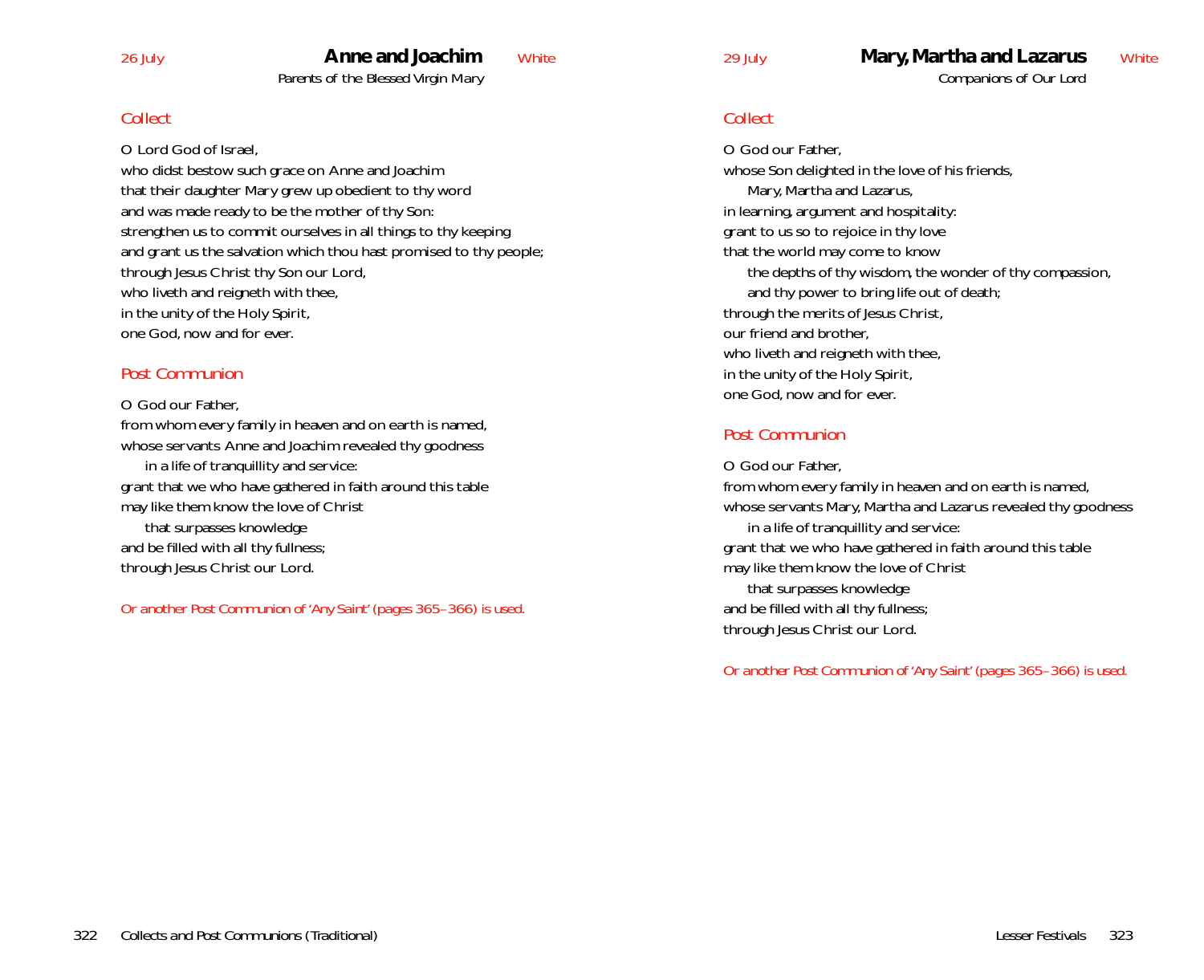26 July

## Anne and Joachim

White

*Parents of the Blessed Virgin Mary*

### Collect

O Lord God of Israel,
who didst bestow such grace on Anne and Joachim
that their daughter Mary grew up obedient to thy word
and was made ready to be the mother of thy Son:
strengthen us to commit ourselves in all things to thy keeping
and grant us the salvation which thou hast promised to thy people;
through Jesus Christ thy Son our Lord,
who liveth and reigneth with thee,
in the unity of the Holy Spirit,
one God, now and for ever.

### Post Communion

O God our Father,
from whom every family in heaven and on earth is named,
whose servants Anne and Joachim revealed thy goodness
  in a life of tranquillity and service:
grant that we who have gathered in faith around this table
may like them know the love of Christ
  that surpasses knowledge
and be filled with all thy fullness;
through Jesus Christ our Lord.

Or another Post Communion of 'Any Saint' (pages 365–366) is used.

29 July

## Mary, Martha and Lazarus

White

*Companions of Our Lord*

### Collect

O God our Father,
whose Son delighted in the love of his friends,
  Mary, Martha and Lazarus,
in learning, argument and hospitality:
grant to us so to rejoice in thy love
that the world may come to know
  the depths of thy wisdom, the wonder of thy compassion,
  and thy power to bring life out of death;
through the merits of Jesus Christ,
our friend and brother,
who liveth and reigneth with thee,
in the unity of the Holy Spirit,
one God, now and for ever.

### Post Communion

O God our Father,
from whom every family in heaven and on earth is named,
whose servants Mary, Martha and Lazarus revealed thy goodness
  in a life of tranquillity and service:
grant that we who have gathered in faith around this table
may like them know the love of Christ
  that surpasses knowledge
and be filled with all thy fullness;
through Jesus Christ our Lord.

Or another Post Communion of 'Any Saint' (pages 365–366) is used.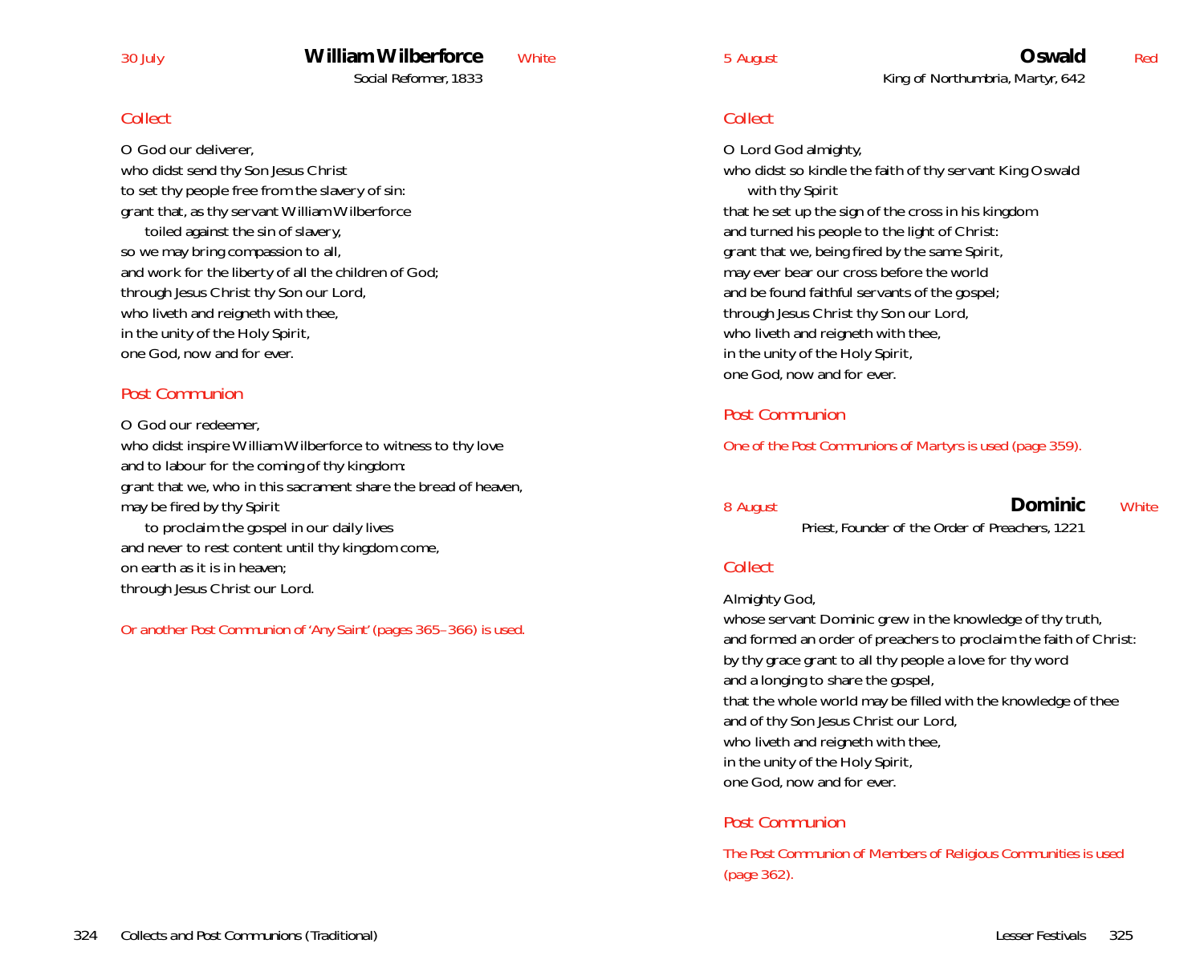30 July

## William Wilberforce

Social Reformer, 1833

White

### Collect

O God our deliverer,
who didst send thy Son Jesus Christ
to set thy people free from the slavery of sin:
grant that, as thy servant William Wilberforce
toiled against the sin of slavery,
so we may bring compassion to all,
and work for the liberty of all the children of God;
through Jesus Christ thy Son our Lord,
who liveth and reigneth with thee,
in the unity of the Holy Spirit,
one God, now and for ever.

### Post Communion

O God our redeemer,
who didst inspire William Wilberforce to witness to thy love
and to labour for the coming of thy kingdom:
grant that we, who in this sacrament share the bread of heaven,
may be fired by thy Spirit
to proclaim the gospel in our daily lives
and never to rest content until thy kingdom come,
on earth as it is in heaven;
through Jesus Christ our Lord.

*Or another Post Communion of 'Any Saint' (pages 365–366) is used.*

5 August

## Oswald

King of Northumbria, Martyr, 642

Red

### Collect

O Lord God almighty,
who didst so kindle the faith of thy servant King Oswald
with thy Spirit
that he set up the sign of the cross in his kingdom
and turned his people to the light of Christ:
grant that we, being fired by the same Spirit,
may ever bear our cross before the world
and be found faithful servants of the gospel;
through Jesus Christ thy Son our Lord,
who liveth and reigneth with thee,
in the unity of the Holy Spirit,
one God, now and for ever.

### Post Communion

*One of the Post Communions of Martyrs is used (page 359).*

8 August

## Dominic

Priest, Founder of the Order of Preachers, 1221

White

### Collect

Almighty God,
whose servant Dominic grew in the knowledge of thy truth,
and formed an order of preachers to proclaim the faith of Christ:
by thy grace grant to all thy people a love for thy word
and a longing to share the gospel,
that the whole world may be filled with the knowledge of thee
and of thy Son Jesus Christ our Lord,
who liveth and reigneth with thee,
in the unity of the Holy Spirit,
one God, now and for ever.

### Post Communion

*The Post Communion of Members of Religious Communities is used (page 362).*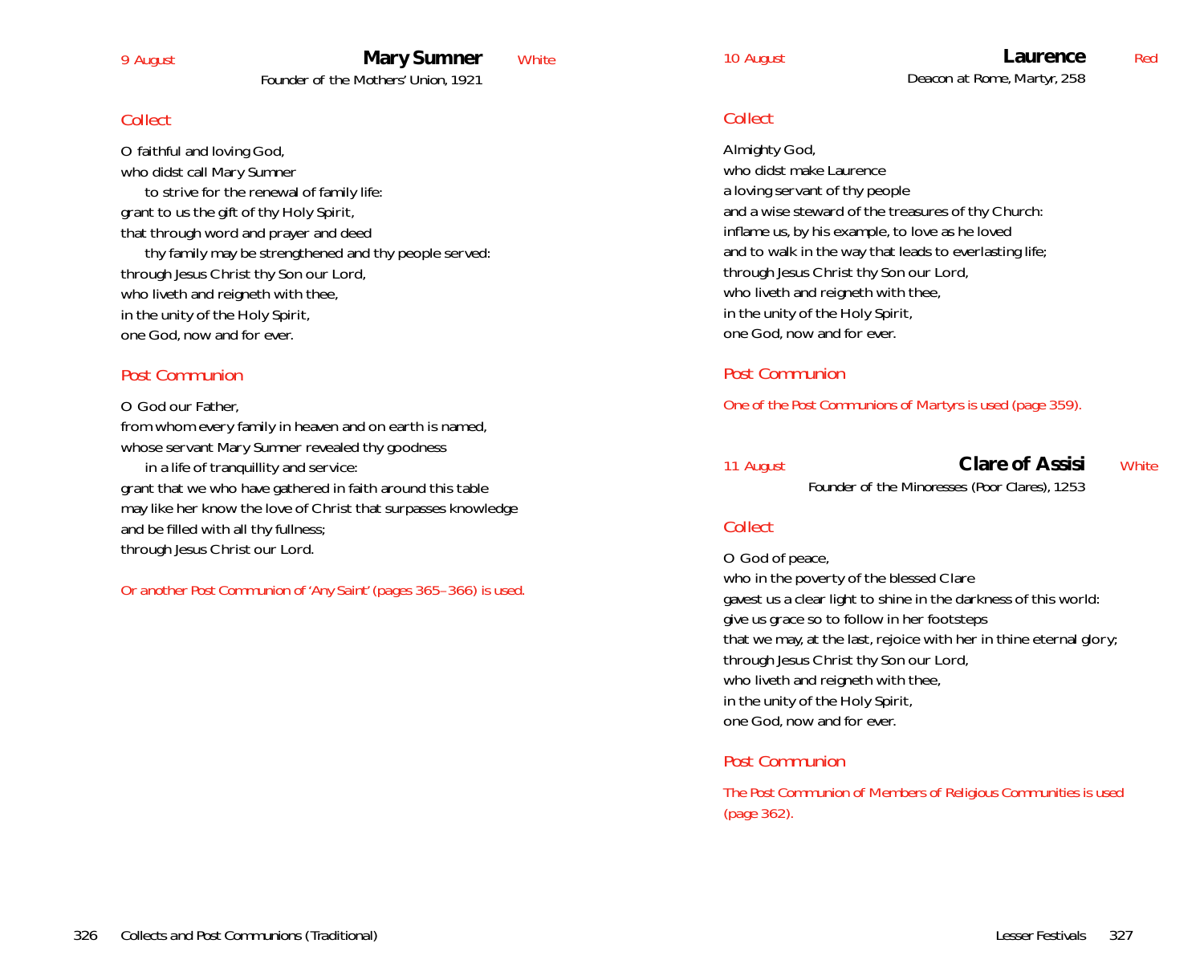9 August

## Mary Sumner — White

Founder of the Mothers' Union, 1921

### *Collect*

O faithful and loving God,
who didst call Mary Sumner
to strive for the renewal of family life:
grant to us the gift of thy Holy Spirit,
that through word and prayer and deed
thy family may be strengthened and thy people served:
through Jesus Christ thy Son our Lord,
who liveth and reigneth with thee,
in the unity of the Holy Spirit,
one God, now and for ever.

### *Post Communion*

O God our Father,
from whom every family in heaven and on earth is named,
whose servant Mary Sumner revealed thy goodness
in a life of tranquillity and service:
grant that we who have gathered in faith around this table
may like her know the love of Christ that surpasses knowledge
and be filled with all thy fullness;
through Jesus Christ our Lord.

*Or another Post Communion of 'Any Saint' (pages 365–366) is used.*

10 August

## Laurence — Red

Deacon at Rome, Martyr, 258

### *Collect*

Almighty God,
who didst make Laurence
a loving servant of thy people
and a wise steward of the treasures of thy Church:
inflame us, by his example, to love as he loved
and to walk in the way that leads to everlasting life;
through Jesus Christ thy Son our Lord,
who liveth and reigneth with thee,
in the unity of the Holy Spirit,
one God, now and for ever.

### *Post Communion*

*One of the Post Communions of Martyrs is used (page 359).*

11 August

## Clare of Assisi — White

Founder of the Minoresses (Poor Clares), 1253

### *Collect*

O God of peace,
who in the poverty of the blessed Clare
gavest us a clear light to shine in the darkness of this world:
give us grace so to follow in her footsteps
that we may, at the last, rejoice with her in thine eternal glory;
through Jesus Christ thy Son our Lord,
who liveth and reigneth with thee,
in the unity of the Holy Spirit,
one God, now and for ever.

### *Post Communion*

*The Post Communion of Members of Religious Communities is used (page 362).*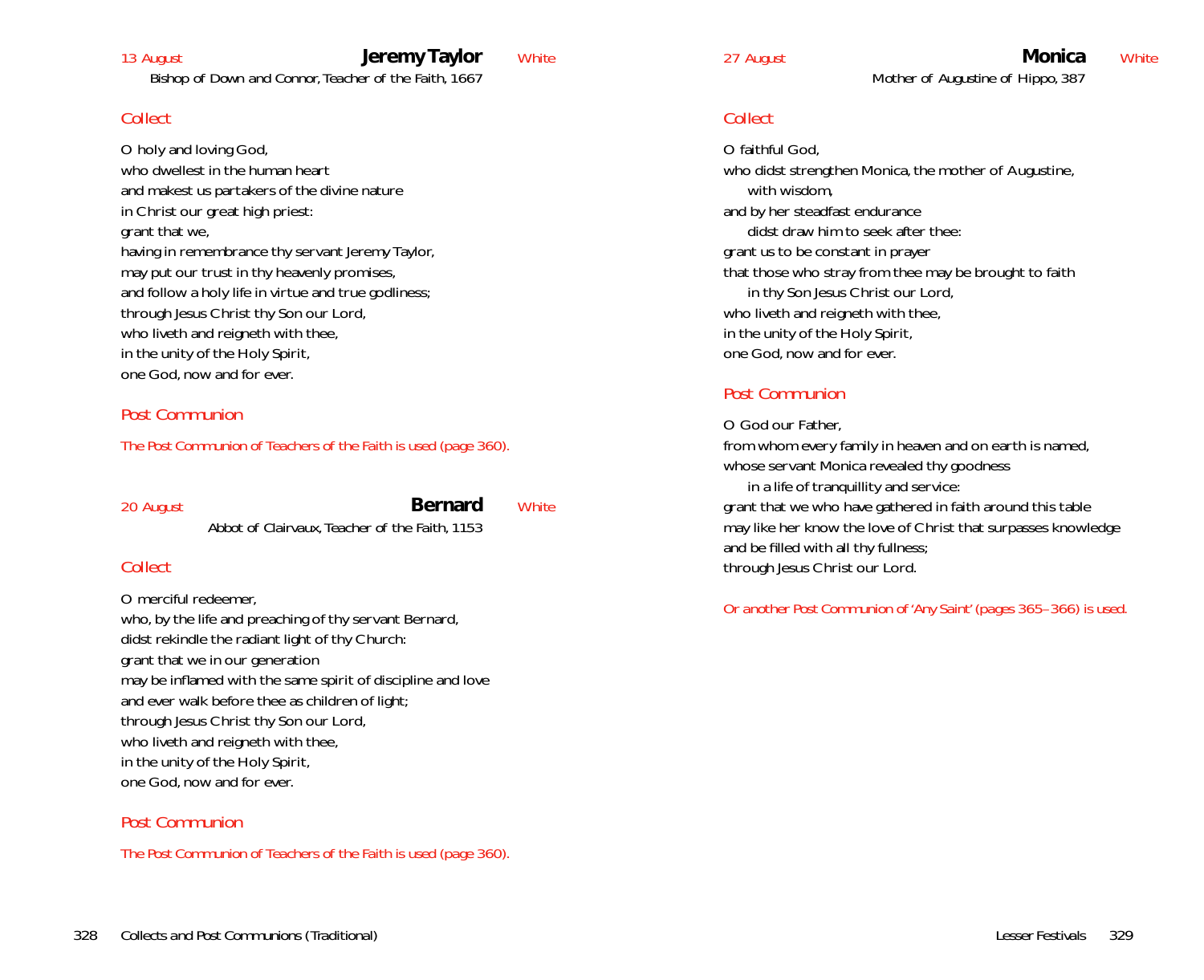13 August **Jeremy Taylor** White

Bishop of Down and Connor, Teacher of the Faith, 1667

### *Collect*

O holy and loving God,
who dwellest in the human heart
and makest us partakers of the divine nature
in Christ our great high priest:
grant that we,
having in remembrance thy servant Jeremy Taylor,
may put our trust in thy heavenly promises,
and follow a holy life in virtue and true godliness;
through Jesus Christ thy Son our Lord,
who liveth and reigneth with thee,
in the unity of the Holy Spirit,
one God, now and for ever.

### *Post Communion*

*The Post Communion of Teachers of the Faith is used (page 360).*

20 August **Bernard** White

Abbot of Clairvaux, Teacher of the Faith, 1153

### *Collect*

O merciful redeemer,
who, by the life and preaching of thy servant Bernard,
didst rekindle the radiant light of thy Church:
grant that we in our generation
may be inflamed with the same spirit of discipline and love
and ever walk before thee as children of light;
through Jesus Christ thy Son our Lord,
who liveth and reigneth with thee,
in the unity of the Holy Spirit,
one God, now and for ever.

### *Post Communion*

*The Post Communion of Teachers of the Faith is used (page 360).*

27 August **Monica** White

Mother of Augustine of Hippo, 387

### *Collect*

O faithful God,
who didst strengthen Monica, the mother of Augustine,
with wisdom,
and by her steadfast endurance
didst draw him to seek after thee:
grant us to be constant in prayer
that those who stray from thee may be brought to faith
in thy Son Jesus Christ our Lord,
who liveth and reigneth with thee,
in the unity of the Holy Spirit,
one God, now and for ever.

### *Post Communion*

O God our Father,
from whom every family in heaven and on earth is named,
whose servant Monica revealed thy goodness
in a life of tranquillity and service:
grant that we who have gathered in faith around this table
may like her know the love of Christ that surpasses knowledge
and be filled with all thy fullness;
through Jesus Christ our Lord.

*Or another Post Communion of 'Any Saint' (pages 365–366) is used.*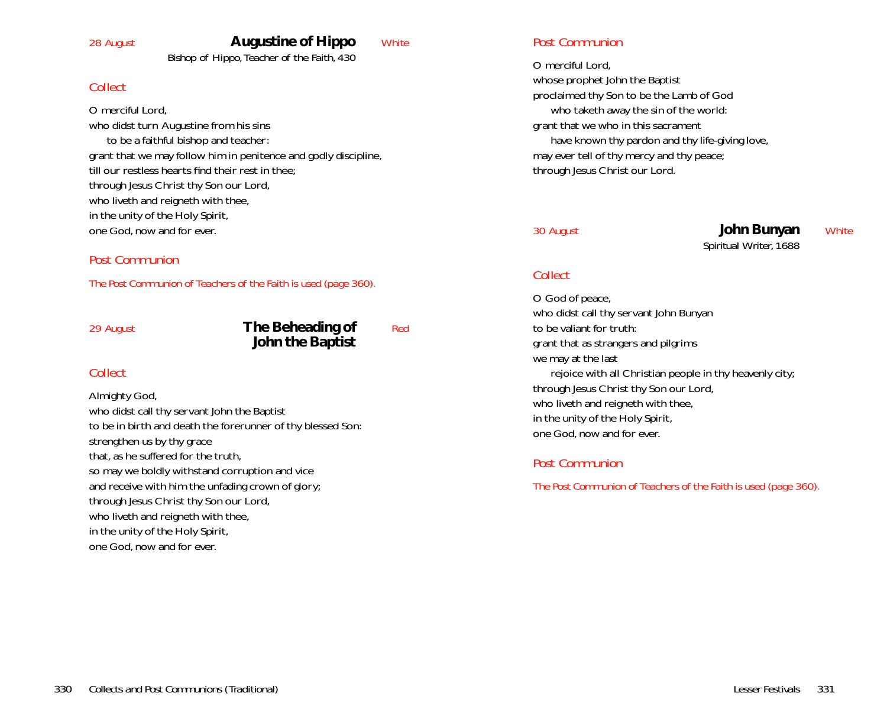28 August

## Augustine of Hippo

White

Bishop of Hippo, Teacher of the Faith, 430

### *Collect*

O merciful Lord,
who didst turn Augustine from his sins
 to be a faithful bishop and teacher:
grant that we may follow him in penitence and godly discipline,
till our restless hearts find their rest in thee;
through Jesus Christ thy Son our Lord,
who liveth and reigneth with thee,
in the unity of the Holy Spirit,
one God, now and for ever.

### *Post Communion*

The Post Communion of Teachers of the Faith is used (page 360).

29 August

## The Beheading of John the Baptist

Red

### *Collect*

Almighty God,
who didst call thy servant John the Baptist
to be in birth and death the forerunner of thy blessed Son:
strengthen us by thy grace
that, as he suffered for the truth,
so may we boldly withstand corruption and vice
and receive with him the unfading crown of glory;
through Jesus Christ thy Son our Lord,
who liveth and reigneth with thee,
in the unity of the Holy Spirit,
one God, now and for ever.

### *Post Communion*

O merciful Lord,
whose prophet John the Baptist
proclaimed thy Son to be the Lamb of God
 who taketh away the sin of the world:
grant that we who in this sacrament
 have known thy pardon and thy life-giving love,
may ever tell of thy mercy and thy peace;
through Jesus Christ our Lord.

30 August

## John Bunyan

White

Spiritual Writer, 1688

### *Collect*

O God of peace,
who didst call thy servant John Bunyan
to be valiant for truth:
grant that as strangers and pilgrims
we may at the last
 rejoice with all Christian people in thy heavenly city;
through Jesus Christ thy Son our Lord,
who liveth and reigneth with thee,
in the unity of the Holy Spirit,
one God, now and for ever.

### *Post Communion*

The Post Communion of Teachers of the Faith is used (page 360).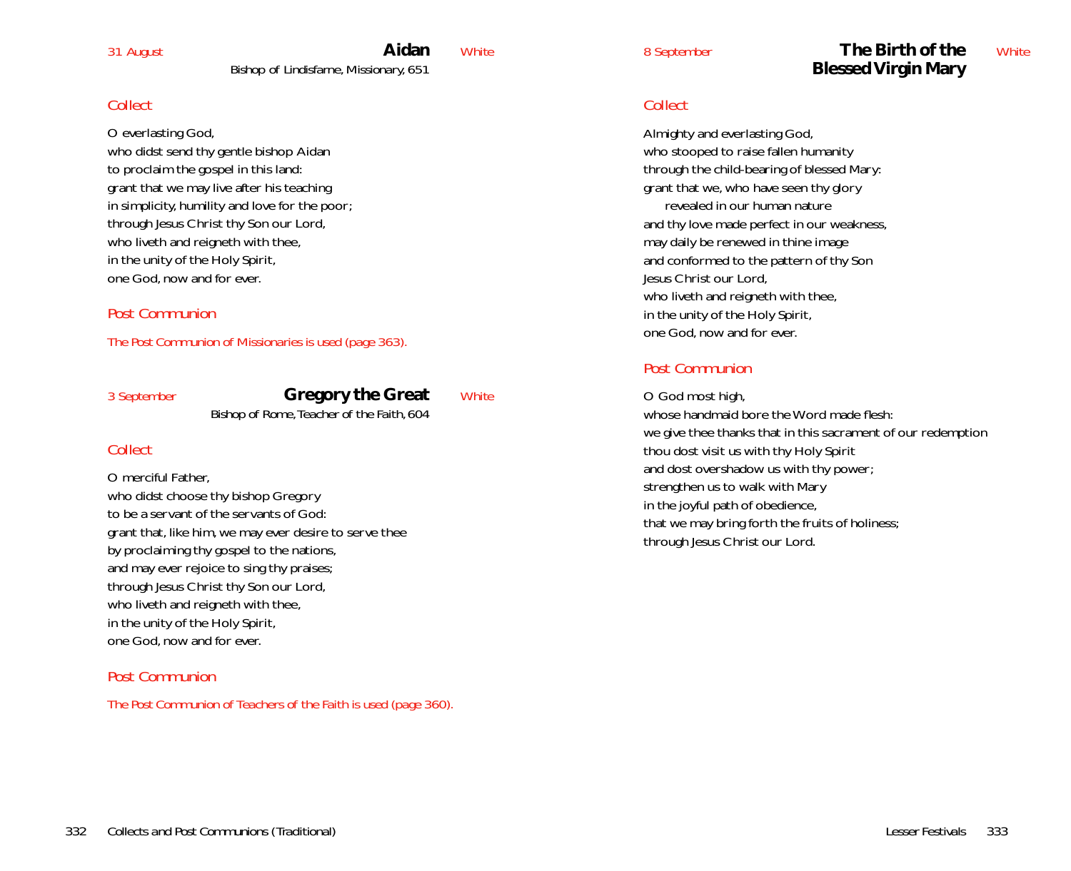31 August

## Aidan

White

Bishop of Lindisfarne, Missionary, 651

*Collect*

O everlasting God,
who didst send thy gentle bishop Aidan
to proclaim the gospel in this land:
grant that we may live after his teaching
in simplicity, humility and love for the poor;
through Jesus Christ thy Son our Lord,
who liveth and reigneth with thee,
in the unity of the Holy Spirit,
one God, now and for ever.

*Post Communion*

*The Post Communion of Missionaries is used (page 363).*

3 September

## Gregory the Great

White

Bishop of Rome, Teacher of the Faith, 604

*Collect*

O merciful Father,
who didst choose thy bishop Gregory
to be a servant of the servants of God:
grant that, like him, we may ever desire to serve thee
by proclaiming thy gospel to the nations,
and may ever rejoice to sing thy praises;
through Jesus Christ thy Son our Lord,
who liveth and reigneth with thee,
in the unity of the Holy Spirit,
one God, now and for ever.

*Post Communion*

*The Post Communion of Teachers of the Faith is used (page 360).*

8 September

## The Birth of the Blessed Virgin Mary

White

*Collect*

Almighty and everlasting God,
who stooped to raise fallen humanity
through the child-bearing of blessed Mary:
grant that we, who have seen thy glory
revealed in our human nature
and thy love made perfect in our weakness,
may daily be renewed in thine image
and conformed to the pattern of thy Son
Jesus Christ our Lord,
who liveth and reigneth with thee,
in the unity of the Holy Spirit,
one God, now and for ever.

*Post Communion*

O God most high,
whose handmaid bore the Word made flesh:
we give thee thanks that in this sacrament of our redemption
thou dost visit us with thy Holy Spirit
and dost overshadow us with thy power;
strengthen us to walk with Mary
in the joyful path of obedience,
that we may bring forth the fruits of holiness;
through Jesus Christ our Lord.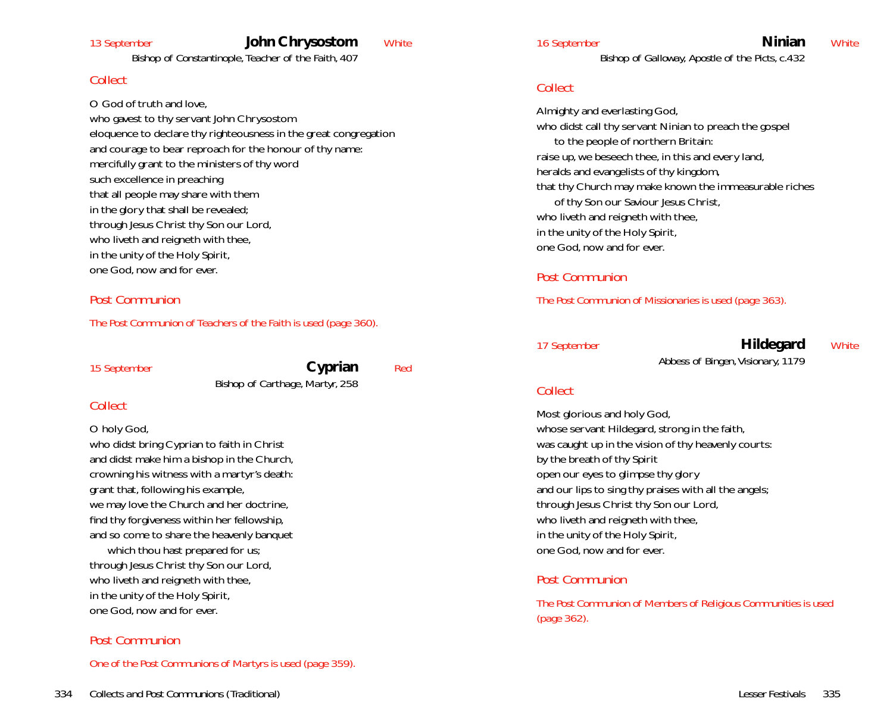13 September

## John Chrysostom

White

Bishop of Constantinople, Teacher of the Faith, 407

### Collect

O God of truth and love,
who gavest to thy servant John Chrysostom
eloquence to declare thy righteousness in the great congregation
and courage to bear reproach for the honour of thy name:
mercifully grant to the ministers of thy word
such excellence in preaching
that all people may share with them
in the glory that shall be revealed;
through Jesus Christ thy Son our Lord,
who liveth and reigneth with thee,
in the unity of the Holy Spirit,
one God, now and for ever.

### Post Communion

*The Post Communion of Teachers of the Faith is used (page 360).*

15 September

## Cyprian

Red

Bishop of Carthage, Martyr, 258

### Collect

O holy God,
who didst bring Cyprian to faith in Christ
and didst make him a bishop in the Church,
crowning his witness with a martyr's death:
grant that, following his example,
we may love the Church and her doctrine,
find thy forgiveness within her fellowship,
and so come to share the heavenly banquet
 which thou hast prepared for us;
through Jesus Christ thy Son our Lord,
who liveth and reigneth with thee,
in the unity of the Holy Spirit,
one God, now and for ever.

### Post Communion

*One of the Post Communions of Martyrs is used (page 359).*

16 September

## Ninian

White

Bishop of Galloway, Apostle of the Picts, c.432

### Collect

Almighty and everlasting God,
who didst call thy servant Ninian to preach the gospel
 to the people of northern Britain:
raise up, we beseech thee, in this and every land,
heralds and evangelists of thy kingdom,
that thy Church may make known the immeasurable riches
 of thy Son our Saviour Jesus Christ,
who liveth and reigneth with thee,
in the unity of the Holy Spirit,
one God, now and for ever.

### Post Communion

*The Post Communion of Missionaries is used (page 363).*

17 September

## Hildegard

White

Abbess of Bingen, Visionary, 1179

### Collect

Most glorious and holy God,
whose servant Hildegard, strong in the faith,
was caught up in the vision of thy heavenly courts:
by the breath of thy Spirit
open our eyes to glimpse thy glory
and our lips to sing thy praises with all the angels;
through Jesus Christ thy Son our Lord,
who liveth and reigneth with thee,
in the unity of the Holy Spirit,
one God, now and for ever.

### Post Communion

*The Post Communion of Members of Religious Communities is used (page 362).*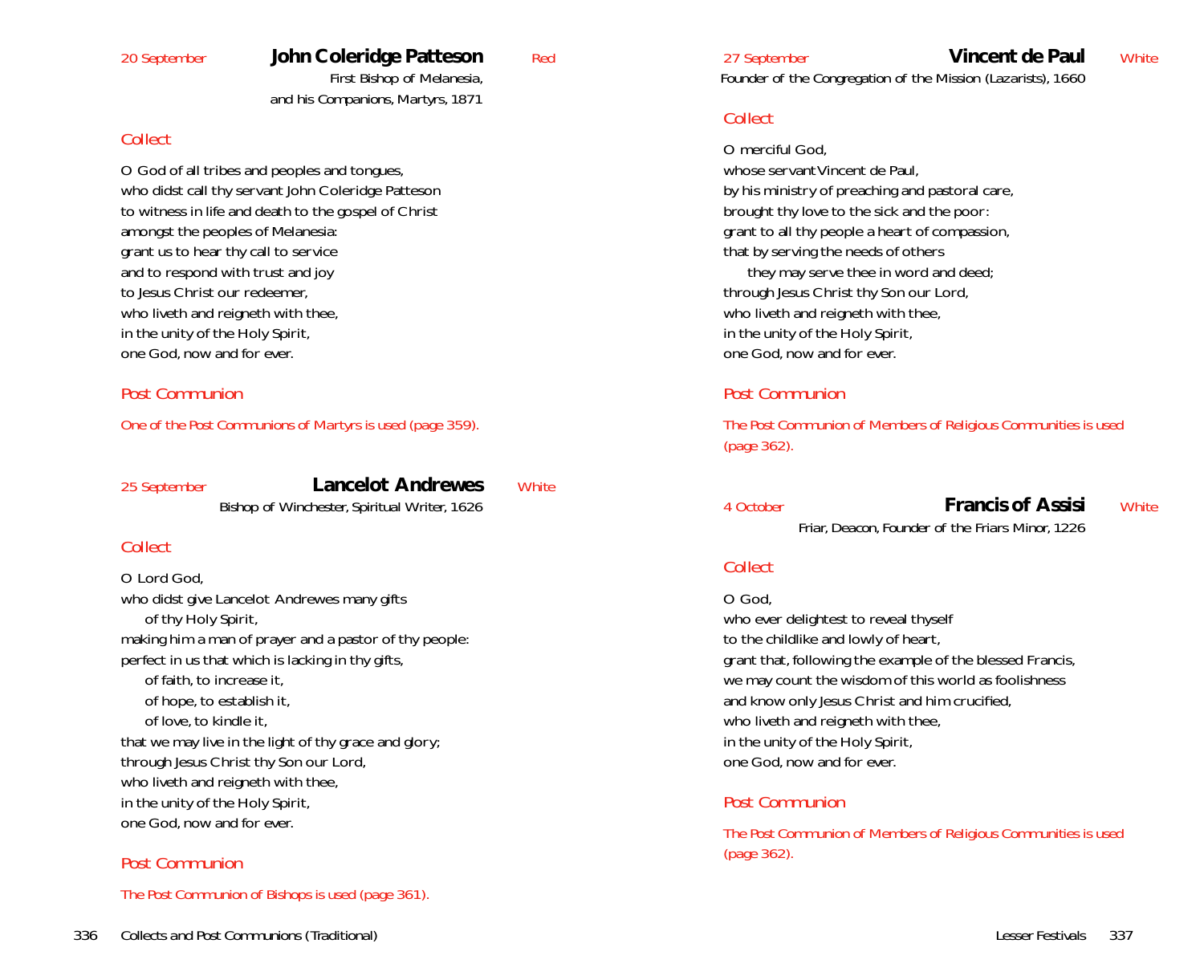20 September

## John Coleridge Patteson

Red

First Bishop of Melanesia,
and his Companions, Martyrs, 1871

### *Collect*

O God of all tribes and peoples and tongues,
who didst call thy servant John Coleridge Patteson
to witness in life and death to the gospel of Christ
amongst the peoples of Melanesia:
grant us to hear thy call to service
and to respond with trust and joy
to Jesus Christ our redeemer,
who liveth and reigneth with thee,
in the unity of the Holy Spirit,
one God, now and for ever.

### *Post Communion*

*One of the Post Communions of Martyrs is used (page 359).*

25 September

## Lancelot Andrewes

White

Bishop of Winchester, Spiritual Writer, 1626

### *Collect*

O Lord God,
who didst give Lancelot Andrewes many gifts
    of thy Holy Spirit,
making him a man of prayer and a pastor of thy people:
perfect in us that which is lacking in thy gifts,
    of faith, to increase it,
    of hope, to establish it,
    of love, to kindle it,
that we may live in the light of thy grace and glory;
through Jesus Christ thy Son our Lord,
who liveth and reigneth with thee,
in the unity of the Holy Spirit,
one God, now and for ever.

### *Post Communion*

*The Post Communion of Bishops is used (page 361).*

27 September

## Vincent de Paul

White

Founder of the Congregation of the Mission (Lazarists), 1660

### *Collect*

O merciful God,
whose servant Vincent de Paul,
by his ministry of preaching and pastoral care,
brought thy love to the sick and the poor:
grant to all thy people a heart of compassion,
that by serving the needs of others
    they may serve thee in word and deed;
through Jesus Christ thy Son our Lord,
who liveth and reigneth with thee,
in the unity of the Holy Spirit,
one God, now and for ever.

### *Post Communion*

*The Post Communion of Members of Religious Communities is used (page 362).*

4 October

## Francis of Assisi

White

Friar, Deacon, Founder of the Friars Minor, 1226

### *Collect*

O God,
who ever delightest to reveal thyself
to the childlike and lowly of heart,
grant that, following the example of the blessed Francis,
we may count the wisdom of this world as foolishness
and know only Jesus Christ and him crucified,
who liveth and reigneth with thee,
in the unity of the Holy Spirit,
one God, now and for ever.

### *Post Communion*

*The Post Communion of Members of Religious Communities is used (page 362).*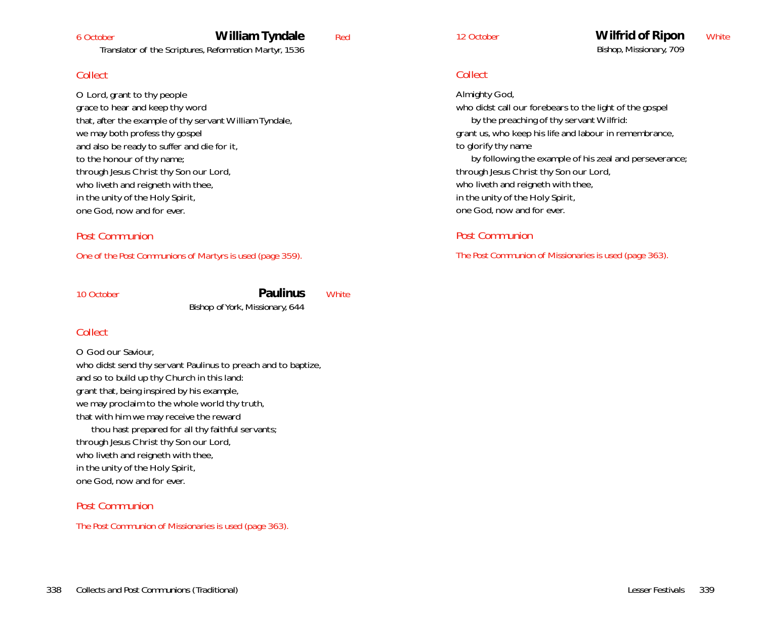6 October

## William Tyndale

Red

Translator of the Scriptures, Reformation Martyr, 1536

*Collect*

O Lord, grant to thy people
grace to hear and keep thy word
that, after the example of thy servant William Tyndale,
we may both profess thy gospel
and also be ready to suffer and die for it,
to the honour of thy name;
through Jesus Christ thy Son our Lord,
who liveth and reigneth with thee,
in the unity of the Holy Spirit,
one God, now and for ever.

*Post Communion*

One of the Post Communions of Martyrs is used (page 359).

10 October

## Paulinus

White

Bishop of York, Missionary, 644

*Collect*

O God our Saviour,
who didst send thy servant Paulinus to preach and to baptize,
and so to build up thy Church in this land:
grant that, being inspired by his example,
we may proclaim to the whole world thy truth,
that with him we may receive the reward
  thou hast prepared for all thy faithful servants;
through Jesus Christ thy Son our Lord,
who liveth and reigneth with thee,
in the unity of the Holy Spirit,
one God, now and for ever.

*Post Communion*

The Post Communion of Missionaries is used (page 363).

12 October

## Wilfrid of Ripon

White

Bishop, Missionary, 709

*Collect*

Almighty God,
who didst call our forebears to the light of the gospel
  by the preaching of thy servant Wilfrid:
grant us, who keep his life and labour in remembrance,
to glorify thy name
  by following the example of his zeal and perseverance;
through Jesus Christ thy Son our Lord,
who liveth and reigneth with thee,
in the unity of the Holy Spirit,
one God, now and for ever.

*Post Communion*

The Post Communion of Missionaries is used (page 363).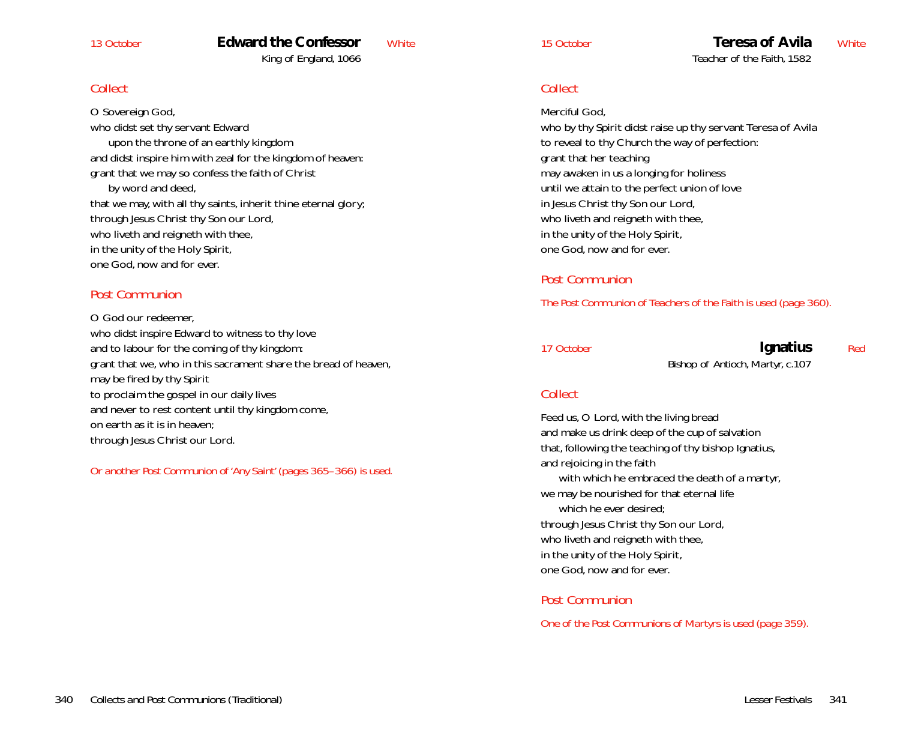13 October

## Edward the Confessor

White

King of England, 1066

### *Collect*

O Sovereign God,
who didst set thy servant Edward
    upon the throne of an earthly kingdom
and didst inspire him with zeal for the kingdom of heaven:
grant that we may so confess the faith of Christ
    by word and deed,
that we may, with all thy saints, inherit thine eternal glory;
through Jesus Christ thy Son our Lord,
who liveth and reigneth with thee,
in the unity of the Holy Spirit,
one God, now and for ever.

### *Post Communion*

O God our redeemer,
who didst inspire Edward to witness to thy love
and to labour for the coming of thy kingdom:
grant that we, who in this sacrament share the bread of heaven,
may be fired by thy Spirit
to proclaim the gospel in our daily lives
and never to rest content until thy kingdom come,
on earth as it is in heaven;
through Jesus Christ our Lord.

*Or another Post Communion of 'Any Saint' (pages 365–366) is used.*

15 October

## Teresa of Avila

White

Teacher of the Faith, 1582

### *Collect*

Merciful God,
who by thy Spirit didst raise up thy servant Teresa of Avila
to reveal to thy Church the way of perfection:
grant that her teaching
may awaken in us a longing for holiness
until we attain to the perfect union of love
in Jesus Christ thy Son our Lord,
who liveth and reigneth with thee,
in the unity of the Holy Spirit,
one God, now and for ever.

### *Post Communion*

*The Post Communion of Teachers of the Faith is used (page 360).*

17 October

## Ignatius

Red

Bishop of Antioch, Martyr, c.107

### *Collect*

Feed us, O Lord, with the living bread
and make us drink deep of the cup of salvation
that, following the teaching of thy bishop Ignatius,
and rejoicing in the faith
    with which he embraced the death of a martyr,
we may be nourished for that eternal life
    which he ever desired;
through Jesus Christ thy Son our Lord,
who liveth and reigneth with thee,
in the unity of the Holy Spirit,
one God, now and for ever.

### *Post Communion*

*One of the Post Communions of Martyrs is used (page 359).*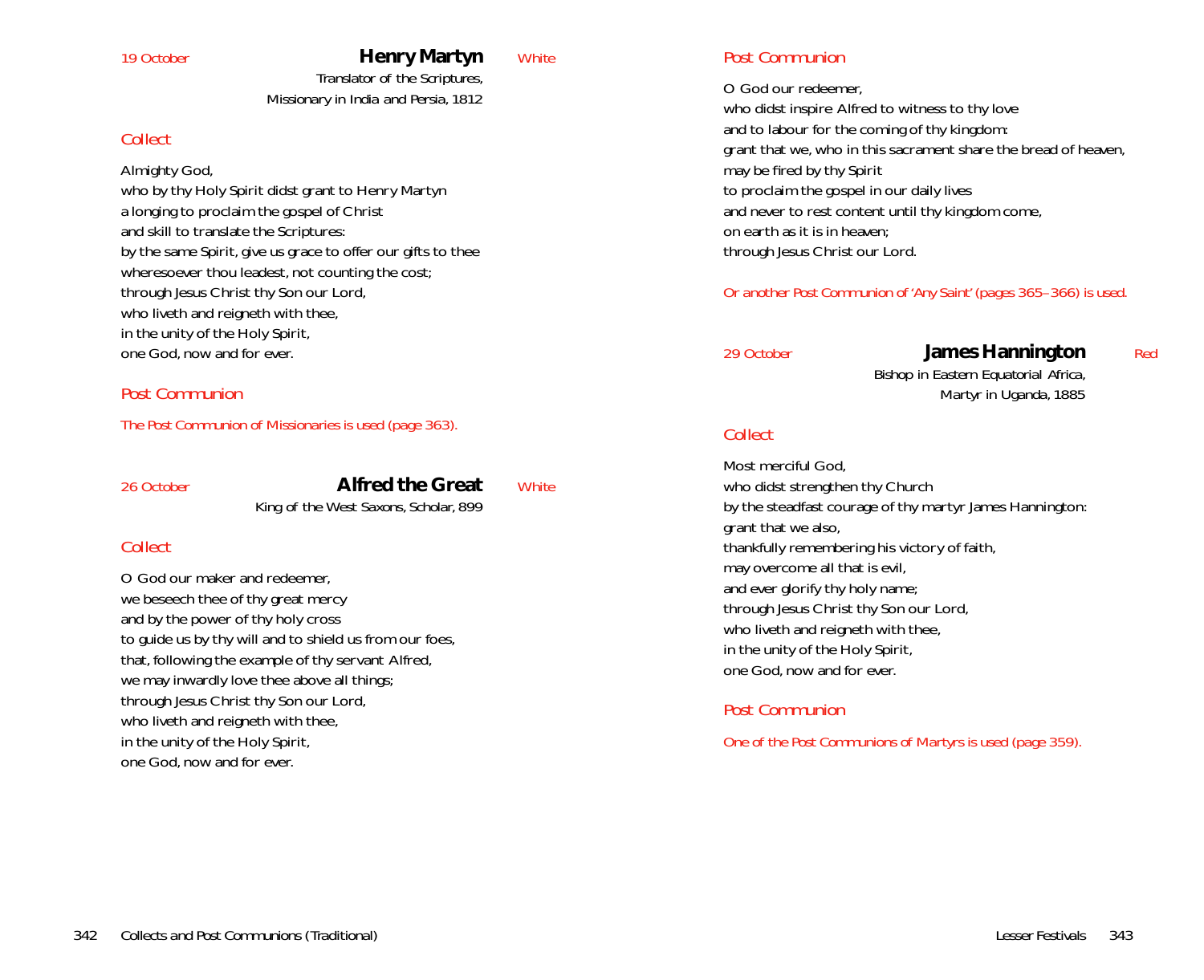19 October

## Henry Martyn

White

Translator of the Scriptures,
Missionary in India and Persia, 1812

### *Collect*

Almighty God,
who by thy Holy Spirit didst grant to Henry Martyn
a longing to proclaim the gospel of Christ
and skill to translate the Scriptures:
by the same Spirit, give us grace to offer our gifts to thee
wheresoever thou leadest, not counting the cost;
through Jesus Christ thy Son our Lord,
who liveth and reigneth with thee,
in the unity of the Holy Spirit,
one God, now and for ever.

### *Post Communion*

*The Post Communion of Missionaries is used (page 363).*

26 October

## Alfred the Great

White

King of the West Saxons, Scholar, 899

### *Collect*

O God our maker and redeemer,
we beseech thee of thy great mercy
and by the power of thy holy cross
to guide us by thy will and to shield us from our foes,
that, following the example of thy servant Alfred,
we may inwardly love thee above all things;
through Jesus Christ thy Son our Lord,
who liveth and reigneth with thee,
in the unity of the Holy Spirit,
one God, now and for ever.

### *Post Communion*

O God our redeemer,
who didst inspire Alfred to witness to thy love
and to labour for the coming of thy kingdom:
grant that we, who in this sacrament share the bread of heaven,
may be fired by thy Spirit
to proclaim the gospel in our daily lives
and never to rest content until thy kingdom come,
on earth as it is in heaven;
through Jesus Christ our Lord.

*Or another Post Communion of 'Any Saint' (pages 365–366) is used.*

29 October

## James Hannington

Red

Bishop in Eastern Equatorial Africa,
Martyr in Uganda, 1885

### *Collect*

Most merciful God,
who didst strengthen thy Church
by the steadfast courage of thy martyr James Hannington:
grant that we also,
thankfully remembering his victory of faith,
may overcome all that is evil,
and ever glorify thy holy name;
through Jesus Christ thy Son our Lord,
who liveth and reigneth with thee,
in the unity of the Holy Spirit,
one God, now and for ever.

### *Post Communion*

*One of the Post Communions of Martyrs is used (page 359).*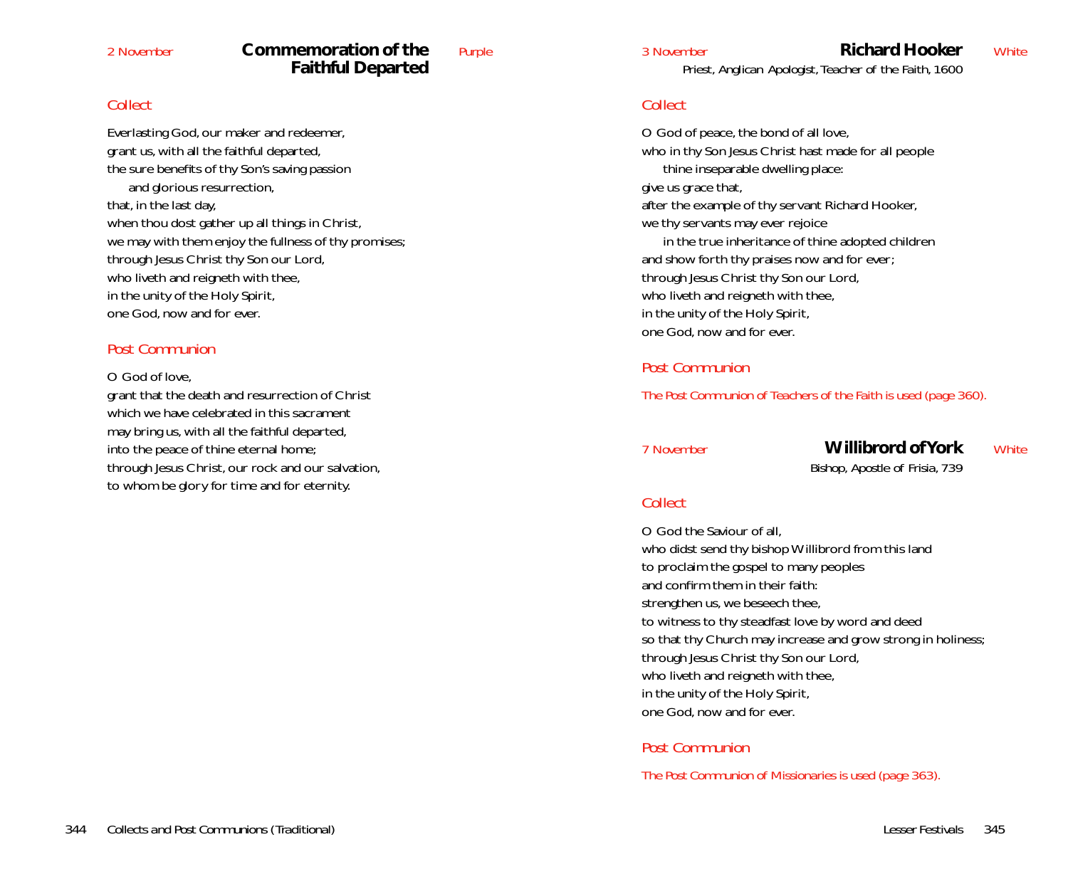## 2 November — Commemoration of the Faithful Departed — *Purple*

### *Collect*

Everlasting God, our maker and redeemer,
grant us, with all the faithful departed,
the sure benefits of thy Son's saving passion
  and glorious resurrection,
that, in the last day,
when thou dost gather up all things in Christ,
we may with them enjoy the fullness of thy promises;
through Jesus Christ thy Son our Lord,
who liveth and reigneth with thee,
in the unity of the Holy Spirit,
one God, now and for ever.

### *Post Communion*

O God of love,
grant that the death and resurrection of Christ
which we have celebrated in this sacrament
may bring us, with all the faithful departed,
into the peace of thine eternal home;
through Jesus Christ, our rock and our salvation,
to whom be glory for time and for eternity.

## 3 November — Richard Hooker — *White*

*Priest, Anglican Apologist, Teacher of the Faith, 1600*

### *Collect*

O God of peace, the bond of all love,
who in thy Son Jesus Christ hast made for all people
  thine inseparable dwelling place:
give us grace that,
after the example of thy servant Richard Hooker,
we thy servants may ever rejoice
  in the true inheritance of thine adopted children
and show forth thy praises now and for ever;
through Jesus Christ thy Son our Lord,
who liveth and reigneth with thee,
in the unity of the Holy Spirit,
one God, now and for ever.

### *Post Communion*

*The Post Communion of Teachers of the Faith is used (page 360).*

## 7 November — Willibrord of York — *White*

*Bishop, Apostle of Frisia, 739*

### *Collect*

O God the Saviour of all,
who didst send thy bishop Willibrord from this land
to proclaim the gospel to many peoples
and confirm them in their faith:
strengthen us, we beseech thee,
to witness to thy steadfast love by word and deed
so that thy Church may increase and grow strong in holiness;
through Jesus Christ thy Son our Lord,
who liveth and reigneth with thee,
in the unity of the Holy Spirit,
one God, now and for ever.

### *Post Communion*

*The Post Communion of Missionaries is used (page 363).*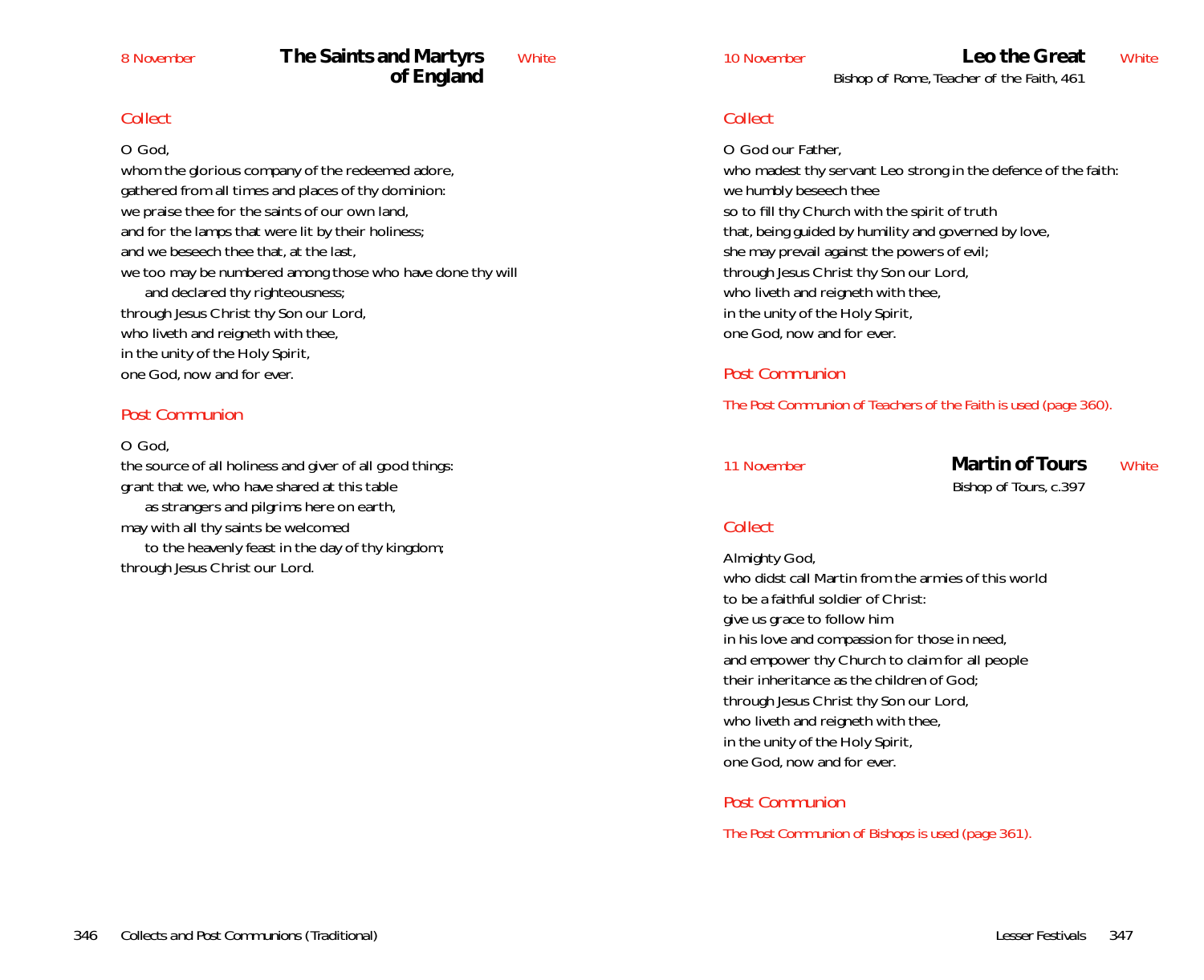8 November

## The Saints and Martyrs of England

*White*

### *Collect*

O God,
whom the glorious company of the redeemed adore,
gathered from all times and places of thy dominion:
we praise thee for the saints of our own land,
and for the lamps that were lit by their holiness;
and we beseech thee that, at the last,
we too may be numbered among those who have done thy will
and declared thy righteousness;
through Jesus Christ thy Son our Lord,
who liveth and reigneth with thee,
in the unity of the Holy Spirit,
one God, now and for ever.

### *Post Communion*

O God,
the source of all holiness and giver of all good things:
grant that we, who have shared at this table
as strangers and pilgrims here on earth,
may with all thy saints be welcomed
to the heavenly feast in the day of thy kingdom;
through Jesus Christ our Lord.

10 November

## Leo the Great

Bishop of Rome, Teacher of the Faith, 461

*White*

### *Collect*

O God our Father,
who madest thy servant Leo strong in the defence of the faith:
we humbly beseech thee
so to fill thy Church with the spirit of truth
that, being guided by humility and governed by love,
she may prevail against the powers of evil;
through Jesus Christ thy Son our Lord,
who liveth and reigneth with thee,
in the unity of the Holy Spirit,
one God, now and for ever.

### *Post Communion*

*The Post Communion of Teachers of the Faith is used (page 360).*

11 November

## Martin of Tours

Bishop of Tours, c.397

*White*

### *Collect*

Almighty God,
who didst call Martin from the armies of this world
to be a faithful soldier of Christ:
give us grace to follow him
in his love and compassion for those in need,
and empower thy Church to claim for all people
their inheritance as the children of God;
through Jesus Christ thy Son our Lord,
who liveth and reigneth with thee,
in the unity of the Holy Spirit,
one God, now and for ever.

### *Post Communion*

*The Post Communion of Bishops is used (page 361).*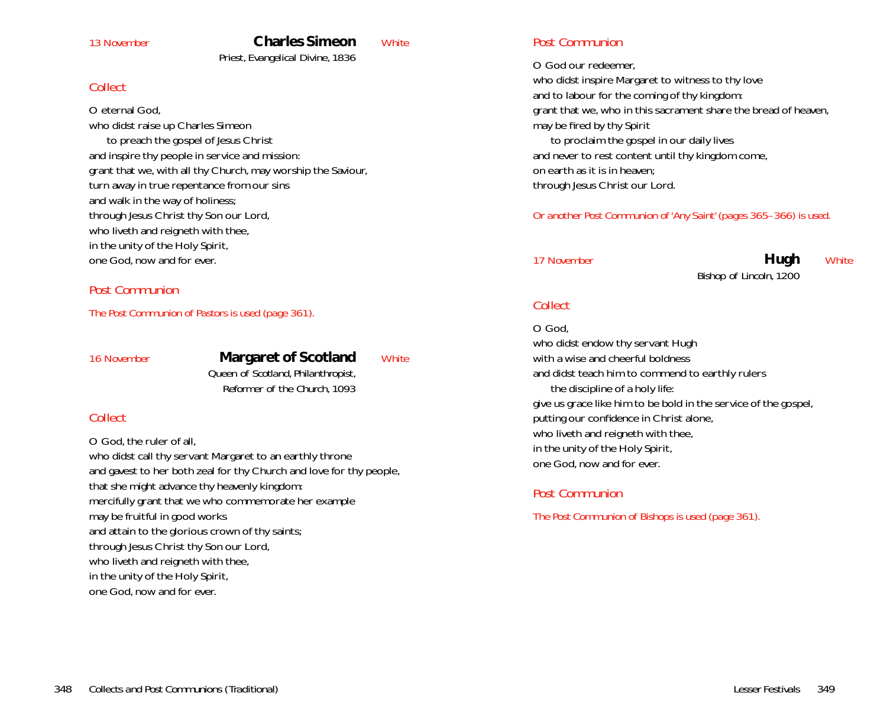13 November

## Charles Simeon

White

Priest, Evangelical Divine, 1836

### *Collect*

O eternal God,
who didst raise up Charles Simeon
to preach the gospel of Jesus Christ
and inspire thy people in service and mission:
grant that we, with all thy Church, may worship the Saviour,
turn away in true repentance from our sins
and walk in the way of holiness;
through Jesus Christ thy Son our Lord,
who liveth and reigneth with thee,
in the unity of the Holy Spirit,
one God, now and for ever.

### *Post Communion*

*The Post Communion of Pastors is used (page 361).*

16 November

## Margaret of Scotland

White

Queen of Scotland, Philanthropist,
Reformer of the Church, 1093

### *Collect*

O God, the ruler of all,
who didst call thy servant Margaret to an earthly throne
and gavest to her both zeal for thy Church and love for thy people,
that she might advance thy heavenly kingdom:
mercifully grant that we who commemorate her example
may be fruitful in good works
and attain to the glorious crown of thy saints;
through Jesus Christ thy Son our Lord,
who liveth and reigneth with thee,
in the unity of the Holy Spirit,
one God, now and for ever.

### *Post Communion*

O God our redeemer,
who didst inspire Margaret to witness to thy love
and to labour for the coming of thy kingdom:
grant that we, who in this sacrament share the bread of heaven,
may be fired by thy Spirit
to proclaim the gospel in our daily lives
and never to rest content until thy kingdom come,
on earth as it is in heaven;
through Jesus Christ our Lord.

*Or another Post Communion of 'Any Saint' (pages 365–366) is used.*

17 November

## Hugh

White

Bishop of Lincoln, 1200

### *Collect*

O God,
who didst endow thy servant Hugh
with a wise and cheerful boldness
and didst teach him to commend to earthly rulers
the discipline of a holy life:
give us grace like him to be bold in the service of the gospel,
putting our confidence in Christ alone,
who liveth and reigneth with thee,
in the unity of the Holy Spirit,
one God, now and for ever.

### *Post Communion*

*The Post Communion of Bishops is used (page 361).*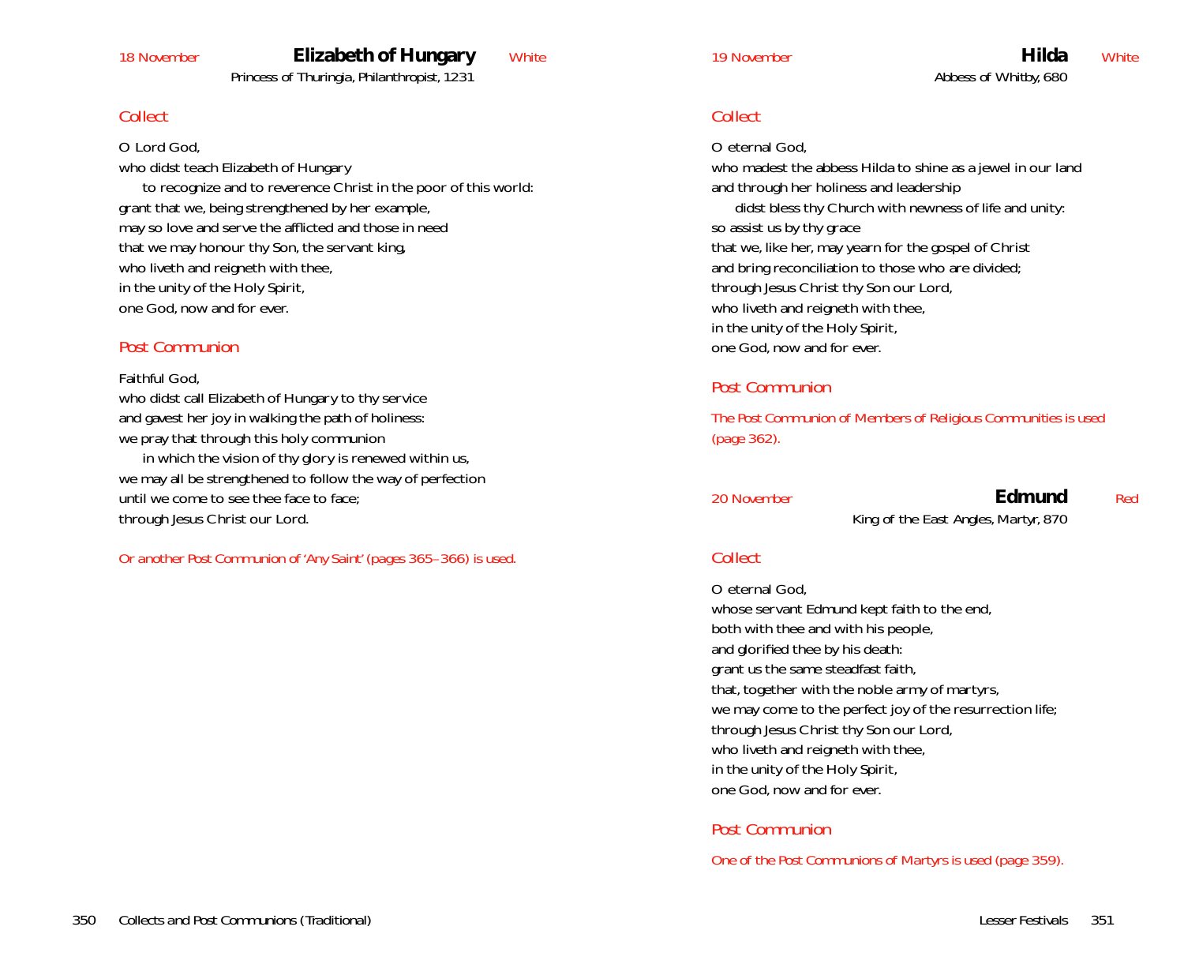18 November

## Elizabeth of Hungary

White

Princess of Thuringia, Philanthropist, 1231

### *Collect*

O Lord God,
who didst teach Elizabeth of Hungary
to recognize and to reverence Christ in the poor of this world:
grant that we, being strengthened by her example,
may so love and serve the afflicted and those in need
that we may honour thy Son, the servant king,
who liveth and reigneth with thee,
in the unity of the Holy Spirit,
one God, now and for ever.

### *Post Communion*

Faithful God,
who didst call Elizabeth of Hungary to thy service
and gavest her joy in walking the path of holiness:
we pray that through this holy communion
in which the vision of thy glory is renewed within us,
we may all be strengthened to follow the way of perfection
until we come to see thee face to face;
through Jesus Christ our Lord.

*Or another Post Communion of 'Any Saint' (pages 365–366) is used.*

19 November

## Hilda

White

Abbess of Whitby, 680

### *Collect*

O eternal God,
who madest the abbess Hilda to shine as a jewel in our land
and through her holiness and leadership
didst bless thy Church with newness of life and unity:
so assist us by thy grace
that we, like her, may yearn for the gospel of Christ
and bring reconciliation to those who are divided;
through Jesus Christ thy Son our Lord,
who liveth and reigneth with thee,
in the unity of the Holy Spirit,
one God, now and for ever.

### *Post Communion*

*The Post Communion of Members of Religious Communities is used (page 362).*

20 November

## Edmund

Red

King of the East Angles, Martyr, 870

### *Collect*

O eternal God,
whose servant Edmund kept faith to the end,
both with thee and with his people,
and glorified thee by his death:
grant us the same steadfast faith,
that, together with the noble army of martyrs,
we may come to the perfect joy of the resurrection life;
through Jesus Christ thy Son our Lord,
who liveth and reigneth with thee,
in the unity of the Holy Spirit,
one God, now and for ever.

### *Post Communion*

*One of the Post Communions of Martyrs is used (page 359).*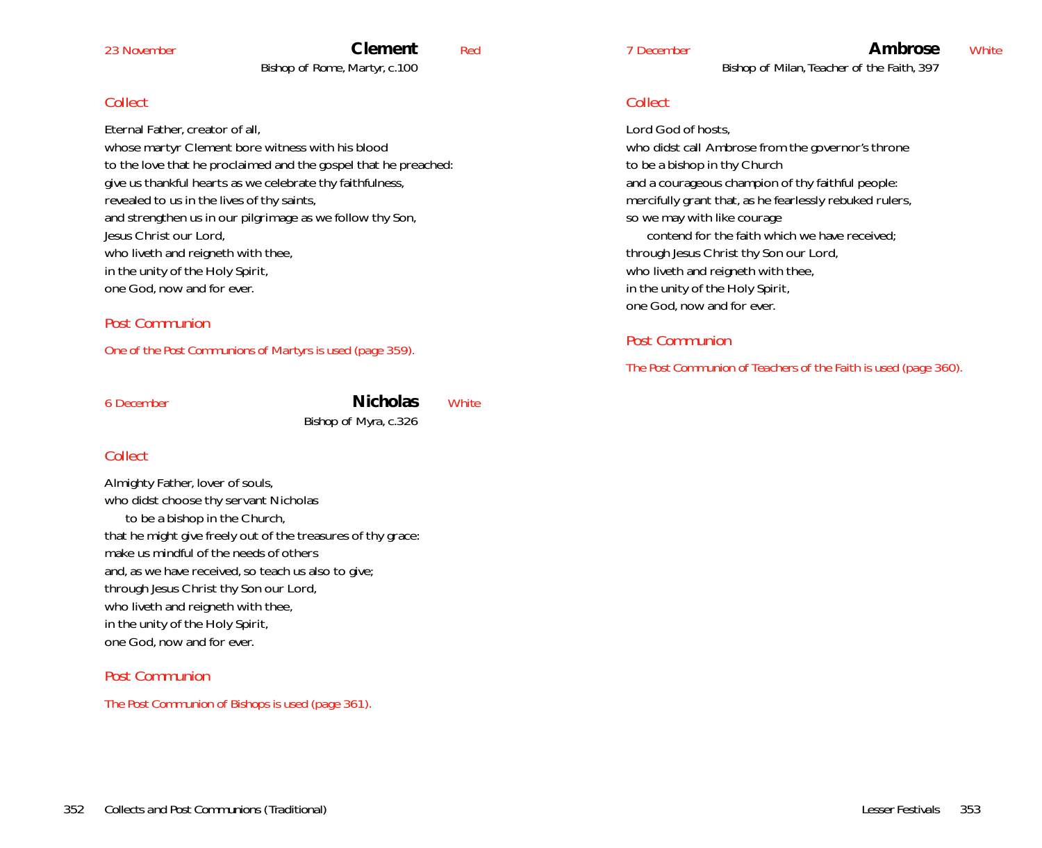23 November

## Clement

Red

Bishop of Rome, Martyr, c.100

*Collect*

Eternal Father, creator of all,
whose martyr Clement bore witness with his blood
to the love that he proclaimed and the gospel that he preached:
give us thankful hearts as we celebrate thy faithfulness,
revealed to us in the lives of thy saints,
and strengthen us in our pilgrimage as we follow thy Son,
Jesus Christ our Lord,
who liveth and reigneth with thee,
in the unity of the Holy Spirit,
one God, now and for ever.

*Post Communion*

*One of the Post Communions of Martyrs is used (page 359).*

6 December

## Nicholas

White

Bishop of Myra, c.326

*Collect*

Almighty Father, lover of souls,
who didst choose thy servant Nicholas
  to be a bishop in the Church,
that he might give freely out of the treasures of thy grace:
make us mindful of the needs of others
and, as we have received, so teach us also to give;
through Jesus Christ thy Son our Lord,
who liveth and reigneth with thee,
in the unity of the Holy Spirit,
one God, now and for ever.

*Post Communion*

*The Post Communion of Bishops is used (page 361).*

7 December

## Ambrose

White

Bishop of Milan, Teacher of the Faith, 397

*Collect*

Lord God of hosts,
who didst call Ambrose from the governor's throne
to be a bishop in thy Church
and a courageous champion of thy faithful people:
mercifully grant that, as he fearlessly rebuked rulers,
so we may with like courage
  contend for the faith which we have received;
through Jesus Christ thy Son our Lord,
who liveth and reigneth with thee,
in the unity of the Holy Spirit,
one God, now and for ever.

*Post Communion*

*The Post Communion of Teachers of the Faith is used (page 360).*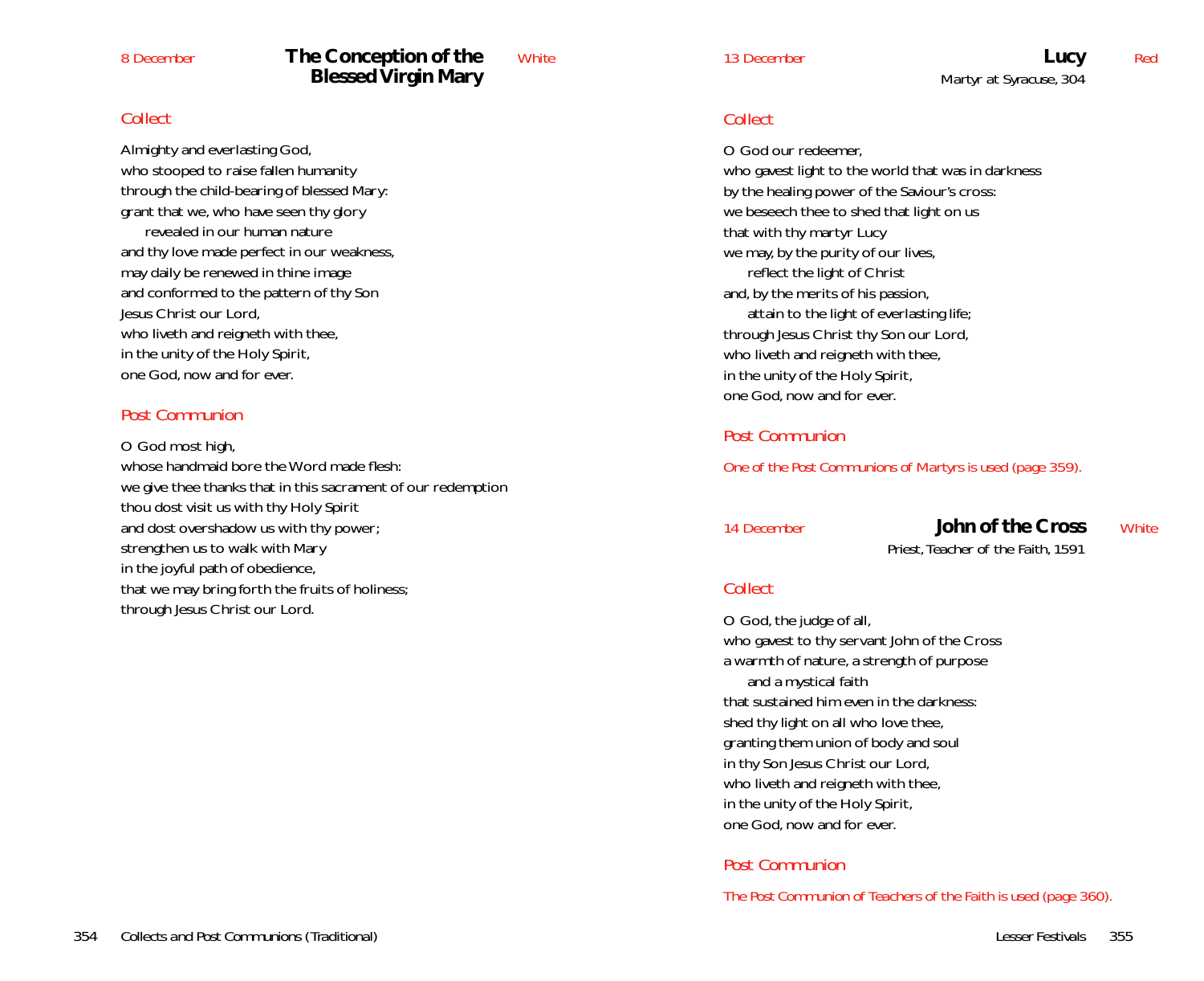8 December

## The Conception of the Blessed Virgin Mary

White

### *Collect*

Almighty and everlasting God,
who stooped to raise fallen humanity
through the child-bearing of blessed Mary:
grant that we, who have seen thy glory
  revealed in our human nature
and thy love made perfect in our weakness,
may daily be renewed in thine image
and conformed to the pattern of thy Son
Jesus Christ our Lord,
who liveth and reigneth with thee,
in the unity of the Holy Spirit,
one God, now and for ever.

### *Post Communion*

O God most high,
whose handmaid bore the Word made flesh:
we give thee thanks that in this sacrament of our redemption
thou dost visit us with thy Holy Spirit
and dost overshadow us with thy power;
strengthen us to walk with Mary
in the joyful path of obedience,
that we may bring forth the fruits of holiness;
through Jesus Christ our Lord.

13 December

## Lucy

Martyr at Syracuse, 304

Red

### *Collect*

O God our redeemer,
who gavest light to the world that was in darkness
by the healing power of the Saviour's cross:
we beseech thee to shed that light on us
that with thy martyr Lucy
we may, by the purity of our lives,
  reflect the light of Christ
and, by the merits of his passion,
  attain to the light of everlasting life;
through Jesus Christ thy Son our Lord,
who liveth and reigneth with thee,
in the unity of the Holy Spirit,
one God, now and for ever.

### *Post Communion*

*One of the Post Communions of Martyrs is used (page 359).*

14 December

## John of the Cross

Priest, Teacher of the Faith, 1591

White

### *Collect*

O God, the judge of all,
who gavest to thy servant John of the Cross
a warmth of nature, a strength of purpose
  and a mystical faith
that sustained him even in the darkness:
shed thy light on all who love thee,
granting them union of body and soul
in thy Son Jesus Christ our Lord,
who liveth and reigneth with thee,
in the unity of the Holy Spirit,
one God, now and for ever.

### *Post Communion*

*The Post Communion of Teachers of the Faith is used (page 360).*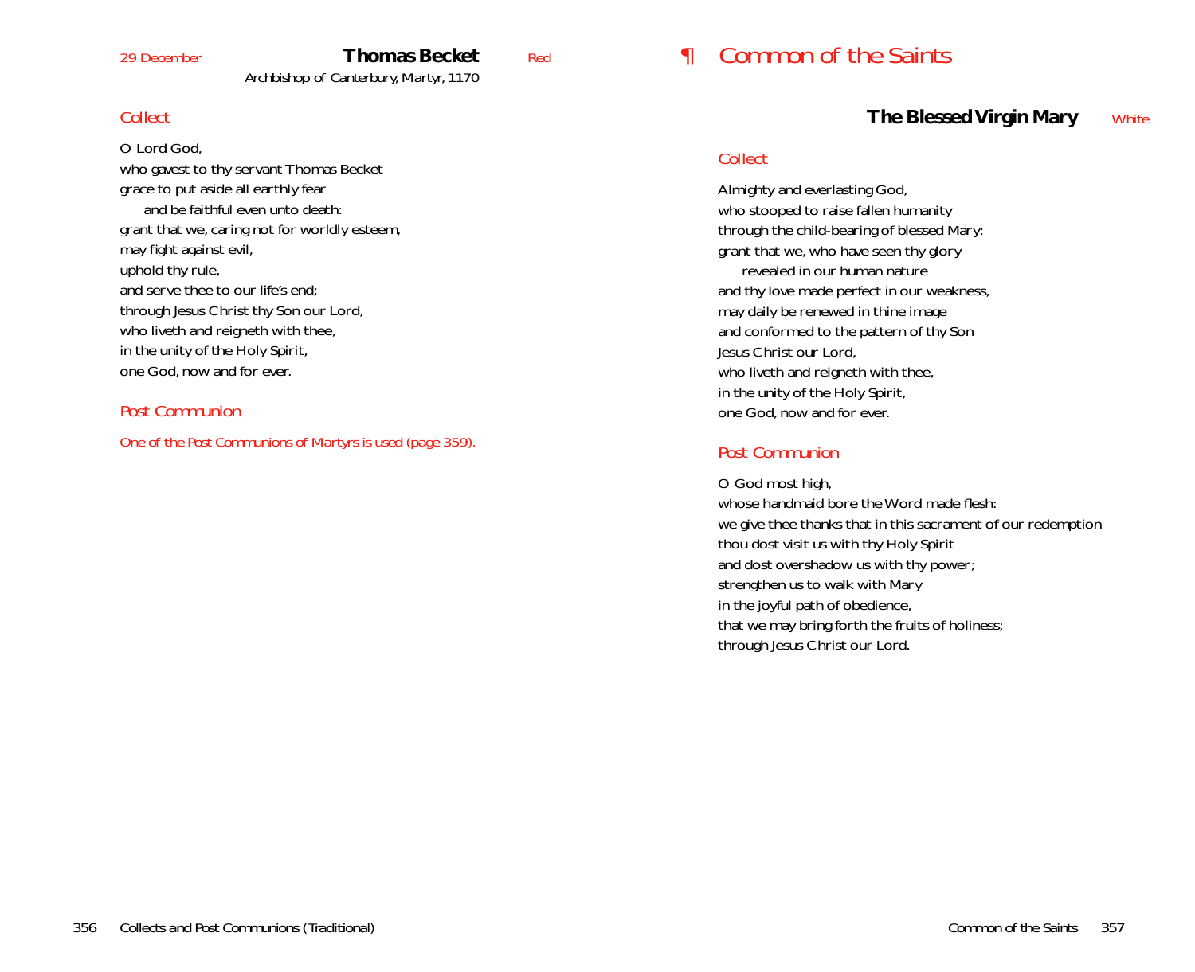29 December

## Thomas Becket

Red

Archbishop of Canterbury, Martyr, 1170

*Collect*

O Lord God,
who gavest to thy servant Thomas Becket
grace to put aside all earthly fear
 and be faithful even unto death:
grant that we, caring not for worldly esteem,
may fight against evil,
uphold thy rule,
and serve thee to our life's end;
through Jesus Christ thy Son our Lord,
who liveth and reigneth with thee,
in the unity of the Holy Spirit,
one God, now and for ever.

*Post Communion*

*One of the Post Communions of Martyrs is used (page 359).*

# ¶ Common of the Saints

## The Blessed Virgin Mary

White

*Collect*

Almighty and everlasting God,
who stooped to raise fallen humanity
through the child-bearing of blessed Mary:
grant that we, who have seen thy glory
 revealed in our human nature
and thy love made perfect in our weakness,
may daily be renewed in thine image
and conformed to the pattern of thy Son
Jesus Christ our Lord,
who liveth and reigneth with thee,
in the unity of the Holy Spirit,
one God, now and for ever.

*Post Communion*

O God most high,
whose handmaid bore the Word made flesh:
we give thee thanks that in this sacrament of our redemption
thou dost visit us with thy Holy Spirit
and dost overshadow us with thy power;
strengthen us to walk with Mary
in the joyful path of obedience,
that we may bring forth the fruits of holiness;
through Jesus Christ our Lord.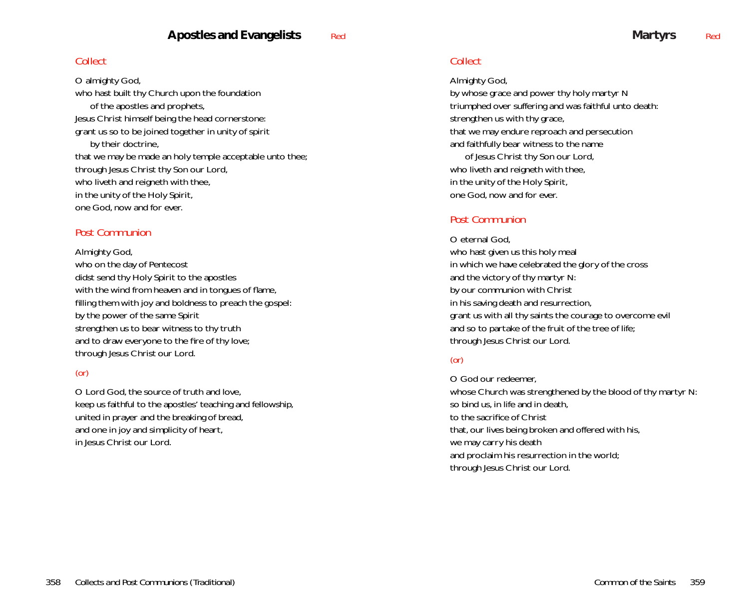## Apostles and Evangelists — Red

### Collect

O almighty God,
who hast built thy Church upon the foundation
  of the apostles and prophets,
Jesus Christ himself being the head cornerstone:
grant us so to be joined together in unity of spirit
  by their doctrine,
that we may be made an holy temple acceptable unto thee;
through Jesus Christ thy Son our Lord,
who liveth and reigneth with thee,
in the unity of the Holy Spirit,
one God, now and for ever.

### Post Communion

Almighty God,
who on the day of Pentecost
didst send thy Holy Spirit to the apostles
with the wind from heaven and in tongues of flame,
filling them with joy and boldness to preach the gospel:
by the power of the same Spirit
strengthen us to bear witness to thy truth
and to draw everyone to the fire of thy love;
through Jesus Christ our Lord.

(or)

O Lord God, the source of truth and love,
keep us faithful to the apostles' teaching and fellowship,
united in prayer and the breaking of bread,
and one in joy and simplicity of heart,
in Jesus Christ our Lord.

## Martyrs — Red

### Collect

Almighty God,
by whose grace and power thy holy martyr N
triumphed over suffering and was faithful unto death:
strengthen us with thy grace,
that we may endure reproach and persecution
and faithfully bear witness to the name
  of Jesus Christ thy Son our Lord,
who liveth and reigneth with thee,
in the unity of the Holy Spirit,
one God, now and for ever.

### Post Communion

O eternal God,
who hast given us this holy meal
in which we have celebrated the glory of the cross
and the victory of thy martyr N:
by our communion with Christ
in his saving death and resurrection,
grant us with all thy saints the courage to overcome evil
and so to partake of the fruit of the tree of life;
through Jesus Christ our Lord.

(or)

O God our redeemer,
whose Church was strengthened by the blood of thy martyr N:
so bind us, in life and in death,
to the sacrifice of Christ
that, our lives being broken and offered with his,
we may carry his death
and proclaim his resurrection in the world;
through Jesus Christ our Lord.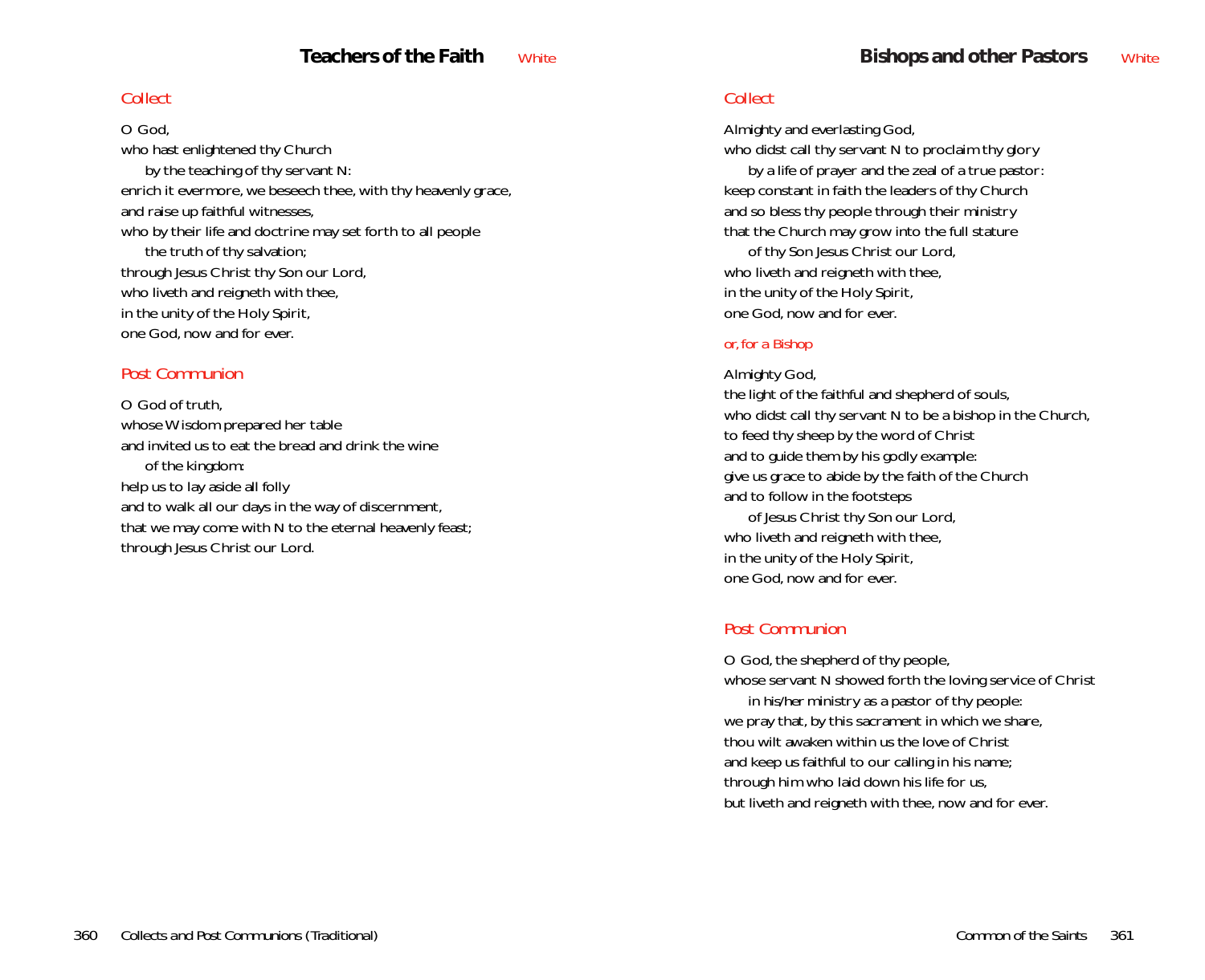## Teachers of the Faith *White*

### *Collect*

O God,
who hast enlightened thy Church
 by the teaching of thy servant N:
enrich it evermore, we beseech thee, with thy heavenly grace,
and raise up faithful witnesses,
who by their life and doctrine may set forth to all people
 the truth of thy salvation;
through Jesus Christ thy Son our Lord,
who liveth and reigneth with thee,
in the unity of the Holy Spirit,
one God, now and for ever.

### *Post Communion*

O God of truth,
whose Wisdom prepared her table
and invited us to eat the bread and drink the wine
 of the kingdom:
help us to lay aside all folly
and to walk all our days in the way of discernment,
that we may come with N to the eternal heavenly feast;
through Jesus Christ our Lord.

## Bishops and other Pastors *White*

### *Collect*

Almighty and everlasting God,
who didst call thy servant N to proclaim thy glory
 by a life of prayer and the zeal of a true pastor:
keep constant in faith the leaders of thy Church
and so bless thy people through their ministry
that the Church may grow into the full stature
 of thy Son Jesus Christ our Lord,
who liveth and reigneth with thee,
in the unity of the Holy Spirit,
one God, now and for ever.

*or, for a Bishop*

Almighty God,
the light of the faithful and shepherd of souls,
who didst call thy servant N to be a bishop in the Church,
to feed thy sheep by the word of Christ
and to guide them by his godly example:
give us grace to abide by the faith of the Church
and to follow in the footsteps
 of Jesus Christ thy Son our Lord,
who liveth and reigneth with thee,
in the unity of the Holy Spirit,
one God, now and for ever.

### *Post Communion*

O God, the shepherd of thy people,
whose servant N showed forth the loving service of Christ
 in his/her ministry as a pastor of thy people:
we pray that, by this sacrament in which we share,
thou wilt awaken within us the love of Christ
and keep us faithful to our calling in his name;
through him who laid down his life for us,
but liveth and reigneth with thee, now and for ever.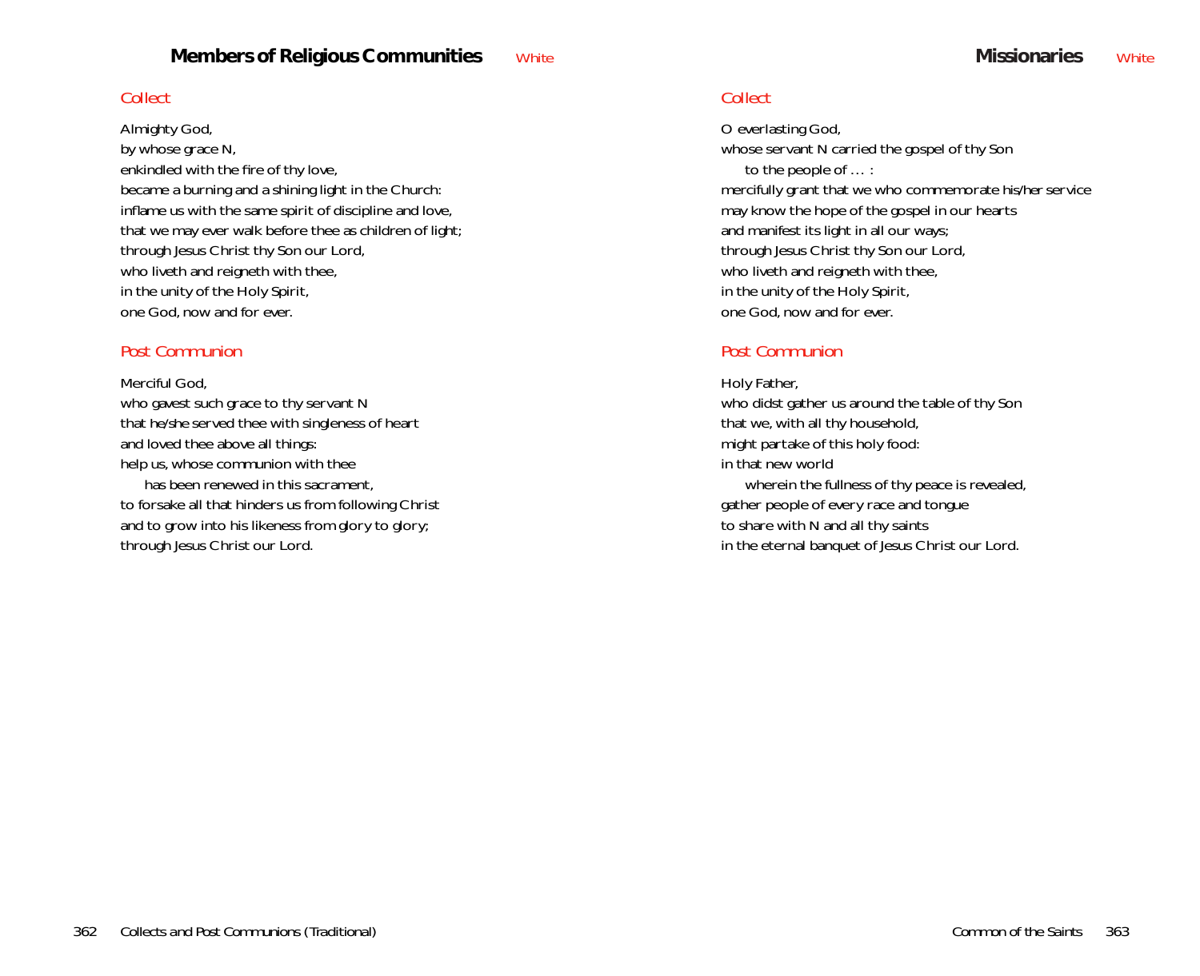## Members of Religious Communities White

### Collect

Almighty God,
by whose grace N,
enkindled with the fire of thy love,
became a burning and a shining light in the Church:
inflame us with the same spirit of discipline and love,
that we may ever walk before thee as children of light;
through Jesus Christ thy Son our Lord,
who liveth and reigneth with thee,
in the unity of the Holy Spirit,
one God, now and for ever.

### Post Communion

Merciful God,
who gavest such grace to thy servant N
that he/she served thee with singleness of heart
and loved thee above all things:
help us, whose communion with thee
  has been renewed in this sacrament,
to forsake all that hinders us from following Christ
and to grow into his likeness from glory to glory;
through Jesus Christ our Lord.

## Missionaries White

### Collect

O everlasting God,
whose servant N carried the gospel of thy Son
  to the people of … :
mercifully grant that we who commemorate his/her service
may know the hope of the gospel in our hearts
and manifest its light in all our ways;
through Jesus Christ thy Son our Lord,
who liveth and reigneth with thee,
in the unity of the Holy Spirit,
one God, now and for ever.

### Post Communion

Holy Father,
who didst gather us around the table of thy Son
that we, with all thy household,
might partake of this holy food:
in that new world
  wherein the fullness of thy peace is revealed,
gather people of every race and tongue
to share with N and all thy saints
in the eternal banquet of Jesus Christ our Lord.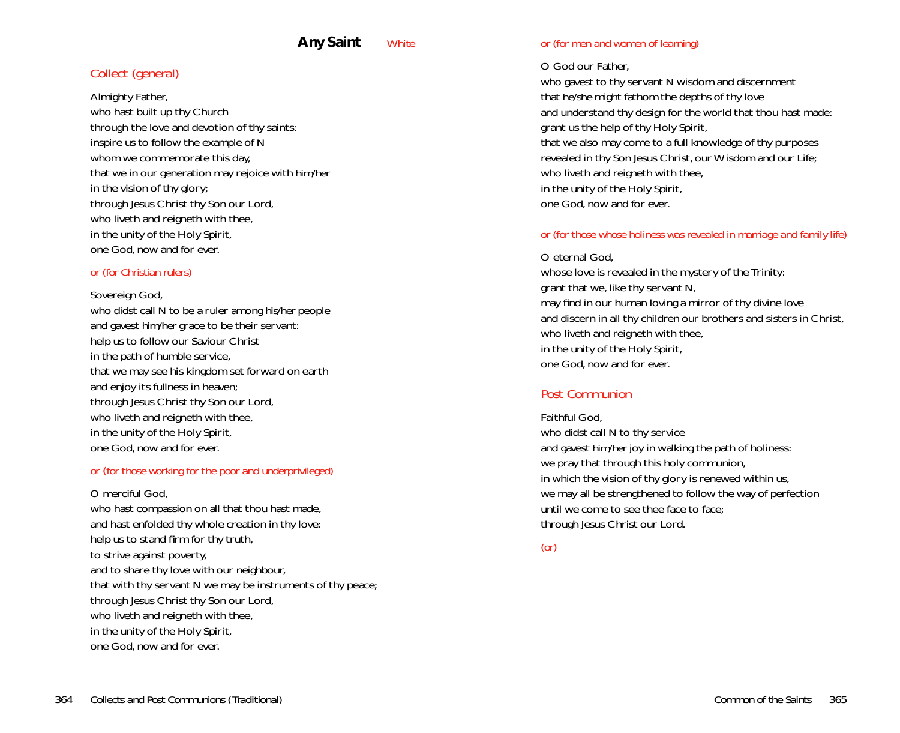## Any Saint *White*

### Collect (general)

Almighty Father,
who hast built up thy Church
through the love and devotion of thy saints:
inspire us to follow the example of N
whom we commemorate this day,
that we in our generation may rejoice with him/her
in the vision of thy glory;
through Jesus Christ thy Son our Lord,
who liveth and reigneth with thee,
in the unity of the Holy Spirit,
one God, now and for ever.

*or (for Christian rulers)*

Sovereign God,
who didst call N to be a ruler among his/her people
and gavest him/her grace to be their servant:
help us to follow our Saviour Christ
in the path of humble service,
that we may see his kingdom set forward on earth
and enjoy its fullness in heaven;
through Jesus Christ thy Son our Lord,
who liveth and reigneth with thee,
in the unity of the Holy Spirit,
one God, now and for ever.

*or (for those working for the poor and underprivileged)*

O merciful God,
who hast compassion on all that thou hast made,
and hast enfolded thy whole creation in thy love:
help us to stand firm for thy truth,
to strive against poverty,
and to share thy love with our neighbour,
that with thy servant N we may be instruments of thy peace;
through Jesus Christ thy Son our Lord,
who liveth and reigneth with thee,
in the unity of the Holy Spirit,
one God, now and for ever.

*or (for men and women of learning)*

O God our Father,
who gavest to thy servant N wisdom and discernment
that he/she might fathom the depths of thy love
and understand thy design for the world that thou hast made:
grant us the help of thy Holy Spirit,
that we also may come to a full knowledge of thy purposes
revealed in thy Son Jesus Christ, our Wisdom and our Life;
who liveth and reigneth with thee,
in the unity of the Holy Spirit,
one God, now and for ever.

*or (for those whose holiness was revealed in marriage and family life)*

O eternal God,
whose love is revealed in the mystery of the Trinity:
grant that we, like thy servant N,
may find in our human loving a mirror of thy divine love
and discern in all thy children our brothers and sisters in Christ,
who liveth and reigneth with thee,
in the unity of the Holy Spirit,
one God, now and for ever.

### Post Communion

Faithful God,
who didst call N to thy service
and gavest him/her joy in walking the path of holiness:
we pray that through this holy communion,
in which the vision of thy glory is renewed within us,
we may all be strengthened to follow the way of perfection
until we come to see thee face to face;
through Jesus Christ our Lord.

*(or)*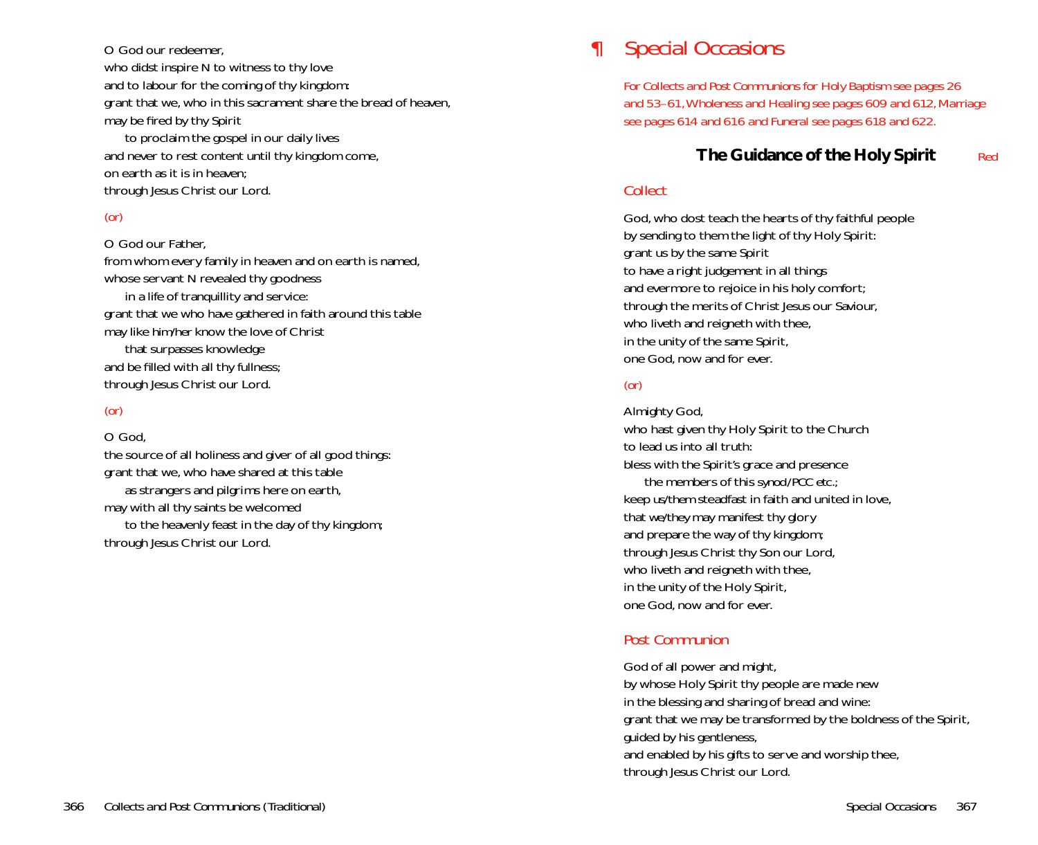O God our redeemer,
who didst inspire N to witness to thy love
and to labour for the coming of thy kingdom:
grant that we, who in this sacrament share the bread of heaven,
may be fired by thy Spirit
    to proclaim the gospel in our daily lives
and never to rest content until thy kingdom come,
on earth as it is in heaven;
through Jesus Christ our Lord.

*(or)*

O God our Father,
from whom every family in heaven and on earth is named,
whose servant N revealed thy goodness
    in a life of tranquillity and service:
grant that we who have gathered in faith around this table
may like him/her know the love of Christ
    that surpasses knowledge
and be filled with all thy fullness;
through Jesus Christ our Lord.

*(or)*

O God,
the source of all holiness and giver of all good things:
grant that we, who have shared at this table
    as strangers and pilgrims here on earth,
may with all thy saints be welcomed
    to the heavenly feast in the day of thy kingdom;
through Jesus Christ our Lord.

# ¶ Special Occasions

*For Collects and Post Communions for Holy Baptism see pages 26 and 53–61, Wholeness and Healing see pages 609 and 612, Marriage see pages 614 and 616 and Funeral see pages 618 and 622.*

## The Guidance of the Holy Spirit *Red*

### Collect

God, who dost teach the hearts of thy faithful people
by sending to them the light of thy Holy Spirit:
grant us by the same Spirit
to have a right judgement in all things
and evermore to rejoice in his holy comfort;
through the merits of Christ Jesus our Saviour,
who liveth and reigneth with thee,
in the unity of the same Spirit,
one God, now and for ever.

*(or)*

Almighty God,
who hast given thy Holy Spirit to the Church
to lead us into all truth:
bless with the Spirit's grace and presence
    the members of this *synod/PCC etc.*;
keep *us/them* steadfast in faith and united in love,
that *we/they* may manifest thy glory
and prepare the way of thy kingdom;
through Jesus Christ thy Son our Lord,
who liveth and reigneth with thee,
in the unity of the Holy Spirit,
one God, now and for ever.

### Post Communion

God of all power and might,
by whose Holy Spirit thy people are made new
in the blessing and sharing of bread and wine:
grant that we may be transformed by the boldness of the Spirit,
guided by his gentleness,
and enabled by his gifts to serve and worship thee,
through Jesus Christ our Lord.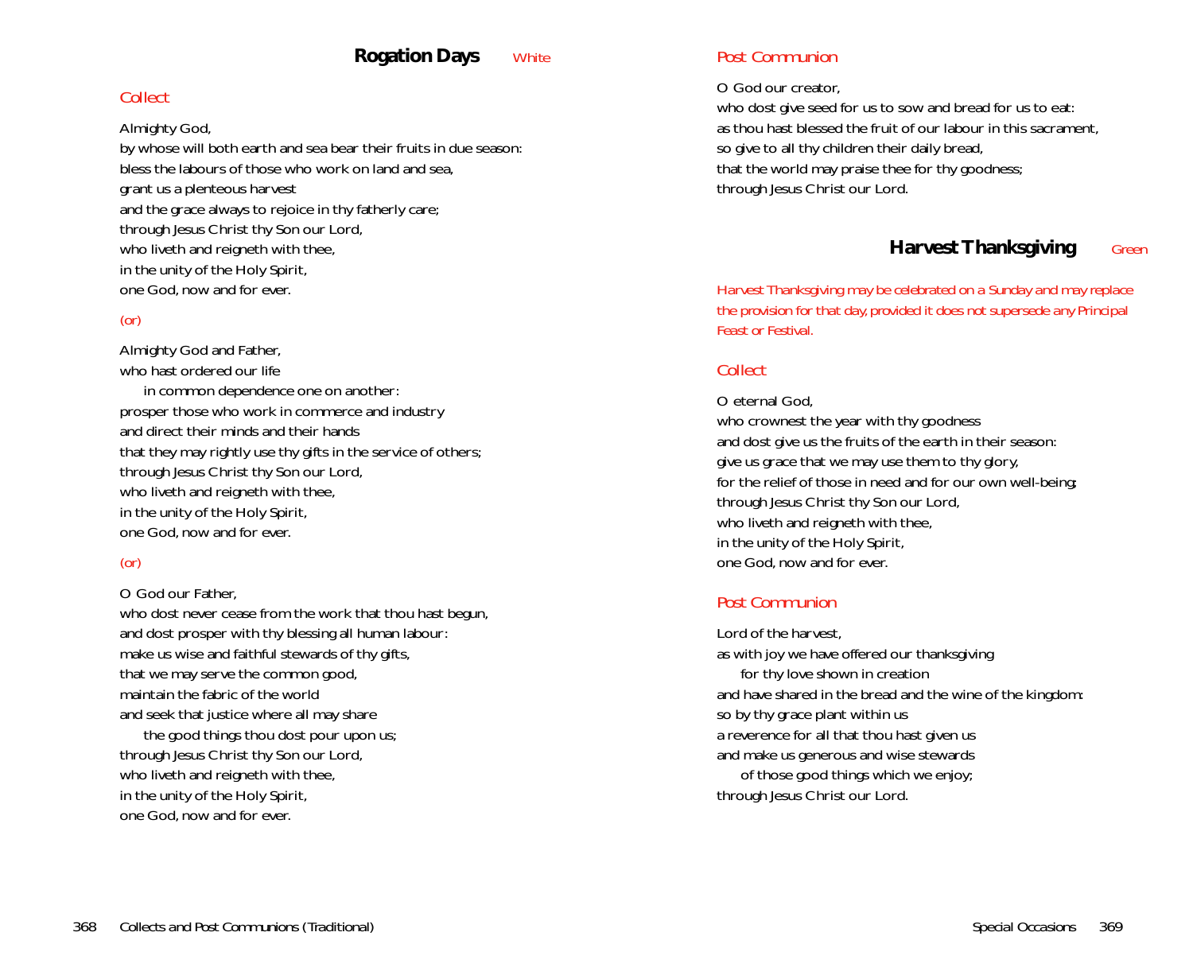## Rogation Days *White*

### Collect

Almighty God,
by whose will both earth and sea bear their fruits in due season:
bless the labours of those who work on land and sea,
grant us a plenteous harvest
and the grace always to rejoice in thy fatherly care;
through Jesus Christ thy Son our Lord,
who liveth and reigneth with thee,
in the unity of the Holy Spirit,
one God, now and for ever.

*(or)*

Almighty God and Father,
who hast ordered our life
  in common dependence one on another:
prosper those who work in commerce and industry
and direct their minds and their hands
that they may rightly use thy gifts in the service of others;
through Jesus Christ thy Son our Lord,
who liveth and reigneth with thee,
in the unity of the Holy Spirit,
one God, now and for ever.

*(or)*

O God our Father,
who dost never cease from the work that thou hast begun,
and dost prosper with thy blessing all human labour:
make us wise and faithful stewards of thy gifts,
that we may serve the common good,
maintain the fabric of the world
and seek that justice where all may share
  the good things thou dost pour upon us;
through Jesus Christ thy Son our Lord,
who liveth and reigneth with thee,
in the unity of the Holy Spirit,
one God, now and for ever.

### Post Communion

O God our creator,
who dost give seed for us to sow and bread for us to eat:
as thou hast blessed the fruit of our labour in this sacrament,
so give to all thy children their daily bread,
that the world may praise thee for thy goodness;
through Jesus Christ our Lord.

## Harvest Thanksgiving *Green*

*Harvest Thanksgiving may be celebrated on a Sunday and may replace the provision for that day, provided it does not supersede any Principal Feast or Festival.*

### Collect

O eternal God,
who crownest the year with thy goodness
and dost give us the fruits of the earth in their season:
give us grace that we may use them to thy glory,
for the relief of those in need and for our own well-being;
through Jesus Christ thy Son our Lord,
who liveth and reigneth with thee,
in the unity of the Holy Spirit,
one God, now and for ever.

### Post Communion

Lord of the harvest,
as with joy we have offered our thanksgiving
  for thy love shown in creation
and have shared in the bread and the wine of the kingdom:
so by thy grace plant within us
a reverence for all that thou hast given us
and make us generous and wise stewards
  of those good things which we enjoy;
through Jesus Christ our Lord.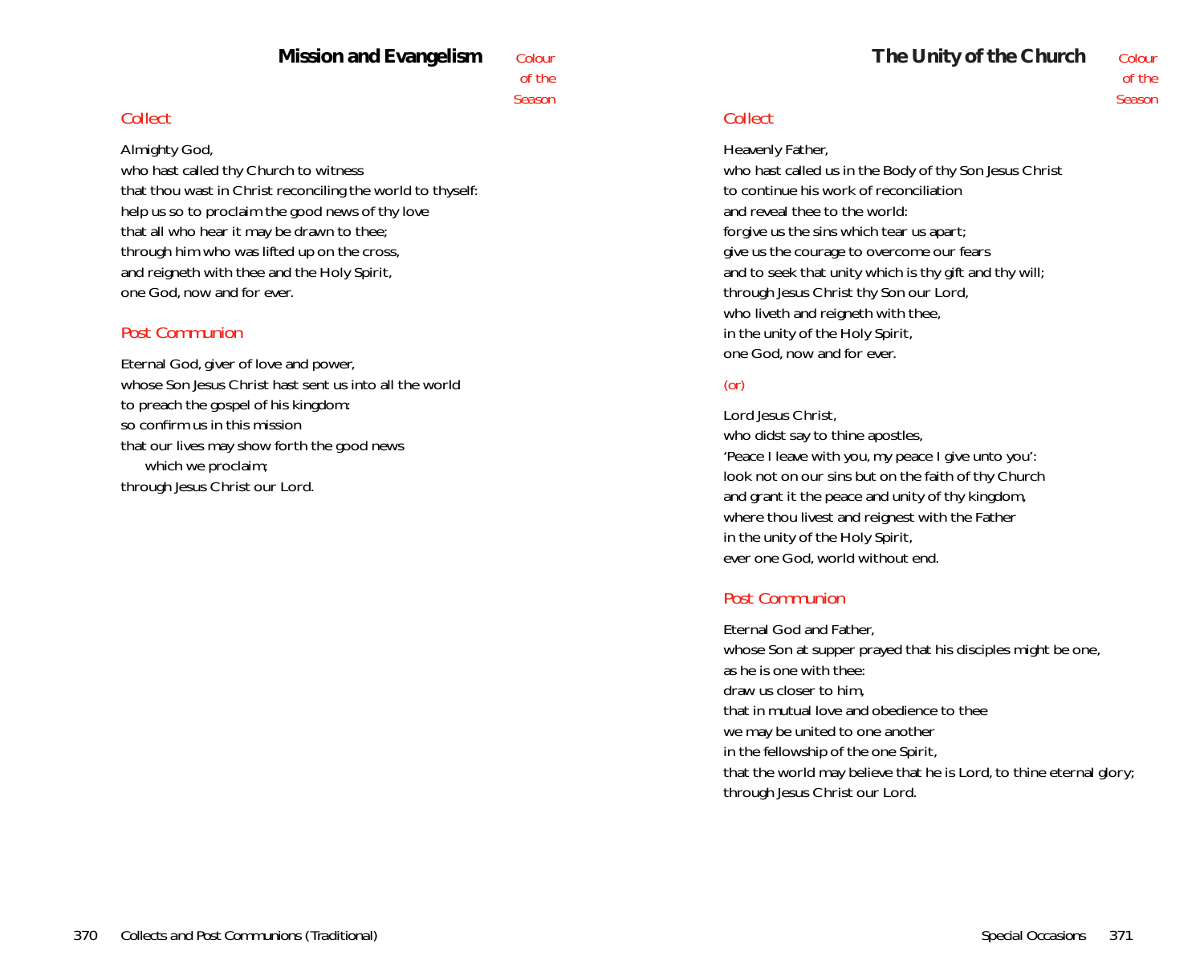## Mission and Evangelism

*Colour of the Season*

### Collect

Almighty God,
who hast called thy Church to witness
that thou wast in Christ reconciling the world to thyself:
help us so to proclaim the good news of thy love
that all who hear it may be drawn to thee;
through him who was lifted up on the cross,
and reigneth with thee and the Holy Spirit,
one God, now and for ever.

### Post Communion

Eternal God, giver of love and power,
whose Son Jesus Christ hast sent us into all the world
to preach the gospel of his kingdom:
so confirm us in this mission
that our lives may show forth the good news
    which we proclaim;
through Jesus Christ our Lord.

## The Unity of the Church

*Colour of the Season*

### Collect

Heavenly Father,
who hast called us in the Body of thy Son Jesus Christ
to continue his work of reconciliation
and reveal thee to the world:
forgive us the sins which tear us apart;
give us the courage to overcome our fears
and to seek that unity which is thy gift and thy will;
through Jesus Christ thy Son our Lord,
who liveth and reigneth with thee,
in the unity of the Holy Spirit,
one God, now and for ever.

*(or)*

Lord Jesus Christ,
who didst say to thine apostles,
'Peace I leave with you, my peace I give unto you':
look not on our sins but on the faith of thy Church
and grant it the peace and unity of thy kingdom,
where thou livest and reignest with the Father
in the unity of the Holy Spirit,
ever one God, world without end.

### Post Communion

Eternal God and Father,
whose Son at supper prayed that his disciples might be one,
as he is one with thee:
draw us closer to him,
that in mutual love and obedience to thee
we may be united to one another
in the fellowship of the one Spirit,
that the world may believe that he is Lord, to thine eternal glory;
through Jesus Christ our Lord.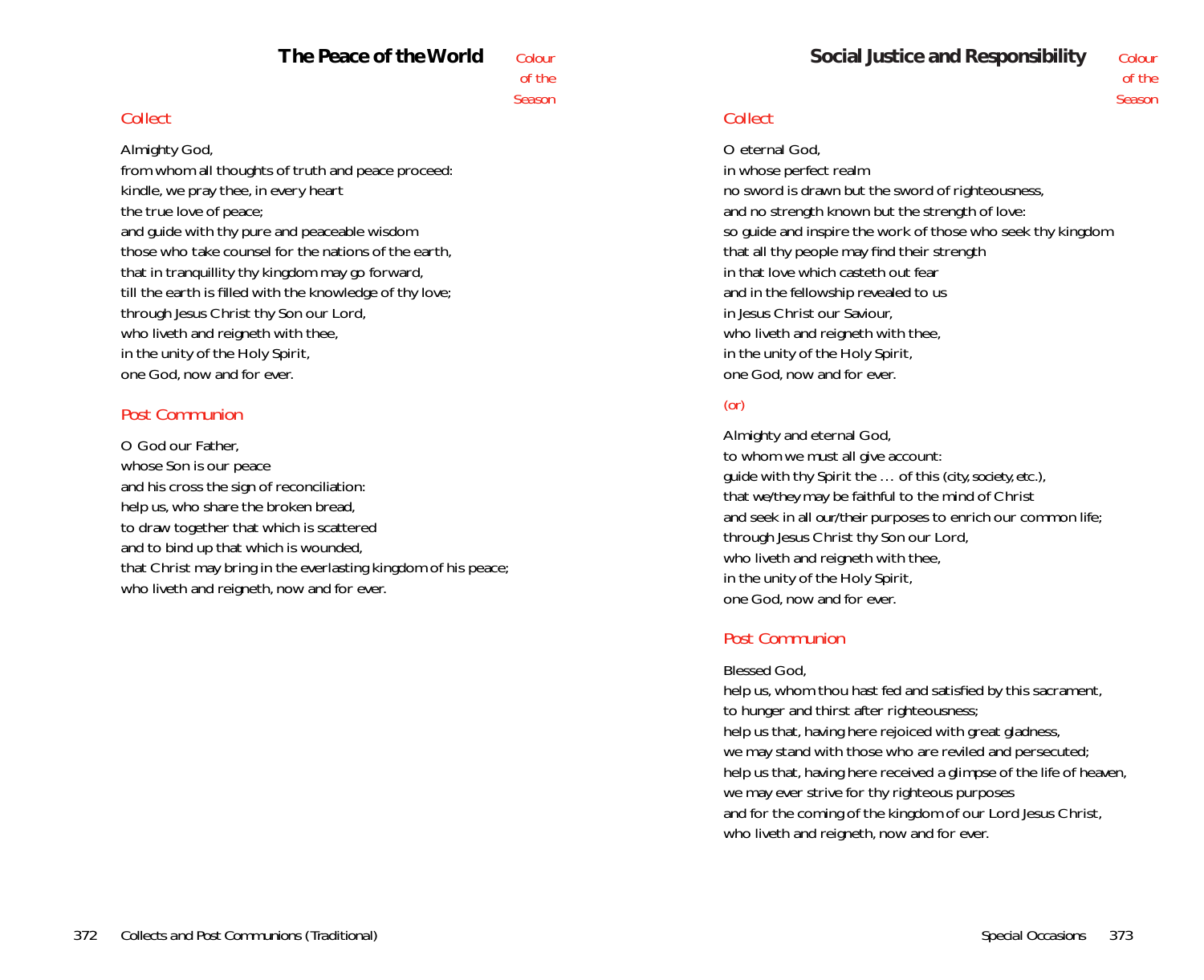## The Peace of the World

*Colour of the Season*

### *Collect*

Almighty God,
from whom all thoughts of truth and peace proceed:
kindle, we pray thee, in every heart
the true love of peace;
and guide with thy pure and peaceable wisdom
those who take counsel for the nations of the earth,
that in tranquillity thy kingdom may go forward,
till the earth is filled with the knowledge of thy love;
through Jesus Christ thy Son our Lord,
who liveth and reigneth with thee,
in the unity of the Holy Spirit,
one God, now and for ever.

### *Post Communion*

O God our Father,
whose Son is our peace
and his cross the sign of reconciliation:
help us, who share the broken bread,
to draw together that which is scattered
and to bind up that which is wounded,
that Christ may bring in the everlasting kingdom of his peace;
who liveth and reigneth, now and for ever.

## Social Justice and Responsibility

*Colour of the Season*

### *Collect*

O eternal God,
in whose perfect realm
no sword is drawn but the sword of righteousness,
and no strength known but the strength of love:
so guide and inspire the work of those who seek thy kingdom
that all thy people may find their strength
in that love which casteth out fear
and in the fellowship revealed to us
in Jesus Christ our Saviour,
who liveth and reigneth with thee,
in the unity of the Holy Spirit,
one God, now and for ever.

*(or)*

Almighty and eternal God,
to whom we must all give account:
guide with thy Spirit the … of this (*city, society, etc.*),
that we/they may be faithful to the mind of Christ
and seek in all our/their purposes to enrich our common life;
through Jesus Christ thy Son our Lord,
who liveth and reigneth with thee,
in the unity of the Holy Spirit,
one God, now and for ever.

### *Post Communion*

Blessed God,
help us, whom thou hast fed and satisfied by this sacrament,
to hunger and thirst after righteousness;
help us that, having here rejoiced with great gladness,
we may stand with those who are reviled and persecuted;
help us that, having here received a glimpse of the life of heaven,
we may ever strive for thy righteous purposes
and for the coming of the kingdom of our Lord Jesus Christ,
who liveth and reigneth, now and for ever.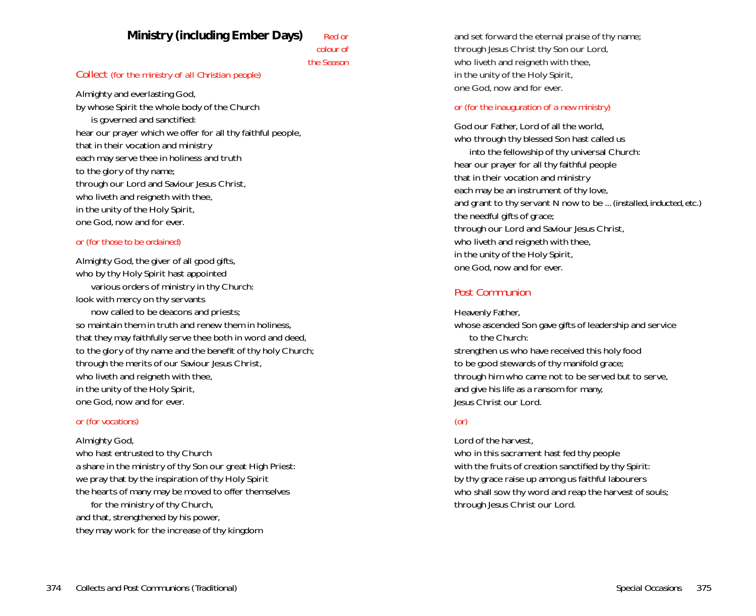## Ministry (including Ember Days)

*Red or colour of the Season*

### *Collect* *(for the ministry of all Christian people)*

Almighty and everlasting God,
by whose Spirit the whole body of the Church
  is governed and sanctified:
hear our prayer which we offer for all thy faithful people,
that in their vocation and ministry
each may serve thee in holiness and truth
to the glory of thy name;
through our Lord and Saviour Jesus Christ,
who liveth and reigneth with thee,
in the unity of the Holy Spirit,
one God, now and for ever.

*or (for those to be ordained)*

Almighty God, the giver of all good gifts,
who by thy Holy Spirit hast appointed
  various orders of ministry in thy Church:
look with mercy on thy servants
  now called to be deacons and priests;
so maintain them in truth and renew them in holiness,
that they may faithfully serve thee both in word and deed,
to the glory of thy name and the benefit of thy holy Church;
through the merits of our Saviour Jesus Christ,
who liveth and reigneth with thee,
in the unity of the Holy Spirit,
one God, now and for ever.

*or (for vocations)*

Almighty God,
who hast entrusted to thy Church
a share in the ministry of thy Son our great High Priest:
we pray that by the inspiration of thy Holy Spirit
the hearts of many may be moved to offer themselves
  for the ministry of thy Church,
and that, strengthened by his power,
they may work for the increase of thy kingdom
and set forward the eternal praise of thy name;
through Jesus Christ thy Son our Lord,
who liveth and reigneth with thee,
in the unity of the Holy Spirit,
one God, now and for ever.

*or (for the inauguration of a new ministry)*

God our Father, Lord of all the world,
who through thy blessed Son hast called us
  into the fellowship of thy universal Church:
hear our prayer for all thy faithful people
that in their vocation and ministry
each may be an instrument of thy love,
and grant to thy servant N now to be ... *(installed, inducted, etc.)*
the needful gifts of grace;
through our Lord and Saviour Jesus Christ,
who liveth and reigneth with thee,
in the unity of the Holy Spirit,
one God, now and for ever.

### *Post Communion*

Heavenly Father,
whose ascended Son gave gifts of leadership and service
  to the Church:
strengthen us who have received this holy food
to be good stewards of thy manifold grace;
through him who came not to be served but to serve,
and give his life as a ransom for many,
Jesus Christ our Lord.

*(or)*

Lord of the harvest,
who in this sacrament hast fed thy people
with the fruits of creation sanctified by thy Spirit:
by thy grace raise up among us faithful labourers
who shall sow thy word and reap the harvest of souls;
through Jesus Christ our Lord.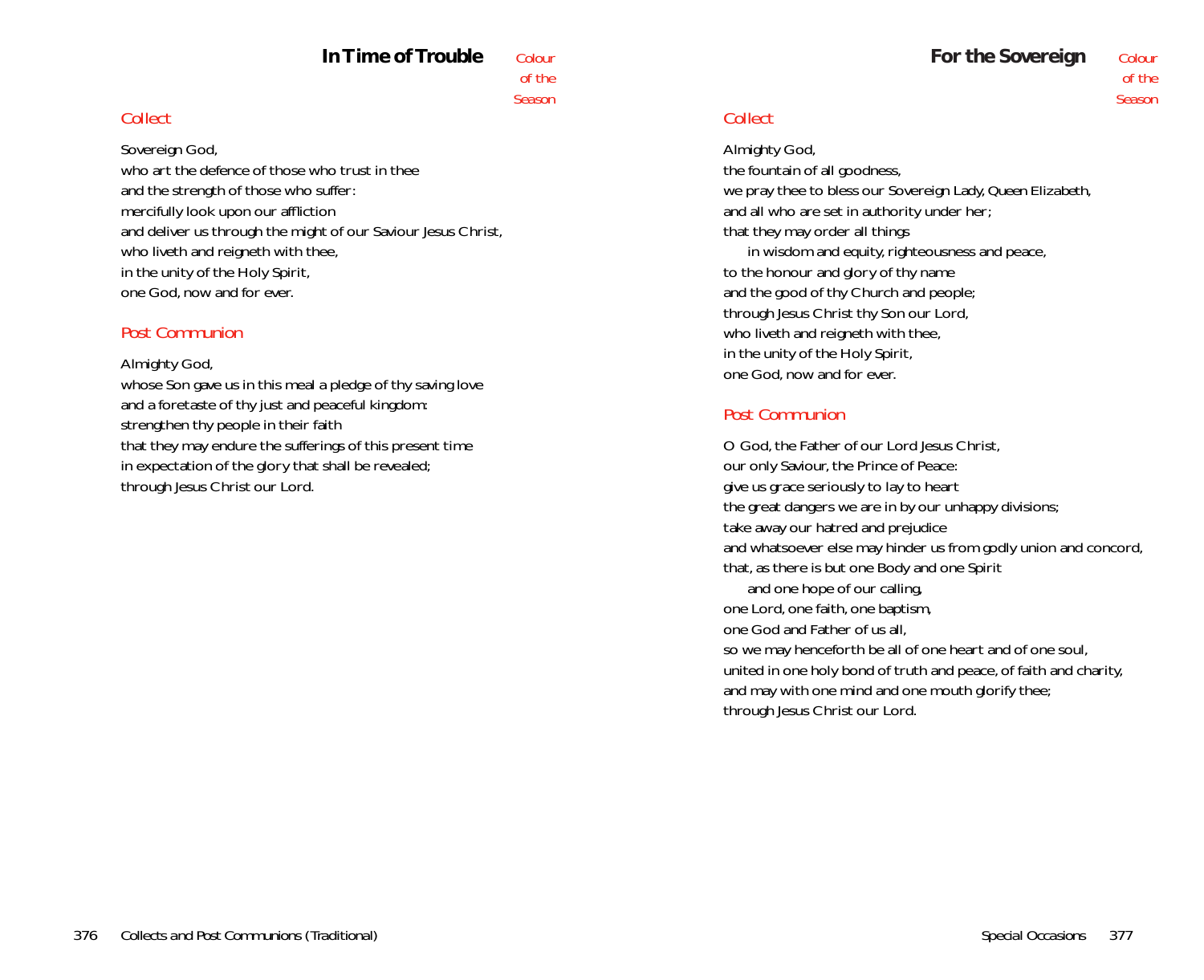## In Time of Trouble

*Colour of the Season*

### *Collect*

Sovereign God,
who art the defence of those who trust in thee
and the strength of those who suffer:
mercifully look upon our affliction
and deliver us through the might of our Saviour Jesus Christ,
who liveth and reigneth with thee,
in the unity of the Holy Spirit,
one God, now and for ever.

### *Post Communion*

Almighty God,
whose Son gave us in this meal a pledge of thy saving love
and a foretaste of thy just and peaceful kingdom:
strengthen thy people in their faith
that they may endure the sufferings of this present time
in expectation of the glory that shall be revealed;
through Jesus Christ our Lord.

## For the Sovereign

*Colour of the Season*

### *Collect*

Almighty God,
the fountain of all goodness,
we pray thee to bless our Sovereign Lady, Queen Elizabeth,
and all who are set in authority under her;
that they may order all things
  in wisdom and equity, righteousness and peace,
to the honour and glory of thy name
and the good of thy Church and people;
through Jesus Christ thy Son our Lord,
who liveth and reigneth with thee,
in the unity of the Holy Spirit,
one God, now and for ever.

### *Post Communion*

O God, the Father of our Lord Jesus Christ,
our only Saviour, the Prince of Peace:
give us grace seriously to lay to heart
the great dangers we are in by our unhappy divisions;
take away our hatred and prejudice
and whatsoever else may hinder us from godly union and concord,
that, as there is but one Body and one Spirit
  and one hope of our calling,
one Lord, one faith, one baptism,
one God and Father of us all,
so we may henceforth be all of one heart and of one soul,
united in one holy bond of truth and peace, of faith and charity,
and may with one mind and one mouth glorify thee;
through Jesus Christ our Lord.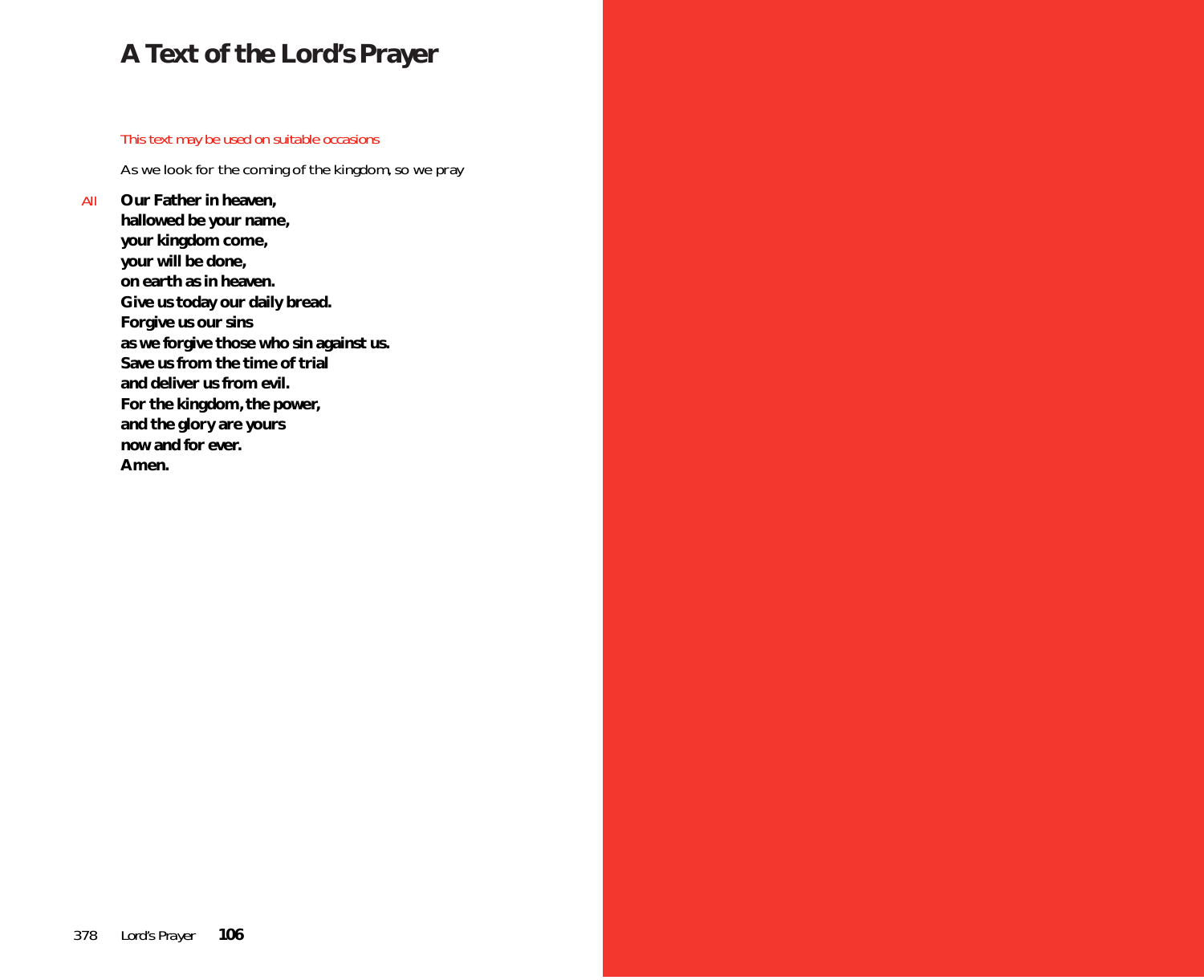# A Text of the Lord's Prayer

*This text may be used on suitable occasions*

As we look for the coming of the kingdom, so we pray

*All* **Our Father in heaven,**
**hallowed be your name,**
**your kingdom come,**
**your will be done,**
**on earth as in heaven.**
**Give us today our daily bread.**
**Forgive us our sins**
**as we forgive those who sin against us.**
**Save us from the time of trial**
**and deliver us from evil.**
**For the kingdom, the power,**
**and the glory are yours**
**now and for ever.**
**Amen.**